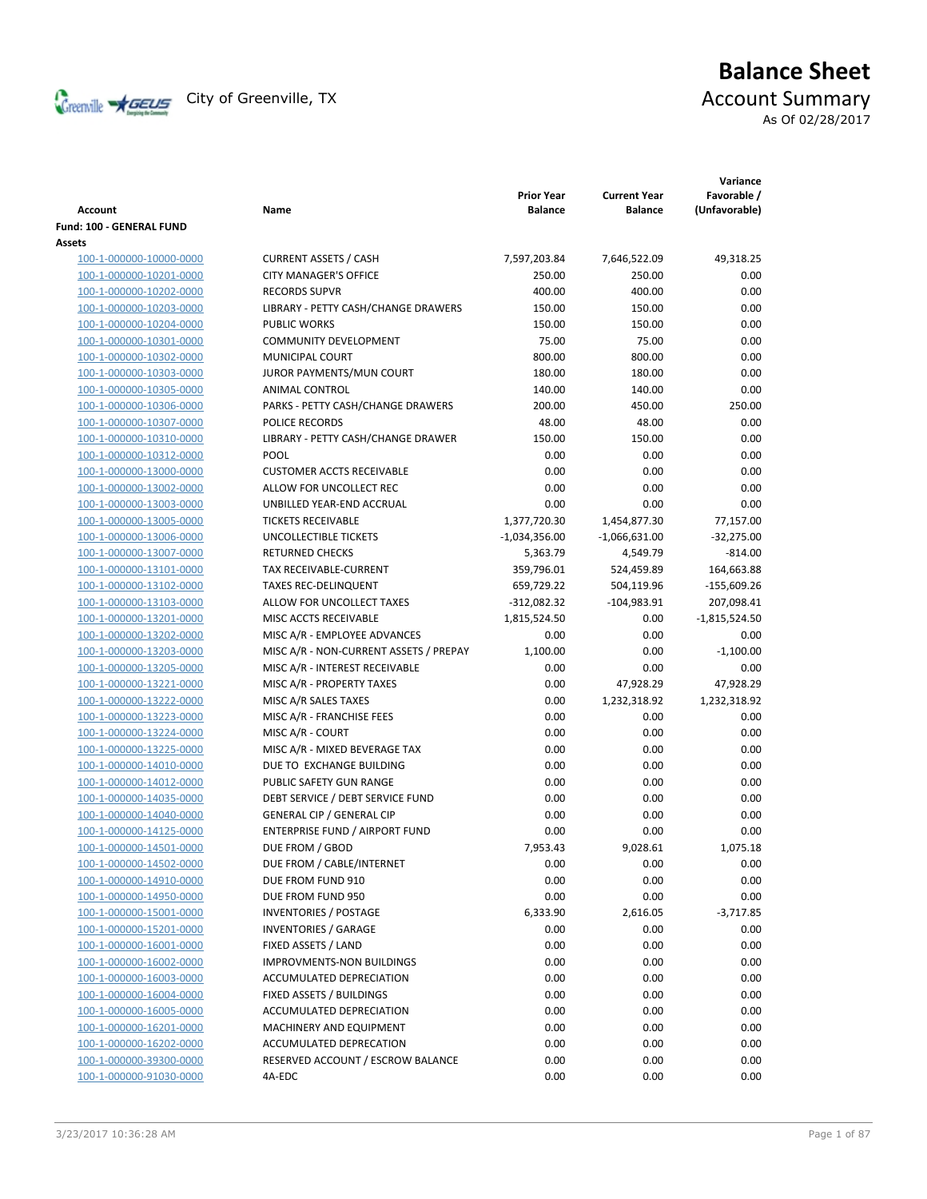# Balance Sheet

City of Greenville, TX

## Account Summary

As Of 02/28/2017

| Account | Name | Prior Year Balance | Current Year Balance | Variance Favorable / (Unfavorable) |
|---|---|---|---|---|
| **Fund: 100 - GENERAL FUND** | | | | |
| **Assets** | | | | |
| 100-1-000000-10000-0000 | CURRENT ASSETS / CASH | 7,597,203.84 | 7,646,522.09 | 49,318.25 |
| 100-1-000000-10201-0000 | CITY MANAGER'S OFFICE | 250.00 | 250.00 | 0.00 |
| 100-1-000000-10202-0000 | RECORDS SUPVR | 400.00 | 400.00 | 0.00 |
| 100-1-000000-10203-0000 | LIBRARY - PETTY CASH/CHANGE DRAWERS | 150.00 | 150.00 | 0.00 |
| 100-1-000000-10204-0000 | PUBLIC WORKS | 150.00 | 150.00 | 0.00 |
| 100-1-000000-10301-0000 | COMMUNITY DEVELOPMENT | 75.00 | 75.00 | 0.00 |
| 100-1-000000-10302-0000 | MUNICIPAL COURT | 800.00 | 800.00 | 0.00 |
| 100-1-000000-10303-0000 | JUROR PAYMENTS/MUN COURT | 180.00 | 180.00 | 0.00 |
| 100-1-000000-10305-0000 | ANIMAL CONTROL | 140.00 | 140.00 | 0.00 |
| 100-1-000000-10306-0000 | PARKS - PETTY CASH/CHANGE DRAWERS | 200.00 | 450.00 | 250.00 |
| 100-1-000000-10307-0000 | POLICE RECORDS | 48.00 | 48.00 | 0.00 |
| 100-1-000000-10310-0000 | LIBRARY - PETTY CASH/CHANGE DRAWER | 150.00 | 150.00 | 0.00 |
| 100-1-000000-10312-0000 | POOL | 0.00 | 0.00 | 0.00 |
| 100-1-000000-13000-0000 | CUSTOMER ACCTS RECEIVABLE | 0.00 | 0.00 | 0.00 |
| 100-1-000000-13002-0000 | ALLOW FOR UNCOLLECT REC | 0.00 | 0.00 | 0.00 |
| 100-1-000000-13003-0000 | UNBILLED YEAR-END ACCRUAL | 0.00 | 0.00 | 0.00 |
| 100-1-000000-13005-0000 | TICKETS RECEIVABLE | 1,377,720.30 | 1,454,877.30 | 77,157.00 |
| 100-1-000000-13006-0000 | UNCOLLECTIBLE TICKETS | -1,034,356.00 | -1,066,631.00 | -32,275.00 |
| 100-1-000000-13007-0000 | RETURNED CHECKS | 5,363.79 | 4,549.79 | -814.00 |
| 100-1-000000-13101-0000 | TAX RECEIVABLE-CURRENT | 359,796.01 | 524,459.89 | 164,663.88 |
| 100-1-000000-13102-0000 | TAXES REC-DELINQUENT | 659,729.22 | 504,119.96 | -155,609.26 |
| 100-1-000000-13103-0000 | ALLOW FOR UNCOLLECT TAXES | -312,082.32 | -104,983.91 | 207,098.41 |
| 100-1-000000-13201-0000 | MISC ACCTS RECEIVABLE | 1,815,524.50 | 0.00 | -1,815,524.50 |
| 100-1-000000-13202-0000 | MISC A/R - EMPLOYEE ADVANCES | 0.00 | 0.00 | 0.00 |
| 100-1-000000-13203-0000 | MISC A/R - NON-CURRENT ASSETS / PREPAY | 1,100.00 | 0.00 | -1,100.00 |
| 100-1-000000-13205-0000 | MISC A/R - INTEREST RECEIVABLE | 0.00 | 0.00 | 0.00 |
| 100-1-000000-13221-0000 | MISC A/R - PROPERTY TAXES | 0.00 | 47,928.29 | 47,928.29 |
| 100-1-000000-13222-0000 | MISC A/R SALES TAXES | 0.00 | 1,232,318.92 | 1,232,318.92 |
| 100-1-000000-13223-0000 | MISC A/R - FRANCHISE FEES | 0.00 | 0.00 | 0.00 |
| 100-1-000000-13224-0000 | MISC A/R - COURT | 0.00 | 0.00 | 0.00 |
| 100-1-000000-13225-0000 | MISC A/R - MIXED BEVERAGE TAX | 0.00 | 0.00 | 0.00 |
| 100-1-000000-14010-0000 | DUE TO EXCHANGE BUILDING | 0.00 | 0.00 | 0.00 |
| 100-1-000000-14012-0000 | PUBLIC SAFETY GUN RANGE | 0.00 | 0.00 | 0.00 |
| 100-1-000000-14035-0000 | DEBT SERVICE / DEBT SERVICE FUND | 0.00 | 0.00 | 0.00 |
| 100-1-000000-14040-0000 | GENERAL CIP / GENERAL CIP | 0.00 | 0.00 | 0.00 |
| 100-1-000000-14125-0000 | ENTERPRISE FUND / AIRPORT FUND | 0.00 | 0.00 | 0.00 |
| 100-1-000000-14501-0000 | DUE FROM / GBOD | 7,953.43 | 9,028.61 | 1,075.18 |
| 100-1-000000-14502-0000 | DUE FROM / CABLE/INTERNET | 0.00 | 0.00 | 0.00 |
| 100-1-000000-14910-0000 | DUE FROM FUND 910 | 0.00 | 0.00 | 0.00 |
| 100-1-000000-14950-0000 | DUE FROM FUND 950 | 0.00 | 0.00 | 0.00 |
| 100-1-000000-15001-0000 | INVENTORIES / POSTAGE | 6,333.90 | 2,616.05 | -3,717.85 |
| 100-1-000000-15201-0000 | INVENTORIES / GARAGE | 0.00 | 0.00 | 0.00 |
| 100-1-000000-16001-0000 | FIXED ASSETS / LAND | 0.00 | 0.00 | 0.00 |
| 100-1-000000-16002-0000 | IMPROVMENTS-NON BUILDINGS | 0.00 | 0.00 | 0.00 |
| 100-1-000000-16003-0000 | ACCUMULATED DEPRECIATION | 0.00 | 0.00 | 0.00 |
| 100-1-000000-16004-0000 | FIXED ASSETS / BUILDINGS | 0.00 | 0.00 | 0.00 |
| 100-1-000000-16005-0000 | ACCUMULATED DEPRECIATION | 0.00 | 0.00 | 0.00 |
| 100-1-000000-16201-0000 | MACHINERY AND EQUIPMENT | 0.00 | 0.00 | 0.00 |
| 100-1-000000-16202-0000 | ACCUMULATED DEPRECATION | 0.00 | 0.00 | 0.00 |
| 100-1-000000-39300-0000 | RESERVED ACCOUNT / ESCROW BALANCE | 0.00 | 0.00 | 0.00 |
| 100-1-000000-91030-0000 | 4A-EDC | 0.00 | 0.00 | 0.00 |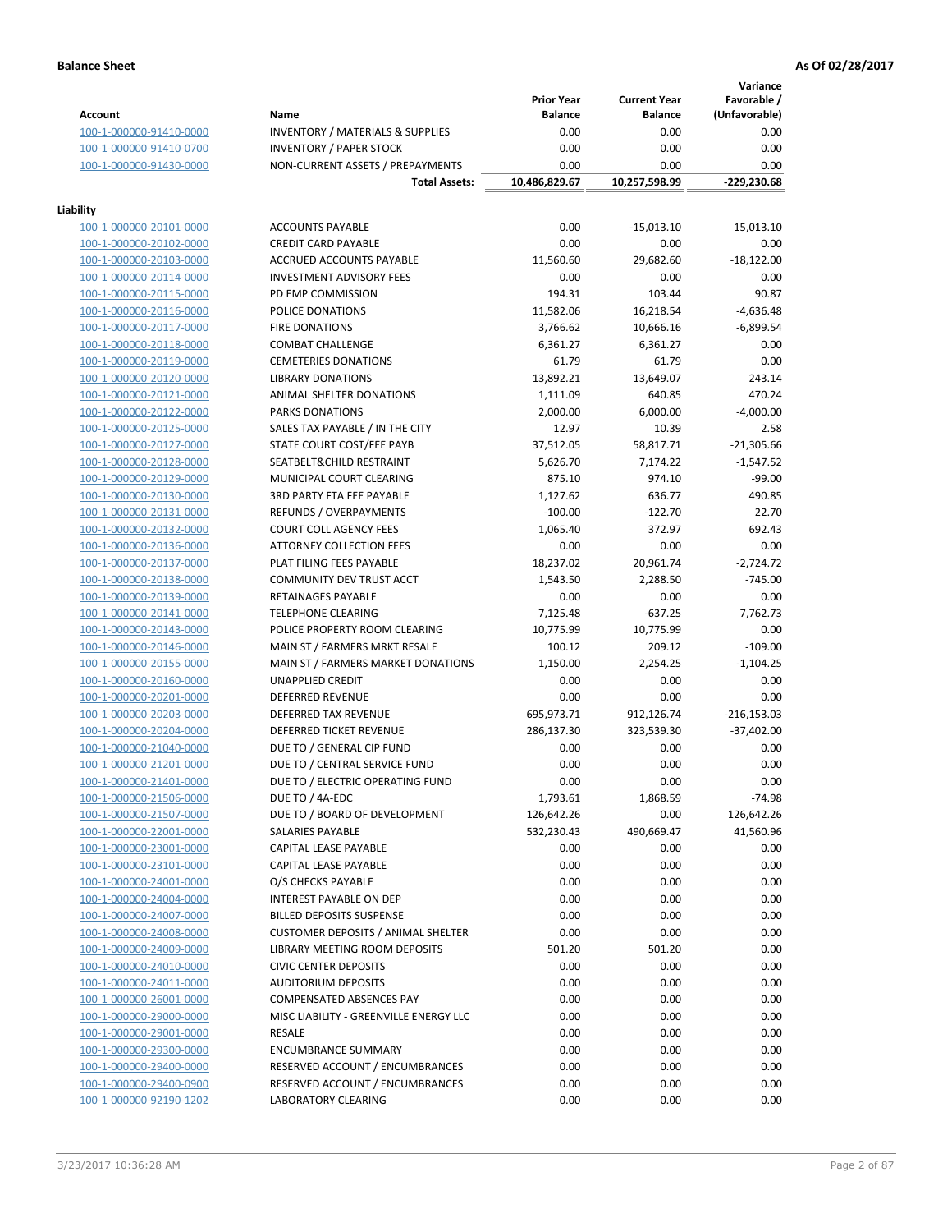**Balance Sheet** **As Of 02/28/2017**

| Account | Name | Prior Year Balance | Current Year Balance | Variance Favorable / (Unfavorable) |
|---|---|---|---|---|
| 100-1-000000-91410-0000 | INVENTORY / MATERIALS & SUPPLIES | 0.00 | 0.00 | 0.00 |
| 100-1-000000-91410-0700 | INVENTORY / PAPER STOCK | 0.00 | 0.00 | 0.00 |
| 100-1-000000-91430-0000 | NON-CURRENT ASSETS / PREPAYMENTS | 0.00 | 0.00 | 0.00 |
| | **Total Assets:** | **10,486,829.67** | **10,257,598.99** | **-229,230.68** |

**Liability**

| Account | Name | Prior Year Balance | Current Year Balance | Variance Favorable / (Unfavorable) |
|---|---|---|---|---|
| 100-1-000000-20101-0000 | ACCOUNTS PAYABLE | 0.00 | -15,013.10 | 15,013.10 |
| 100-1-000000-20102-0000 | CREDIT CARD PAYABLE | 0.00 | 0.00 | 0.00 |
| 100-1-000000-20103-0000 | ACCRUED ACCOUNTS PAYABLE | 11,560.60 | 29,682.60 | -18,122.00 |
| 100-1-000000-20114-0000 | INVESTMENT ADVISORY FEES | 0.00 | 0.00 | 0.00 |
| 100-1-000000-20115-0000 | PD EMP COMMISSION | 194.31 | 103.44 | 90.87 |
| 100-1-000000-20116-0000 | POLICE DONATIONS | 11,582.06 | 16,218.54 | -4,636.48 |
| 100-1-000000-20117-0000 | FIRE DONATIONS | 3,766.62 | 10,666.16 | -6,899.54 |
| 100-1-000000-20118-0000 | COMBAT CHALLENGE | 6,361.27 | 6,361.27 | 0.00 |
| 100-1-000000-20119-0000 | CEMETERIES DONATIONS | 61.79 | 61.79 | 0.00 |
| 100-1-000000-20120-0000 | LIBRARY DONATIONS | 13,892.21 | 13,649.07 | 243.14 |
| 100-1-000000-20121-0000 | ANIMAL SHELTER DONATIONS | 1,111.09 | 640.85 | 470.24 |
| 100-1-000000-20122-0000 | PARKS DONATIONS | 2,000.00 | 6,000.00 | -4,000.00 |
| 100-1-000000-20125-0000 | SALES TAX PAYABLE / IN THE CITY | 12.97 | 10.39 | 2.58 |
| 100-1-000000-20127-0000 | STATE COURT COST/FEE PAYB | 37,512.05 | 58,817.71 | -21,305.66 |
| 100-1-000000-20128-0000 | SEATBELT&CHILD RESTRAINT | 5,626.70 | 7,174.22 | -1,547.52 |
| 100-1-000000-20129-0000 | MUNICIPAL COURT CLEARING | 875.10 | 974.10 | -99.00 |
| 100-1-000000-20130-0000 | 3RD PARTY FTA FEE PAYABLE | 1,127.62 | 636.77 | 490.85 |
| 100-1-000000-20131-0000 | REFUNDS / OVERPAYMENTS | -100.00 | -122.70 | 22.70 |
| 100-1-000000-20132-0000 | COURT COLL AGENCY FEES | 1,065.40 | 372.97 | 692.43 |
| 100-1-000000-20136-0000 | ATTORNEY COLLECTION FEES | 0.00 | 0.00 | 0.00 |
| 100-1-000000-20137-0000 | PLAT FILING FEES PAYABLE | 18,237.02 | 20,961.74 | -2,724.72 |
| 100-1-000000-20138-0000 | COMMUNITY DEV TRUST ACCT | 1,543.50 | 2,288.50 | -745.00 |
| 100-1-000000-20139-0000 | RETAINAGES PAYABLE | 0.00 | 0.00 | 0.00 |
| 100-1-000000-20141-0000 | TELEPHONE CLEARING | 7,125.48 | -637.25 | 7,762.73 |
| 100-1-000000-20143-0000 | POLICE PROPERTY ROOM CLEARING | 10,775.99 | 10,775.99 | 0.00 |
| 100-1-000000-20146-0000 | MAIN ST / FARMERS MRKT RESALE | 100.12 | 209.12 | -109.00 |
| 100-1-000000-20155-0000 | MAIN ST / FARMERS MARKET DONATIONS | 1,150.00 | 2,254.25 | -1,104.25 |
| 100-1-000000-20160-0000 | UNAPPLIED CREDIT | 0.00 | 0.00 | 0.00 |
| 100-1-000000-20201-0000 | DEFERRED REVENUE | 0.00 | 0.00 | 0.00 |
| 100-1-000000-20203-0000 | DEFERRED TAX REVENUE | 695,973.71 | 912,126.74 | -216,153.03 |
| 100-1-000000-20204-0000 | DEFERRED TICKET REVENUE | 286,137.30 | 323,539.30 | -37,402.00 |
| 100-1-000000-21040-0000 | DUE TO / GENERAL CIP FUND | 0.00 | 0.00 | 0.00 |
| 100-1-000000-21201-0000 | DUE TO / CENTRAL SERVICE FUND | 0.00 | 0.00 | 0.00 |
| 100-1-000000-21401-0000 | DUE TO / ELECTRIC OPERATING FUND | 0.00 | 0.00 | 0.00 |
| 100-1-000000-21506-0000 | DUE TO / 4A-EDC | 1,793.61 | 1,868.59 | -74.98 |
| 100-1-000000-21507-0000 | DUE TO / BOARD OF DEVELOPMENT | 126,642.26 | 0.00 | 126,642.26 |
| 100-1-000000-22001-0000 | SALARIES PAYABLE | 532,230.43 | 490,669.47 | 41,560.96 |
| 100-1-000000-23001-0000 | CAPITAL LEASE PAYABLE | 0.00 | 0.00 | 0.00 |
| 100-1-000000-23101-0000 | CAPITAL LEASE PAYABLE | 0.00 | 0.00 | 0.00 |
| 100-1-000000-24001-0000 | O/S CHECKS PAYABLE | 0.00 | 0.00 | 0.00 |
| 100-1-000000-24004-0000 | INTEREST PAYABLE ON DEP | 0.00 | 0.00 | 0.00 |
| 100-1-000000-24007-0000 | BILLED DEPOSITS SUSPENSE | 0.00 | 0.00 | 0.00 |
| 100-1-000000-24008-0000 | CUSTOMER DEPOSITS / ANIMAL SHELTER | 0.00 | 0.00 | 0.00 |
| 100-1-000000-24009-0000 | LIBRARY MEETING ROOM DEPOSITS | 501.20 | 501.20 | 0.00 |
| 100-1-000000-24010-0000 | CIVIC CENTER DEPOSITS | 0.00 | 0.00 | 0.00 |
| 100-1-000000-24011-0000 | AUDITORIUM DEPOSITS | 0.00 | 0.00 | 0.00 |
| 100-1-000000-26001-0000 | COMPENSATED ABSENCES PAY | 0.00 | 0.00 | 0.00 |
| 100-1-000000-29000-0000 | MISC LIABILITY - GREENVILLE ENERGY LLC | 0.00 | 0.00 | 0.00 |
| 100-1-000000-29001-0000 | RESALE | 0.00 | 0.00 | 0.00 |
| 100-1-000000-29300-0000 | ENCUMBRANCE SUMMARY | 0.00 | 0.00 | 0.00 |
| 100-1-000000-29400-0000 | RESERVED ACCOUNT / ENCUMBRANCES | 0.00 | 0.00 | 0.00 |
| 100-1-000000-29400-0900 | RESERVED ACCOUNT / ENCUMBRANCES | 0.00 | 0.00 | 0.00 |
| 100-1-000000-92190-1202 | LABORATORY CLEARING | 0.00 | 0.00 | 0.00 |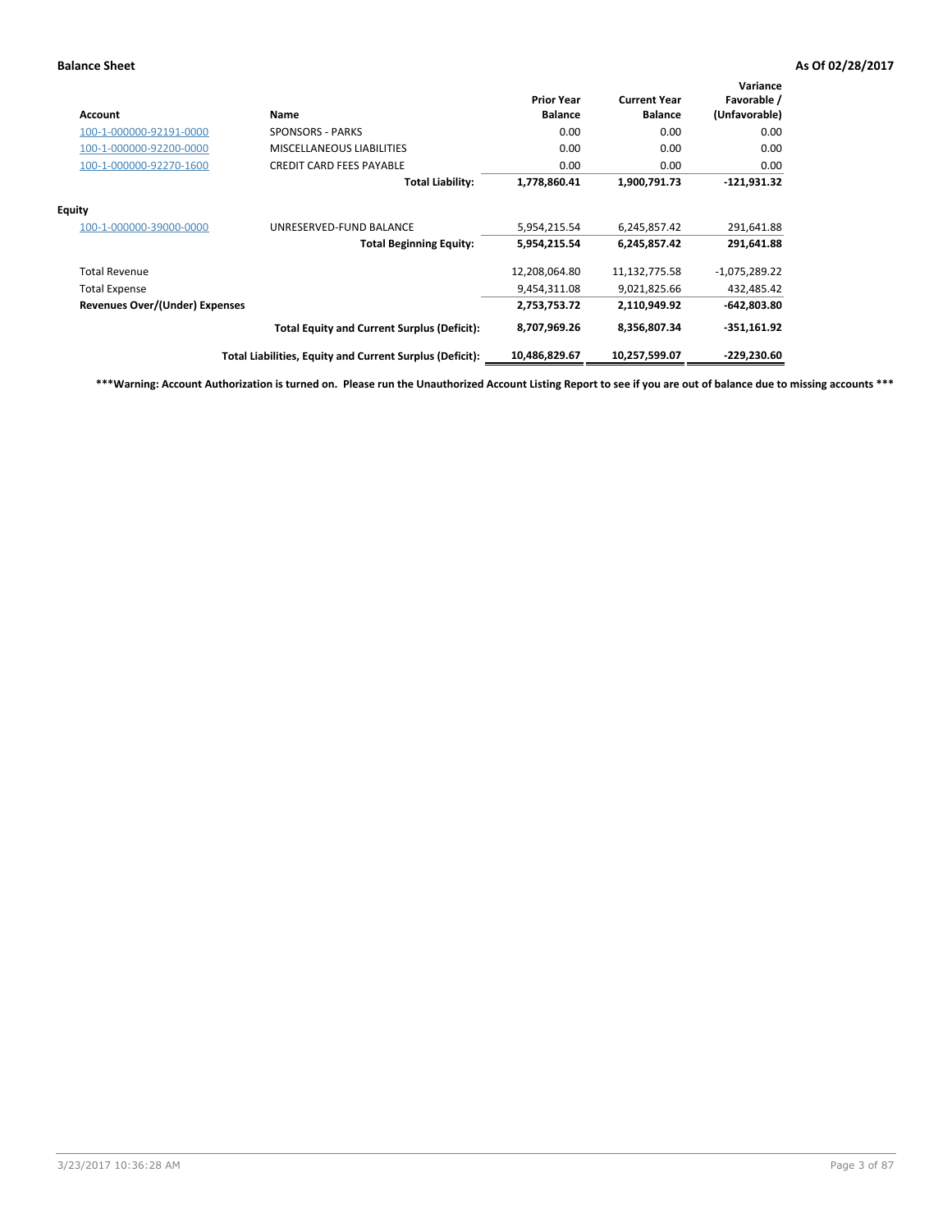**Balance Sheet** — **As Of 02/28/2017**

| Account | Name | Prior Year Balance | Current Year Balance | Variance Favorable / (Unfavorable) |
|---|---|---|---|---|
| 100-1-000000-92191-0000 | SPONSORS - PARKS | 0.00 | 0.00 | 0.00 |
| 100-1-000000-92200-0000 | MISCELLANEOUS LIABILITIES | 0.00 | 0.00 | 0.00 |
| 100-1-000000-92270-1600 | CREDIT CARD FEES PAYABLE | 0.00 | 0.00 | 0.00 |
| | **Total Liability:** | **1,778,860.41** | **1,900,791.73** | **-121,931.32** |
| **Equity** | | | | |
| 100-1-000000-39000-0000 | UNRESERVED-FUND BALANCE | 5,954,215.54 | 6,245,857.42 | 291,641.88 |
| | **Total Beginning Equity:** | **5,954,215.54** | **6,245,857.42** | **291,641.88** |
| Total Revenue | | 12,208,064.80 | 11,132,775.58 | -1,075,289.22 |
| Total Expense | | 9,454,311.08 | 9,021,825.66 | 432,485.42 |
| **Revenues Over/(Under) Expenses** | | **2,753,753.72** | **2,110,949.92** | **-642,803.80** |
| | **Total Equity and Current Surplus (Deficit):** | **8,707,969.26** | **8,356,807.34** | **-351,161.92** |
| | **Total Liabilities, Equity and Current Surplus (Deficit):** | **10,486,829.67** | **10,257,599.07** | **-229,230.60** |

**\*\*\*Warning: Account Authorization is turned on. Please run the Unauthorized Account Listing Report to see if you are out of balance due to missing accounts \*\*\***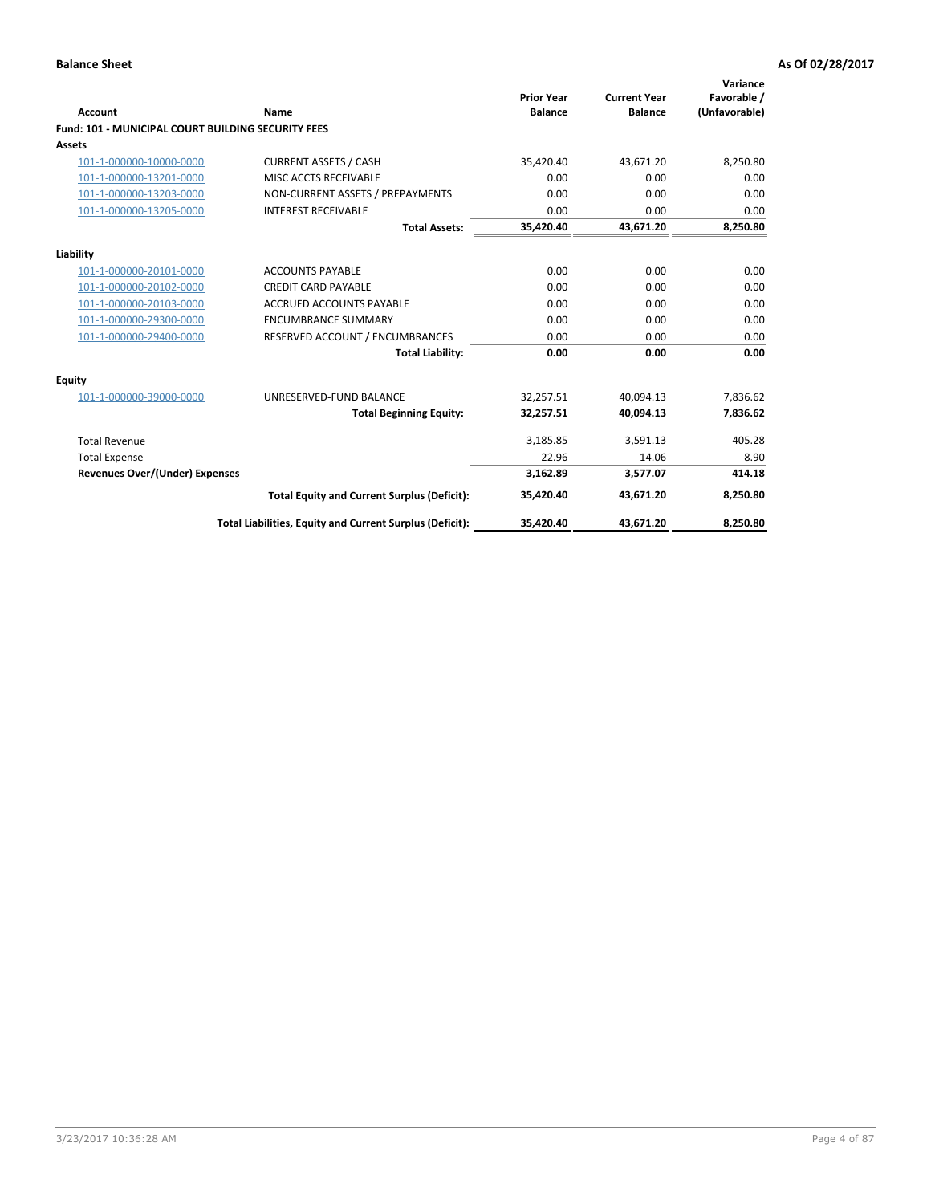**Balance Sheet** — **As Of 02/28/2017**

| Account | Name | Prior Year Balance | Current Year Balance | Variance Favorable / (Unfavorable) |
|---|---|---|---|---|
| **Fund: 101 - MUNICIPAL COURT BUILDING SECURITY FEES** | | | | |
| **Assets** | | | | |
| 101-1-000000-10000-0000 | CURRENT ASSETS / CASH | 35,420.40 | 43,671.20 | 8,250.80 |
| 101-1-000000-13201-0000 | MISC ACCTS RECEIVABLE | 0.00 | 0.00 | 0.00 |
| 101-1-000000-13203-0000 | NON-CURRENT ASSETS / PREPAYMENTS | 0.00 | 0.00 | 0.00 |
| 101-1-000000-13205-0000 | INTEREST RECEIVABLE | 0.00 | 0.00 | 0.00 |
| | **Total Assets:** | **35,420.40** | **43,671.20** | **8,250.80** |
| **Liability** | | | | |
| 101-1-000000-20101-0000 | ACCOUNTS PAYABLE | 0.00 | 0.00 | 0.00 |
| 101-1-000000-20102-0000 | CREDIT CARD PAYABLE | 0.00 | 0.00 | 0.00 |
| 101-1-000000-20103-0000 | ACCRUED ACCOUNTS PAYABLE | 0.00 | 0.00 | 0.00 |
| 101-1-000000-29300-0000 | ENCUMBRANCE SUMMARY | 0.00 | 0.00 | 0.00 |
| 101-1-000000-29400-0000 | RESERVED ACCOUNT / ENCUMBRANCES | 0.00 | 0.00 | 0.00 |
| | **Total Liability:** | **0.00** | **0.00** | **0.00** |
| **Equity** | | | | |
| 101-1-000000-39000-0000 | UNRESERVED-FUND BALANCE | 32,257.51 | 40,094.13 | 7,836.62 |
| | **Total Beginning Equity:** | **32,257.51** | **40,094.13** | **7,836.62** |
| Total Revenue | | 3,185.85 | 3,591.13 | 405.28 |
| Total Expense | | 22.96 | 14.06 | 8.90 |
| **Revenues Over/(Under) Expenses** | | **3,162.89** | **3,577.07** | **414.18** |
| | **Total Equity and Current Surplus (Deficit):** | **35,420.40** | **43,671.20** | **8,250.80** |
| | **Total Liabilities, Equity and Current Surplus (Deficit):** | **35,420.40** | **43,671.20** | **8,250.80** |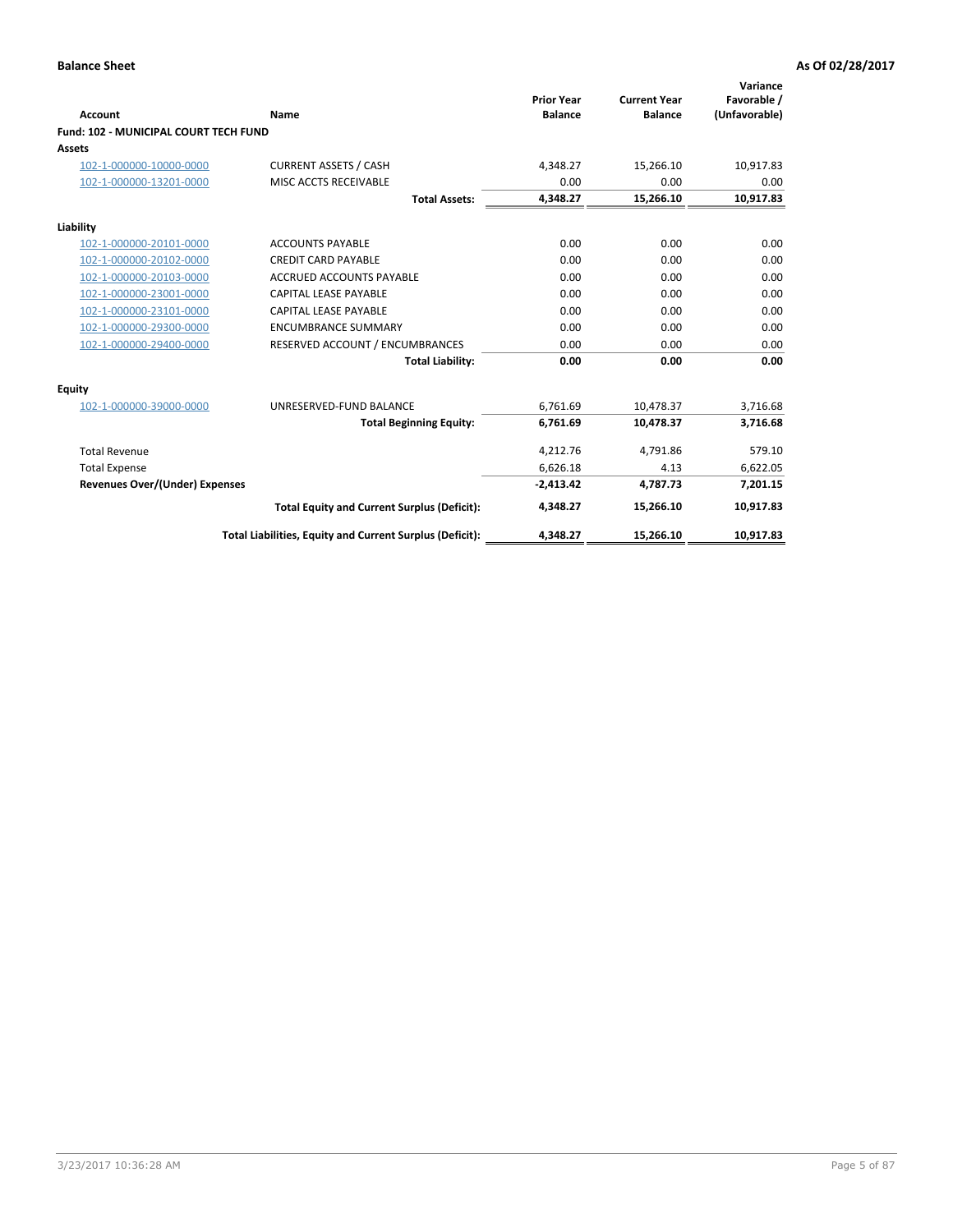**Balance Sheet** | **As Of 02/28/2017**

| Account | Name | Prior Year Balance | Current Year Balance | Variance Favorable / (Unfavorable) |
|---|---|---|---|---|
| **Fund: 102 - MUNICIPAL COURT TECH FUND** | | | | |
| **Assets** | | | | |
| 102-1-000000-10000-0000 | CURRENT ASSETS / CASH | 4,348.27 | 15,266.10 | 10,917.83 |
| 102-1-000000-13201-0000 | MISC ACCTS RECEIVABLE | 0.00 | 0.00 | 0.00 |
| | **Total Assets:** | **4,348.27** | **15,266.10** | **10,917.83** |
| **Liability** | | | | |
| 102-1-000000-20101-0000 | ACCOUNTS PAYABLE | 0.00 | 0.00 | 0.00 |
| 102-1-000000-20102-0000 | CREDIT CARD PAYABLE | 0.00 | 0.00 | 0.00 |
| 102-1-000000-20103-0000 | ACCRUED ACCOUNTS PAYABLE | 0.00 | 0.00 | 0.00 |
| 102-1-000000-23001-0000 | CAPITAL LEASE PAYABLE | 0.00 | 0.00 | 0.00 |
| 102-1-000000-23101-0000 | CAPITAL LEASE PAYABLE | 0.00 | 0.00 | 0.00 |
| 102-1-000000-29300-0000 | ENCUMBRANCE SUMMARY | 0.00 | 0.00 | 0.00 |
| 102-1-000000-29400-0000 | RESERVED ACCOUNT / ENCUMBRANCES | 0.00 | 0.00 | 0.00 |
| | **Total Liability:** | **0.00** | **0.00** | **0.00** |
| **Equity** | | | | |
| 102-1-000000-39000-0000 | UNRESERVED-FUND BALANCE | 6,761.69 | 10,478.37 | 3,716.68 |
| | **Total Beginning Equity:** | **6,761.69** | **10,478.37** | **3,716.68** |
| Total Revenue | | 4,212.76 | 4,791.86 | 579.10 |
| Total Expense | | 6,626.18 | 4.13 | 6,622.05 |
| **Revenues Over/(Under) Expenses** | | **-2,413.42** | **4,787.73** | **7,201.15** |
| | **Total Equity and Current Surplus (Deficit):** | **4,348.27** | **15,266.10** | **10,917.83** |
| | **Total Liabilities, Equity and Current Surplus (Deficit):** | **4,348.27** | **15,266.10** | **10,917.83** |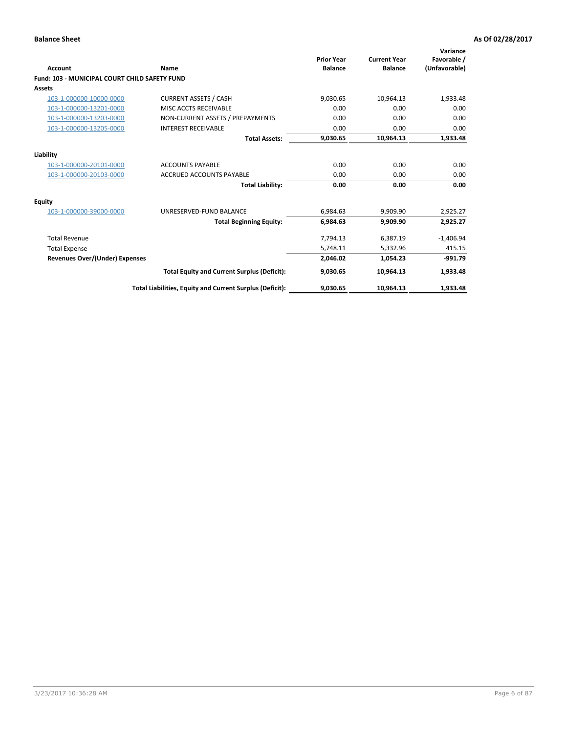**Balance Sheet** | **As Of 02/28/2017**

| Account | Name | Prior Year Balance | Current Year Balance | Variance Favorable / (Unfavorable) |
|---|---|---|---|---|
| **Fund: 103 - MUNICIPAL COURT CHILD SAFETY FUND** | | | | |
| **Assets** | | | | |
| 103-1-000000-10000-0000 | CURRENT ASSETS / CASH | 9,030.65 | 10,964.13 | 1,933.48 |
| 103-1-000000-13201-0000 | MISC ACCTS RECEIVABLE | 0.00 | 0.00 | 0.00 |
| 103-1-000000-13203-0000 | NON-CURRENT ASSETS / PREPAYMENTS | 0.00 | 0.00 | 0.00 |
| 103-1-000000-13205-0000 | INTEREST RECEIVABLE | 0.00 | 0.00 | 0.00 |
| | **Total Assets:** | **9,030.65** | **10,964.13** | **1,933.48** |
| **Liability** | | | | |
| 103-1-000000-20101-0000 | ACCOUNTS PAYABLE | 0.00 | 0.00 | 0.00 |
| 103-1-000000-20103-0000 | ACCRUED ACCOUNTS PAYABLE | 0.00 | 0.00 | 0.00 |
| | **Total Liability:** | **0.00** | **0.00** | **0.00** |
| **Equity** | | | | |
| 103-1-000000-39000-0000 | UNRESERVED-FUND BALANCE | 6,984.63 | 9,909.90 | 2,925.27 |
| | **Total Beginning Equity:** | **6,984.63** | **9,909.90** | **2,925.27** |
| Total Revenue | | 7,794.13 | 6,387.19 | -1,406.94 |
| Total Expense | | 5,748.11 | 5,332.96 | 415.15 |
| **Revenues Over/(Under) Expenses** | | **2,046.02** | **1,054.23** | **-991.79** |
| | **Total Equity and Current Surplus (Deficit):** | **9,030.65** | **10,964.13** | **1,933.48** |
| | **Total Liabilities, Equity and Current Surplus (Deficit):** | **9,030.65** | **10,964.13** | **1,933.48** |

3/23/2017 10:36:28 AM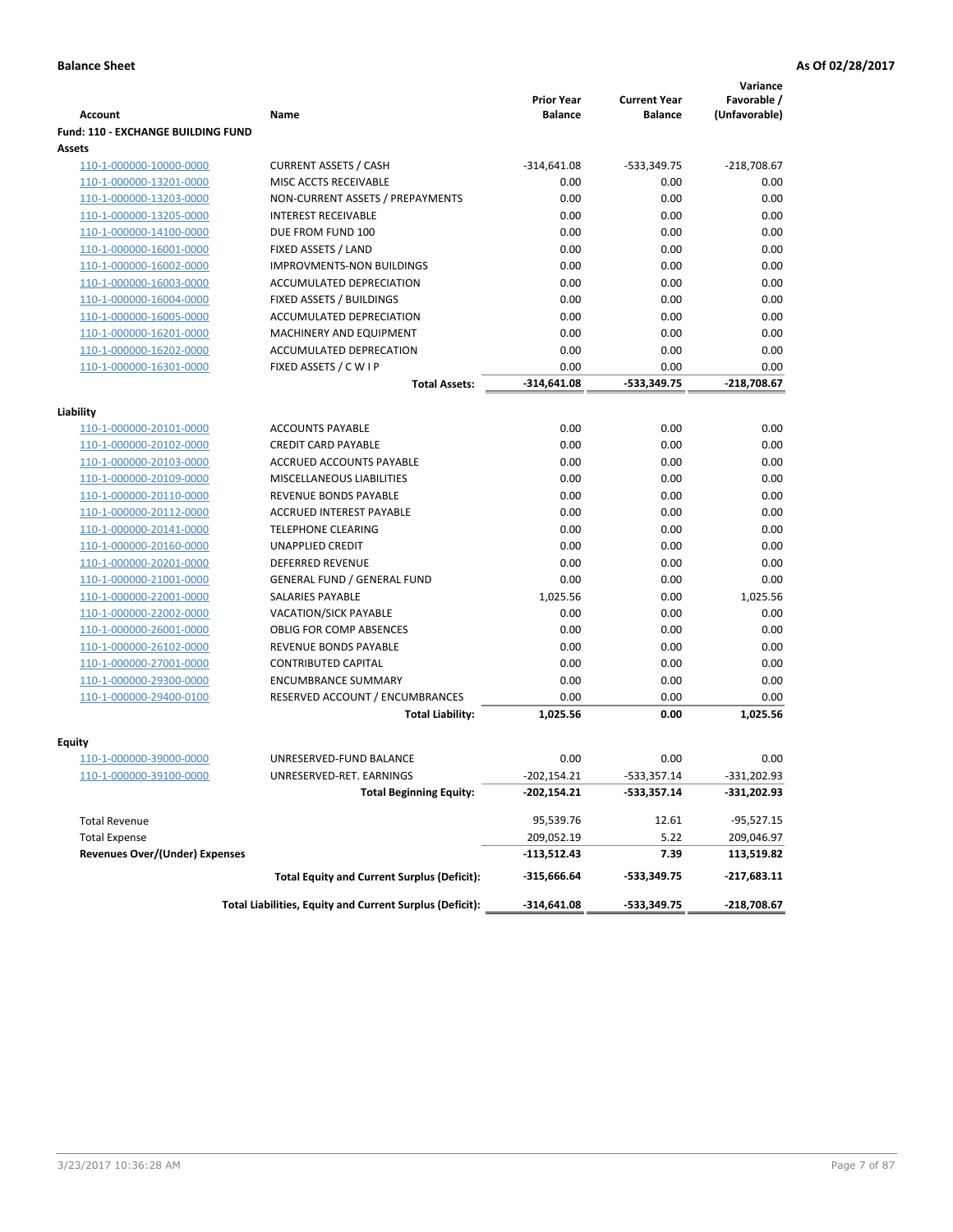**Balance Sheet** **As Of 02/28/2017**

| Account | Name | Prior Year Balance | Current Year Balance | Variance Favorable / (Unfavorable) |
|---|---|---|---|---|
| **Fund: 110 - EXCHANGE BUILDING FUND** | | | | |
| **Assets** | | | | |
| 110-1-000000-10000-0000 | CURRENT ASSETS / CASH | -314,641.08 | -533,349.75 | -218,708.67 |
| 110-1-000000-13201-0000 | MISC ACCTS RECEIVABLE | 0.00 | 0.00 | 0.00 |
| 110-1-000000-13203-0000 | NON-CURRENT ASSETS / PREPAYMENTS | 0.00 | 0.00 | 0.00 |
| 110-1-000000-13205-0000 | INTEREST RECEIVABLE | 0.00 | 0.00 | 0.00 |
| 110-1-000000-14100-0000 | DUE FROM FUND 100 | 0.00 | 0.00 | 0.00 |
| 110-1-000000-16001-0000 | FIXED ASSETS / LAND | 0.00 | 0.00 | 0.00 |
| 110-1-000000-16002-0000 | IMPROVMENTS-NON BUILDINGS | 0.00 | 0.00 | 0.00 |
| 110-1-000000-16003-0000 | ACCUMULATED DEPRECIATION | 0.00 | 0.00 | 0.00 |
| 110-1-000000-16004-0000 | FIXED ASSETS / BUILDINGS | 0.00 | 0.00 | 0.00 |
| 110-1-000000-16005-0000 | ACCUMULATED DEPRECIATION | 0.00 | 0.00 | 0.00 |
| 110-1-000000-16201-0000 | MACHINERY AND EQUIPMENT | 0.00 | 0.00 | 0.00 |
| 110-1-000000-16202-0000 | ACCUMULATED DEPRECATION | 0.00 | 0.00 | 0.00 |
| 110-1-000000-16301-0000 | FIXED ASSETS / C W I P | 0.00 | 0.00 | 0.00 |
| | **Total Assets:** | **-314,641.08** | **-533,349.75** | **-218,708.67** |
| **Liability** | | | | |
| 110-1-000000-20101-0000 | ACCOUNTS PAYABLE | 0.00 | 0.00 | 0.00 |
| 110-1-000000-20102-0000 | CREDIT CARD PAYABLE | 0.00 | 0.00 | 0.00 |
| 110-1-000000-20103-0000 | ACCRUED ACCOUNTS PAYABLE | 0.00 | 0.00 | 0.00 |
| 110-1-000000-20109-0000 | MISCELLANEOUS LIABILITIES | 0.00 | 0.00 | 0.00 |
| 110-1-000000-20110-0000 | REVENUE BONDS PAYABLE | 0.00 | 0.00 | 0.00 |
| 110-1-000000-20112-0000 | ACCRUED INTEREST PAYABLE | 0.00 | 0.00 | 0.00 |
| 110-1-000000-20141-0000 | TELEPHONE CLEARING | 0.00 | 0.00 | 0.00 |
| 110-1-000000-20160-0000 | UNAPPLIED CREDIT | 0.00 | 0.00 | 0.00 |
| 110-1-000000-20201-0000 | DEFERRED REVENUE | 0.00 | 0.00 | 0.00 |
| 110-1-000000-21001-0000 | GENERAL FUND / GENERAL FUND | 0.00 | 0.00 | 0.00 |
| 110-1-000000-22001-0000 | SALARIES PAYABLE | 1,025.56 | 0.00 | 1,025.56 |
| 110-1-000000-22002-0000 | VACATION/SICK PAYABLE | 0.00 | 0.00 | 0.00 |
| 110-1-000000-26001-0000 | OBLIG FOR COMP ABSENCES | 0.00 | 0.00 | 0.00 |
| 110-1-000000-26102-0000 | REVENUE BONDS PAYABLE | 0.00 | 0.00 | 0.00 |
| 110-1-000000-27001-0000 | CONTRIBUTED CAPITAL | 0.00 | 0.00 | 0.00 |
| 110-1-000000-29300-0000 | ENCUMBRANCE SUMMARY | 0.00 | 0.00 | 0.00 |
| 110-1-000000-29400-0100 | RESERVED ACCOUNT / ENCUMBRANCES | 0.00 | 0.00 | 0.00 |
| | **Total Liability:** | **1,025.56** | **0.00** | **1,025.56** |
| **Equity** | | | | |
| 110-1-000000-39000-0000 | UNRESERVED-FUND BALANCE | 0.00 | 0.00 | 0.00 |
| 110-1-000000-39100-0000 | UNRESERVED-RET. EARNINGS | -202,154.21 | -533,357.14 | -331,202.93 |
| | **Total Beginning Equity:** | **-202,154.21** | **-533,357.14** | **-331,202.93** |
| Total Revenue | | 95,539.76 | 12.61 | -95,527.15 |
| Total Expense | | 209,052.19 | 5.22 | 209,046.97 |
| **Revenues Over/(Under) Expenses** | | **-113,512.43** | **7.39** | **113,519.82** |
| | **Total Equity and Current Surplus (Deficit):** | **-315,666.64** | **-533,349.75** | **-217,683.11** |
| | **Total Liabilities, Equity and Current Surplus (Deficit):** | **-314,641.08** | **-533,349.75** | **-218,708.67** |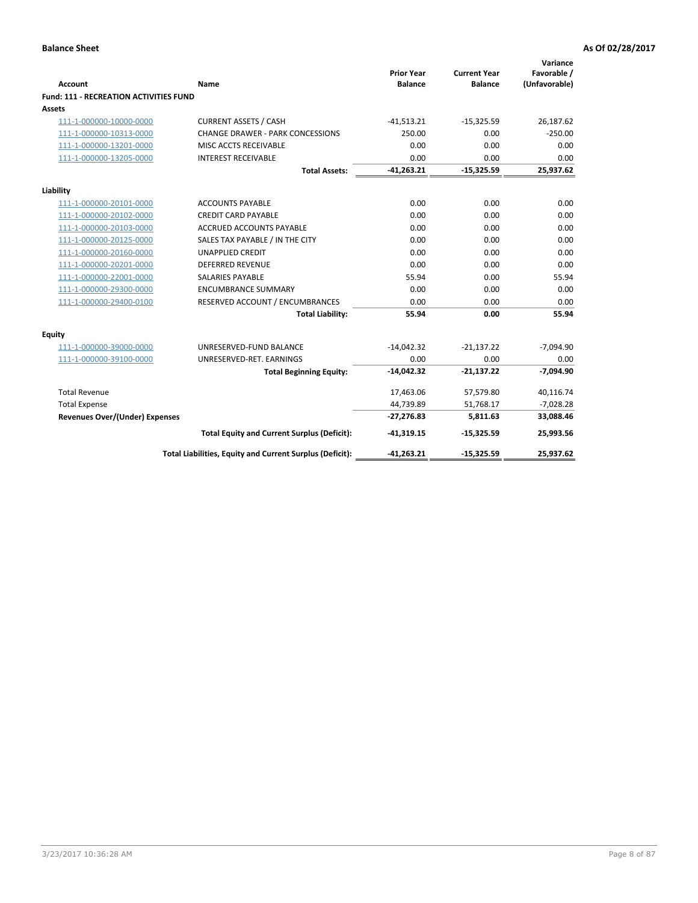**Balance Sheet** | **As Of 02/28/2017**

| Account | Name | Prior Year Balance | Current Year Balance | Variance Favorable / (Unfavorable) |
|---|---|---|---|---|
| **Fund: 111 - RECREATION ACTIVITIES FUND** | | | | |
| **Assets** | | | | |
| 111-1-000000-10000-0000 | CURRENT ASSETS / CASH | -41,513.21 | -15,325.59 | 26,187.62 |
| 111-1-000000-10313-0000 | CHANGE DRAWER - PARK CONCESSIONS | 250.00 | 0.00 | -250.00 |
| 111-1-000000-13201-0000 | MISC ACCTS RECEIVABLE | 0.00 | 0.00 | 0.00 |
| 111-1-000000-13205-0000 | INTEREST RECEIVABLE | 0.00 | 0.00 | 0.00 |
| | **Total Assets:** | **-41,263.21** | **-15,325.59** | **25,937.62** |
| **Liability** | | | | |
| 111-1-000000-20101-0000 | ACCOUNTS PAYABLE | 0.00 | 0.00 | 0.00 |
| 111-1-000000-20102-0000 | CREDIT CARD PAYABLE | 0.00 | 0.00 | 0.00 |
| 111-1-000000-20103-0000 | ACCRUED ACCOUNTS PAYABLE | 0.00 | 0.00 | 0.00 |
| 111-1-000000-20125-0000 | SALES TAX PAYABLE / IN THE CITY | 0.00 | 0.00 | 0.00 |
| 111-1-000000-20160-0000 | UNAPPLIED CREDIT | 0.00 | 0.00 | 0.00 |
| 111-1-000000-20201-0000 | DEFERRED REVENUE | 0.00 | 0.00 | 0.00 |
| 111-1-000000-22001-0000 | SALARIES PAYABLE | 55.94 | 0.00 | 55.94 |
| 111-1-000000-29300-0000 | ENCUMBRANCE SUMMARY | 0.00 | 0.00 | 0.00 |
| 111-1-000000-29400-0100 | RESERVED ACCOUNT / ENCUMBRANCES | 0.00 | 0.00 | 0.00 |
| | **Total Liability:** | **55.94** | **0.00** | **55.94** |
| **Equity** | | | | |
| 111-1-000000-39000-0000 | UNRESERVED-FUND BALANCE | -14,042.32 | -21,137.22 | -7,094.90 |
| 111-1-000000-39100-0000 | UNRESERVED-RET. EARNINGS | 0.00 | 0.00 | 0.00 |
| | **Total Beginning Equity:** | **-14,042.32** | **-21,137.22** | **-7,094.90** |
| Total Revenue | | 17,463.06 | 57,579.80 | 40,116.74 |
| Total Expense | | 44,739.89 | 51,768.17 | -7,028.28 |
| **Revenues Over/(Under) Expenses** | | **-27,276.83** | **5,811.63** | **33,088.46** |
| | **Total Equity and Current Surplus (Deficit):** | **-41,319.15** | **-15,325.59** | **25,993.56** |
| | **Total Liabilities, Equity and Current Surplus (Deficit):** | **-41,263.21** | **-15,325.59** | **25,937.62** |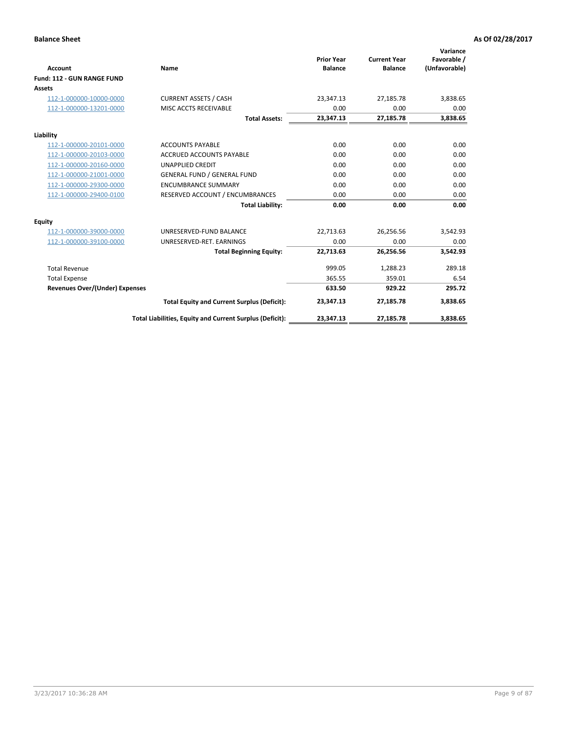**Balance Sheet** **As Of 02/28/2017**

| Account | Name | Prior Year Balance | Current Year Balance | Variance Favorable / (Unfavorable) |
|---|---|---|---|---|
| **Fund: 112 - GUN RANGE FUND** | | | | |
| **Assets** | | | | |
| 112-1-000000-10000-0000 | CURRENT ASSETS / CASH | 23,347.13 | 27,185.78 | 3,838.65 |
| 112-1-000000-13201-0000 | MISC ACCTS RECEIVABLE | 0.00 | 0.00 | 0.00 |
| | **Total Assets:** | **23,347.13** | **27,185.78** | **3,838.65** |
| **Liability** | | | | |
| 112-1-000000-20101-0000 | ACCOUNTS PAYABLE | 0.00 | 0.00 | 0.00 |
| 112-1-000000-20103-0000 | ACCRUED ACCOUNTS PAYABLE | 0.00 | 0.00 | 0.00 |
| 112-1-000000-20160-0000 | UNAPPLIED CREDIT | 0.00 | 0.00 | 0.00 |
| 112-1-000000-21001-0000 | GENERAL FUND / GENERAL FUND | 0.00 | 0.00 | 0.00 |
| 112-1-000000-29300-0000 | ENCUMBRANCE SUMMARY | 0.00 | 0.00 | 0.00 |
| 112-1-000000-29400-0100 | RESERVED ACCOUNT / ENCUMBRANCES | 0.00 | 0.00 | 0.00 |
| | **Total Liability:** | **0.00** | **0.00** | **0.00** |
| **Equity** | | | | |
| 112-1-000000-39000-0000 | UNRESERVED-FUND BALANCE | 22,713.63 | 26,256.56 | 3,542.93 |
| 112-1-000000-39100-0000 | UNRESERVED-RET. EARNINGS | 0.00 | 0.00 | 0.00 |
| | **Total Beginning Equity:** | **22,713.63** | **26,256.56** | **3,542.93** |
| Total Revenue | | 999.05 | 1,288.23 | 289.18 |
| Total Expense | | 365.55 | 359.01 | 6.54 |
| **Revenues Over/(Under) Expenses** | | **633.50** | **929.22** | **295.72** |
| | **Total Equity and Current Surplus (Deficit):** | **23,347.13** | **27,185.78** | **3,838.65** |
| | **Total Liabilities, Equity and Current Surplus (Deficit):** | **23,347.13** | **27,185.78** | **3,838.65** |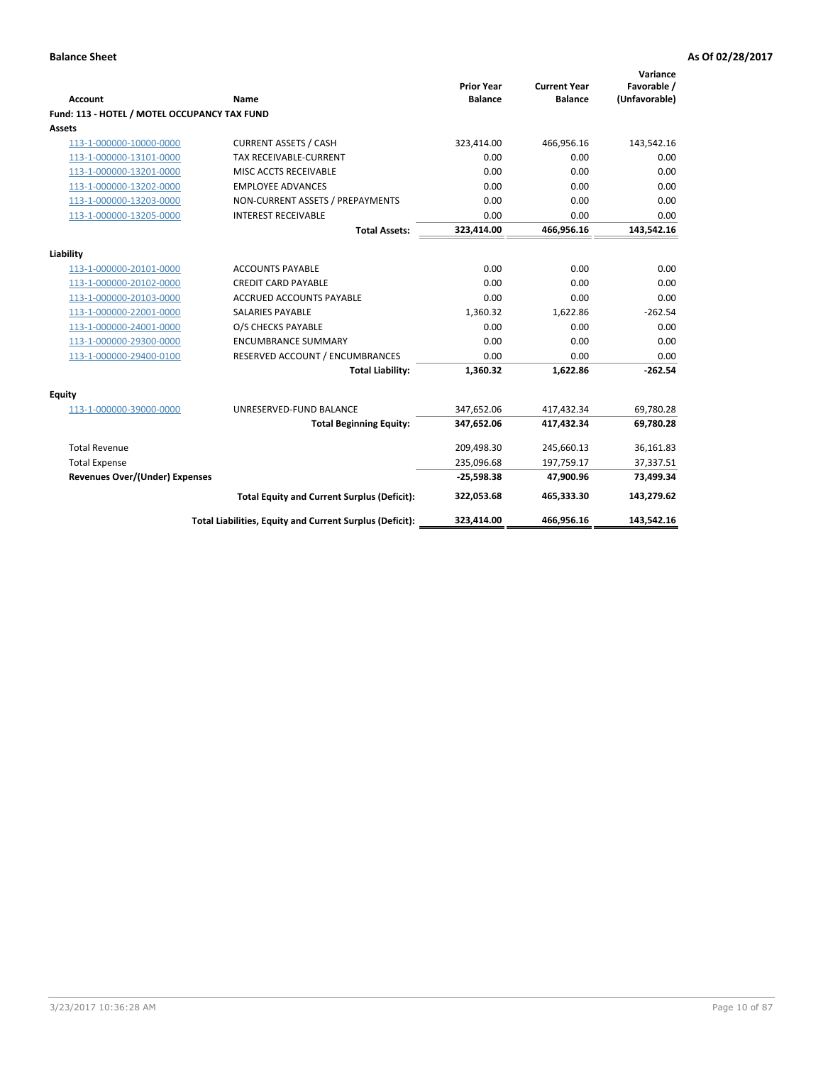**Balance Sheet** **As Of 02/28/2017**

| Account | Name | Prior Year Balance | Current Year Balance | Variance Favorable / (Unfavorable) |
|---|---|---|---|---|
| **Fund: 113 - HOTEL / MOTEL OCCUPANCY TAX FUND** | | | | |
| **Assets** | | | | |
| 113-1-000000-10000-0000 | CURRENT ASSETS / CASH | 323,414.00 | 466,956.16 | 143,542.16 |
| 113-1-000000-13101-0000 | TAX RECEIVABLE-CURRENT | 0.00 | 0.00 | 0.00 |
| 113-1-000000-13201-0000 | MISC ACCTS RECEIVABLE | 0.00 | 0.00 | 0.00 |
| 113-1-000000-13202-0000 | EMPLOYEE ADVANCES | 0.00 | 0.00 | 0.00 |
| 113-1-000000-13203-0000 | NON-CURRENT ASSETS / PREPAYMENTS | 0.00 | 0.00 | 0.00 |
| 113-1-000000-13205-0000 | INTEREST RECEIVABLE | 0.00 | 0.00 | 0.00 |
| | **Total Assets:** | **323,414.00** | **466,956.16** | **143,542.16** |
| **Liability** | | | | |
| 113-1-000000-20101-0000 | ACCOUNTS PAYABLE | 0.00 | 0.00 | 0.00 |
| 113-1-000000-20102-0000 | CREDIT CARD PAYABLE | 0.00 | 0.00 | 0.00 |
| 113-1-000000-20103-0000 | ACCRUED ACCOUNTS PAYABLE | 0.00 | 0.00 | 0.00 |
| 113-1-000000-22001-0000 | SALARIES PAYABLE | 1,360.32 | 1,622.86 | -262.54 |
| 113-1-000000-24001-0000 | O/S CHECKS PAYABLE | 0.00 | 0.00 | 0.00 |
| 113-1-000000-29300-0000 | ENCUMBRANCE SUMMARY | 0.00 | 0.00 | 0.00 |
| 113-1-000000-29400-0100 | RESERVED ACCOUNT / ENCUMBRANCES | 0.00 | 0.00 | 0.00 |
| | **Total Liability:** | **1,360.32** | **1,622.86** | **-262.54** |
| **Equity** | | | | |
| 113-1-000000-39000-0000 | UNRESERVED-FUND BALANCE | 347,652.06 | 417,432.34 | 69,780.28 |
| | **Total Beginning Equity:** | **347,652.06** | **417,432.34** | **69,780.28** |
| Total Revenue | | 209,498.30 | 245,660.13 | 36,161.83 |
| Total Expense | | 235,096.68 | 197,759.17 | 37,337.51 |
| **Revenues Over/(Under) Expenses** | | **-25,598.38** | **47,900.96** | **73,499.34** |
| | **Total Equity and Current Surplus (Deficit):** | **322,053.68** | **465,333.30** | **143,279.62** |
| | **Total Liabilities, Equity and Current Surplus (Deficit):** | **323,414.00** | **466,956.16** | **143,542.16** |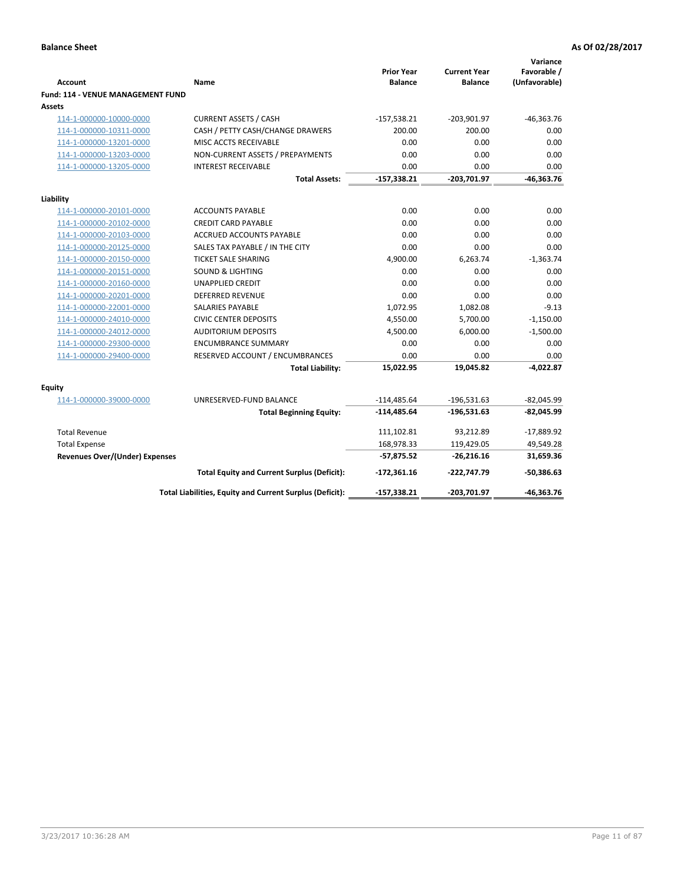**Balance Sheet** — **As Of 02/28/2017**

| Account | Name | Prior Year Balance | Current Year Balance | Variance Favorable / (Unfavorable) |
|---|---|---|---|---|
| **Fund: 114 - VENUE MANAGEMENT FUND** | | | | |
| **Assets** | | | | |
| 114-1-000000-10000-0000 | CURRENT ASSETS / CASH | -157,538.21 | -203,901.97 | -46,363.76 |
| 114-1-000000-10311-0000 | CASH / PETTY CASH/CHANGE DRAWERS | 200.00 | 200.00 | 0.00 |
| 114-1-000000-13201-0000 | MISC ACCTS RECEIVABLE | 0.00 | 0.00 | 0.00 |
| 114-1-000000-13203-0000 | NON-CURRENT ASSETS / PREPAYMENTS | 0.00 | 0.00 | 0.00 |
| 114-1-000000-13205-0000 | INTEREST RECEIVABLE | 0.00 | 0.00 | 0.00 |
| | **Total Assets:** | **-157,338.21** | **-203,701.97** | **-46,363.76** |
| **Liability** | | | | |
| 114-1-000000-20101-0000 | ACCOUNTS PAYABLE | 0.00 | 0.00 | 0.00 |
| 114-1-000000-20102-0000 | CREDIT CARD PAYABLE | 0.00 | 0.00 | 0.00 |
| 114-1-000000-20103-0000 | ACCRUED ACCOUNTS PAYABLE | 0.00 | 0.00 | 0.00 |
| 114-1-000000-20125-0000 | SALES TAX PAYABLE / IN THE CITY | 0.00 | 0.00 | 0.00 |
| 114-1-000000-20150-0000 | TICKET SALE SHARING | 4,900.00 | 6,263.74 | -1,363.74 |
| 114-1-000000-20151-0000 | SOUND & LIGHTING | 0.00 | 0.00 | 0.00 |
| 114-1-000000-20160-0000 | UNAPPLIED CREDIT | 0.00 | 0.00 | 0.00 |
| 114-1-000000-20201-0000 | DEFERRED REVENUE | 0.00 | 0.00 | 0.00 |
| 114-1-000000-22001-0000 | SALARIES PAYABLE | 1,072.95 | 1,082.08 | -9.13 |
| 114-1-000000-24010-0000 | CIVIC CENTER DEPOSITS | 4,550.00 | 5,700.00 | -1,150.00 |
| 114-1-000000-24012-0000 | AUDITORIUM DEPOSITS | 4,500.00 | 6,000.00 | -1,500.00 |
| 114-1-000000-29300-0000 | ENCUMBRANCE SUMMARY | 0.00 | 0.00 | 0.00 |
| 114-1-000000-29400-0000 | RESERVED ACCOUNT / ENCUMBRANCES | 0.00 | 0.00 | 0.00 |
| | **Total Liability:** | **15,022.95** | **19,045.82** | **-4,022.87** |
| **Equity** | | | | |
| 114-1-000000-39000-0000 | UNRESERVED-FUND BALANCE | -114,485.64 | -196,531.63 | -82,045.99 |
| | **Total Beginning Equity:** | **-114,485.64** | **-196,531.63** | **-82,045.99** |
| Total Revenue | | 111,102.81 | 93,212.89 | -17,889.92 |
| Total Expense | | 168,978.33 | 119,429.05 | 49,549.28 |
| **Revenues Over/(Under) Expenses** | | **-57,875.52** | **-26,216.16** | **31,659.36** |
| | **Total Equity and Current Surplus (Deficit):** | **-172,361.16** | **-222,747.79** | **-50,386.63** |
| | **Total Liabilities, Equity and Current Surplus (Deficit):** | **-157,338.21** | **-203,701.97** | **-46,363.76** |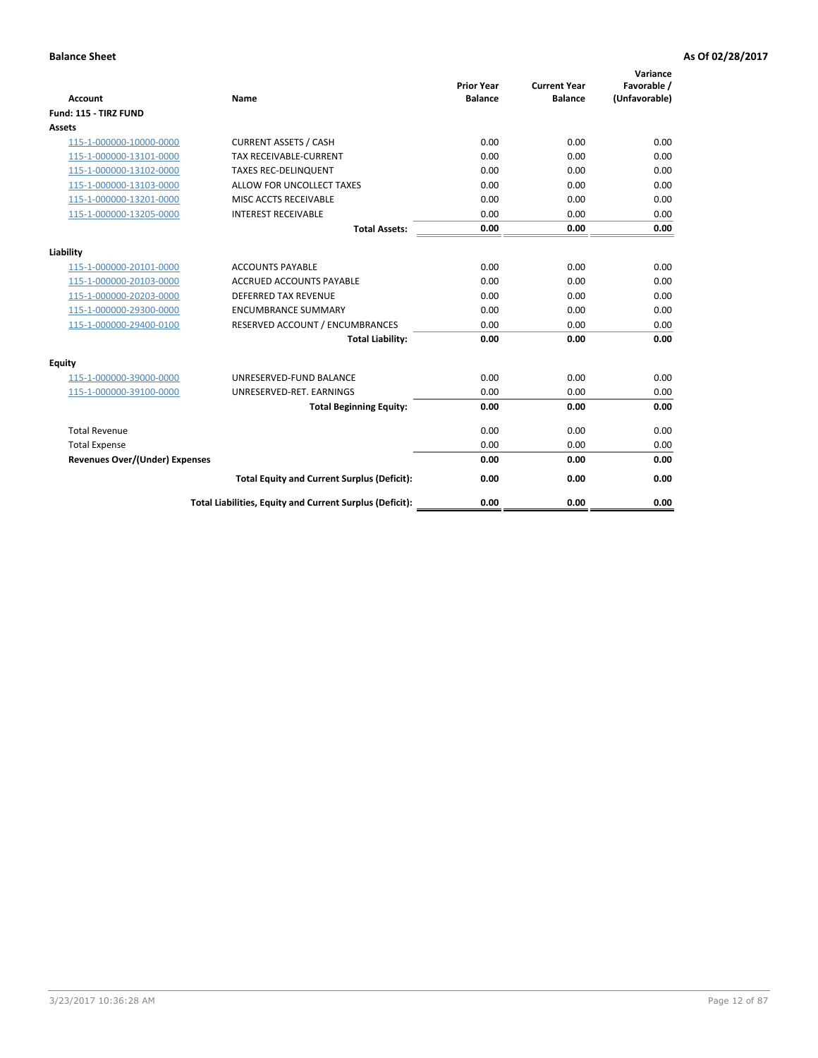**Balance Sheet** | **As Of 02/28/2017**

| Account | Name | Prior Year Balance | Current Year Balance | Variance Favorable / (Unfavorable) |
|---|---|---|---|---|
| **Fund: 115 - TIRZ FUND** | | | | |
| **Assets** | | | | |
| 115-1-000000-10000-0000 | CURRENT ASSETS / CASH | 0.00 | 0.00 | 0.00 |
| 115-1-000000-13101-0000 | TAX RECEIVABLE-CURRENT | 0.00 | 0.00 | 0.00 |
| 115-1-000000-13102-0000 | TAXES REC-DELINQUENT | 0.00 | 0.00 | 0.00 |
| 115-1-000000-13103-0000 | ALLOW FOR UNCOLLECT TAXES | 0.00 | 0.00 | 0.00 |
| 115-1-000000-13201-0000 | MISC ACCTS RECEIVABLE | 0.00 | 0.00 | 0.00 |
| 115-1-000000-13205-0000 | INTEREST RECEIVABLE | 0.00 | 0.00 | 0.00 |
| | **Total Assets:** | **0.00** | **0.00** | **0.00** |
| **Liability** | | | | |
| 115-1-000000-20101-0000 | ACCOUNTS PAYABLE | 0.00 | 0.00 | 0.00 |
| 115-1-000000-20103-0000 | ACCRUED ACCOUNTS PAYABLE | 0.00 | 0.00 | 0.00 |
| 115-1-000000-20203-0000 | DEFERRED TAX REVENUE | 0.00 | 0.00 | 0.00 |
| 115-1-000000-29300-0000 | ENCUMBRANCE SUMMARY | 0.00 | 0.00 | 0.00 |
| 115-1-000000-29400-0100 | RESERVED ACCOUNT / ENCUMBRANCES | 0.00 | 0.00 | 0.00 |
| | **Total Liability:** | **0.00** | **0.00** | **0.00** |
| **Equity** | | | | |
| 115-1-000000-39000-0000 | UNRESERVED-FUND BALANCE | 0.00 | 0.00 | 0.00 |
| 115-1-000000-39100-0000 | UNRESERVED-RET. EARNINGS | 0.00 | 0.00 | 0.00 |
| | **Total Beginning Equity:** | **0.00** | **0.00** | **0.00** |
| Total Revenue | | 0.00 | 0.00 | 0.00 |
| Total Expense | | 0.00 | 0.00 | 0.00 |
| **Revenues Over/(Under) Expenses** | | **0.00** | **0.00** | **0.00** |
| | **Total Equity and Current Surplus (Deficit):** | **0.00** | **0.00** | **0.00** |
| | **Total Liabilities, Equity and Current Surplus (Deficit):** | **0.00** | **0.00** | **0.00** |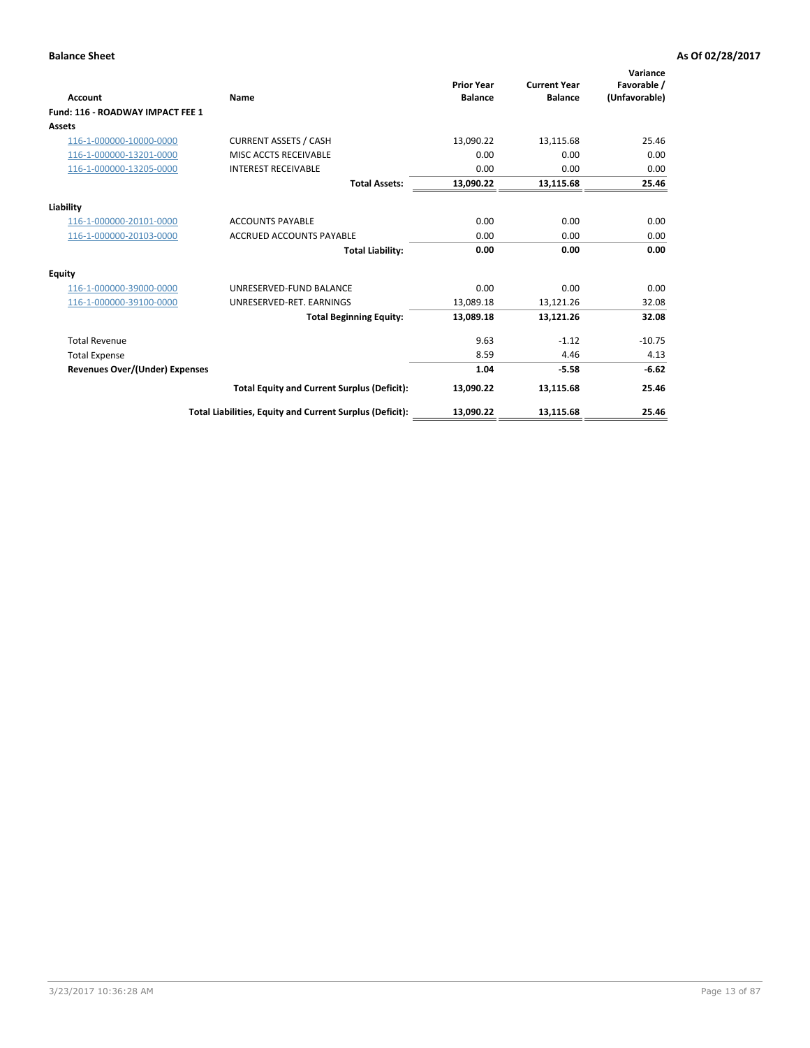**Balance Sheet** **As Of 02/28/2017**

| Account | Name | Prior Year Balance | Current Year Balance | Variance Favorable / (Unfavorable) |
|---|---|---|---|---|
| **Fund: 116 - ROADWAY IMPACT FEE 1** | | | | |
| **Assets** | | | | |
| 116-1-000000-10000-0000 | CURRENT ASSETS / CASH | 13,090.22 | 13,115.68 | 25.46 |
| 116-1-000000-13201-0000 | MISC ACCTS RECEIVABLE | 0.00 | 0.00 | 0.00 |
| 116-1-000000-13205-0000 | INTEREST RECEIVABLE | 0.00 | 0.00 | 0.00 |
| | **Total Assets:** | **13,090.22** | **13,115.68** | **25.46** |
| **Liability** | | | | |
| 116-1-000000-20101-0000 | ACCOUNTS PAYABLE | 0.00 | 0.00 | 0.00 |
| 116-1-000000-20103-0000 | ACCRUED ACCOUNTS PAYABLE | 0.00 | 0.00 | 0.00 |
| | **Total Liability:** | **0.00** | **0.00** | **0.00** |
| **Equity** | | | | |
| 116-1-000000-39000-0000 | UNRESERVED-FUND BALANCE | 0.00 | 0.00 | 0.00 |
| 116-1-000000-39100-0000 | UNRESERVED-RET. EARNINGS | 13,089.18 | 13,121.26 | 32.08 |
| | **Total Beginning Equity:** | **13,089.18** | **13,121.26** | **32.08** |
| Total Revenue | | 9.63 | -1.12 | -10.75 |
| Total Expense | | 8.59 | 4.46 | 4.13 |
| **Revenues Over/(Under) Expenses** | | **1.04** | **-5.58** | **-6.62** |
| | **Total Equity and Current Surplus (Deficit):** | **13,090.22** | **13,115.68** | **25.46** |
| | **Total Liabilities, Equity and Current Surplus (Deficit):** | **13,090.22** | **13,115.68** | **25.46** |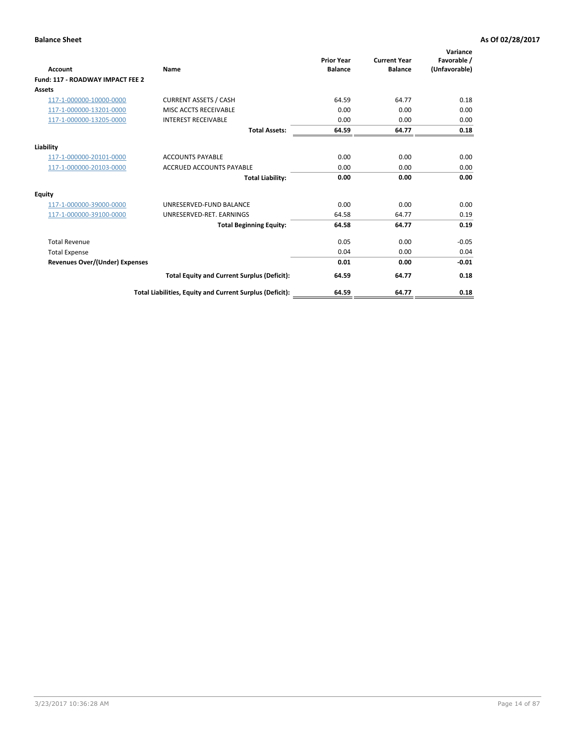**Balance Sheet** **As Of 02/28/2017**

| Account | Name | Prior Year Balance | Current Year Balance | Variance Favorable / (Unfavorable) |
|---|---|---|---|---|
| **Fund: 117 - ROADWAY IMPACT FEE 2** | | | | |
| **Assets** | | | | |
| 117-1-000000-10000-0000 | CURRENT ASSETS / CASH | 64.59 | 64.77 | 0.18 |
| 117-1-000000-13201-0000 | MISC ACCTS RECEIVABLE | 0.00 | 0.00 | 0.00 |
| 117-1-000000-13205-0000 | INTEREST RECEIVABLE | 0.00 | 0.00 | 0.00 |
| | **Total Assets:** | **64.59** | **64.77** | **0.18** |
| **Liability** | | | | |
| 117-1-000000-20101-0000 | ACCOUNTS PAYABLE | 0.00 | 0.00 | 0.00 |
| 117-1-000000-20103-0000 | ACCRUED ACCOUNTS PAYABLE | 0.00 | 0.00 | 0.00 |
| | **Total Liability:** | **0.00** | **0.00** | **0.00** |
| **Equity** | | | | |
| 117-1-000000-39000-0000 | UNRESERVED-FUND BALANCE | 0.00 | 0.00 | 0.00 |
| 117-1-000000-39100-0000 | UNRESERVED-RET. EARNINGS | 64.58 | 64.77 | 0.19 |
| | **Total Beginning Equity:** | **64.58** | **64.77** | **0.19** |
| Total Revenue | | 0.05 | 0.00 | -0.05 |
| Total Expense | | 0.04 | 0.00 | 0.04 |
| **Revenues Over/(Under) Expenses** | | **0.01** | **0.00** | **-0.01** |
| | **Total Equity and Current Surplus (Deficit):** | **64.59** | **64.77** | **0.18** |
| | **Total Liabilities, Equity and Current Surplus (Deficit):** | **64.59** | **64.77** | **0.18** |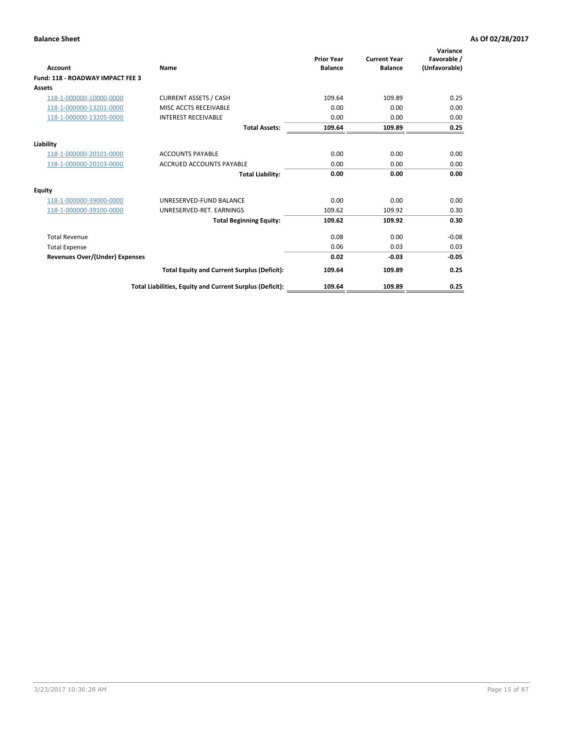**Balance Sheet** **As Of 02/28/2017**

| Account | Name | Prior Year Balance | Current Year Balance | Variance Favorable / (Unfavorable) |
|---|---|---|---|---|
| **Fund: 118 - ROADWAY IMPACT FEE 3** | | | | |
| **Assets** | | | | |
| 118-1-000000-10000-0000 | CURRENT ASSETS / CASH | 109.64 | 109.89 | 0.25 |
| 118-1-000000-13201-0000 | MISC ACCTS RECEIVABLE | 0.00 | 0.00 | 0.00 |
| 118-1-000000-13205-0000 | INTEREST RECEIVABLE | 0.00 | 0.00 | 0.00 |
| | **Total Assets:** | **109.64** | **109.89** | **0.25** |
| **Liability** | | | | |
| 118-1-000000-20101-0000 | ACCOUNTS PAYABLE | 0.00 | 0.00 | 0.00 |
| 118-1-000000-20103-0000 | ACCRUED ACCOUNTS PAYABLE | 0.00 | 0.00 | 0.00 |
| | **Total Liability:** | **0.00** | **0.00** | **0.00** |
| **Equity** | | | | |
| 118-1-000000-39000-0000 | UNRESERVED-FUND BALANCE | 0.00 | 0.00 | 0.00 |
| 118-1-000000-39100-0000 | UNRESERVED-RET. EARNINGS | 109.62 | 109.92 | 0.30 |
| | **Total Beginning Equity:** | **109.62** | **109.92** | **0.30** |
| Total Revenue | | 0.08 | 0.00 | -0.08 |
| Total Expense | | 0.06 | 0.03 | 0.03 |
| **Revenues Over/(Under) Expenses** | | **0.02** | **-0.03** | **-0.05** |
| | **Total Equity and Current Surplus (Deficit):** | **109.64** | **109.89** | **0.25** |
| | **Total Liabilities, Equity and Current Surplus (Deficit):** | **109.64** | **109.89** | **0.25** |

3/23/2017 10:36:28 AM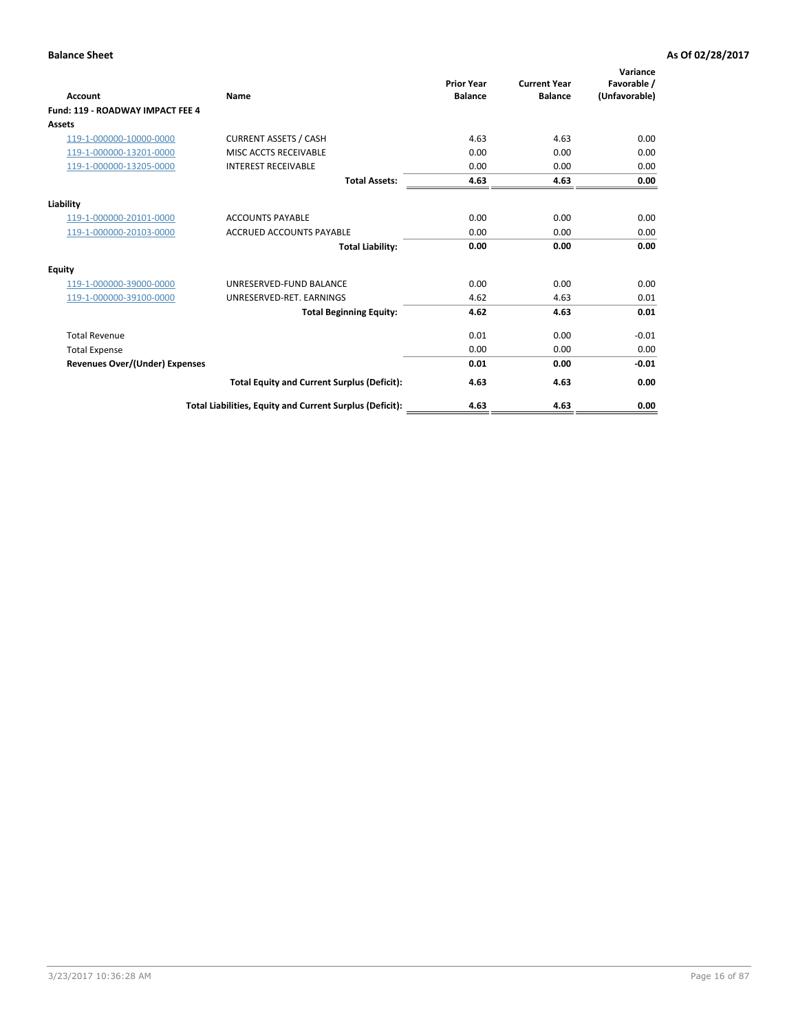**Balance Sheet** **As Of 02/28/2017**

| Account | Name | Prior Year Balance | Current Year Balance | Variance Favorable / (Unfavorable) |
|---|---|---|---|---|
| **Fund: 119 - ROADWAY IMPACT FEE 4** | | | | |
| **Assets** | | | | |
| 119-1-000000-10000-0000 | CURRENT ASSETS / CASH | 4.63 | 4.63 | 0.00 |
| 119-1-000000-13201-0000 | MISC ACCTS RECEIVABLE | 0.00 | 0.00 | 0.00 |
| 119-1-000000-13205-0000 | INTEREST RECEIVABLE | 0.00 | 0.00 | 0.00 |
| | **Total Assets:** | **4.63** | **4.63** | **0.00** |
| **Liability** | | | | |
| 119-1-000000-20101-0000 | ACCOUNTS PAYABLE | 0.00 | 0.00 | 0.00 |
| 119-1-000000-20103-0000 | ACCRUED ACCOUNTS PAYABLE | 0.00 | 0.00 | 0.00 |
| | **Total Liability:** | **0.00** | **0.00** | **0.00** |
| **Equity** | | | | |
| 119-1-000000-39000-0000 | UNRESERVED-FUND BALANCE | 0.00 | 0.00 | 0.00 |
| 119-1-000000-39100-0000 | UNRESERVED-RET. EARNINGS | 4.62 | 4.63 | 0.01 |
| | **Total Beginning Equity:** | **4.62** | **4.63** | **0.01** |
| Total Revenue | | 0.01 | 0.00 | -0.01 |
| Total Expense | | 0.00 | 0.00 | 0.00 |
| **Revenues Over/(Under) Expenses** | | **0.01** | **0.00** | **-0.01** |
| | **Total Equity and Current Surplus (Deficit):** | **4.63** | **4.63** | **0.00** |
| | **Total Liabilities, Equity and Current Surplus (Deficit):** | **4.63** | **4.63** | **0.00** |

3/23/2017 10:36:28 AM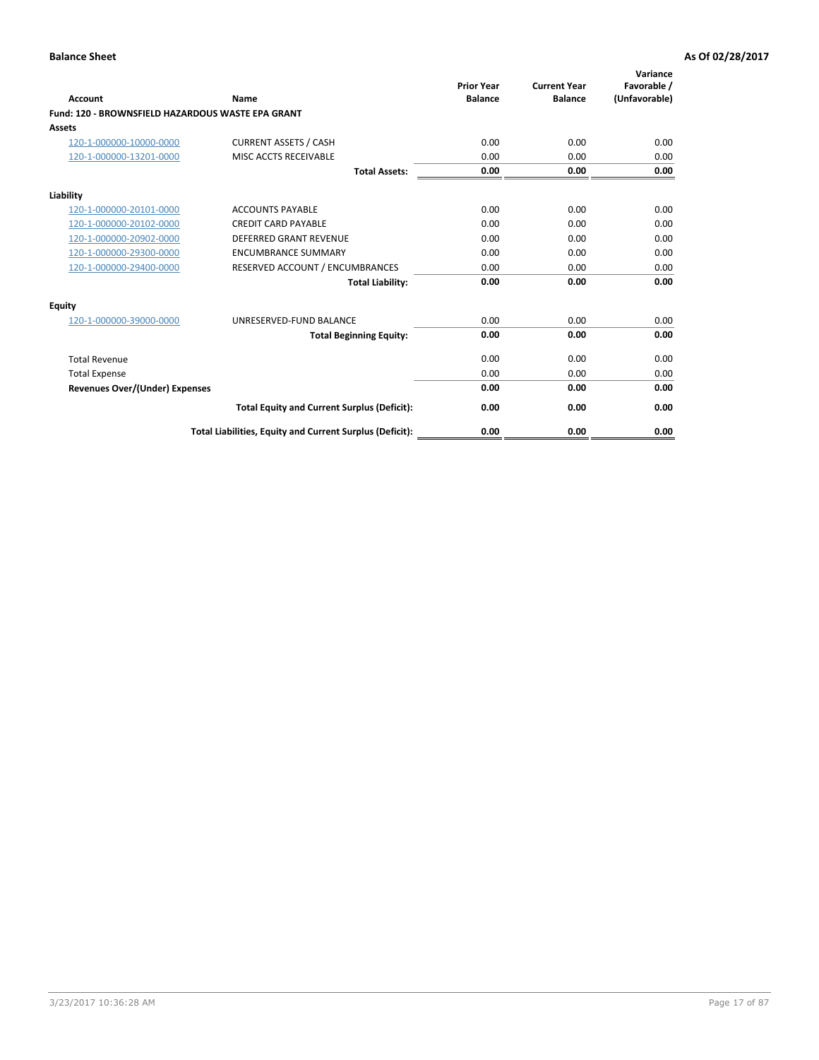**Balance Sheet** **As Of 02/28/2017**

| Account | Name | Prior Year Balance | Current Year Balance | Variance Favorable / (Unfavorable) |
|---|---|---|---|---|
| **Fund: 120 - BROWNSFIELD HAZARDOUS WASTE EPA GRANT** | | | | |
| **Assets** | | | | |
| 120-1-000000-10000-0000 | CURRENT ASSETS / CASH | 0.00 | 0.00 | 0.00 |
| 120-1-000000-13201-0000 | MISC ACCTS RECEIVABLE | 0.00 | 0.00 | 0.00 |
| | **Total Assets:** | **0.00** | **0.00** | **0.00** |
| **Liability** | | | | |
| 120-1-000000-20101-0000 | ACCOUNTS PAYABLE | 0.00 | 0.00 | 0.00 |
| 120-1-000000-20102-0000 | CREDIT CARD PAYABLE | 0.00 | 0.00 | 0.00 |
| 120-1-000000-20902-0000 | DEFERRED GRANT REVENUE | 0.00 | 0.00 | 0.00 |
| 120-1-000000-29300-0000 | ENCUMBRANCE SUMMARY | 0.00 | 0.00 | 0.00 |
| 120-1-000000-29400-0000 | RESERVED ACCOUNT / ENCUMBRANCES | 0.00 | 0.00 | 0.00 |
| | **Total Liability:** | **0.00** | **0.00** | **0.00** |
| **Equity** | | | | |
| 120-1-000000-39000-0000 | UNRESERVED-FUND BALANCE | 0.00 | 0.00 | 0.00 |
| | **Total Beginning Equity:** | **0.00** | **0.00** | **0.00** |
| Total Revenue | | 0.00 | 0.00 | 0.00 |
| Total Expense | | 0.00 | 0.00 | 0.00 |
| **Revenues Over/(Under) Expenses** | | **0.00** | **0.00** | **0.00** |
| | **Total Equity and Current Surplus (Deficit):** | **0.00** | **0.00** | **0.00** |
| | **Total Liabilities, Equity and Current Surplus (Deficit):** | **0.00** | **0.00** | **0.00** |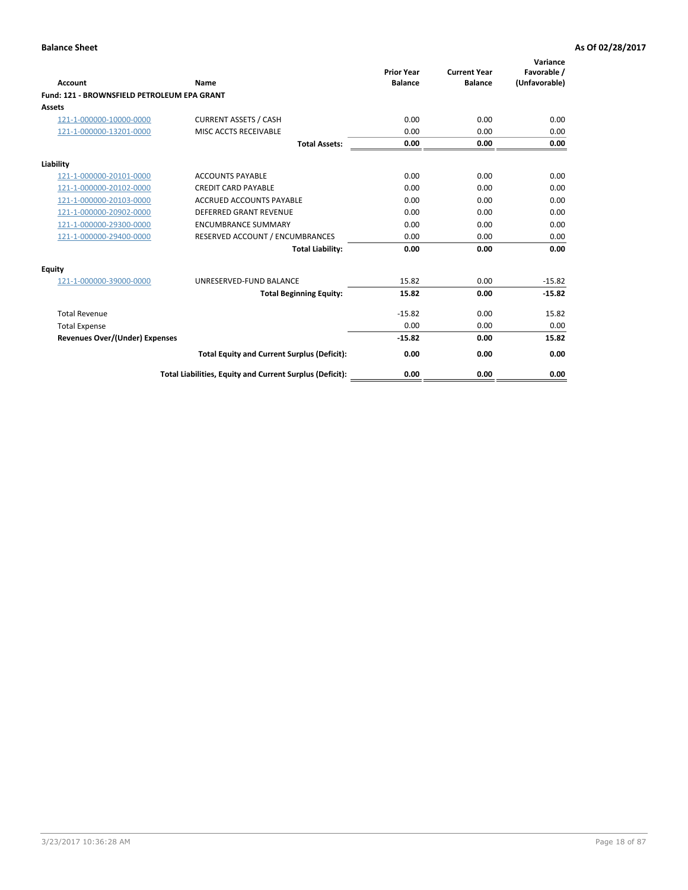**Balance Sheet** | **As Of 02/28/2017**

| Account | Name | Prior Year Balance | Current Year Balance | Variance Favorable / (Unfavorable) |
|---|---|---|---|---|
| **Fund: 121 - BROWNSFIELD PETROLEUM EPA GRANT** | | | | |
| **Assets** | | | | |
| 121-1-000000-10000-0000 | CURRENT ASSETS / CASH | 0.00 | 0.00 | 0.00 |
| 121-1-000000-13201-0000 | MISC ACCTS RECEIVABLE | 0.00 | 0.00 | 0.00 |
| | **Total Assets:** | **0.00** | **0.00** | **0.00** |
| **Liability** | | | | |
| 121-1-000000-20101-0000 | ACCOUNTS PAYABLE | 0.00 | 0.00 | 0.00 |
| 121-1-000000-20102-0000 | CREDIT CARD PAYABLE | 0.00 | 0.00 | 0.00 |
| 121-1-000000-20103-0000 | ACCRUED ACCOUNTS PAYABLE | 0.00 | 0.00 | 0.00 |
| 121-1-000000-20902-0000 | DEFERRED GRANT REVENUE | 0.00 | 0.00 | 0.00 |
| 121-1-000000-29300-0000 | ENCUMBRANCE SUMMARY | 0.00 | 0.00 | 0.00 |
| 121-1-000000-29400-0000 | RESERVED ACCOUNT / ENCUMBRANCES | 0.00 | 0.00 | 0.00 |
| | **Total Liability:** | **0.00** | **0.00** | **0.00** |
| **Equity** | | | | |
| 121-1-000000-39000-0000 | UNRESERVED-FUND BALANCE | 15.82 | 0.00 | -15.82 |
| | **Total Beginning Equity:** | **15.82** | **0.00** | **-15.82** |
| Total Revenue | | -15.82 | 0.00 | 15.82 |
| Total Expense | | 0.00 | 0.00 | 0.00 |
| **Revenues Over/(Under) Expenses** | | **-15.82** | **0.00** | **15.82** |
| | **Total Equity and Current Surplus (Deficit):** | **0.00** | **0.00** | **0.00** |
| | **Total Liabilities, Equity and Current Surplus (Deficit):** | **0.00** | **0.00** | **0.00** |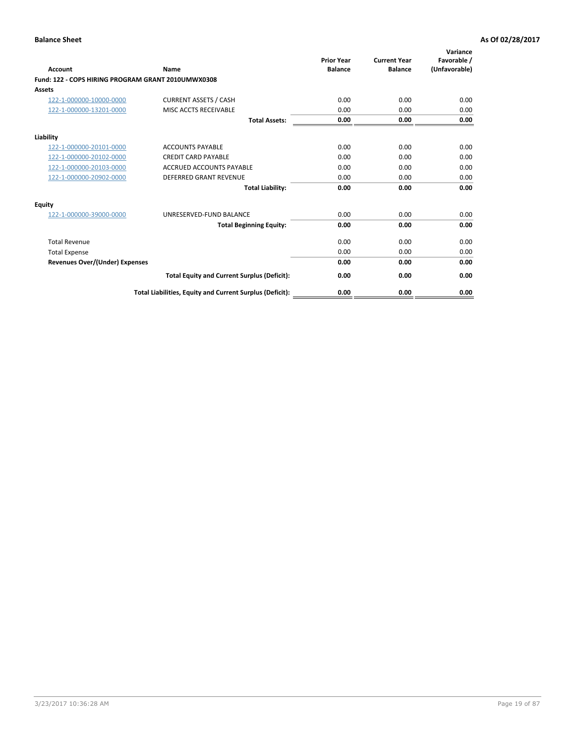**Balance Sheet** **As Of 02/28/2017**

| Account | Name | Prior Year Balance | Current Year Balance | Variance Favorable / (Unfavorable) |
|---|---|---|---|---|
| **Fund: 122 - COPS HIRING PROGRAM GRANT 2010UMWX0308** | | | | |
| **Assets** | | | | |
| 122-1-000000-10000-0000 | CURRENT ASSETS / CASH | 0.00 | 0.00 | 0.00 |
| 122-1-000000-13201-0000 | MISC ACCTS RECEIVABLE | 0.00 | 0.00 | 0.00 |
| | **Total Assets:** | **0.00** | **0.00** | **0.00** |
| **Liability** | | | | |
| 122-1-000000-20101-0000 | ACCOUNTS PAYABLE | 0.00 | 0.00 | 0.00 |
| 122-1-000000-20102-0000 | CREDIT CARD PAYABLE | 0.00 | 0.00 | 0.00 |
| 122-1-000000-20103-0000 | ACCRUED ACCOUNTS PAYABLE | 0.00 | 0.00 | 0.00 |
| 122-1-000000-20902-0000 | DEFERRED GRANT REVENUE | 0.00 | 0.00 | 0.00 |
| | **Total Liability:** | **0.00** | **0.00** | **0.00** |
| **Equity** | | | | |
| 122-1-000000-39000-0000 | UNRESERVED-FUND BALANCE | 0.00 | 0.00 | 0.00 |
| | **Total Beginning Equity:** | **0.00** | **0.00** | **0.00** |
| Total Revenue | | 0.00 | 0.00 | 0.00 |
| Total Expense | | 0.00 | 0.00 | 0.00 |
| **Revenues Over/(Under) Expenses** | | **0.00** | **0.00** | **0.00** |
| | **Total Equity and Current Surplus (Deficit):** | **0.00** | **0.00** | **0.00** |
| | **Total Liabilities, Equity and Current Surplus (Deficit):** | **0.00** | **0.00** | **0.00** |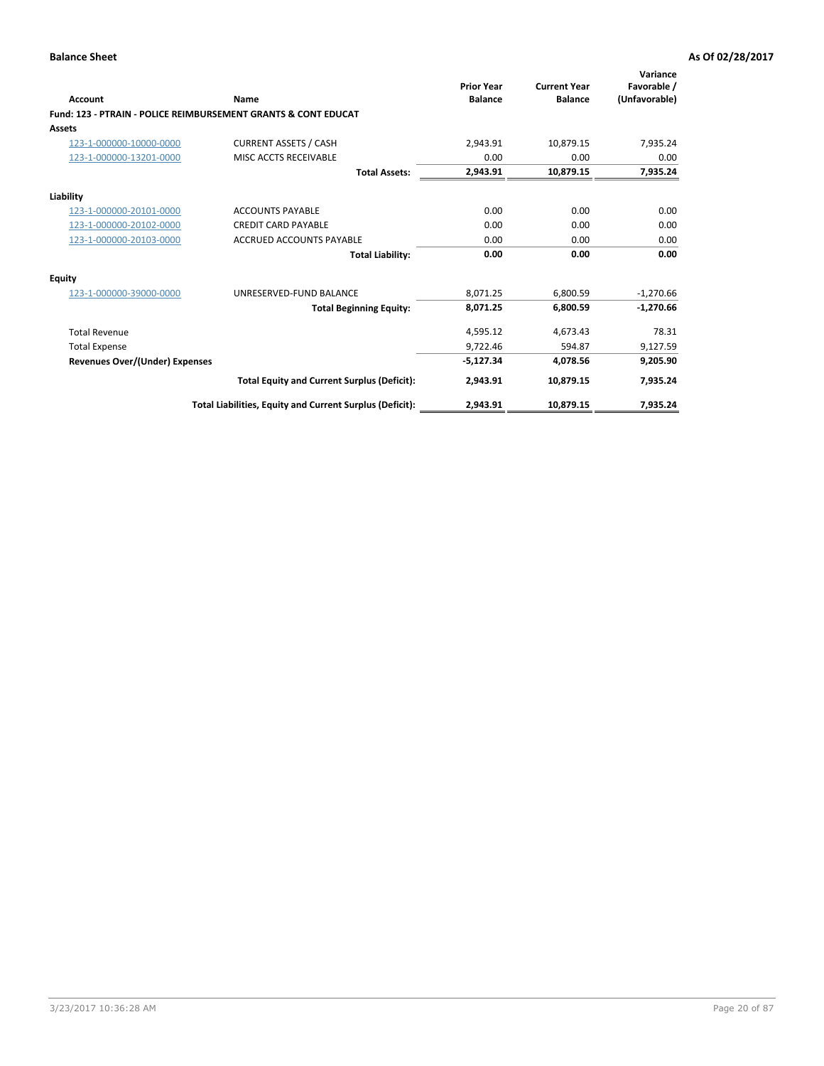**Balance Sheet** **As Of 02/28/2017**

| Account | Name | Prior Year Balance | Current Year Balance | Variance Favorable / (Unfavorable) |
|---|---|---|---|---|
| **Fund: 123 - PTRAIN - POLICE REIMBURSEMENT GRANTS & CONT EDUCAT** | | | | |
| **Assets** | | | | |
| 123-1-000000-10000-0000 | CURRENT ASSETS / CASH | 2,943.91 | 10,879.15 | 7,935.24 |
| 123-1-000000-13201-0000 | MISC ACCTS RECEIVABLE | 0.00 | 0.00 | 0.00 |
| | **Total Assets:** | **2,943.91** | **10,879.15** | **7,935.24** |
| **Liability** | | | | |
| 123-1-000000-20101-0000 | ACCOUNTS PAYABLE | 0.00 | 0.00 | 0.00 |
| 123-1-000000-20102-0000 | CREDIT CARD PAYABLE | 0.00 | 0.00 | 0.00 |
| 123-1-000000-20103-0000 | ACCRUED ACCOUNTS PAYABLE | 0.00 | 0.00 | 0.00 |
| | **Total Liability:** | **0.00** | **0.00** | **0.00** |
| **Equity** | | | | |
| 123-1-000000-39000-0000 | UNRESERVED-FUND BALANCE | 8,071.25 | 6,800.59 | -1,270.66 |
| | **Total Beginning Equity:** | **8,071.25** | **6,800.59** | **-1,270.66** |
| Total Revenue | | 4,595.12 | 4,673.43 | 78.31 |
| Total Expense | | 9,722.46 | 594.87 | 9,127.59 |
| **Revenues Over/(Under) Expenses** | | **-5,127.34** | **4,078.56** | **9,205.90** |
| | **Total Equity and Current Surplus (Deficit):** | **2,943.91** | **10,879.15** | **7,935.24** |
| | **Total Liabilities, Equity and Current Surplus (Deficit):** | **2,943.91** | **10,879.15** | **7,935.24** |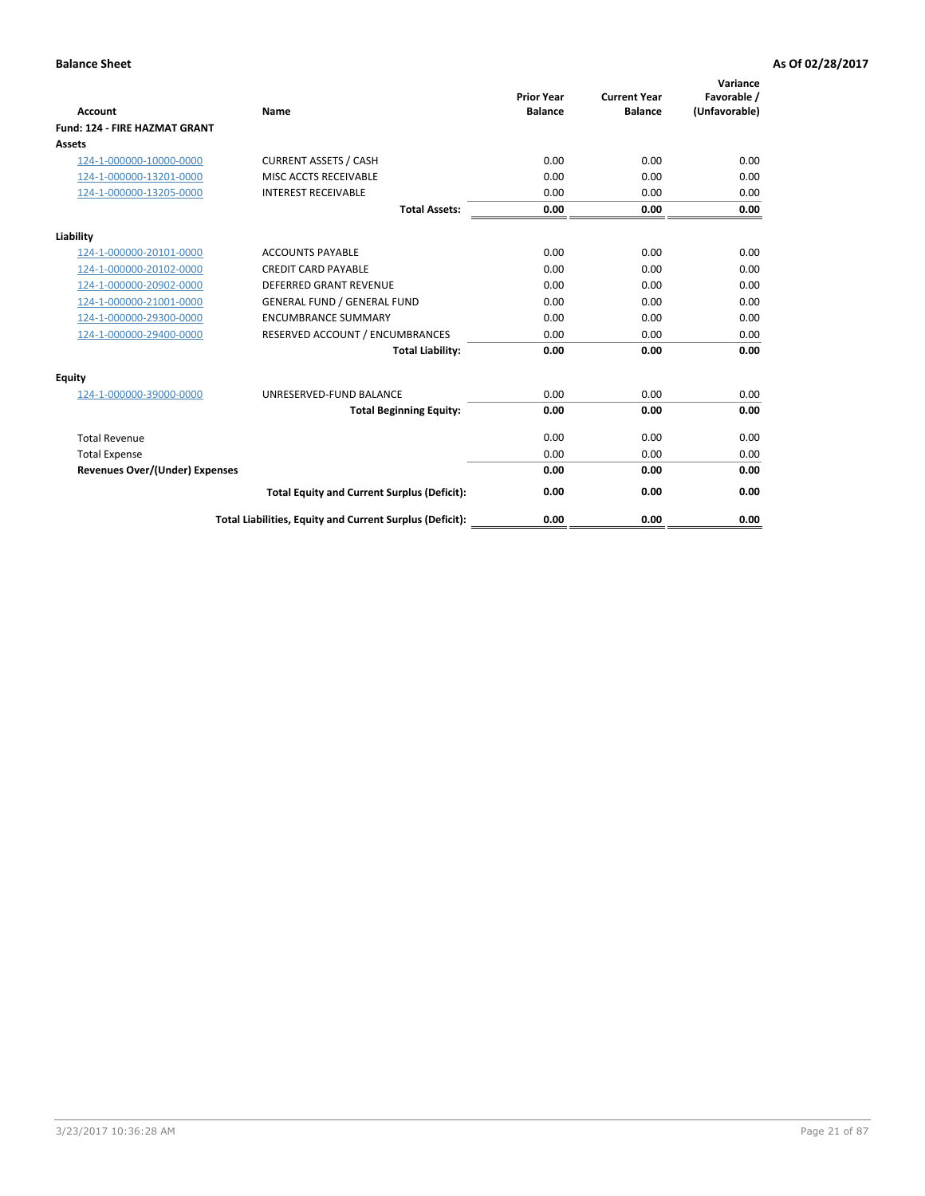**Balance Sheet** **As Of 02/28/2017**

| Account | Name | Prior Year Balance | Current Year Balance | Variance Favorable / (Unfavorable) |
|---|---|---|---|---|
| **Fund: 124 - FIRE HAZMAT GRANT** | | | | |
| **Assets** | | | | |
| 124-1-000000-10000-0000 | CURRENT ASSETS / CASH | 0.00 | 0.00 | 0.00 |
| 124-1-000000-13201-0000 | MISC ACCTS RECEIVABLE | 0.00 | 0.00 | 0.00 |
| 124-1-000000-13205-0000 | INTEREST RECEIVABLE | 0.00 | 0.00 | 0.00 |
| | **Total Assets:** | **0.00** | **0.00** | **0.00** |
| **Liability** | | | | |
| 124-1-000000-20101-0000 | ACCOUNTS PAYABLE | 0.00 | 0.00 | 0.00 |
| 124-1-000000-20102-0000 | CREDIT CARD PAYABLE | 0.00 | 0.00 | 0.00 |
| 124-1-000000-20902-0000 | DEFERRED GRANT REVENUE | 0.00 | 0.00 | 0.00 |
| 124-1-000000-21001-0000 | GENERAL FUND / GENERAL FUND | 0.00 | 0.00 | 0.00 |
| 124-1-000000-29300-0000 | ENCUMBRANCE SUMMARY | 0.00 | 0.00 | 0.00 |
| 124-1-000000-29400-0000 | RESERVED ACCOUNT / ENCUMBRANCES | 0.00 | 0.00 | 0.00 |
| | **Total Liability:** | **0.00** | **0.00** | **0.00** |
| **Equity** | | | | |
| 124-1-000000-39000-0000 | UNRESERVED-FUND BALANCE | 0.00 | 0.00 | 0.00 |
| | **Total Beginning Equity:** | **0.00** | **0.00** | **0.00** |
| Total Revenue | | 0.00 | 0.00 | 0.00 |
| Total Expense | | 0.00 | 0.00 | 0.00 |
| **Revenues Over/(Under) Expenses** | | **0.00** | **0.00** | **0.00** |
| | **Total Equity and Current Surplus (Deficit):** | **0.00** | **0.00** | **0.00** |
| | **Total Liabilities, Equity and Current Surplus (Deficit):** | **0.00** | **0.00** | **0.00** |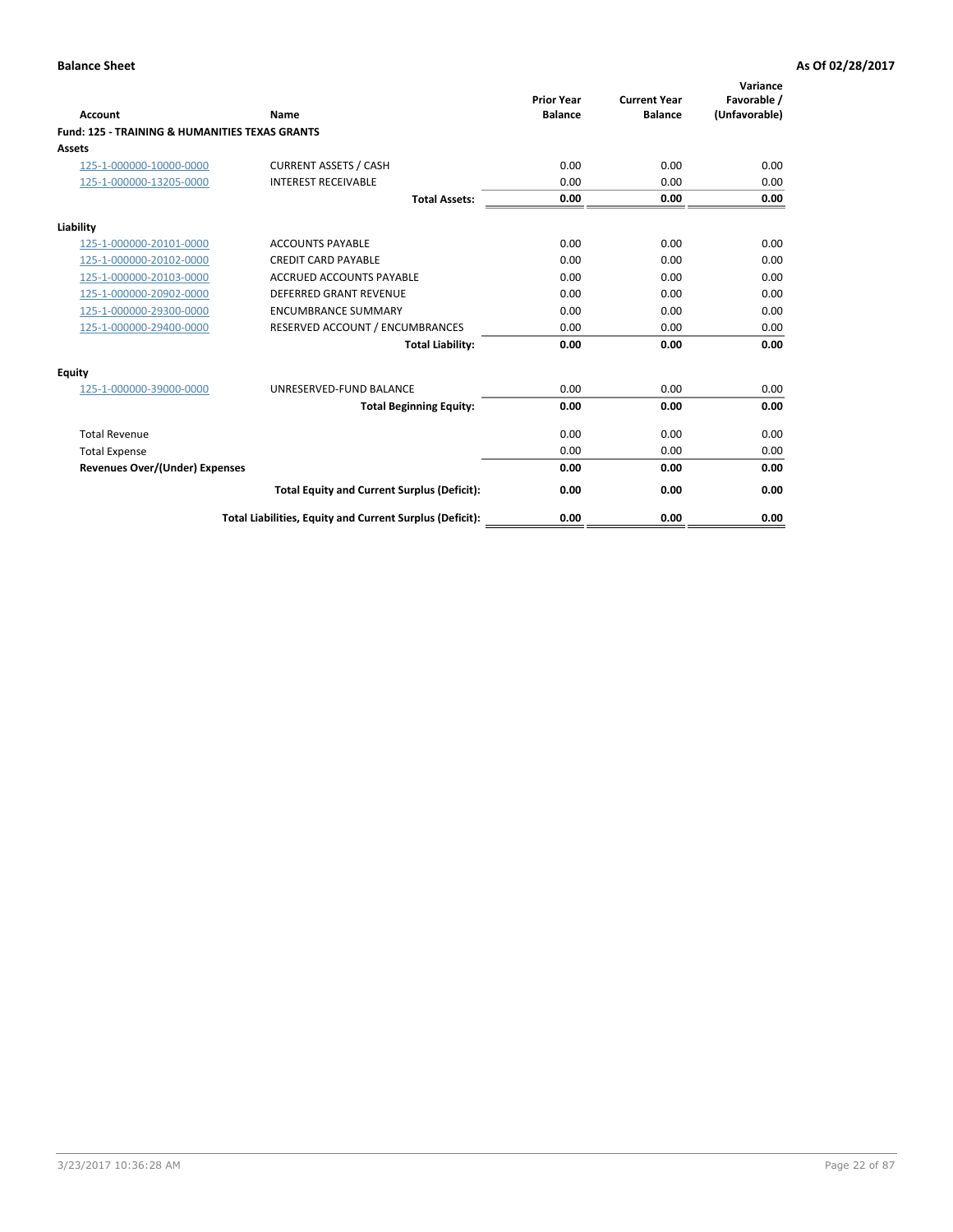**Balance Sheet** **As Of 02/28/2017**

| Account | Name | Prior Year Balance | Current Year Balance | Variance Favorable / (Unfavorable) |
|---|---|---|---|---|
| **Fund: 125 - TRAINING & HUMANITIES TEXAS GRANTS** | | | | |
| **Assets** | | | | |
| 125-1-000000-10000-0000 | CURRENT ASSETS / CASH | 0.00 | 0.00 | 0.00 |
| 125-1-000000-13205-0000 | INTEREST RECEIVABLE | 0.00 | 0.00 | 0.00 |
| | **Total Assets:** | **0.00** | **0.00** | **0.00** |
| **Liability** | | | | |
| 125-1-000000-20101-0000 | ACCOUNTS PAYABLE | 0.00 | 0.00 | 0.00 |
| 125-1-000000-20102-0000 | CREDIT CARD PAYABLE | 0.00 | 0.00 | 0.00 |
| 125-1-000000-20103-0000 | ACCRUED ACCOUNTS PAYABLE | 0.00 | 0.00 | 0.00 |
| 125-1-000000-20902-0000 | DEFERRED GRANT REVENUE | 0.00 | 0.00 | 0.00 |
| 125-1-000000-29300-0000 | ENCUMBRANCE SUMMARY | 0.00 | 0.00 | 0.00 |
| 125-1-000000-29400-0000 | RESERVED ACCOUNT / ENCUMBRANCES | 0.00 | 0.00 | 0.00 |
| | **Total Liability:** | **0.00** | **0.00** | **0.00** |
| **Equity** | | | | |
| 125-1-000000-39000-0000 | UNRESERVED-FUND BALANCE | 0.00 | 0.00 | 0.00 |
| | **Total Beginning Equity:** | **0.00** | **0.00** | **0.00** |
| Total Revenue | | 0.00 | 0.00 | 0.00 |
| Total Expense | | 0.00 | 0.00 | 0.00 |
| **Revenues Over/(Under) Expenses** | | **0.00** | **0.00** | **0.00** |
| | **Total Equity and Current Surplus (Deficit):** | **0.00** | **0.00** | **0.00** |
| | **Total Liabilities, Equity and Current Surplus (Deficit):** | **0.00** | **0.00** | **0.00** |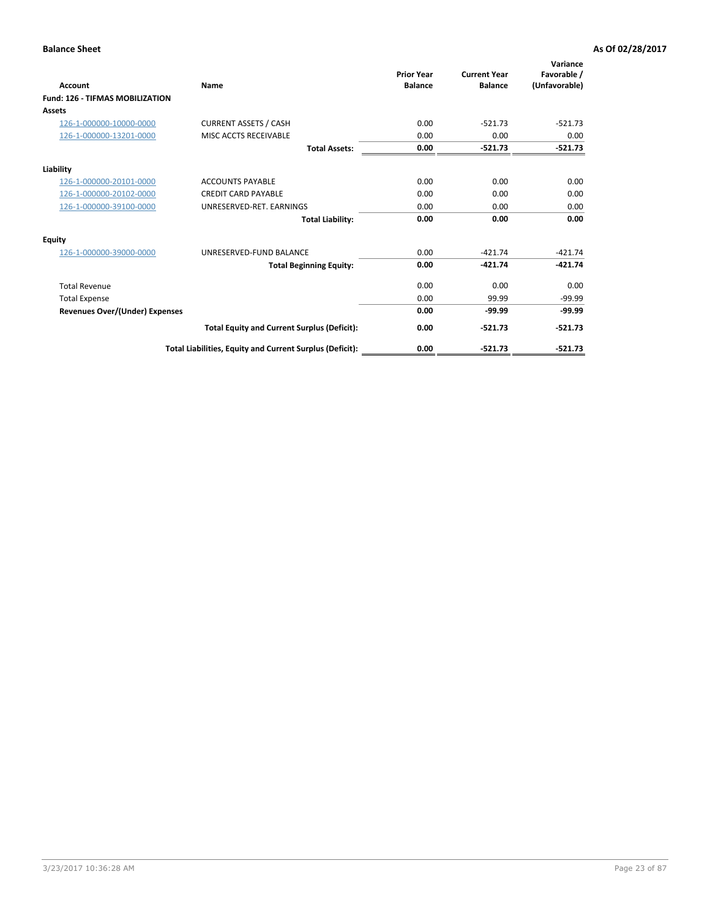**Balance Sheet** **As Of 02/28/2017**

| Account | Name | Prior Year Balance | Current Year Balance | Variance Favorable / (Unfavorable) |
|---|---|---|---|---|
| **Fund: 126 - TIFMAS MOBILIZATION** | | | | |
| **Assets** | | | | |
| 126-1-000000-10000-0000 | CURRENT ASSETS / CASH | 0.00 | -521.73 | -521.73 |
| 126-1-000000-13201-0000 | MISC ACCTS RECEIVABLE | 0.00 | 0.00 | 0.00 |
| | **Total Assets:** | **0.00** | **-521.73** | **-521.73** |
| **Liability** | | | | |
| 126-1-000000-20101-0000 | ACCOUNTS PAYABLE | 0.00 | 0.00 | 0.00 |
| 126-1-000000-20102-0000 | CREDIT CARD PAYABLE | 0.00 | 0.00 | 0.00 |
| 126-1-000000-39100-0000 | UNRESERVED-RET. EARNINGS | 0.00 | 0.00 | 0.00 |
| | **Total Liability:** | **0.00** | **0.00** | **0.00** |
| **Equity** | | | | |
| 126-1-000000-39000-0000 | UNRESERVED-FUND BALANCE | 0.00 | -421.74 | -421.74 |
| | **Total Beginning Equity:** | **0.00** | **-421.74** | **-421.74** |
| Total Revenue | | 0.00 | 0.00 | 0.00 |
| Total Expense | | 0.00 | 99.99 | -99.99 |
| **Revenues Over/(Under) Expenses** | | **0.00** | **-99.99** | **-99.99** |
| | **Total Equity and Current Surplus (Deficit):** | **0.00** | **-521.73** | **-521.73** |
| | **Total Liabilities, Equity and Current Surplus (Deficit):** | **0.00** | **-521.73** | **-521.73** |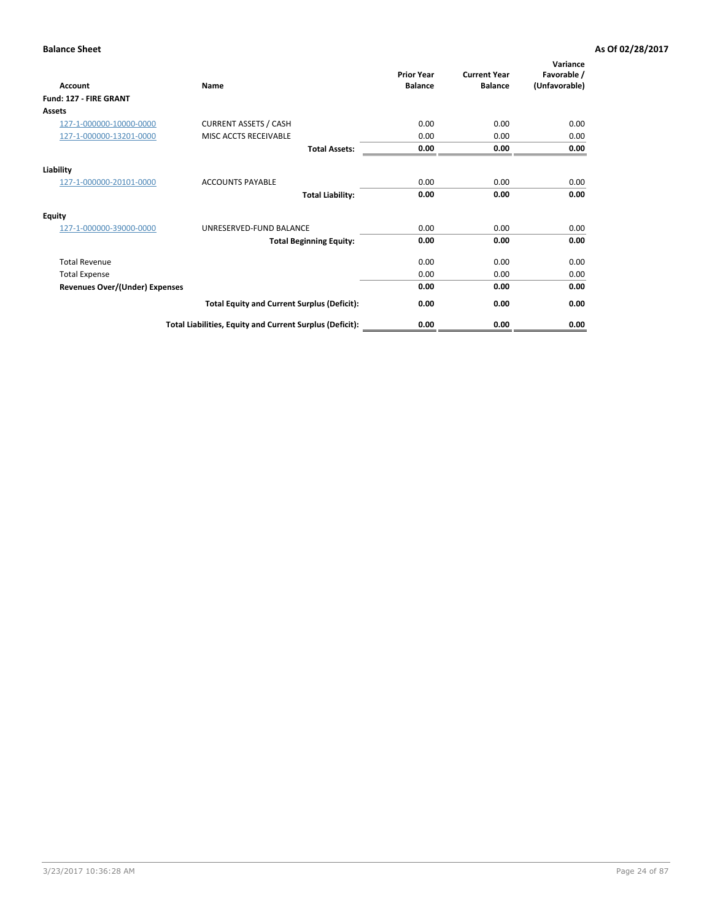**Balance Sheet** **As Of 02/28/2017**

| Account | Name | Prior Year Balance | Current Year Balance | Variance Favorable / (Unfavorable) |
|---|---|---|---|---|
| **Fund: 127 - FIRE GRANT** | | | | |
| **Assets** | | | | |
| 127-1-000000-10000-0000 | CURRENT ASSETS / CASH | 0.00 | 0.00 | 0.00 |
| 127-1-000000-13201-0000 | MISC ACCTS RECEIVABLE | 0.00 | 0.00 | 0.00 |
| | **Total Assets:** | **0.00** | **0.00** | **0.00** |
| **Liability** | | | | |
| 127-1-000000-20101-0000 | ACCOUNTS PAYABLE | 0.00 | 0.00 | 0.00 |
| | **Total Liability:** | **0.00** | **0.00** | **0.00** |
| **Equity** | | | | |
| 127-1-000000-39000-0000 | UNRESERVED-FUND BALANCE | 0.00 | 0.00 | 0.00 |
| | **Total Beginning Equity:** | **0.00** | **0.00** | **0.00** |
| Total Revenue | | 0.00 | 0.00 | 0.00 |
| Total Expense | | 0.00 | 0.00 | 0.00 |
| **Revenues Over/(Under) Expenses** | | **0.00** | **0.00** | **0.00** |
| | **Total Equity and Current Surplus (Deficit):** | **0.00** | **0.00** | **0.00** |
| | **Total Liabilities, Equity and Current Surplus (Deficit):** | **0.00** | **0.00** | **0.00** |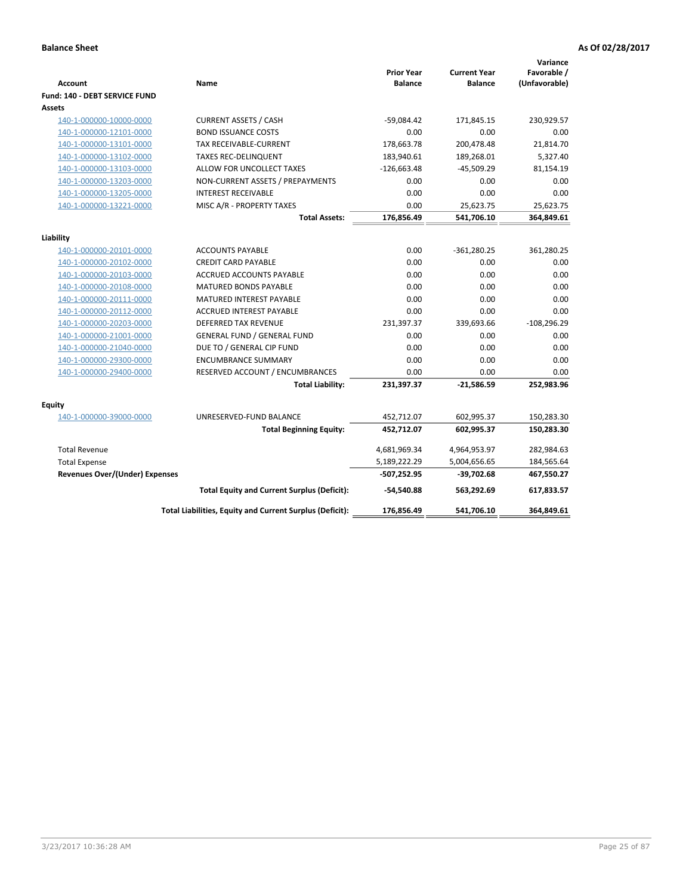**Balance Sheet** **As Of 02/28/2017**

| Account | Name | Prior Year Balance | Current Year Balance | Variance Favorable / (Unfavorable) |
|---|---|---|---|---|
| **Fund: 140 - DEBT SERVICE FUND** | | | | |
| **Assets** | | | | |
| 140-1-000000-10000-0000 | CURRENT ASSETS / CASH | -59,084.42 | 171,845.15 | 230,929.57 |
| 140-1-000000-12101-0000 | BOND ISSUANCE COSTS | 0.00 | 0.00 | 0.00 |
| 140-1-000000-13101-0000 | TAX RECEIVABLE-CURRENT | 178,663.78 | 200,478.48 | 21,814.70 |
| 140-1-000000-13102-0000 | TAXES REC-DELINQUENT | 183,940.61 | 189,268.01 | 5,327.40 |
| 140-1-000000-13103-0000 | ALLOW FOR UNCOLLECT TAXES | -126,663.48 | -45,509.29 | 81,154.19 |
| 140-1-000000-13203-0000 | NON-CURRENT ASSETS / PREPAYMENTS | 0.00 | 0.00 | 0.00 |
| 140-1-000000-13205-0000 | INTEREST RECEIVABLE | 0.00 | 0.00 | 0.00 |
| 140-1-000000-13221-0000 | MISC A/R - PROPERTY TAXES | 0.00 | 25,623.75 | 25,623.75 |
| | **Total Assets:** | **176,856.49** | **541,706.10** | **364,849.61** |
| **Liability** | | | | |
| 140-1-000000-20101-0000 | ACCOUNTS PAYABLE | 0.00 | -361,280.25 | 361,280.25 |
| 140-1-000000-20102-0000 | CREDIT CARD PAYABLE | 0.00 | 0.00 | 0.00 |
| 140-1-000000-20103-0000 | ACCRUED ACCOUNTS PAYABLE | 0.00 | 0.00 | 0.00 |
| 140-1-000000-20108-0000 | MATURED BONDS PAYABLE | 0.00 | 0.00 | 0.00 |
| 140-1-000000-20111-0000 | MATURED INTEREST PAYABLE | 0.00 | 0.00 | 0.00 |
| 140-1-000000-20112-0000 | ACCRUED INTEREST PAYABLE | 0.00 | 0.00 | 0.00 |
| 140-1-000000-20203-0000 | DEFERRED TAX REVENUE | 231,397.37 | 339,693.66 | -108,296.29 |
| 140-1-000000-21001-0000 | GENERAL FUND / GENERAL FUND | 0.00 | 0.00 | 0.00 |
| 140-1-000000-21040-0000 | DUE TO / GENERAL CIP FUND | 0.00 | 0.00 | 0.00 |
| 140-1-000000-29300-0000 | ENCUMBRANCE SUMMARY | 0.00 | 0.00 | 0.00 |
| 140-1-000000-29400-0000 | RESERVED ACCOUNT / ENCUMBRANCES | 0.00 | 0.00 | 0.00 |
| | **Total Liability:** | **231,397.37** | **-21,586.59** | **252,983.96** |
| **Equity** | | | | |
| 140-1-000000-39000-0000 | UNRESERVED-FUND BALANCE | 452,712.07 | 602,995.37 | 150,283.30 |
| | **Total Beginning Equity:** | **452,712.07** | **602,995.37** | **150,283.30** |
| Total Revenue | | 4,681,969.34 | 4,964,953.97 | 282,984.63 |
| Total Expense | | 5,189,222.29 | 5,004,656.65 | 184,565.64 |
| **Revenues Over/(Under) Expenses** | | **-507,252.95** | **-39,702.68** | **467,550.27** |
| | **Total Equity and Current Surplus (Deficit):** | **-54,540.88** | **563,292.69** | **617,833.57** |
| | **Total Liabilities, Equity and Current Surplus (Deficit):** | **176,856.49** | **541,706.10** | **364,849.61** |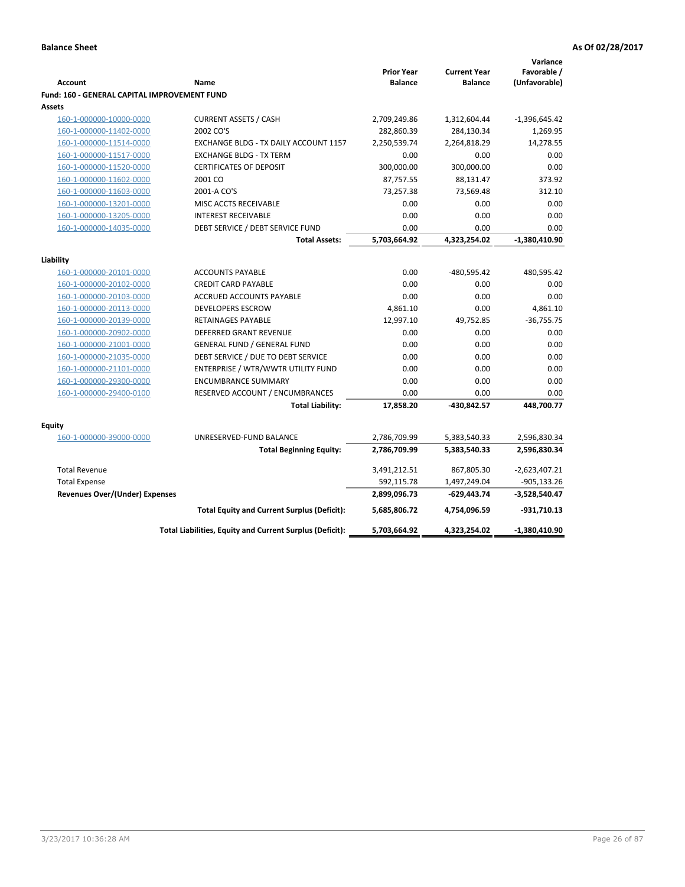**Balance Sheet** **As Of 02/28/2017**

| Account | Name | Prior Year Balance | Current Year Balance | Variance Favorable / (Unfavorable) |
|---|---|---|---|---|
| **Fund: 160 - GENERAL CAPITAL IMPROVEMENT FUND** | | | | |
| **Assets** | | | | |
| 160-1-000000-10000-0000 | CURRENT ASSETS / CASH | 2,709,249.86 | 1,312,604.44 | -1,396,645.42 |
| 160-1-000000-11402-0000 | 2002 CO'S | 282,860.39 | 284,130.34 | 1,269.95 |
| 160-1-000000-11514-0000 | EXCHANGE BLDG - TX DAILY ACCOUNT 1157 | 2,250,539.74 | 2,264,818.29 | 14,278.55 |
| 160-1-000000-11517-0000 | EXCHANGE BLDG - TX TERM | 0.00 | 0.00 | 0.00 |
| 160-1-000000-11520-0000 | CERTIFICATES OF DEPOSIT | 300,000.00 | 300,000.00 | 0.00 |
| 160-1-000000-11602-0000 | 2001 CO | 87,757.55 | 88,131.47 | 373.92 |
| 160-1-000000-11603-0000 | 2001-A CO'S | 73,257.38 | 73,569.48 | 312.10 |
| 160-1-000000-13201-0000 | MISC ACCTS RECEIVABLE | 0.00 | 0.00 | 0.00 |
| 160-1-000000-13205-0000 | INTEREST RECEIVABLE | 0.00 | 0.00 | 0.00 |
| 160-1-000000-14035-0000 | DEBT SERVICE / DEBT SERVICE FUND | 0.00 | 0.00 | 0.00 |
| | **Total Assets:** | **5,703,664.92** | **4,323,254.02** | **-1,380,410.90** |
| **Liability** | | | | |
| 160-1-000000-20101-0000 | ACCOUNTS PAYABLE | 0.00 | -480,595.42 | 480,595.42 |
| 160-1-000000-20102-0000 | CREDIT CARD PAYABLE | 0.00 | 0.00 | 0.00 |
| 160-1-000000-20103-0000 | ACCRUED ACCOUNTS PAYABLE | 0.00 | 0.00 | 0.00 |
| 160-1-000000-20113-0000 | DEVELOPERS ESCROW | 4,861.10 | 0.00 | 4,861.10 |
| 160-1-000000-20139-0000 | RETAINAGES PAYABLE | 12,997.10 | 49,752.85 | -36,755.75 |
| 160-1-000000-20902-0000 | DEFERRED GRANT REVENUE | 0.00 | 0.00 | 0.00 |
| 160-1-000000-21001-0000 | GENERAL FUND / GENERAL FUND | 0.00 | 0.00 | 0.00 |
| 160-1-000000-21035-0000 | DEBT SERVICE / DUE TO DEBT SERVICE | 0.00 | 0.00 | 0.00 |
| 160-1-000000-21101-0000 | ENTERPRISE / WTR/WWTR UTILITY FUND | 0.00 | 0.00 | 0.00 |
| 160-1-000000-29300-0000 | ENCUMBRANCE SUMMARY | 0.00 | 0.00 | 0.00 |
| 160-1-000000-29400-0100 | RESERVED ACCOUNT / ENCUMBRANCES | 0.00 | 0.00 | 0.00 |
| | **Total Liability:** | **17,858.20** | **-430,842.57** | **448,700.77** |
| **Equity** | | | | |
| 160-1-000000-39000-0000 | UNRESERVED-FUND BALANCE | 2,786,709.99 | 5,383,540.33 | 2,596,830.34 |
| | **Total Beginning Equity:** | **2,786,709.99** | **5,383,540.33** | **2,596,830.34** |
| Total Revenue | | 3,491,212.51 | 867,805.30 | -2,623,407.21 |
| Total Expense | | 592,115.78 | 1,497,249.04 | -905,133.26 |
| **Revenues Over/(Under) Expenses** | | **2,899,096.73** | **-629,443.74** | **-3,528,540.47** |
| | **Total Equity and Current Surplus (Deficit):** | **5,685,806.72** | **4,754,096.59** | **-931,710.13** |
| | **Total Liabilities, Equity and Current Surplus (Deficit):** | **5,703,664.92** | **4,323,254.02** | **-1,380,410.90** |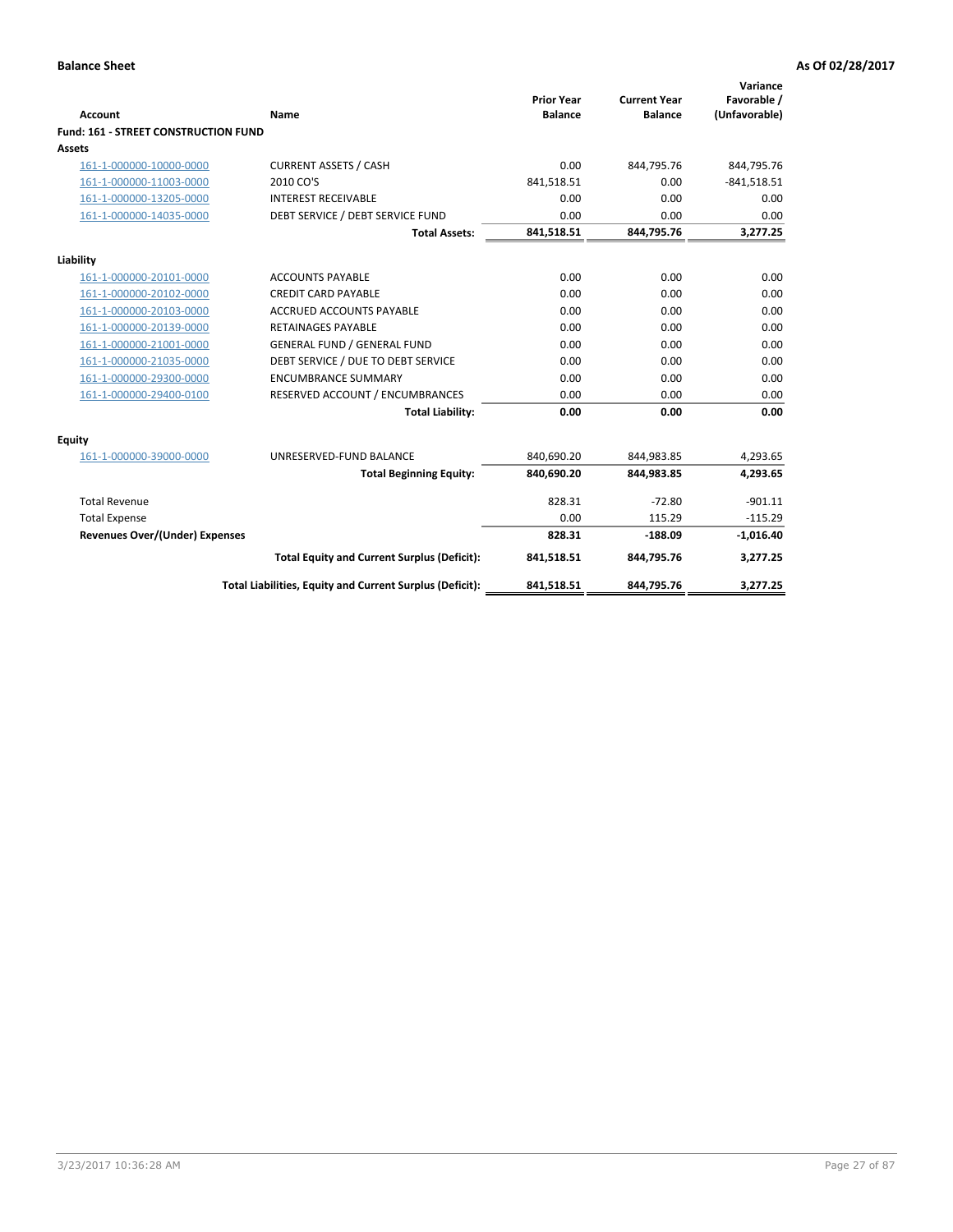**Balance Sheet** **As Of 02/28/2017**

| Account | Name | Prior Year Balance | Current Year Balance | Variance Favorable / (Unfavorable) |
|---|---|---|---|---|
| **Fund: 161 - STREET CONSTRUCTION FUND** | | | | |
| **Assets** | | | | |
| 161-1-000000-10000-0000 | CURRENT ASSETS / CASH | 0.00 | 844,795.76 | 844,795.76 |
| 161-1-000000-11003-0000 | 2010 CO'S | 841,518.51 | 0.00 | -841,518.51 |
| 161-1-000000-13205-0000 | INTEREST RECEIVABLE | 0.00 | 0.00 | 0.00 |
| 161-1-000000-14035-0000 | DEBT SERVICE / DEBT SERVICE FUND | 0.00 | 0.00 | 0.00 |
| | **Total Assets:** | **841,518.51** | **844,795.76** | **3,277.25** |
| **Liability** | | | | |
| 161-1-000000-20101-0000 | ACCOUNTS PAYABLE | 0.00 | 0.00 | 0.00 |
| 161-1-000000-20102-0000 | CREDIT CARD PAYABLE | 0.00 | 0.00 | 0.00 |
| 161-1-000000-20103-0000 | ACCRUED ACCOUNTS PAYABLE | 0.00 | 0.00 | 0.00 |
| 161-1-000000-20139-0000 | RETAINAGES PAYABLE | 0.00 | 0.00 | 0.00 |
| 161-1-000000-21001-0000 | GENERAL FUND / GENERAL FUND | 0.00 | 0.00 | 0.00 |
| 161-1-000000-21035-0000 | DEBT SERVICE / DUE TO DEBT SERVICE | 0.00 | 0.00 | 0.00 |
| 161-1-000000-29300-0000 | ENCUMBRANCE SUMMARY | 0.00 | 0.00 | 0.00 |
| 161-1-000000-29400-0100 | RESERVED ACCOUNT / ENCUMBRANCES | 0.00 | 0.00 | 0.00 |
| | **Total Liability:** | **0.00** | **0.00** | **0.00** |
| **Equity** | | | | |
| 161-1-000000-39000-0000 | UNRESERVED-FUND BALANCE | 840,690.20 | 844,983.85 | 4,293.65 |
| | **Total Beginning Equity:** | **840,690.20** | **844,983.85** | **4,293.65** |
| Total Revenue | | 828.31 | -72.80 | -901.11 |
| Total Expense | | 0.00 | 115.29 | -115.29 |
| **Revenues Over/(Under) Expenses** | | **828.31** | **-188.09** | **-1,016.40** |
| | **Total Equity and Current Surplus (Deficit):** | **841,518.51** | **844,795.76** | **3,277.25** |
| | **Total Liabilities, Equity and Current Surplus (Deficit):** | **841,518.51** | **844,795.76** | **3,277.25** |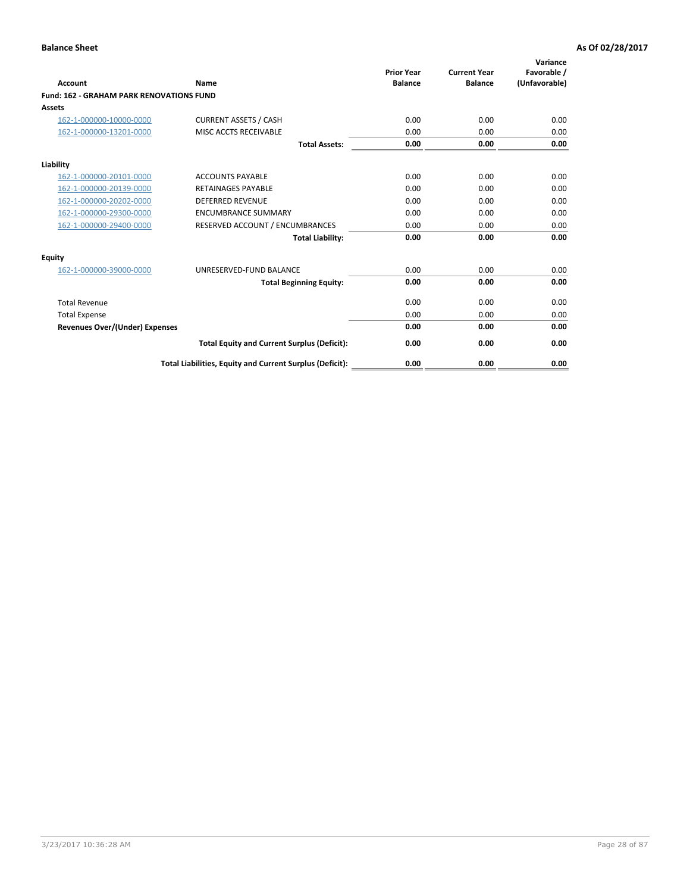**Balance Sheet** **As Of 02/28/2017**

| Account | Name | Prior Year Balance | Current Year Balance | Variance Favorable / (Unfavorable) |
|---|---|---|---|---|
| **Fund: 162 - GRAHAM PARK RENOVATIONS FUND** | | | | |
| **Assets** | | | | |
| 162-1-000000-10000-0000 | CURRENT ASSETS / CASH | 0.00 | 0.00 | 0.00 |
| 162-1-000000-13201-0000 | MISC ACCTS RECEIVABLE | 0.00 | 0.00 | 0.00 |
| | **Total Assets:** | **0.00** | **0.00** | **0.00** |
| **Liability** | | | | |
| 162-1-000000-20101-0000 | ACCOUNTS PAYABLE | 0.00 | 0.00 | 0.00 |
| 162-1-000000-20139-0000 | RETAINAGES PAYABLE | 0.00 | 0.00 | 0.00 |
| 162-1-000000-20202-0000 | DEFERRED REVENUE | 0.00 | 0.00 | 0.00 |
| 162-1-000000-29300-0000 | ENCUMBRANCE SUMMARY | 0.00 | 0.00 | 0.00 |
| 162-1-000000-29400-0000 | RESERVED ACCOUNT / ENCUMBRANCES | 0.00 | 0.00 | 0.00 |
| | **Total Liability:** | **0.00** | **0.00** | **0.00** |
| **Equity** | | | | |
| 162-1-000000-39000-0000 | UNRESERVED-FUND BALANCE | 0.00 | 0.00 | 0.00 |
| | **Total Beginning Equity:** | **0.00** | **0.00** | **0.00** |
| Total Revenue | | 0.00 | 0.00 | 0.00 |
| Total Expense | | 0.00 | 0.00 | 0.00 |
| **Revenues Over/(Under) Expenses** | | **0.00** | **0.00** | **0.00** |
| | **Total Equity and Current Surplus (Deficit):** | **0.00** | **0.00** | **0.00** |
| | **Total Liabilities, Equity and Current Surplus (Deficit):** | **0.00** | **0.00** | **0.00** |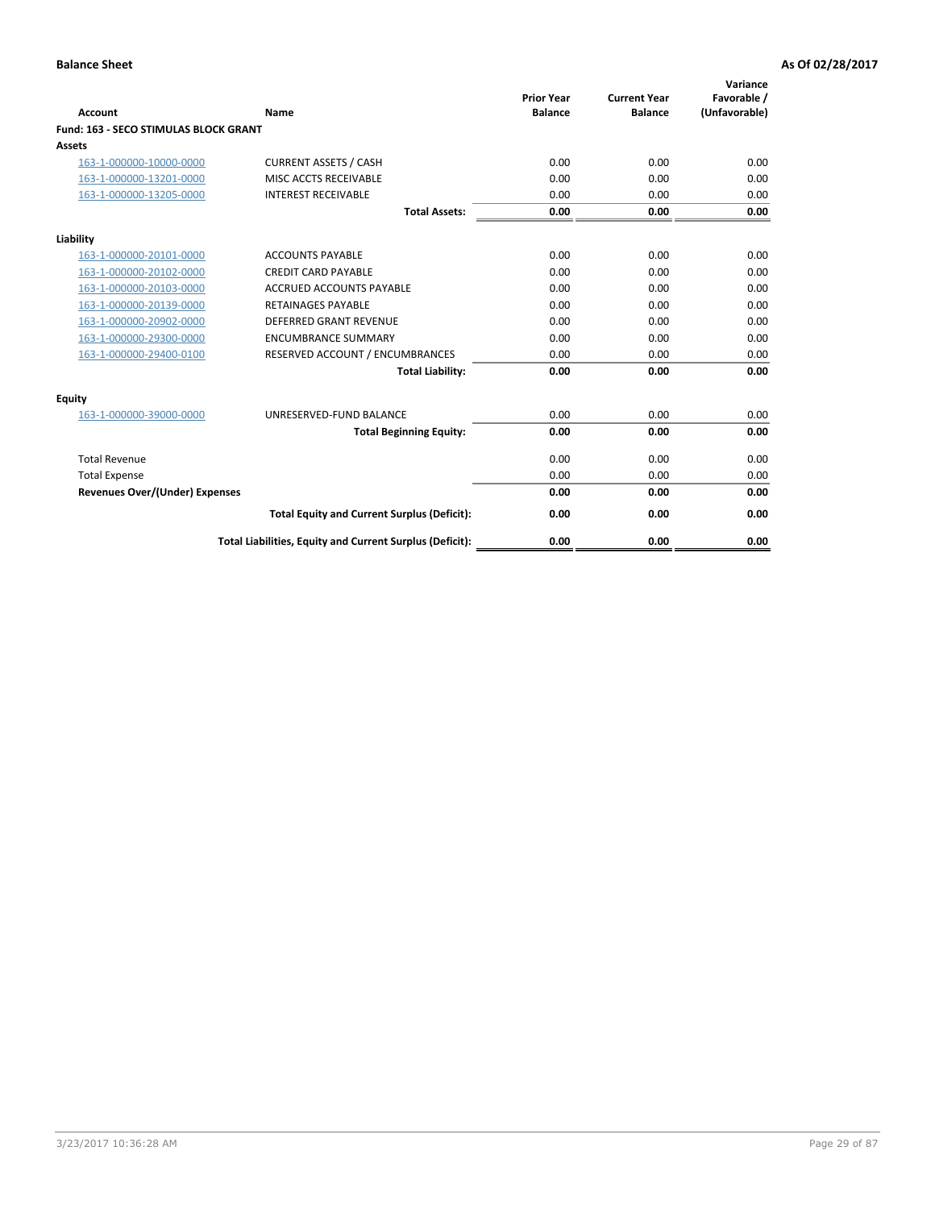**Balance Sheet** **As Of 02/28/2017**

| Account | Name | Prior Year Balance | Current Year Balance | Variance Favorable / (Unfavorable) |
|---|---|---|---|---|
| **Fund: 163 - SECO STIMULAS BLOCK GRANT** | | | | |
| **Assets** | | | | |
| 163-1-000000-10000-0000 | CURRENT ASSETS / CASH | 0.00 | 0.00 | 0.00 |
| 163-1-000000-13201-0000 | MISC ACCTS RECEIVABLE | 0.00 | 0.00 | 0.00 |
| 163-1-000000-13205-0000 | INTEREST RECEIVABLE | 0.00 | 0.00 | 0.00 |
| | **Total Assets:** | **0.00** | **0.00** | **0.00** |
| **Liability** | | | | |
| 163-1-000000-20101-0000 | ACCOUNTS PAYABLE | 0.00 | 0.00 | 0.00 |
| 163-1-000000-20102-0000 | CREDIT CARD PAYABLE | 0.00 | 0.00 | 0.00 |
| 163-1-000000-20103-0000 | ACCRUED ACCOUNTS PAYABLE | 0.00 | 0.00 | 0.00 |
| 163-1-000000-20139-0000 | RETAINAGES PAYABLE | 0.00 | 0.00 | 0.00 |
| 163-1-000000-20902-0000 | DEFERRED GRANT REVENUE | 0.00 | 0.00 | 0.00 |
| 163-1-000000-29300-0000 | ENCUMBRANCE SUMMARY | 0.00 | 0.00 | 0.00 |
| 163-1-000000-29400-0100 | RESERVED ACCOUNT / ENCUMBRANCES | 0.00 | 0.00 | 0.00 |
| | **Total Liability:** | **0.00** | **0.00** | **0.00** |
| **Equity** | | | | |
| 163-1-000000-39000-0000 | UNRESERVED-FUND BALANCE | 0.00 | 0.00 | 0.00 |
| | **Total Beginning Equity:** | **0.00** | **0.00** | **0.00** |
| Total Revenue | | 0.00 | 0.00 | 0.00 |
| Total Expense | | 0.00 | 0.00 | 0.00 |
| **Revenues Over/(Under) Expenses** | | **0.00** | **0.00** | **0.00** |
| | **Total Equity and Current Surplus (Deficit):** | **0.00** | **0.00** | **0.00** |
| | **Total Liabilities, Equity and Current Surplus (Deficit):** | **0.00** | **0.00** | **0.00** |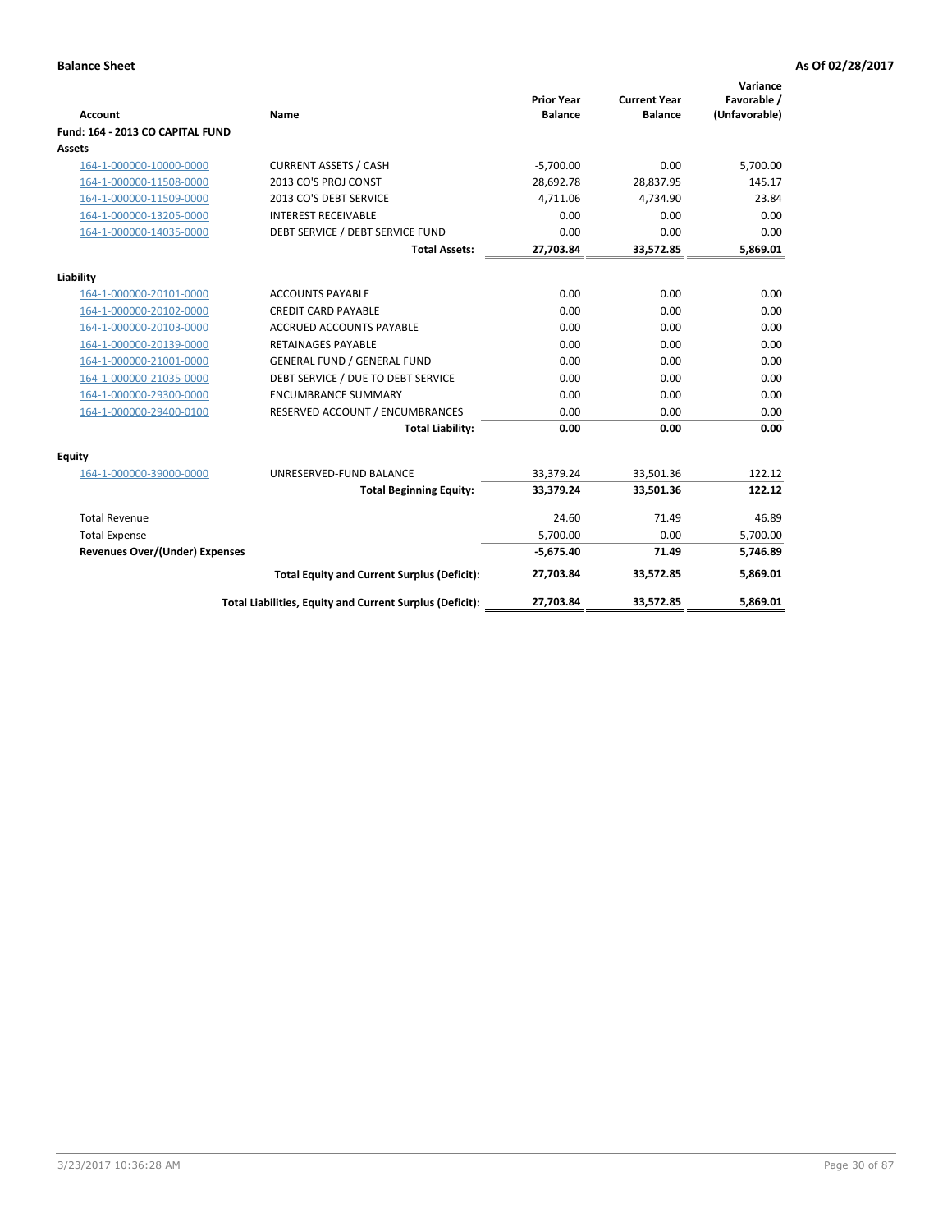**Balance Sheet** **As Of 02/28/2017**

| Account | Name | Prior Year Balance | Current Year Balance | Variance Favorable / (Unfavorable) |
|---|---|---|---|---|
| **Fund: 164 - 2013 CO CAPITAL FUND** | | | | |
| **Assets** | | | | |
| 164-1-000000-10000-0000 | CURRENT ASSETS / CASH | -5,700.00 | 0.00 | 5,700.00 |
| 164-1-000000-11508-0000 | 2013 CO'S PROJ CONST | 28,692.78 | 28,837.95 | 145.17 |
| 164-1-000000-11509-0000 | 2013 CO'S DEBT SERVICE | 4,711.06 | 4,734.90 | 23.84 |
| 164-1-000000-13205-0000 | INTEREST RECEIVABLE | 0.00 | 0.00 | 0.00 |
| 164-1-000000-14035-0000 | DEBT SERVICE / DEBT SERVICE FUND | 0.00 | 0.00 | 0.00 |
| | **Total Assets:** | **27,703.84** | **33,572.85** | **5,869.01** |
| **Liability** | | | | |
| 164-1-000000-20101-0000 | ACCOUNTS PAYABLE | 0.00 | 0.00 | 0.00 |
| 164-1-000000-20102-0000 | CREDIT CARD PAYABLE | 0.00 | 0.00 | 0.00 |
| 164-1-000000-20103-0000 | ACCRUED ACCOUNTS PAYABLE | 0.00 | 0.00 | 0.00 |
| 164-1-000000-20139-0000 | RETAINAGES PAYABLE | 0.00 | 0.00 | 0.00 |
| 164-1-000000-21001-0000 | GENERAL FUND / GENERAL FUND | 0.00 | 0.00 | 0.00 |
| 164-1-000000-21035-0000 | DEBT SERVICE / DUE TO DEBT SERVICE | 0.00 | 0.00 | 0.00 |
| 164-1-000000-29300-0000 | ENCUMBRANCE SUMMARY | 0.00 | 0.00 | 0.00 |
| 164-1-000000-29400-0100 | RESERVED ACCOUNT / ENCUMBRANCES | 0.00 | 0.00 | 0.00 |
| | **Total Liability:** | **0.00** | **0.00** | **0.00** |
| **Equity** | | | | |
| 164-1-000000-39000-0000 | UNRESERVED-FUND BALANCE | 33,379.24 | 33,501.36 | 122.12 |
| | **Total Beginning Equity:** | **33,379.24** | **33,501.36** | **122.12** |
| Total Revenue | | 24.60 | 71.49 | 46.89 |
| Total Expense | | 5,700.00 | 0.00 | 5,700.00 |
| **Revenues Over/(Under) Expenses** | | **-5,675.40** | **71.49** | **5,746.89** |
| | **Total Equity and Current Surplus (Deficit):** | **27,703.84** | **33,572.85** | **5,869.01** |
| | **Total Liabilities, Equity and Current Surplus (Deficit):** | **27,703.84** | **33,572.85** | **5,869.01** |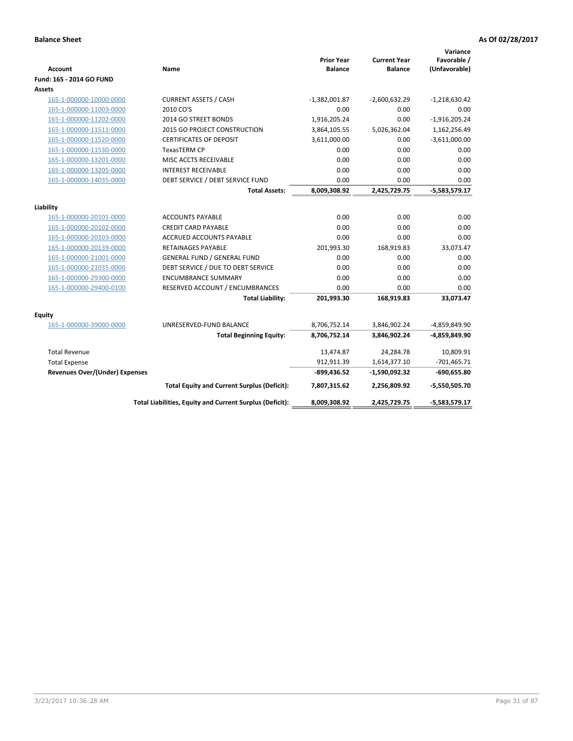**Balance Sheet** **As Of 02/28/2017**

| Account | Name | Prior Year Balance | Current Year Balance | Variance Favorable / (Unfavorable) |
|---|---|---|---|---|
| **Fund: 165 - 2014 GO FUND** | | | | |
| **Assets** | | | | |
| 165-1-000000-10000-0000 | CURRENT ASSETS / CASH | -1,382,001.87 | -2,600,632.29 | -1,218,630.42 |
| 165-1-000000-11003-0000 | 2010 CO'S | 0.00 | 0.00 | 0.00 |
| 165-1-000000-11202-0000 | 2014 GO STREET BONDS | 1,916,205.24 | 0.00 | -1,916,205.24 |
| 165-1-000000-11511-0000 | 2015 GO PROJECT CONSTRUCTION | 3,864,105.55 | 5,026,362.04 | 1,162,256.49 |
| 165-1-000000-11520-0000 | CERTIFICATES OF DEPOSIT | 3,611,000.00 | 0.00 | -3,611,000.00 |
| 165-1-000000-11530-0000 | TexasTERM CP | 0.00 | 0.00 | 0.00 |
| 165-1-000000-13201-0000 | MISC ACCTS RECEIVABLE | 0.00 | 0.00 | 0.00 |
| 165-1-000000-13205-0000 | INTEREST RECEIVABLE | 0.00 | 0.00 | 0.00 |
| 165-1-000000-14035-0000 | DEBT SERVICE / DEBT SERVICE FUND | 0.00 | 0.00 | 0.00 |
| | **Total Assets:** | **8,009,308.92** | **2,425,729.75** | **-5,583,579.17** |
| **Liability** | | | | |
| 165-1-000000-20101-0000 | ACCOUNTS PAYABLE | 0.00 | 0.00 | 0.00 |
| 165-1-000000-20102-0000 | CREDIT CARD PAYABLE | 0.00 | 0.00 | 0.00 |
| 165-1-000000-20103-0000 | ACCRUED ACCOUNTS PAYABLE | 0.00 | 0.00 | 0.00 |
| 165-1-000000-20139-0000 | RETAINAGES PAYABLE | 201,993.30 | 168,919.83 | 33,073.47 |
| 165-1-000000-21001-0000 | GENERAL FUND / GENERAL FUND | 0.00 | 0.00 | 0.00 |
| 165-1-000000-21035-0000 | DEBT SERVICE / DUE TO DEBT SERVICE | 0.00 | 0.00 | 0.00 |
| 165-1-000000-29300-0000 | ENCUMBRANCE SUMMARY | 0.00 | 0.00 | 0.00 |
| 165-1-000000-29400-0100 | RESERVED ACCOUNT / ENCUMBRANCES | 0.00 | 0.00 | 0.00 |
| | **Total Liability:** | **201,993.30** | **168,919.83** | **33,073.47** |
| **Equity** | | | | |
| 165-1-000000-39000-0000 | UNRESERVED-FUND BALANCE | 8,706,752.14 | 3,846,902.24 | -4,859,849.90 |
| | **Total Beginning Equity:** | **8,706,752.14** | **3,846,902.24** | **-4,859,849.90** |
| Total Revenue | | 13,474.87 | 24,284.78 | 10,809.91 |
| Total Expense | | 912,911.39 | 1,614,377.10 | -701,465.71 |
| **Revenues Over/(Under) Expenses** | | **-899,436.52** | **-1,590,092.32** | **-690,655.80** |
| | **Total Equity and Current Surplus (Deficit):** | **7,807,315.62** | **2,256,809.92** | **-5,550,505.70** |
| | **Total Liabilities, Equity and Current Surplus (Deficit):** | **8,009,308.92** | **2,425,729.75** | **-5,583,579.17** |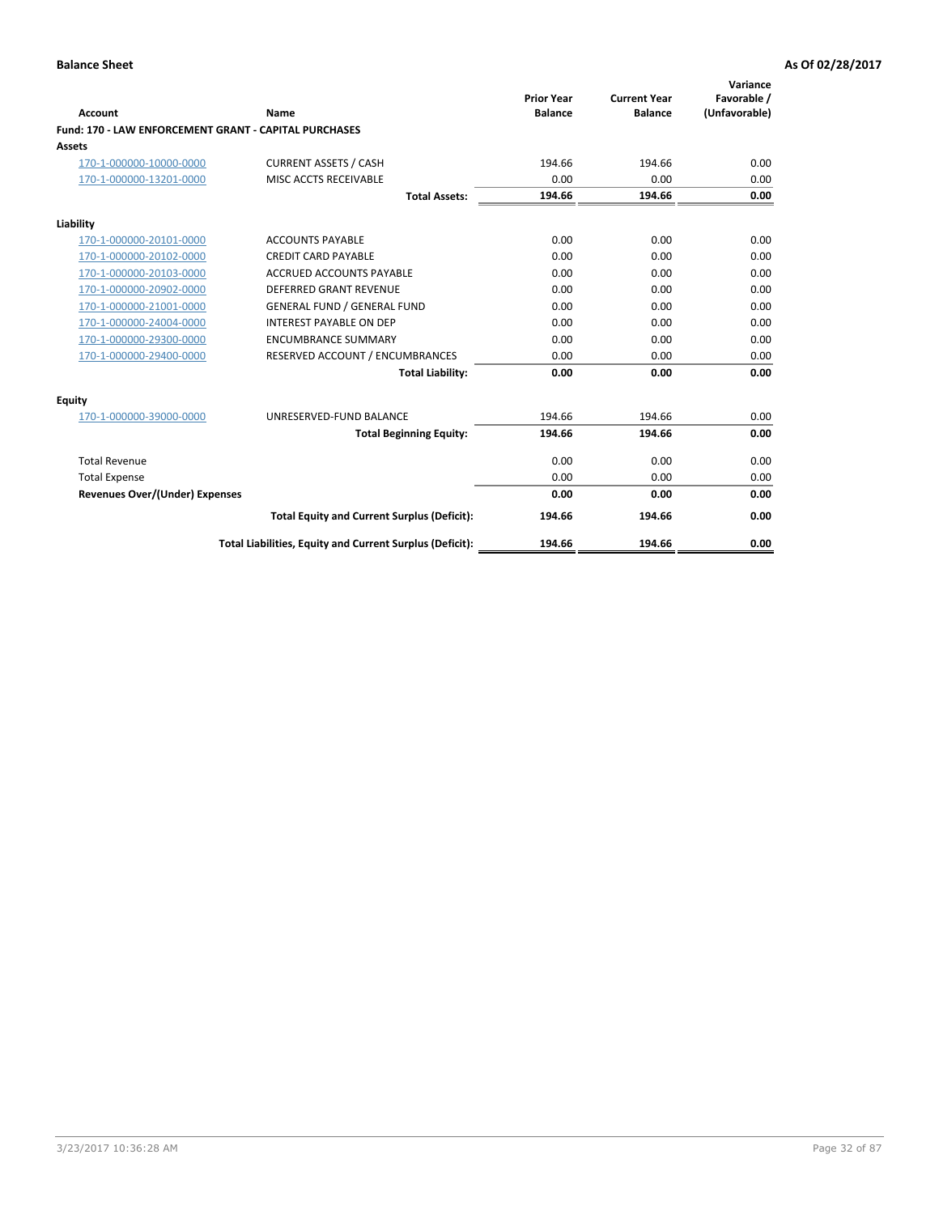**Balance Sheet** **As Of 02/28/2017**

| Account | Name | Prior Year Balance | Current Year Balance | Variance Favorable / (Unfavorable) |
|---|---|---|---|---|
| **Fund: 170 - LAW ENFORCEMENT GRANT - CAPITAL PURCHASES** | | | | |
| **Assets** | | | | |
| 170-1-000000-10000-0000 | CURRENT ASSETS / CASH | 194.66 | 194.66 | 0.00 |
| 170-1-000000-13201-0000 | MISC ACCTS RECEIVABLE | 0.00 | 0.00 | 0.00 |
| | **Total Assets:** | **194.66** | **194.66** | **0.00** |
| **Liability** | | | | |
| 170-1-000000-20101-0000 | ACCOUNTS PAYABLE | 0.00 | 0.00 | 0.00 |
| 170-1-000000-20102-0000 | CREDIT CARD PAYABLE | 0.00 | 0.00 | 0.00 |
| 170-1-000000-20103-0000 | ACCRUED ACCOUNTS PAYABLE | 0.00 | 0.00 | 0.00 |
| 170-1-000000-20902-0000 | DEFERRED GRANT REVENUE | 0.00 | 0.00 | 0.00 |
| 170-1-000000-21001-0000 | GENERAL FUND / GENERAL FUND | 0.00 | 0.00 | 0.00 |
| 170-1-000000-24004-0000 | INTEREST PAYABLE ON DEP | 0.00 | 0.00 | 0.00 |
| 170-1-000000-29300-0000 | ENCUMBRANCE SUMMARY | 0.00 | 0.00 | 0.00 |
| 170-1-000000-29400-0000 | RESERVED ACCOUNT / ENCUMBRANCES | 0.00 | 0.00 | 0.00 |
| | **Total Liability:** | **0.00** | **0.00** | **0.00** |
| **Equity** | | | | |
| 170-1-000000-39000-0000 | UNRESERVED-FUND BALANCE | 194.66 | 194.66 | 0.00 |
| | **Total Beginning Equity:** | **194.66** | **194.66** | **0.00** |
| Total Revenue | | 0.00 | 0.00 | 0.00 |
| Total Expense | | 0.00 | 0.00 | 0.00 |
| **Revenues Over/(Under) Expenses** | | **0.00** | **0.00** | **0.00** |
| | **Total Equity and Current Surplus (Deficit):** | **194.66** | **194.66** | **0.00** |
| | **Total Liabilities, Equity and Current Surplus (Deficit):** | **194.66** | **194.66** | **0.00** |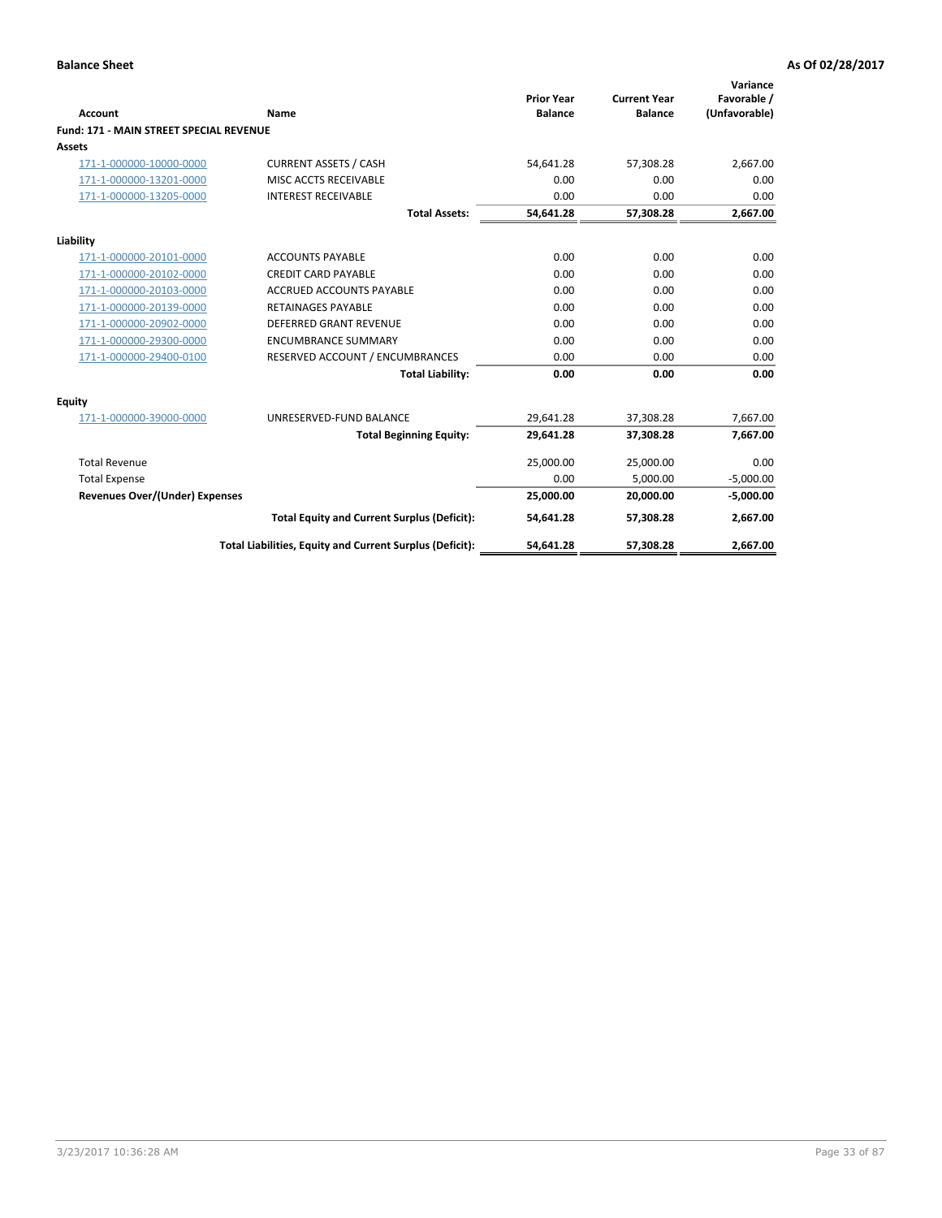**Balance Sheet** **As Of 02/28/2017**

| Account | Name | Prior Year Balance | Current Year Balance | Variance Favorable / (Unfavorable) |
|---|---|---|---|---|
| **Fund: 171 - MAIN STREET SPECIAL REVENUE** | | | | |
| **Assets** | | | | |
| 171-1-000000-10000-0000 | CURRENT ASSETS / CASH | 54,641.28 | 57,308.28 | 2,667.00 |
| 171-1-000000-13201-0000 | MISC ACCTS RECEIVABLE | 0.00 | 0.00 | 0.00 |
| 171-1-000000-13205-0000 | INTEREST RECEIVABLE | 0.00 | 0.00 | 0.00 |
| | **Total Assets:** | **54,641.28** | **57,308.28** | **2,667.00** |
| **Liability** | | | | |
| 171-1-000000-20101-0000 | ACCOUNTS PAYABLE | 0.00 | 0.00 | 0.00 |
| 171-1-000000-20102-0000 | CREDIT CARD PAYABLE | 0.00 | 0.00 | 0.00 |
| 171-1-000000-20103-0000 | ACCRUED ACCOUNTS PAYABLE | 0.00 | 0.00 | 0.00 |
| 171-1-000000-20139-0000 | RETAINAGES PAYABLE | 0.00 | 0.00 | 0.00 |
| 171-1-000000-20902-0000 | DEFERRED GRANT REVENUE | 0.00 | 0.00 | 0.00 |
| 171-1-000000-29300-0000 | ENCUMBRANCE SUMMARY | 0.00 | 0.00 | 0.00 |
| 171-1-000000-29400-0100 | RESERVED ACCOUNT / ENCUMBRANCES | 0.00 | 0.00 | 0.00 |
| | **Total Liability:** | **0.00** | **0.00** | **0.00** |
| **Equity** | | | | |
| 171-1-000000-39000-0000 | UNRESERVED-FUND BALANCE | 29,641.28 | 37,308.28 | 7,667.00 |
| | **Total Beginning Equity:** | **29,641.28** | **37,308.28** | **7,667.00** |
| Total Revenue | | 25,000.00 | 25,000.00 | 0.00 |
| Total Expense | | 0.00 | 5,000.00 | -5,000.00 |
| **Revenues Over/(Under) Expenses** | | **25,000.00** | **20,000.00** | **-5,000.00** |
| | **Total Equity and Current Surplus (Deficit):** | **54,641.28** | **57,308.28** | **2,667.00** |
| | **Total Liabilities, Equity and Current Surplus (Deficit):** | **54,641.28** | **57,308.28** | **2,667.00** |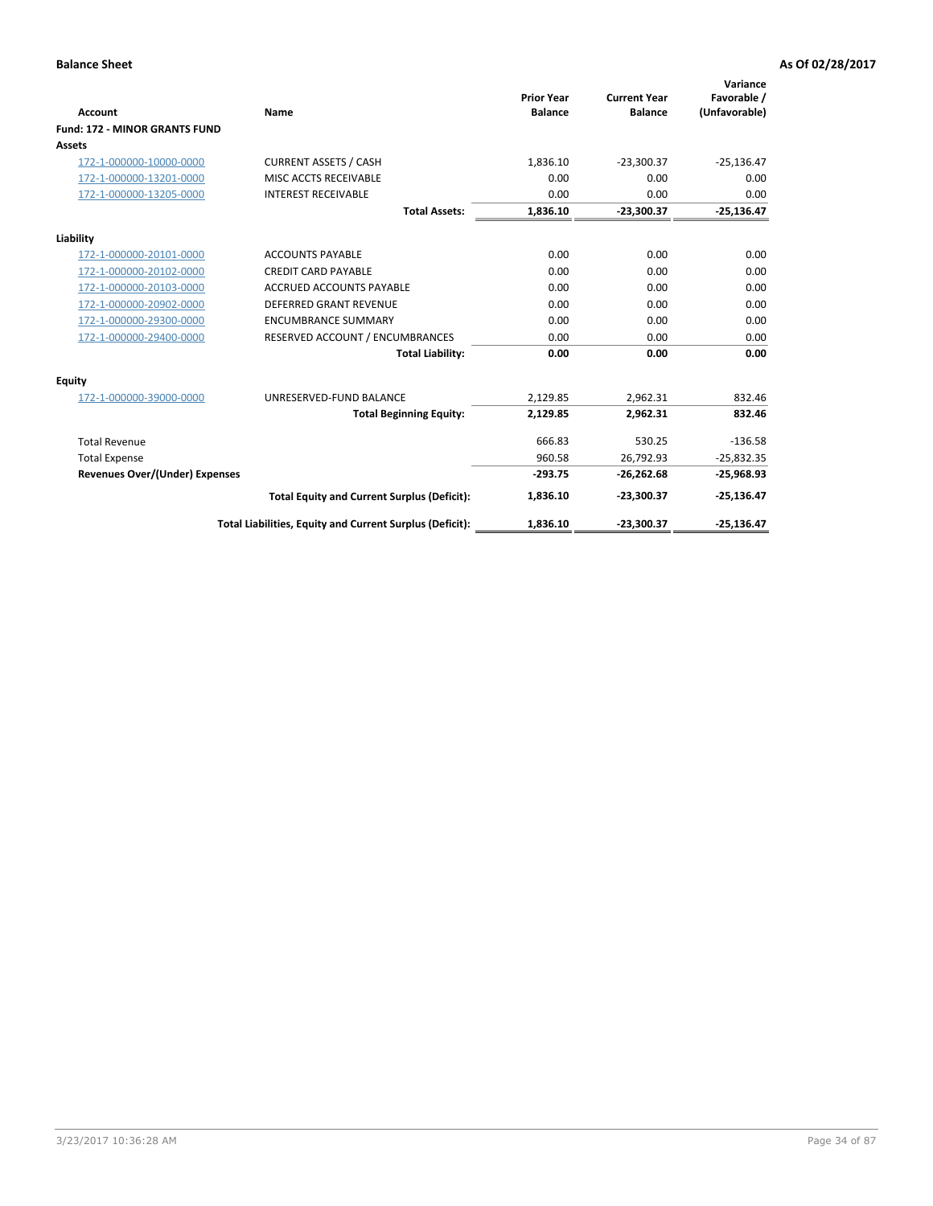**Balance Sheet** **As Of 02/28/2017**

| Account | Name | Prior Year Balance | Current Year Balance | Variance Favorable / (Unfavorable) |
|---|---|---|---|---|
| **Fund: 172 - MINOR GRANTS FUND** | | | | |
| **Assets** | | | | |
| 172-1-000000-10000-0000 | CURRENT ASSETS / CASH | 1,836.10 | -23,300.37 | -25,136.47 |
| 172-1-000000-13201-0000 | MISC ACCTS RECEIVABLE | 0.00 | 0.00 | 0.00 |
| 172-1-000000-13205-0000 | INTEREST RECEIVABLE | 0.00 | 0.00 | 0.00 |
| | **Total Assets:** | **1,836.10** | **-23,300.37** | **-25,136.47** |
| **Liability** | | | | |
| 172-1-000000-20101-0000 | ACCOUNTS PAYABLE | 0.00 | 0.00 | 0.00 |
| 172-1-000000-20102-0000 | CREDIT CARD PAYABLE | 0.00 | 0.00 | 0.00 |
| 172-1-000000-20103-0000 | ACCRUED ACCOUNTS PAYABLE | 0.00 | 0.00 | 0.00 |
| 172-1-000000-20902-0000 | DEFERRED GRANT REVENUE | 0.00 | 0.00 | 0.00 |
| 172-1-000000-29300-0000 | ENCUMBRANCE SUMMARY | 0.00 | 0.00 | 0.00 |
| 172-1-000000-29400-0000 | RESERVED ACCOUNT / ENCUMBRANCES | 0.00 | 0.00 | 0.00 |
| | **Total Liability:** | **0.00** | **0.00** | **0.00** |
| **Equity** | | | | |
| 172-1-000000-39000-0000 | UNRESERVED-FUND BALANCE | 2,129.85 | 2,962.31 | 832.46 |
| | **Total Beginning Equity:** | **2,129.85** | **2,962.31** | **832.46** |
| Total Revenue | | 666.83 | 530.25 | -136.58 |
| Total Expense | | 960.58 | 26,792.93 | -25,832.35 |
| **Revenues Over/(Under) Expenses** | | **-293.75** | **-26,262.68** | **-25,968.93** |
| | **Total Equity and Current Surplus (Deficit):** | **1,836.10** | **-23,300.37** | **-25,136.47** |
| | **Total Liabilities, Equity and Current Surplus (Deficit):** | **1,836.10** | **-23,300.37** | **-25,136.47** |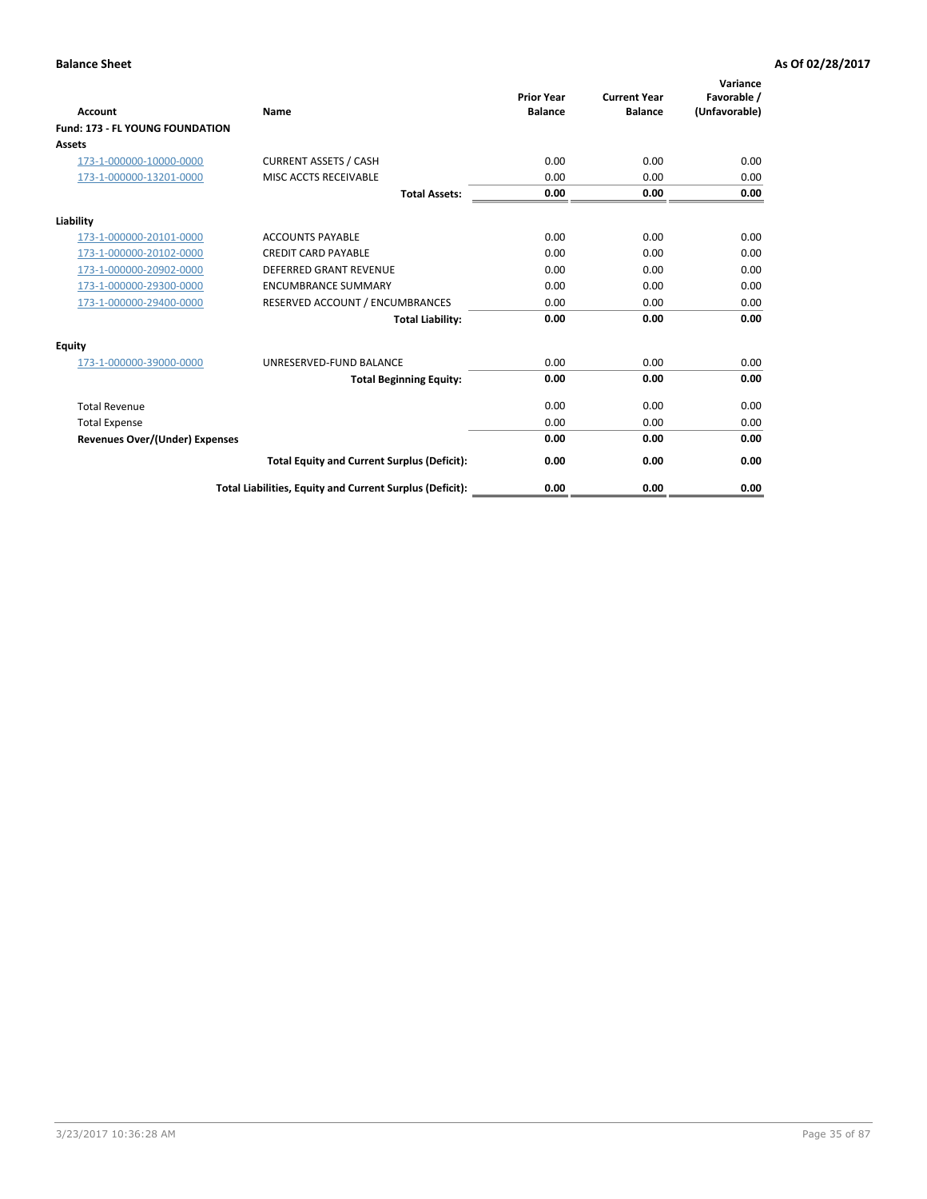**Balance Sheet** **As Of 02/28/2017**

| Account | Name | Prior Year Balance | Current Year Balance | Variance Favorable / (Unfavorable) |
|---|---|---|---|---|
| **Fund: 173 - FL YOUNG FOUNDATION** | | | | |
| **Assets** | | | | |
| 173-1-000000-10000-0000 | CURRENT ASSETS / CASH | 0.00 | 0.00 | 0.00 |
| 173-1-000000-13201-0000 | MISC ACCTS RECEIVABLE | 0.00 | 0.00 | 0.00 |
| | **Total Assets:** | **0.00** | **0.00** | **0.00** |
| **Liability** | | | | |
| 173-1-000000-20101-0000 | ACCOUNTS PAYABLE | 0.00 | 0.00 | 0.00 |
| 173-1-000000-20102-0000 | CREDIT CARD PAYABLE | 0.00 | 0.00 | 0.00 |
| 173-1-000000-20902-0000 | DEFERRED GRANT REVENUE | 0.00 | 0.00 | 0.00 |
| 173-1-000000-29300-0000 | ENCUMBRANCE SUMMARY | 0.00 | 0.00 | 0.00 |
| 173-1-000000-29400-0000 | RESERVED ACCOUNT / ENCUMBRANCES | 0.00 | 0.00 | 0.00 |
| | **Total Liability:** | **0.00** | **0.00** | **0.00** |
| **Equity** | | | | |
| 173-1-000000-39000-0000 | UNRESERVED-FUND BALANCE | 0.00 | 0.00 | 0.00 |
| | **Total Beginning Equity:** | **0.00** | **0.00** | **0.00** |
| Total Revenue | | 0.00 | 0.00 | 0.00 |
| Total Expense | | 0.00 | 0.00 | 0.00 |
| **Revenues Over/(Under) Expenses** | | **0.00** | **0.00** | **0.00** |
| | **Total Equity and Current Surplus (Deficit):** | **0.00** | **0.00** | **0.00** |
| | **Total Liabilities, Equity and Current Surplus (Deficit):** | **0.00** | **0.00** | **0.00** |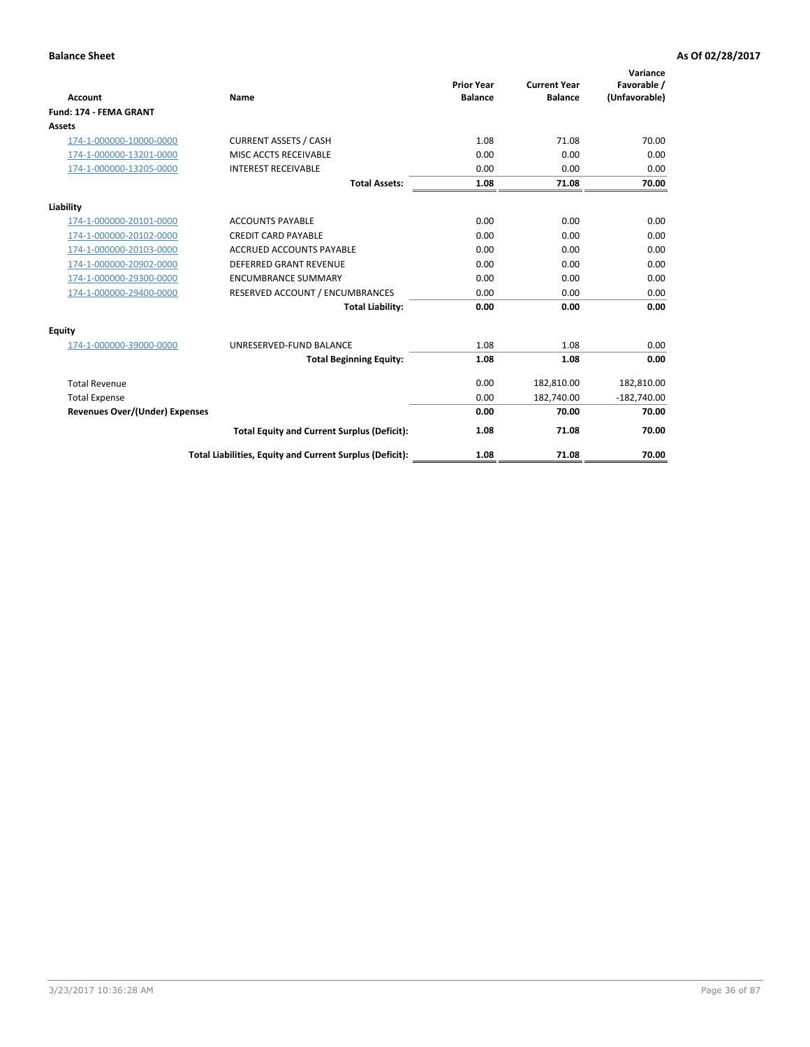**Balance Sheet** **As Of 02/28/2017**

| Account | Name | Prior Year Balance | Current Year Balance | Variance Favorable / (Unfavorable) |
|---|---|---|---|---|
| **Fund: 174 - FEMA GRANT** | | | | |
| **Assets** | | | | |
| 174-1-000000-10000-0000 | CURRENT ASSETS / CASH | 1.08 | 71.08 | 70.00 |
| 174-1-000000-13201-0000 | MISC ACCTS RECEIVABLE | 0.00 | 0.00 | 0.00 |
| 174-1-000000-13205-0000 | INTEREST RECEIVABLE | 0.00 | 0.00 | 0.00 |
| | **Total Assets:** | **1.08** | **71.08** | **70.00** |
| **Liability** | | | | |
| 174-1-000000-20101-0000 | ACCOUNTS PAYABLE | 0.00 | 0.00 | 0.00 |
| 174-1-000000-20102-0000 | CREDIT CARD PAYABLE | 0.00 | 0.00 | 0.00 |
| 174-1-000000-20103-0000 | ACCRUED ACCOUNTS PAYABLE | 0.00 | 0.00 | 0.00 |
| 174-1-000000-20902-0000 | DEFERRED GRANT REVENUE | 0.00 | 0.00 | 0.00 |
| 174-1-000000-29300-0000 | ENCUMBRANCE SUMMARY | 0.00 | 0.00 | 0.00 |
| 174-1-000000-29400-0000 | RESERVED ACCOUNT / ENCUMBRANCES | 0.00 | 0.00 | 0.00 |
| | **Total Liability:** | **0.00** | **0.00** | **0.00** |
| **Equity** | | | | |
| 174-1-000000-39000-0000 | UNRESERVED-FUND BALANCE | 1.08 | 1.08 | 0.00 |
| | **Total Beginning Equity:** | **1.08** | **1.08** | **0.00** |
| Total Revenue | | 0.00 | 182,810.00 | 182,810.00 |
| Total Expense | | 0.00 | 182,740.00 | -182,740.00 |
| **Revenues Over/(Under) Expenses** | | **0.00** | **70.00** | **70.00** |
| | **Total Equity and Current Surplus (Deficit):** | **1.08** | **71.08** | **70.00** |
| | **Total Liabilities, Equity and Current Surplus (Deficit):** | **1.08** | **71.08** | **70.00** |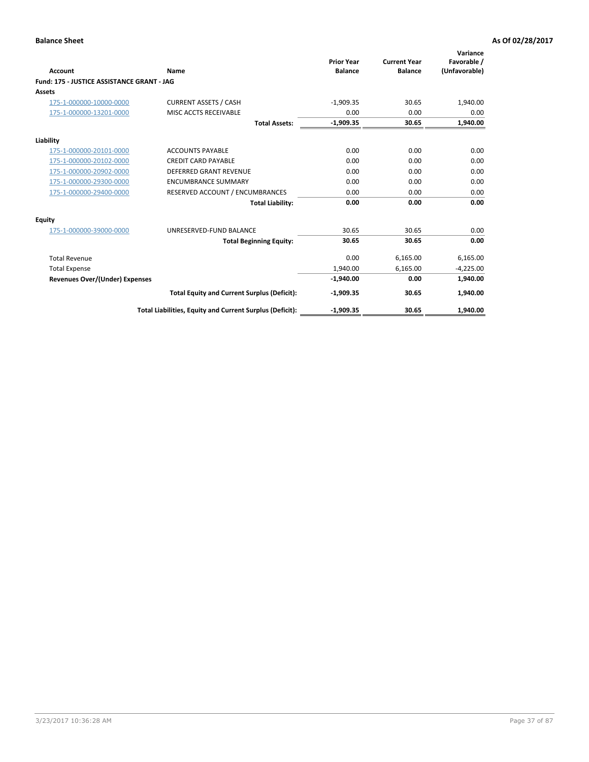**Balance Sheet** **As Of 02/28/2017**

| Account | Name | Prior Year Balance | Current Year Balance | Variance Favorable / (Unfavorable) |
|---|---|---|---|---|
| **Fund: 175 - JUSTICE ASSISTANCE GRANT - JAG** | | | | |
| **Assets** | | | | |
| 175-1-000000-10000-0000 | CURRENT ASSETS / CASH | -1,909.35 | 30.65 | 1,940.00 |
| 175-1-000000-13201-0000 | MISC ACCTS RECEIVABLE | 0.00 | 0.00 | 0.00 |
| | **Total Assets:** | **-1,909.35** | **30.65** | **1,940.00** |
| **Liability** | | | | |
| 175-1-000000-20101-0000 | ACCOUNTS PAYABLE | 0.00 | 0.00 | 0.00 |
| 175-1-000000-20102-0000 | CREDIT CARD PAYABLE | 0.00 | 0.00 | 0.00 |
| 175-1-000000-20902-0000 | DEFERRED GRANT REVENUE | 0.00 | 0.00 | 0.00 |
| 175-1-000000-29300-0000 | ENCUMBRANCE SUMMARY | 0.00 | 0.00 | 0.00 |
| 175-1-000000-29400-0000 | RESERVED ACCOUNT / ENCUMBRANCES | 0.00 | 0.00 | 0.00 |
| | **Total Liability:** | **0.00** | **0.00** | **0.00** |
| **Equity** | | | | |
| 175-1-000000-39000-0000 | UNRESERVED-FUND BALANCE | 30.65 | 30.65 | 0.00 |
| | **Total Beginning Equity:** | **30.65** | **30.65** | **0.00** |
| Total Revenue | | 0.00 | 6,165.00 | 6,165.00 |
| Total Expense | | 1,940.00 | 6,165.00 | -4,225.00 |
| **Revenues Over/(Under) Expenses** | | **-1,940.00** | **0.00** | **1,940.00** |
| | **Total Equity and Current Surplus (Deficit):** | **-1,909.35** | **30.65** | **1,940.00** |
| | **Total Liabilities, Equity and Current Surplus (Deficit):** | **-1,909.35** | **30.65** | **1,940.00** |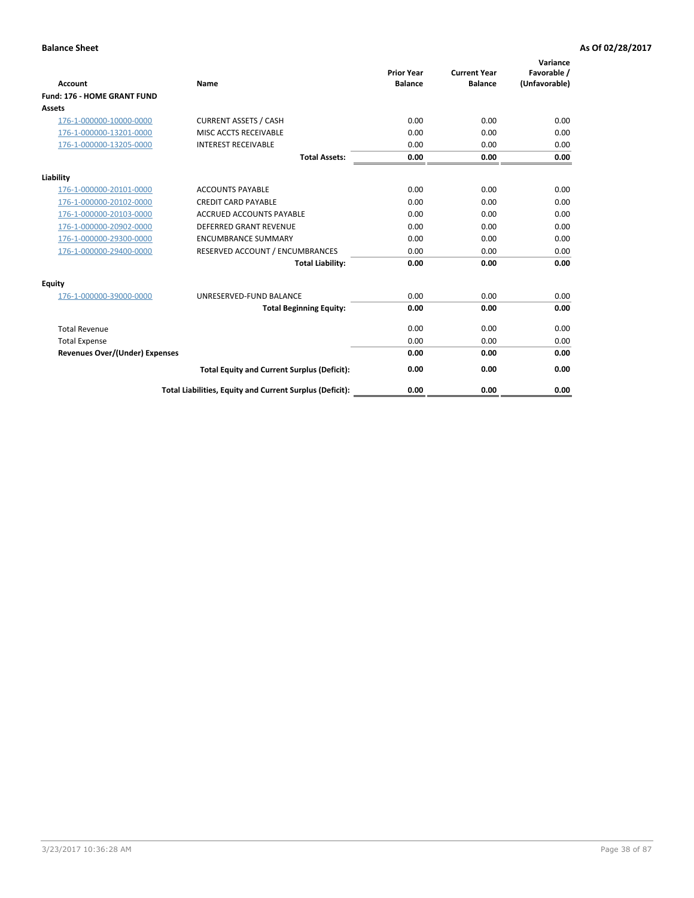**Balance Sheet** **As Of 02/28/2017**

| Account | Name | Prior Year Balance | Current Year Balance | Variance Favorable / (Unfavorable) |
|---|---|---|---|---|
| **Fund: 176 - HOME GRANT FUND** | | | | |
| **Assets** | | | | |
| 176-1-000000-10000-0000 | CURRENT ASSETS / CASH | 0.00 | 0.00 | 0.00 |
| 176-1-000000-13201-0000 | MISC ACCTS RECEIVABLE | 0.00 | 0.00 | 0.00 |
| 176-1-000000-13205-0000 | INTEREST RECEIVABLE | 0.00 | 0.00 | 0.00 |
| | **Total Assets:** | **0.00** | **0.00** | **0.00** |
| **Liability** | | | | |
| 176-1-000000-20101-0000 | ACCOUNTS PAYABLE | 0.00 | 0.00 | 0.00 |
| 176-1-000000-20102-0000 | CREDIT CARD PAYABLE | 0.00 | 0.00 | 0.00 |
| 176-1-000000-20103-0000 | ACCRUED ACCOUNTS PAYABLE | 0.00 | 0.00 | 0.00 |
| 176-1-000000-20902-0000 | DEFERRED GRANT REVENUE | 0.00 | 0.00 | 0.00 |
| 176-1-000000-29300-0000 | ENCUMBRANCE SUMMARY | 0.00 | 0.00 | 0.00 |
| 176-1-000000-29400-0000 | RESERVED ACCOUNT / ENCUMBRANCES | 0.00 | 0.00 | 0.00 |
| | **Total Liability:** | **0.00** | **0.00** | **0.00** |
| **Equity** | | | | |
| 176-1-000000-39000-0000 | UNRESERVED-FUND BALANCE | 0.00 | 0.00 | 0.00 |
| | **Total Beginning Equity:** | **0.00** | **0.00** | **0.00** |
| Total Revenue | | 0.00 | 0.00 | 0.00 |
| Total Expense | | 0.00 | 0.00 | 0.00 |
| **Revenues Over/(Under) Expenses** | | **0.00** | **0.00** | **0.00** |
| | **Total Equity and Current Surplus (Deficit):** | **0.00** | **0.00** | **0.00** |
| | **Total Liabilities, Equity and Current Surplus (Deficit):** | **0.00** | **0.00** | **0.00** |

3/23/2017 10:36:28 AM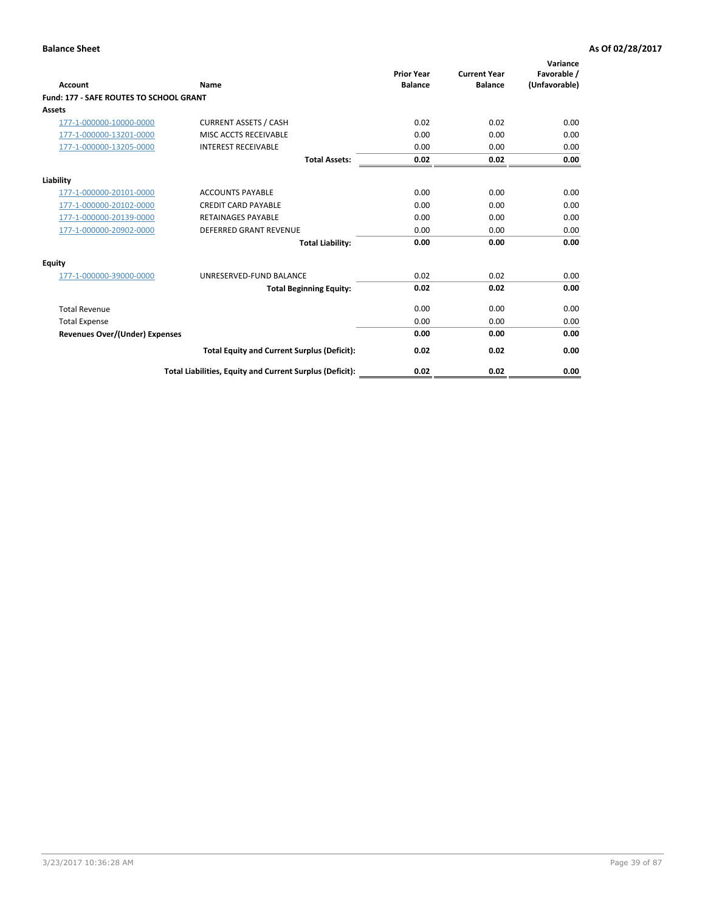**Balance Sheet** — As Of 02/28/2017

| Account | Name | Prior Year Balance | Current Year Balance | Variance Favorable / (Unfavorable) |
|---|---|---|---|---|
| **Fund: 177 - SAFE ROUTES TO SCHOOL GRANT** | | | | |
| **Assets** | | | | |
| 177-1-000000-10000-0000 | CURRENT ASSETS / CASH | 0.02 | 0.02 | 0.00 |
| 177-1-000000-13201-0000 | MISC ACCTS RECEIVABLE | 0.00 | 0.00 | 0.00 |
| 177-1-000000-13205-0000 | INTEREST RECEIVABLE | 0.00 | 0.00 | 0.00 |
| | **Total Assets:** | **0.02** | **0.02** | **0.00** |
| **Liability** | | | | |
| 177-1-000000-20101-0000 | ACCOUNTS PAYABLE | 0.00 | 0.00 | 0.00 |
| 177-1-000000-20102-0000 | CREDIT CARD PAYABLE | 0.00 | 0.00 | 0.00 |
| 177-1-000000-20139-0000 | RETAINAGES PAYABLE | 0.00 | 0.00 | 0.00 |
| 177-1-000000-20902-0000 | DEFERRED GRANT REVENUE | 0.00 | 0.00 | 0.00 |
| | **Total Liability:** | **0.00** | **0.00** | **0.00** |
| **Equity** | | | | |
| 177-1-000000-39000-0000 | UNRESERVED-FUND BALANCE | 0.02 | 0.02 | 0.00 |
| | **Total Beginning Equity:** | **0.02** | **0.02** | **0.00** |
| Total Revenue | | 0.00 | 0.00 | 0.00 |
| Total Expense | | 0.00 | 0.00 | 0.00 |
| **Revenues Over/(Under) Expenses** | | **0.00** | **0.00** | **0.00** |
| | **Total Equity and Current Surplus (Deficit):** | **0.02** | **0.02** | **0.00** |
| | **Total Liabilities, Equity and Current Surplus (Deficit):** | **0.02** | **0.02** | **0.00** |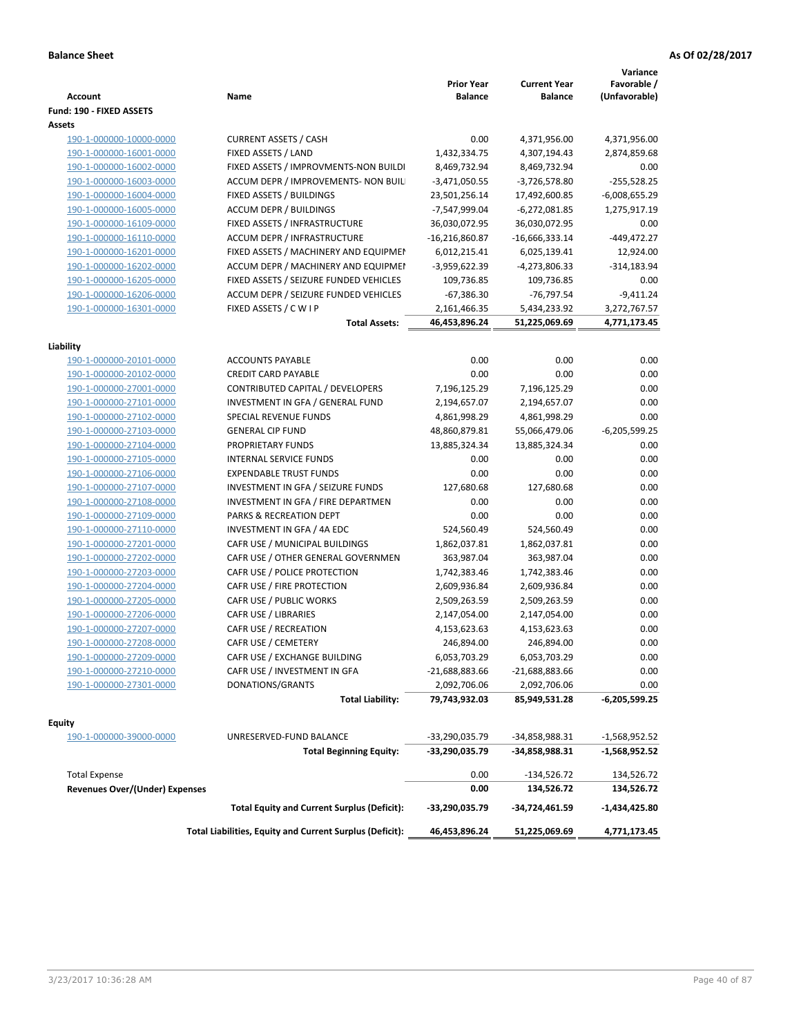**Balance Sheet** **As Of 02/28/2017**

| Account | Name | Prior Year Balance | Current Year Balance | Variance Favorable / (Unfavorable) |
|---|---|---|---|---|
| **Fund: 190 - FIXED ASSETS** | | | | |
| **Assets** | | | | |
| 190-1-000000-10000-0000 | CURRENT ASSETS / CASH | 0.00 | 4,371,956.00 | 4,371,956.00 |
| 190-1-000000-16001-0000 | FIXED ASSETS / LAND | 1,432,334.75 | 4,307,194.43 | 2,874,859.68 |
| 190-1-000000-16002-0000 | FIXED ASSETS / IMPROVMENTS-NON BUILDI | 8,469,732.94 | 8,469,732.94 | 0.00 |
| 190-1-000000-16003-0000 | ACCUM DEPR / IMPROVEMENTS- NON BUIL | -3,471,050.55 | -3,726,578.80 | -255,528.25 |
| 190-1-000000-16004-0000 | FIXED ASSETS / BUILDINGS | 23,501,256.14 | 17,492,600.85 | -6,008,655.29 |
| 190-1-000000-16005-0000 | ACCUM DEPR / BUILDINGS | -7,547,999.04 | -6,272,081.85 | 1,275,917.19 |
| 190-1-000000-16109-0000 | FIXED ASSETS / INFRASTRUCTURE | 36,030,072.95 | 36,030,072.95 | 0.00 |
| 190-1-000000-16110-0000 | ACCUM DEPR / INFRASTRUCTURE | -16,216,860.87 | -16,666,333.14 | -449,472.27 |
| 190-1-000000-16201-0000 | FIXED ASSETS / MACHINERY AND EQUIPMEN | 6,012,215.41 | 6,025,139.41 | 12,924.00 |
| 190-1-000000-16202-0000 | ACCUM DEPR / MACHINERY AND EQUIPMEI | -3,959,622.39 | -4,273,806.33 | -314,183.94 |
| 190-1-000000-16205-0000 | FIXED ASSETS / SEIZURE FUNDED VEHICLES | 109,736.85 | 109,736.85 | 0.00 |
| 190-1-000000-16206-0000 | ACCUM DEPR / SEIZURE FUNDED VEHICLES | -67,386.30 | -76,797.54 | -9,411.24 |
| 190-1-000000-16301-0000 | FIXED ASSETS / C W I P | 2,161,466.35 | 5,434,233.92 | 3,272,767.57 |
| | **Total Assets:** | **46,453,896.24** | **51,225,069.69** | **4,771,173.45** |
| **Liability** | | | | |
| 190-1-000000-20101-0000 | ACCOUNTS PAYABLE | 0.00 | 0.00 | 0.00 |
| 190-1-000000-20102-0000 | CREDIT CARD PAYABLE | 0.00 | 0.00 | 0.00 |
| 190-1-000000-27001-0000 | CONTRIBUTED CAPITAL / DEVELOPERS | 7,196,125.29 | 7,196,125.29 | 0.00 |
| 190-1-000000-27101-0000 | INVESTMENT IN GFA / GENERAL FUND | 2,194,657.07 | 2,194,657.07 | 0.00 |
| 190-1-000000-27102-0000 | SPECIAL REVENUE FUNDS | 4,861,998.29 | 4,861,998.29 | 0.00 |
| 190-1-000000-27103-0000 | GENERAL CIP FUND | 48,860,879.81 | 55,066,479.06 | -6,205,599.25 |
| 190-1-000000-27104-0000 | PROPRIETARY FUNDS | 13,885,324.34 | 13,885,324.34 | 0.00 |
| 190-1-000000-27105-0000 | INTERNAL SERVICE FUNDS | 0.00 | 0.00 | 0.00 |
| 190-1-000000-27106-0000 | EXPENDABLE TRUST FUNDS | 0.00 | 0.00 | 0.00 |
| 190-1-000000-27107-0000 | INVESTMENT IN GFA / SEIZURE FUNDS | 127,680.68 | 127,680.68 | 0.00 |
| 190-1-000000-27108-0000 | INVESTMENT IN GFA / FIRE DEPARTMEN | 0.00 | 0.00 | 0.00 |
| 190-1-000000-27109-0000 | PARKS & RECREATION DEPT | 0.00 | 0.00 | 0.00 |
| 190-1-000000-27110-0000 | INVESTMENT IN GFA / 4A EDC | 524,560.49 | 524,560.49 | 0.00 |
| 190-1-000000-27201-0000 | CAFR USE / MUNICIPAL BUILDINGS | 1,862,037.81 | 1,862,037.81 | 0.00 |
| 190-1-000000-27202-0000 | CAFR USE / OTHER GENERAL GOVERNMEN | 363,987.04 | 363,987.04 | 0.00 |
| 190-1-000000-27203-0000 | CAFR USE / POLICE PROTECTION | 1,742,383.46 | 1,742,383.46 | 0.00 |
| 190-1-000000-27204-0000 | CAFR USE / FIRE PROTECTION | 2,609,936.84 | 2,609,936.84 | 0.00 |
| 190-1-000000-27205-0000 | CAFR USE / PUBLIC WORKS | 2,509,263.59 | 2,509,263.59 | 0.00 |
| 190-1-000000-27206-0000 | CAFR USE / LIBRARIES | 2,147,054.00 | 2,147,054.00 | 0.00 |
| 190-1-000000-27207-0000 | CAFR USE / RECREATION | 4,153,623.63 | 4,153,623.63 | 0.00 |
| 190-1-000000-27208-0000 | CAFR USE / CEMETERY | 246,894.00 | 246,894.00 | 0.00 |
| 190-1-000000-27209-0000 | CAFR USE / EXCHANGE BUILDING | 6,053,703.29 | 6,053,703.29 | 0.00 |
| 190-1-000000-27210-0000 | CAFR USE / INVESTMENT IN GFA | -21,688,883.66 | -21,688,883.66 | 0.00 |
| 190-1-000000-27301-0000 | DONATIONS/GRANTS | 2,092,706.06 | 2,092,706.06 | 0.00 |
| | **Total Liability:** | **79,743,932.03** | **85,949,531.28** | **-6,205,599.25** |
| **Equity** | | | | |
| 190-1-000000-39000-0000 | UNRESERVED-FUND BALANCE | -33,290,035.79 | -34,858,988.31 | -1,568,952.52 |
| | **Total Beginning Equity:** | **-33,290,035.79** | **-34,858,988.31** | **-1,568,952.52** |
| Total Expense | | 0.00 | -134,526.72 | 134,526.72 |
| **Revenues Over/(Under) Expenses** | | **0.00** | **134,526.72** | **134,526.72** |
| | **Total Equity and Current Surplus (Deficit):** | **-33,290,035.79** | **-34,724,461.59** | **-1,434,425.80** |
| | **Total Liabilities, Equity and Current Surplus (Deficit):** | **46,453,896.24** | **51,225,069.69** | **4,771,173.45** |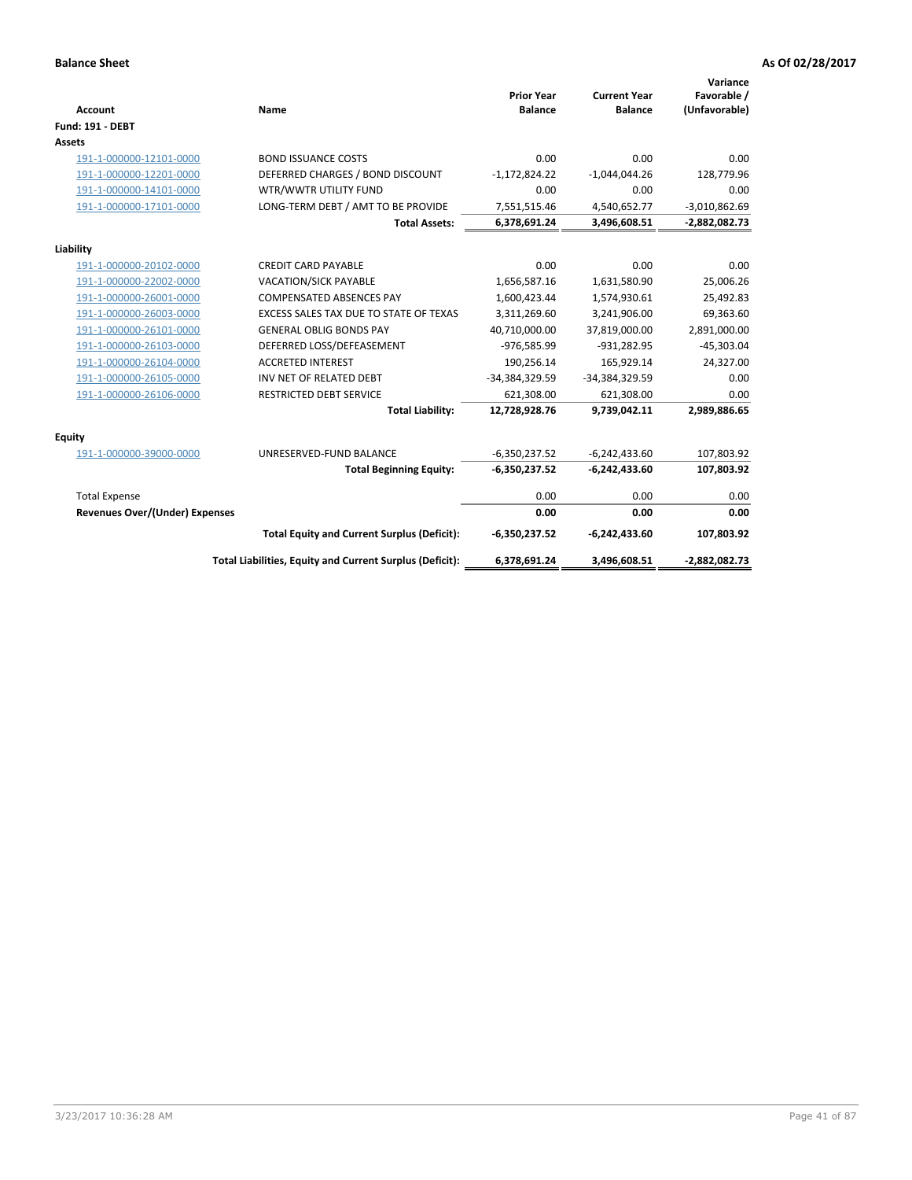**Balance Sheet** **As Of 02/28/2017**

| Account | Name | Prior Year Balance | Current Year Balance | Variance Favorable / (Unfavorable) |
|---|---|---|---|---|
| **Fund: 191 - DEBT** | | | | |
| **Assets** | | | | |
| 191-1-000000-12101-0000 | BOND ISSUANCE COSTS | 0.00 | 0.00 | 0.00 |
| 191-1-000000-12201-0000 | DEFERRED CHARGES / BOND DISCOUNT | -1,172,824.22 | -1,044,044.26 | 128,779.96 |
| 191-1-000000-14101-0000 | WTR/WWTR UTILITY FUND | 0.00 | 0.00 | 0.00 |
| 191-1-000000-17101-0000 | LONG-TERM DEBT / AMT TO BE PROVIDE | 7,551,515.46 | 4,540,652.77 | -3,010,862.69 |
| | **Total Assets:** | **6,378,691.24** | **3,496,608.51** | **-2,882,082.73** |
| **Liability** | | | | |
| 191-1-000000-20102-0000 | CREDIT CARD PAYABLE | 0.00 | 0.00 | 0.00 |
| 191-1-000000-22002-0000 | VACATION/SICK PAYABLE | 1,656,587.16 | 1,631,580.90 | 25,006.26 |
| 191-1-000000-26001-0000 | COMPENSATED ABSENCES PAY | 1,600,423.44 | 1,574,930.61 | 25,492.83 |
| 191-1-000000-26003-0000 | EXCESS SALES TAX DUE TO STATE OF TEXAS | 3,311,269.60 | 3,241,906.00 | 69,363.60 |
| 191-1-000000-26101-0000 | GENERAL OBLIG BONDS PAY | 40,710,000.00 | 37,819,000.00 | 2,891,000.00 |
| 191-1-000000-26103-0000 | DEFERRED LOSS/DEFEASEMENT | -976,585.99 | -931,282.95 | -45,303.04 |
| 191-1-000000-26104-0000 | ACCRETED INTEREST | 190,256.14 | 165,929.14 | 24,327.00 |
| 191-1-000000-26105-0000 | INV NET OF RELATED DEBT | -34,384,329.59 | -34,384,329.59 | 0.00 |
| 191-1-000000-26106-0000 | RESTRICTED DEBT SERVICE | 621,308.00 | 621,308.00 | 0.00 |
| | **Total Liability:** | **12,728,928.76** | **9,739,042.11** | **2,989,886.65** |
| **Equity** | | | | |
| 191-1-000000-39000-0000 | UNRESERVED-FUND BALANCE | -6,350,237.52 | -6,242,433.60 | 107,803.92 |
| | **Total Beginning Equity:** | **-6,350,237.52** | **-6,242,433.60** | **107,803.92** |
| Total Expense | | 0.00 | 0.00 | 0.00 |
| **Revenues Over/(Under) Expenses** | | **0.00** | **0.00** | **0.00** |
| | **Total Equity and Current Surplus (Deficit):** | **-6,350,237.52** | **-6,242,433.60** | **107,803.92** |
| | **Total Liabilities, Equity and Current Surplus (Deficit):** | **6,378,691.24** | **3,496,608.51** | **-2,882,082.73** |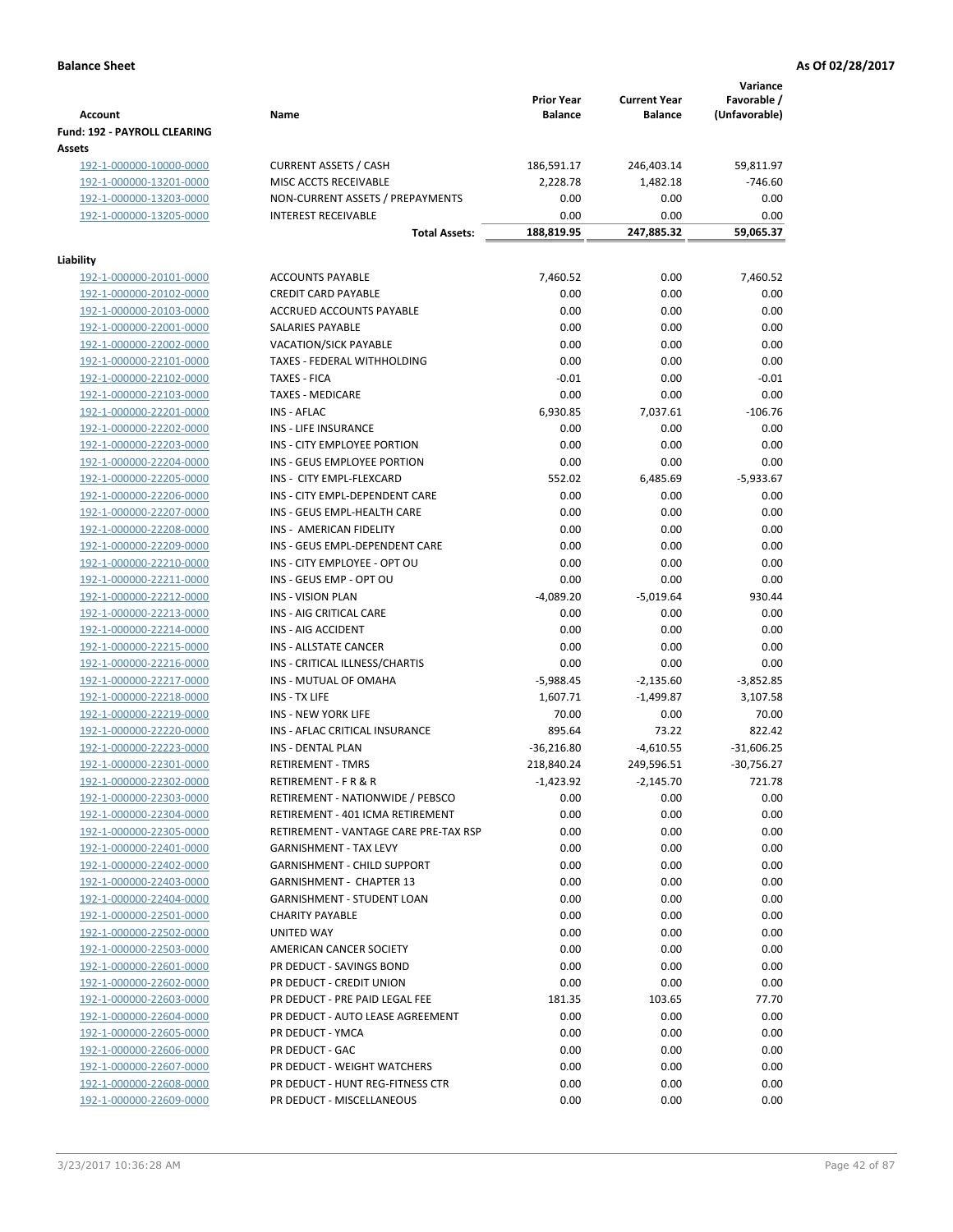**Balance Sheet** **As Of 02/28/2017**

| Account | Name | Prior Year Balance | Current Year Balance | Variance Favorable / (Unfavorable) |
|---|---|---|---|---|
| **Fund: 192 - PAYROLL CLEARING** | | | | |
| **Assets** | | | | |
| 192-1-000000-10000-0000 | CURRENT ASSETS / CASH | 186,591.17 | 246,403.14 | 59,811.97 |
| 192-1-000000-13201-0000 | MISC ACCTS RECEIVABLE | 2,228.78 | 1,482.18 | -746.60 |
| 192-1-000000-13203-0000 | NON-CURRENT ASSETS / PREPAYMENTS | 0.00 | 0.00 | 0.00 |
| 192-1-000000-13205-0000 | INTEREST RECEIVABLE | 0.00 | 0.00 | 0.00 |
| | **Total Assets:** | **188,819.95** | **247,885.32** | **59,065.37** |
| **Liability** | | | | |
| 192-1-000000-20101-0000 | ACCOUNTS PAYABLE | 7,460.52 | 0.00 | 7,460.52 |
| 192-1-000000-20102-0000 | CREDIT CARD PAYABLE | 0.00 | 0.00 | 0.00 |
| 192-1-000000-20103-0000 | ACCRUED ACCOUNTS PAYABLE | 0.00 | 0.00 | 0.00 |
| 192-1-000000-22001-0000 | SALARIES PAYABLE | 0.00 | 0.00 | 0.00 |
| 192-1-000000-22002-0000 | VACATION/SICK PAYABLE | 0.00 | 0.00 | 0.00 |
| 192-1-000000-22101-0000 | TAXES - FEDERAL WITHHOLDING | 0.00 | 0.00 | 0.00 |
| 192-1-000000-22102-0000 | TAXES - FICA | -0.01 | 0.00 | -0.01 |
| 192-1-000000-22103-0000 | TAXES - MEDICARE | 0.00 | 0.00 | 0.00 |
| 192-1-000000-22201-0000 | INS - AFLAC | 6,930.85 | 7,037.61 | -106.76 |
| 192-1-000000-22202-0000 | INS - LIFE INSURANCE | 0.00 | 0.00 | 0.00 |
| 192-1-000000-22203-0000 | INS - CITY EMPLOYEE PORTION | 0.00 | 0.00 | 0.00 |
| 192-1-000000-22204-0000 | INS - GEUS EMPLOYEE PORTION | 0.00 | 0.00 | 0.00 |
| 192-1-000000-22205-0000 | INS - CITY EMPL-FLEXCARD | 552.02 | 6,485.69 | -5,933.67 |
| 192-1-000000-22206-0000 | INS - CITY EMPL-DEPENDENT CARE | 0.00 | 0.00 | 0.00 |
| 192-1-000000-22207-0000 | INS - GEUS EMPL-HEALTH CARE | 0.00 | 0.00 | 0.00 |
| 192-1-000000-22208-0000 | INS - AMERICAN FIDELITY | 0.00 | 0.00 | 0.00 |
| 192-1-000000-22209-0000 | INS - GEUS EMPL-DEPENDENT CARE | 0.00 | 0.00 | 0.00 |
| 192-1-000000-22210-0000 | INS - CITY EMPLOYEE - OPT OU | 0.00 | 0.00 | 0.00 |
| 192-1-000000-22211-0000 | INS - GEUS EMP - OPT OU | 0.00 | 0.00 | 0.00 |
| 192-1-000000-22212-0000 | INS - VISION PLAN | -4,089.20 | -5,019.64 | 930.44 |
| 192-1-000000-22213-0000 | INS - AIG CRITICAL CARE | 0.00 | 0.00 | 0.00 |
| 192-1-000000-22214-0000 | INS - AIG ACCIDENT | 0.00 | 0.00 | 0.00 |
| 192-1-000000-22215-0000 | INS - ALLSTATE CANCER | 0.00 | 0.00 | 0.00 |
| 192-1-000000-22216-0000 | INS - CRITICAL ILLNESS/CHARTIS | 0.00 | 0.00 | 0.00 |
| 192-1-000000-22217-0000 | INS - MUTUAL OF OMAHA | -5,988.45 | -2,135.60 | -3,852.85 |
| 192-1-000000-22218-0000 | INS - TX LIFE | 1,607.71 | -1,499.87 | 3,107.58 |
| 192-1-000000-22219-0000 | INS - NEW YORK LIFE | 70.00 | 0.00 | 70.00 |
| 192-1-000000-22220-0000 | INS - AFLAC CRITICAL INSURANCE | 895.64 | 73.22 | 822.42 |
| 192-1-000000-22223-0000 | INS - DENTAL PLAN | -36,216.80 | -4,610.55 | -31,606.25 |
| 192-1-000000-22301-0000 | RETIREMENT - TMRS | 218,840.24 | 249,596.51 | -30,756.27 |
| 192-1-000000-22302-0000 | RETIREMENT - F R & R | -1,423.92 | -2,145.70 | 721.78 |
| 192-1-000000-22303-0000 | RETIREMENT - NATIONWIDE / PEBSCO | 0.00 | 0.00 | 0.00 |
| 192-1-000000-22304-0000 | RETIREMENT - 401 ICMA RETIREMENT | 0.00 | 0.00 | 0.00 |
| 192-1-000000-22305-0000 | RETIREMENT - VANTAGE CARE PRE-TAX RSP | 0.00 | 0.00 | 0.00 |
| 192-1-000000-22401-0000 | GARNISHMENT - TAX LEVY | 0.00 | 0.00 | 0.00 |
| 192-1-000000-22402-0000 | GARNISHMENT - CHILD SUPPORT | 0.00 | 0.00 | 0.00 |
| 192-1-000000-22403-0000 | GARNISHMENT - CHAPTER 13 | 0.00 | 0.00 | 0.00 |
| 192-1-000000-22404-0000 | GARNISHMENT - STUDENT LOAN | 0.00 | 0.00 | 0.00 |
| 192-1-000000-22501-0000 | CHARITY PAYABLE | 0.00 | 0.00 | 0.00 |
| 192-1-000000-22502-0000 | UNITED WAY | 0.00 | 0.00 | 0.00 |
| 192-1-000000-22503-0000 | AMERICAN CANCER SOCIETY | 0.00 | 0.00 | 0.00 |
| 192-1-000000-22601-0000 | PR DEDUCT - SAVINGS BOND | 0.00 | 0.00 | 0.00 |
| 192-1-000000-22602-0000 | PR DEDUCT - CREDIT UNION | 0.00 | 0.00 | 0.00 |
| 192-1-000000-22603-0000 | PR DEDUCT - PRE PAID LEGAL FEE | 181.35 | 103.65 | 77.70 |
| 192-1-000000-22604-0000 | PR DEDUCT - AUTO LEASE AGREEMENT | 0.00 | 0.00 | 0.00 |
| 192-1-000000-22605-0000 | PR DEDUCT - YMCA | 0.00 | 0.00 | 0.00 |
| 192-1-000000-22606-0000 | PR DEDUCT - GAC | 0.00 | 0.00 | 0.00 |
| 192-1-000000-22607-0000 | PR DEDUCT - WEIGHT WATCHERS | 0.00 | 0.00 | 0.00 |
| 192-1-000000-22608-0000 | PR DEDUCT - HUNT REG-FITNESS CTR | 0.00 | 0.00 | 0.00 |
| 192-1-000000-22609-0000 | PR DEDUCT - MISCELLANEOUS | 0.00 | 0.00 | 0.00 |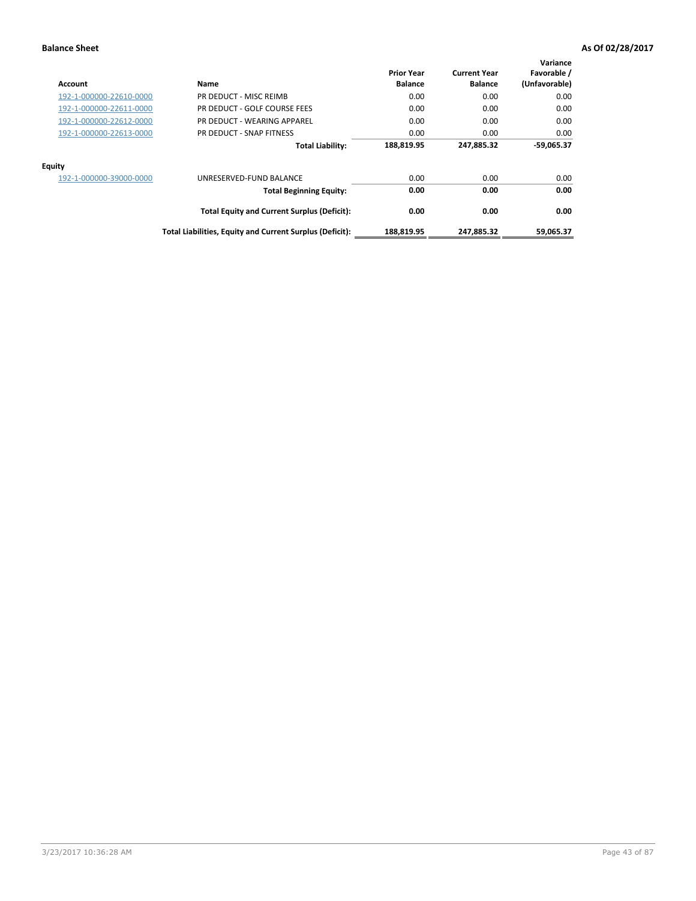**Balance Sheet** **As Of 02/28/2017**

| Account | Name | Prior Year Balance | Current Year Balance | Variance Favorable / (Unfavorable) |
|---|---|---|---|---|
| 192-1-000000-22610-0000 | PR DEDUCT - MISC REIMB | 0.00 | 0.00 | 0.00 |
| 192-1-000000-22611-0000 | PR DEDUCT - GOLF COURSE FEES | 0.00 | 0.00 | 0.00 |
| 192-1-000000-22612-0000 | PR DEDUCT - WEARING APPAREL | 0.00 | 0.00 | 0.00 |
| 192-1-000000-22613-0000 | PR DEDUCT - SNAP FITNESS | 0.00 | 0.00 | 0.00 |
| | **Total Liability:** | **188,819.95** | **247,885.32** | **-59,065.37** |
| **Equity** | | | | |
| 192-1-000000-39000-0000 | UNRESERVED-FUND BALANCE | 0.00 | 0.00 | 0.00 |
| | **Total Beginning Equity:** | **0.00** | **0.00** | **0.00** |
| | **Total Equity and Current Surplus (Deficit):** | **0.00** | **0.00** | **0.00** |
| | **Total Liabilities, Equity and Current Surplus (Deficit):** | **188,819.95** | **247,885.32** | **59,065.37** |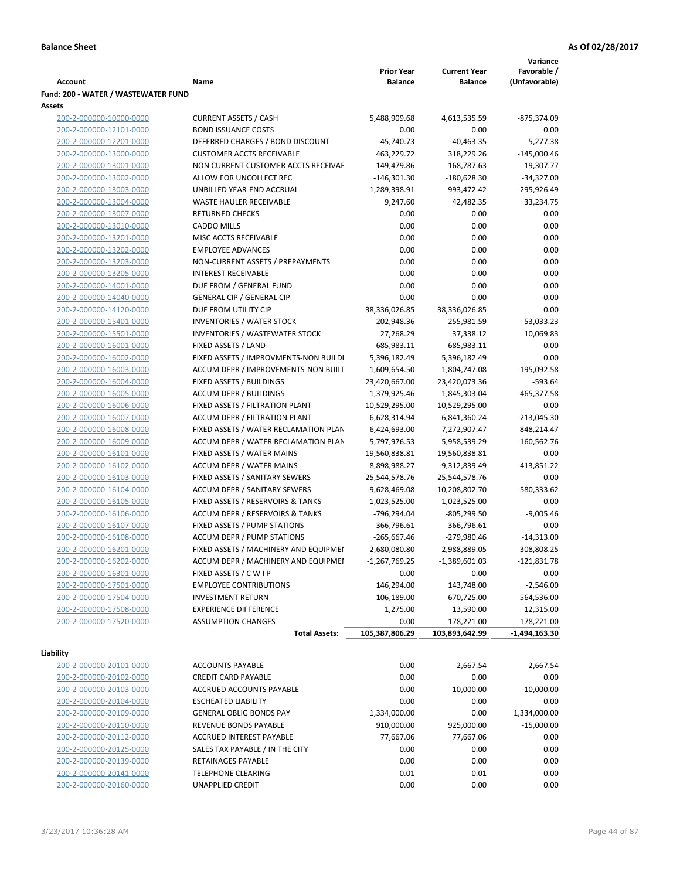**Balance Sheet** **As Of 02/28/2017**

| Account | Name | Prior Year Balance | Current Year Balance | Variance Favorable / (Unfavorable) |
|---|---|---|---|---|
| **Fund: 200 - WATER / WASTEWATER FUND** | | | | |
| **Assets** | | | | |
| 200-2-000000-10000-0000 | CURRENT ASSETS / CASH | 5,488,909.68 | 4,613,535.59 | -875,374.09 |
| 200-2-000000-12101-0000 | BOND ISSUANCE COSTS | 0.00 | 0.00 | 0.00 |
| 200-2-000000-12201-0000 | DEFERRED CHARGES / BOND DISCOUNT | -45,740.73 | -40,463.35 | 5,277.38 |
| 200-2-000000-13000-0000 | CUSTOMER ACCTS RECEIVABLE | 463,229.72 | 318,229.26 | -145,000.46 |
| 200-2-000000-13001-0000 | NON CURRENT CUSTOMER ACCTS RECEIVAE | 149,479.86 | 168,787.63 | 19,307.77 |
| 200-2-000000-13002-0000 | ALLOW FOR UNCOLLECT REC | -146,301.30 | -180,628.30 | -34,327.00 |
| 200-2-000000-13003-0000 | UNBILLED YEAR-END ACCRUAL | 1,289,398.91 | 993,472.42 | -295,926.49 |
| 200-2-000000-13004-0000 | WASTE HAULER RECEIVABLE | 9,247.60 | 42,482.35 | 33,234.75 |
| 200-2-000000-13007-0000 | RETURNED CHECKS | 0.00 | 0.00 | 0.00 |
| 200-2-000000-13010-0000 | CADDO MILLS | 0.00 | 0.00 | 0.00 |
| 200-2-000000-13201-0000 | MISC ACCTS RECEIVABLE | 0.00 | 0.00 | 0.00 |
| 200-2-000000-13202-0000 | EMPLOYEE ADVANCES | 0.00 | 0.00 | 0.00 |
| 200-2-000000-13203-0000 | NON-CURRENT ASSETS / PREPAYMENTS | 0.00 | 0.00 | 0.00 |
| 200-2-000000-13205-0000 | INTEREST RECEIVABLE | 0.00 | 0.00 | 0.00 |
| 200-2-000000-14001-0000 | DUE FROM / GENERAL FUND | 0.00 | 0.00 | 0.00 |
| 200-2-000000-14040-0000 | GENERAL CIP / GENERAL CIP | 0.00 | 0.00 | 0.00 |
| 200-2-000000-14120-0000 | DUE FROM UTILITY CIP | 38,336,026.85 | 38,336,026.85 | 0.00 |
| 200-2-000000-15401-0000 | INVENTORIES / WATER STOCK | 202,948.36 | 255,981.59 | 53,033.23 |
| 200-2-000000-15501-0000 | INVENTORIES / WASTEWATER STOCK | 27,268.29 | 37,338.12 | 10,069.83 |
| 200-2-000000-16001-0000 | FIXED ASSETS / LAND | 685,983.11 | 685,983.11 | 0.00 |
| 200-2-000000-16002-0000 | FIXED ASSETS / IMPROVMENTS-NON BUILDI | 5,396,182.49 | 5,396,182.49 | 0.00 |
| 200-2-000000-16003-0000 | ACCUM DEPR / IMPROVEMENTS-NON BUILI | -1,609,654.50 | -1,804,747.08 | -195,092.58 |
| 200-2-000000-16004-0000 | FIXED ASSETS / BUILDINGS | 23,420,667.00 | 23,420,073.36 | -593.64 |
| 200-2-000000-16005-0000 | ACCUM DEPR / BUILDINGS | -1,379,925.46 | -1,845,303.04 | -465,377.58 |
| 200-2-000000-16006-0000 | FIXED ASSETS / FILTRATION PLANT | 10,529,295.00 | 10,529,295.00 | 0.00 |
| 200-2-000000-16007-0000 | ACCUM DEPR / FILTRATION PLANT | -6,628,314.94 | -6,841,360.24 | -213,045.30 |
| 200-2-000000-16008-0000 | FIXED ASSETS / WATER RECLAMATION PLAN | 6,424,693.00 | 7,272,907.47 | 848,214.47 |
| 200-2-000000-16009-0000 | ACCUM DEPR / WATER RECLAMATION PLAN | -5,797,976.53 | -5,958,539.29 | -160,562.76 |
| 200-2-000000-16101-0000 | FIXED ASSETS / WATER MAINS | 19,560,838.81 | 19,560,838.81 | 0.00 |
| 200-2-000000-16102-0000 | ACCUM DEPR / WATER MAINS | -8,898,988.27 | -9,312,839.49 | -413,851.22 |
| 200-2-000000-16103-0000 | FIXED ASSETS / SANITARY SEWERS | 25,544,578.76 | 25,544,578.76 | 0.00 |
| 200-2-000000-16104-0000 | ACCUM DEPR / SANITARY SEWERS | -9,628,469.08 | -10,208,802.70 | -580,333.62 |
| 200-2-000000-16105-0000 | FIXED ASSETS / RESERVOIRS & TANKS | 1,023,525.00 | 1,023,525.00 | 0.00 |
| 200-2-000000-16106-0000 | ACCUM DEPR / RESERVOIRS & TANKS | -796,294.04 | -805,299.50 | -9,005.46 |
| 200-2-000000-16107-0000 | FIXED ASSETS / PUMP STATIONS | 366,796.61 | 366,796.61 | 0.00 |
| 200-2-000000-16108-0000 | ACCUM DEPR / PUMP STATIONS | -265,667.46 | -279,980.46 | -14,313.00 |
| 200-2-000000-16201-0000 | FIXED ASSETS / MACHINERY AND EQUIPMEN | 2,680,080.80 | 2,988,889.05 | 308,808.25 |
| 200-2-000000-16202-0000 | ACCUM DEPR / MACHINERY AND EQUIPMEI | -1,267,769.25 | -1,389,601.03 | -121,831.78 |
| 200-2-000000-16301-0000 | FIXED ASSETS / C W I P | 0.00 | 0.00 | 0.00 |
| 200-2-000000-17501-0000 | EMPLOYEE CONTRIBUTIONS | 146,294.00 | 143,748.00 | -2,546.00 |
| 200-2-000000-17504-0000 | INVESTMENT RETURN | 106,189.00 | 670,725.00 | 564,536.00 |
| 200-2-000000-17508-0000 | EXPERIENCE DIFFERENCE | 1,275.00 | 13,590.00 | 12,315.00 |
| 200-2-000000-17520-0000 | ASSUMPTION CHANGES | 0.00 | 178,221.00 | 178,221.00 |
| | **Total Assets:** | **105,387,806.29** | **103,893,642.99** | **-1,494,163.30** |
| **Liability** | | | | |
| 200-2-000000-20101-0000 | ACCOUNTS PAYABLE | 0.00 | -2,667.54 | 2,667.54 |
| 200-2-000000-20102-0000 | CREDIT CARD PAYABLE | 0.00 | 0.00 | 0.00 |
| 200-2-000000-20103-0000 | ACCRUED ACCOUNTS PAYABLE | 0.00 | 10,000.00 | -10,000.00 |
| 200-2-000000-20104-0000 | ESCHEATED LIABILITY | 0.00 | 0.00 | 0.00 |
| 200-2-000000-20109-0000 | GENERAL OBLIG BONDS PAY | 1,334,000.00 | 0.00 | 1,334,000.00 |
| 200-2-000000-20110-0000 | REVENUE BONDS PAYABLE | 910,000.00 | 925,000.00 | -15,000.00 |
| 200-2-000000-20112-0000 | ACCRUED INTEREST PAYABLE | 77,667.06 | 77,667.06 | 0.00 |
| 200-2-000000-20125-0000 | SALES TAX PAYABLE / IN THE CITY | 0.00 | 0.00 | 0.00 |
| 200-2-000000-20139-0000 | RETAINAGES PAYABLE | 0.00 | 0.00 | 0.00 |
| 200-2-000000-20141-0000 | TELEPHONE CLEARING | 0.01 | 0.01 | 0.00 |
| 200-2-000000-20160-0000 | UNAPPLIED CREDIT | 0.00 | 0.00 | 0.00 |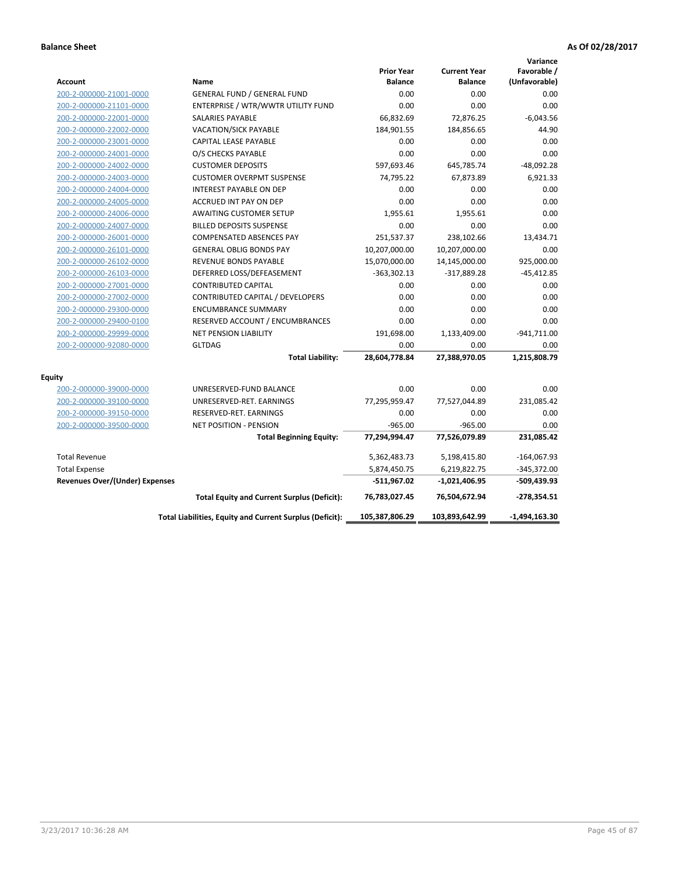**Balance Sheet** **As Of 02/28/2017**

| Account | Name | Prior Year Balance | Current Year Balance | Variance Favorable / (Unfavorable) |
|---|---|---|---|---|
| 200-2-000000-21001-0000 | GENERAL FUND / GENERAL FUND | 0.00 | 0.00 | 0.00 |
| 200-2-000000-21101-0000 | ENTERPRISE / WTR/WWTR UTILITY FUND | 0.00 | 0.00 | 0.00 |
| 200-2-000000-22001-0000 | SALARIES PAYABLE | 66,832.69 | 72,876.25 | -6,043.56 |
| 200-2-000000-22002-0000 | VACATION/SICK PAYABLE | 184,901.55 | 184,856.65 | 44.90 |
| 200-2-000000-23001-0000 | CAPITAL LEASE PAYABLE | 0.00 | 0.00 | 0.00 |
| 200-2-000000-24001-0000 | O/S CHECKS PAYABLE | 0.00 | 0.00 | 0.00 |
| 200-2-000000-24002-0000 | CUSTOMER DEPOSITS | 597,693.46 | 645,785.74 | -48,092.28 |
| 200-2-000000-24003-0000 | CUSTOMER OVERPMT SUSPENSE | 74,795.22 | 67,873.89 | 6,921.33 |
| 200-2-000000-24004-0000 | INTEREST PAYABLE ON DEP | 0.00 | 0.00 | 0.00 |
| 200-2-000000-24005-0000 | ACCRUED INT PAY ON DEP | 0.00 | 0.00 | 0.00 |
| 200-2-000000-24006-0000 | AWAITING CUSTOMER SETUP | 1,955.61 | 1,955.61 | 0.00 |
| 200-2-000000-24007-0000 | BILLED DEPOSITS SUSPENSE | 0.00 | 0.00 | 0.00 |
| 200-2-000000-26001-0000 | COMPENSATED ABSENCES PAY | 251,537.37 | 238,102.66 | 13,434.71 |
| 200-2-000000-26101-0000 | GENERAL OBLIG BONDS PAY | 10,207,000.00 | 10,207,000.00 | 0.00 |
| 200-2-000000-26102-0000 | REVENUE BONDS PAYABLE | 15,070,000.00 | 14,145,000.00 | 925,000.00 |
| 200-2-000000-26103-0000 | DEFERRED LOSS/DEFEASEMENT | -363,302.13 | -317,889.28 | -45,412.85 |
| 200-2-000000-27001-0000 | CONTRIBUTED CAPITAL | 0.00 | 0.00 | 0.00 |
| 200-2-000000-27002-0000 | CONTRIBUTED CAPITAL / DEVELOPERS | 0.00 | 0.00 | 0.00 |
| 200-2-000000-29300-0000 | ENCUMBRANCE SUMMARY | 0.00 | 0.00 | 0.00 |
| 200-2-000000-29400-0100 | RESERVED ACCOUNT / ENCUMBRANCES | 0.00 | 0.00 | 0.00 |
| 200-2-000000-29999-0000 | NET PENSION LIABILITY | 191,698.00 | 1,133,409.00 | -941,711.00 |
| 200-2-000000-92080-0000 | GLTDAG | 0.00 | 0.00 | 0.00 |
| | **Total Liability:** | **28,604,778.84** | **27,388,970.05** | **1,215,808.79** |
| **Equity** | | | | |
| 200-2-000000-39000-0000 | UNRESERVED-FUND BALANCE | 0.00 | 0.00 | 0.00 |
| 200-2-000000-39100-0000 | UNRESERVED-RET. EARNINGS | 77,295,959.47 | 77,527,044.89 | 231,085.42 |
| 200-2-000000-39150-0000 | RESERVED-RET. EARNINGS | 0.00 | 0.00 | 0.00 |
| 200-2-000000-39500-0000 | NET POSITION - PENSION | -965.00 | -965.00 | 0.00 |
| | **Total Beginning Equity:** | **77,294,994.47** | **77,526,079.89** | **231,085.42** |
| Total Revenue | | 5,362,483.73 | 5,198,415.80 | -164,067.93 |
| Total Expense | | 5,874,450.75 | 6,219,822.75 | -345,372.00 |
| **Revenues Over/(Under) Expenses** | | **-511,967.02** | **-1,021,406.95** | **-509,439.93** |
| | **Total Equity and Current Surplus (Deficit):** | **76,783,027.45** | **76,504,672.94** | **-278,354.51** |
| | **Total Liabilities, Equity and Current Surplus (Deficit):** | **105,387,806.29** | **103,893,642.99** | **-1,494,163.30** |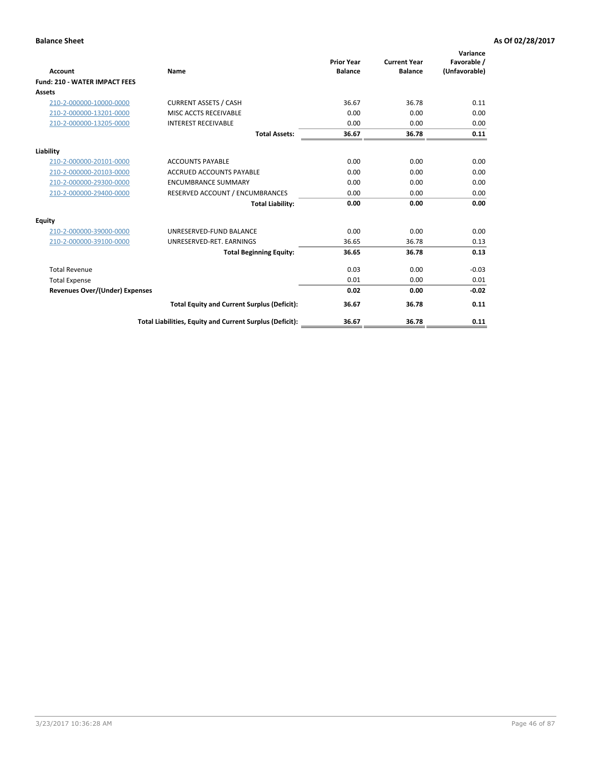**Balance Sheet** **As Of 02/28/2017**

| Account | Name | Prior Year Balance | Current Year Balance | Variance Favorable / (Unfavorable) |
|---|---|---|---|---|
| **Fund: 210 - WATER IMPACT FEES** | | | | |
| **Assets** | | | | |
| 210-2-000000-10000-0000 | CURRENT ASSETS / CASH | 36.67 | 36.78 | 0.11 |
| 210-2-000000-13201-0000 | MISC ACCTS RECEIVABLE | 0.00 | 0.00 | 0.00 |
| 210-2-000000-13205-0000 | INTEREST RECEIVABLE | 0.00 | 0.00 | 0.00 |
| | **Total Assets:** | **36.67** | **36.78** | **0.11** |
| **Liability** | | | | |
| 210-2-000000-20101-0000 | ACCOUNTS PAYABLE | 0.00 | 0.00 | 0.00 |
| 210-2-000000-20103-0000 | ACCRUED ACCOUNTS PAYABLE | 0.00 | 0.00 | 0.00 |
| 210-2-000000-29300-0000 | ENCUMBRANCE SUMMARY | 0.00 | 0.00 | 0.00 |
| 210-2-000000-29400-0000 | RESERVED ACCOUNT / ENCUMBRANCES | 0.00 | 0.00 | 0.00 |
| | **Total Liability:** | **0.00** | **0.00** | **0.00** |
| **Equity** | | | | |
| 210-2-000000-39000-0000 | UNRESERVED-FUND BALANCE | 0.00 | 0.00 | 0.00 |
| 210-2-000000-39100-0000 | UNRESERVED-RET. EARNINGS | 36.65 | 36.78 | 0.13 |
| | **Total Beginning Equity:** | **36.65** | **36.78** | **0.13** |
| Total Revenue | | 0.03 | 0.00 | -0.03 |
| Total Expense | | 0.01 | 0.00 | 0.01 |
| **Revenues Over/(Under) Expenses** | | **0.02** | **0.00** | **-0.02** |
| | **Total Equity and Current Surplus (Deficit):** | **36.67** | **36.78** | **0.11** |
| | **Total Liabilities, Equity and Current Surplus (Deficit):** | **36.67** | **36.78** | **0.11** |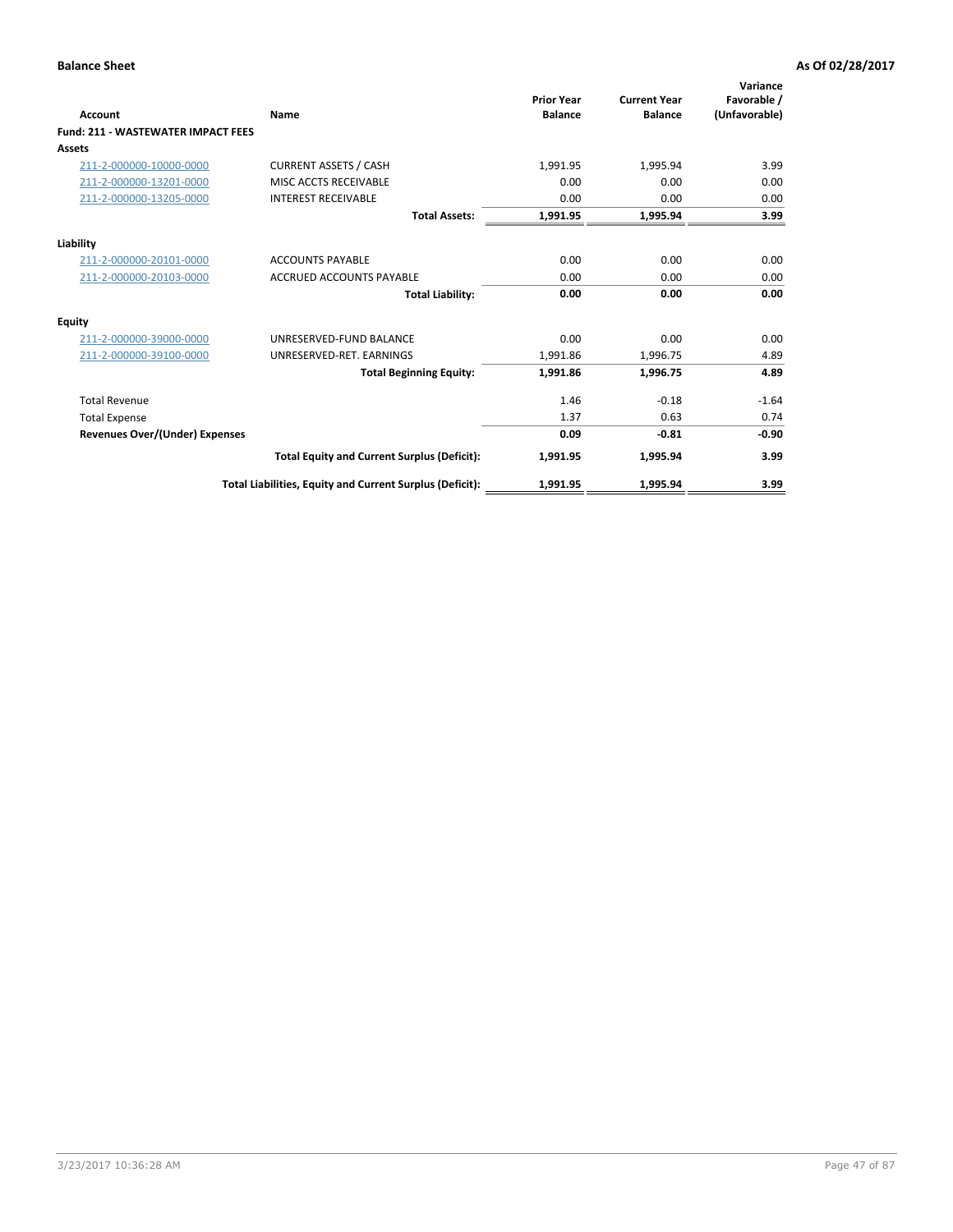**Balance Sheet** **As Of 02/28/2017**

| Account | Name | Prior Year Balance | Current Year Balance | Variance Favorable / (Unfavorable) |
|---|---|---|---|---|
| **Fund: 211 - WASTEWATER IMPACT FEES** | | | | |
| **Assets** | | | | |
| 211-2-000000-10000-0000 | CURRENT ASSETS / CASH | 1,991.95 | 1,995.94 | 3.99 |
| 211-2-000000-13201-0000 | MISC ACCTS RECEIVABLE | 0.00 | 0.00 | 0.00 |
| 211-2-000000-13205-0000 | INTEREST RECEIVABLE | 0.00 | 0.00 | 0.00 |
| | **Total Assets:** | **1,991.95** | **1,995.94** | **3.99** |
| **Liability** | | | | |
| 211-2-000000-20101-0000 | ACCOUNTS PAYABLE | 0.00 | 0.00 | 0.00 |
| 211-2-000000-20103-0000 | ACCRUED ACCOUNTS PAYABLE | 0.00 | 0.00 | 0.00 |
| | **Total Liability:** | **0.00** | **0.00** | **0.00** |
| **Equity** | | | | |
| 211-2-000000-39000-0000 | UNRESERVED-FUND BALANCE | 0.00 | 0.00 | 0.00 |
| 211-2-000000-39100-0000 | UNRESERVED-RET. EARNINGS | 1,991.86 | 1,996.75 | 4.89 |
| | **Total Beginning Equity:** | **1,991.86** | **1,996.75** | **4.89** |
| Total Revenue | | 1.46 | -0.18 | -1.64 |
| Total Expense | | 1.37 | 0.63 | 0.74 |
| **Revenues Over/(Under) Expenses** | | **0.09** | **-0.81** | **-0.90** |
| | **Total Equity and Current Surplus (Deficit):** | **1,991.95** | **1,995.94** | **3.99** |
| | **Total Liabilities, Equity and Current Surplus (Deficit):** | **1,991.95** | **1,995.94** | **3.99** |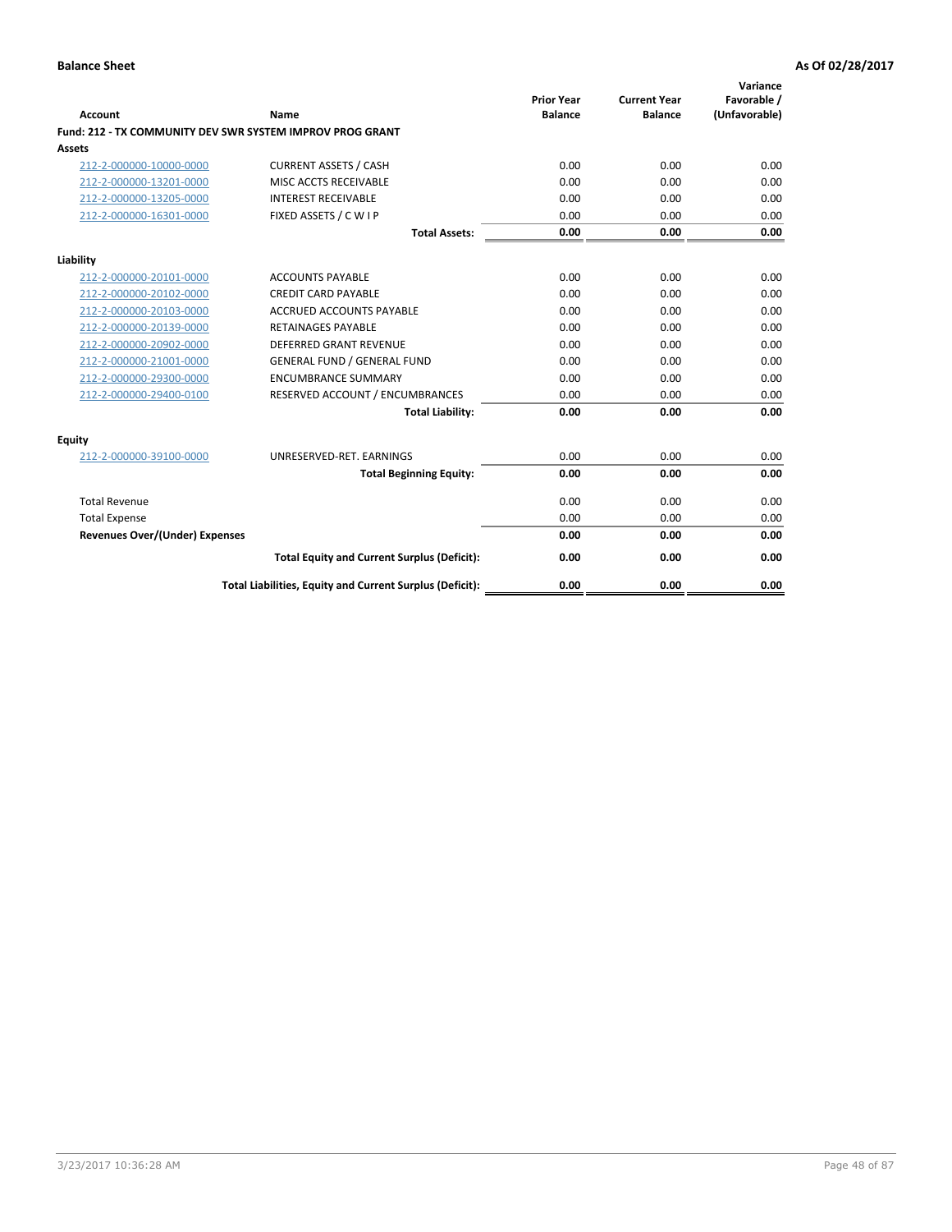**Balance Sheet** | **As Of 02/28/2017**

| Account | Name | Prior Year Balance | Current Year Balance | Variance Favorable / (Unfavorable) |
|---|---|---|---|---|
| **Fund: 212 - TX COMMUNITY DEV SWR SYSTEM IMPROV PROG GRANT** | | | | |
| **Assets** | | | | |
| 212-2-000000-10000-0000 | CURRENT ASSETS / CASH | 0.00 | 0.00 | 0.00 |
| 212-2-000000-13201-0000 | MISC ACCTS RECEIVABLE | 0.00 | 0.00 | 0.00 |
| 212-2-000000-13205-0000 | INTEREST RECEIVABLE | 0.00 | 0.00 | 0.00 |
| 212-2-000000-16301-0000 | FIXED ASSETS / C W I P | 0.00 | 0.00 | 0.00 |
| | **Total Assets:** | **0.00** | **0.00** | **0.00** |
| **Liability** | | | | |
| 212-2-000000-20101-0000 | ACCOUNTS PAYABLE | 0.00 | 0.00 | 0.00 |
| 212-2-000000-20102-0000 | CREDIT CARD PAYABLE | 0.00 | 0.00 | 0.00 |
| 212-2-000000-20103-0000 | ACCRUED ACCOUNTS PAYABLE | 0.00 | 0.00 | 0.00 |
| 212-2-000000-20139-0000 | RETAINAGES PAYABLE | 0.00 | 0.00 | 0.00 |
| 212-2-000000-20902-0000 | DEFERRED GRANT REVENUE | 0.00 | 0.00 | 0.00 |
| 212-2-000000-21001-0000 | GENERAL FUND / GENERAL FUND | 0.00 | 0.00 | 0.00 |
| 212-2-000000-29300-0000 | ENCUMBRANCE SUMMARY | 0.00 | 0.00 | 0.00 |
| 212-2-000000-29400-0100 | RESERVED ACCOUNT / ENCUMBRANCES | 0.00 | 0.00 | 0.00 |
| | **Total Liability:** | **0.00** | **0.00** | **0.00** |
| **Equity** | | | | |
| 212-2-000000-39100-0000 | UNRESERVED-RET. EARNINGS | 0.00 | 0.00 | 0.00 |
| | **Total Beginning Equity:** | **0.00** | **0.00** | **0.00** |
| Total Revenue | | 0.00 | 0.00 | 0.00 |
| Total Expense | | 0.00 | 0.00 | 0.00 |
| **Revenues Over/(Under) Expenses** | | **0.00** | **0.00** | **0.00** |
| | **Total Equity and Current Surplus (Deficit):** | **0.00** | **0.00** | **0.00** |
| | **Total Liabilities, Equity and Current Surplus (Deficit):** | **0.00** | **0.00** | **0.00** |

3/23/2017 10:36:28 AM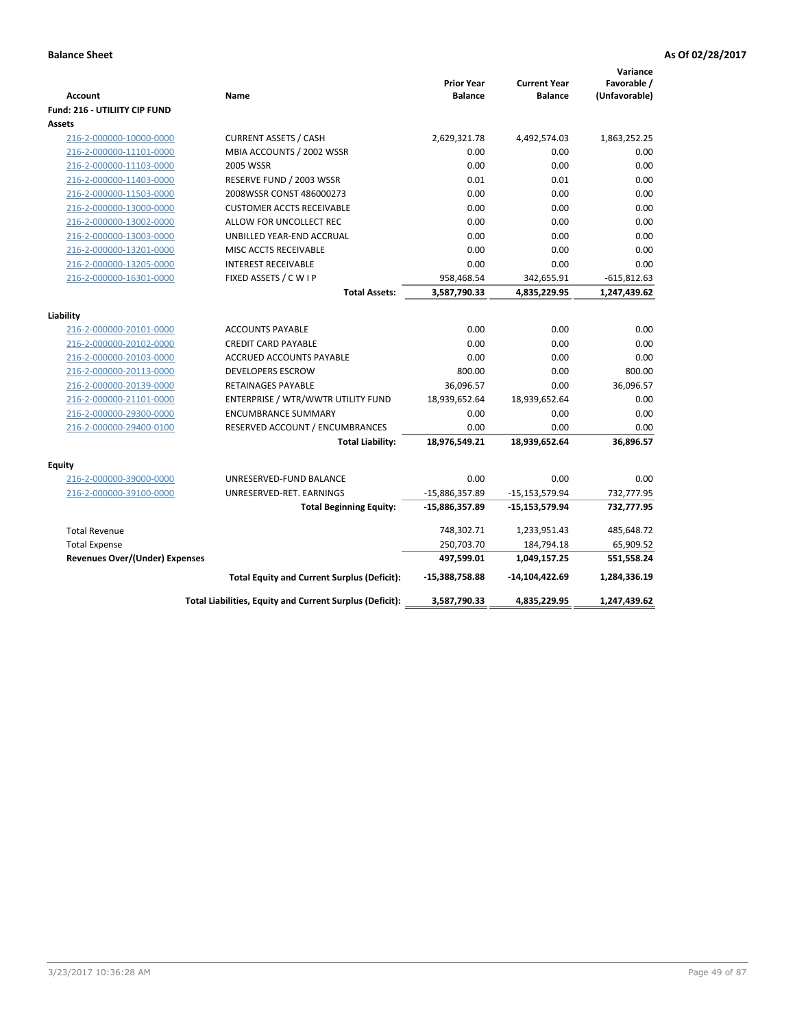**Balance Sheet** **As Of 02/28/2017**

| Account | Name | Prior Year Balance | Current Year Balance | Variance Favorable / (Unfavorable) |
|---|---|---|---|---|
| **Fund: 216 - UTILIITY CIP FUND** | | | | |
| **Assets** | | | | |
| 216-2-000000-10000-0000 | CURRENT ASSETS / CASH | 2,629,321.78 | 4,492,574.03 | 1,863,252.25 |
| 216-2-000000-11101-0000 | MBIA ACCOUNTS / 2002 WSSR | 0.00 | 0.00 | 0.00 |
| 216-2-000000-11103-0000 | 2005 WSSR | 0.00 | 0.00 | 0.00 |
| 216-2-000000-11403-0000 | RESERVE FUND / 2003 WSSR | 0.01 | 0.01 | 0.00 |
| 216-2-000000-11503-0000 | 2008WSSR CONST 486000273 | 0.00 | 0.00 | 0.00 |
| 216-2-000000-13000-0000 | CUSTOMER ACCTS RECEIVABLE | 0.00 | 0.00 | 0.00 |
| 216-2-000000-13002-0000 | ALLOW FOR UNCOLLECT REC | 0.00 | 0.00 | 0.00 |
| 216-2-000000-13003-0000 | UNBILLED YEAR-END ACCRUAL | 0.00 | 0.00 | 0.00 |
| 216-2-000000-13201-0000 | MISC ACCTS RECEIVABLE | 0.00 | 0.00 | 0.00 |
| 216-2-000000-13205-0000 | INTEREST RECEIVABLE | 0.00 | 0.00 | 0.00 |
| 216-2-000000-16301-0000 | FIXED ASSETS / C W I P | 958,468.54 | 342,655.91 | -615,812.63 |
| | **Total Assets:** | **3,587,790.33** | **4,835,229.95** | **1,247,439.62** |
| **Liability** | | | | |
| 216-2-000000-20101-0000 | ACCOUNTS PAYABLE | 0.00 | 0.00 | 0.00 |
| 216-2-000000-20102-0000 | CREDIT CARD PAYABLE | 0.00 | 0.00 | 0.00 |
| 216-2-000000-20103-0000 | ACCRUED ACCOUNTS PAYABLE | 0.00 | 0.00 | 0.00 |
| 216-2-000000-20113-0000 | DEVELOPERS ESCROW | 800.00 | 0.00 | 800.00 |
| 216-2-000000-20139-0000 | RETAINAGES PAYABLE | 36,096.57 | 0.00 | 36,096.57 |
| 216-2-000000-21101-0000 | ENTERPRISE / WTR/WWTR UTILITY FUND | 18,939,652.64 | 18,939,652.64 | 0.00 |
| 216-2-000000-29300-0000 | ENCUMBRANCE SUMMARY | 0.00 | 0.00 | 0.00 |
| 216-2-000000-29400-0100 | RESERVED ACCOUNT / ENCUMBRANCES | 0.00 | 0.00 | 0.00 |
| | **Total Liability:** | **18,976,549.21** | **18,939,652.64** | **36,896.57** |
| **Equity** | | | | |
| 216-2-000000-39000-0000 | UNRESERVED-FUND BALANCE | 0.00 | 0.00 | 0.00 |
| 216-2-000000-39100-0000 | UNRESERVED-RET. EARNINGS | -15,886,357.89 | -15,153,579.94 | 732,777.95 |
| | **Total Beginning Equity:** | **-15,886,357.89** | **-15,153,579.94** | **732,777.95** |
| Total Revenue | | 748,302.71 | 1,233,951.43 | 485,648.72 |
| Total Expense | | 250,703.70 | 184,794.18 | 65,909.52 |
| **Revenues Over/(Under) Expenses** | | **497,599.01** | **1,049,157.25** | **551,558.24** |
| | **Total Equity and Current Surplus (Deficit):** | **-15,388,758.88** | **-14,104,422.69** | **1,284,336.19** |
| | **Total Liabilities, Equity and Current Surplus (Deficit):** | **3,587,790.33** | **4,835,229.95** | **1,247,439.62** |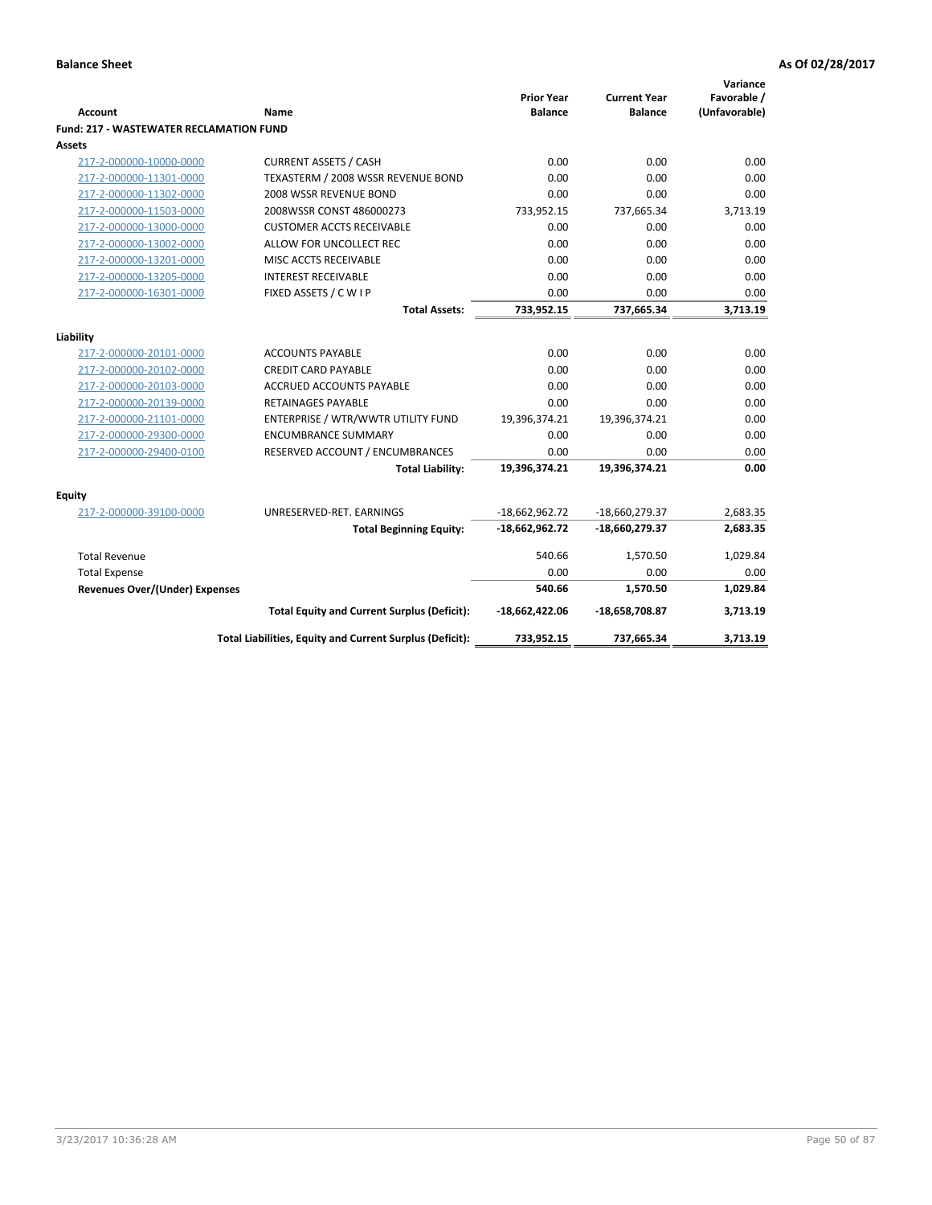**Balance Sheet** **As Of 02/28/2017**

| Account | Name | Prior Year Balance | Current Year Balance | Variance Favorable / (Unfavorable) |
|---|---|---|---|---|
| **Fund: 217 - WASTEWATER RECLAMATION FUND** | | | | |
| **Assets** | | | | |
| 217-2-000000-10000-0000 | CURRENT ASSETS / CASH | 0.00 | 0.00 | 0.00 |
| 217-2-000000-11301-0000 | TEXASTERM / 2008 WSSR REVENUE BOND | 0.00 | 0.00 | 0.00 |
| 217-2-000000-11302-0000 | 2008 WSSR REVENUE BOND | 0.00 | 0.00 | 0.00 |
| 217-2-000000-11503-0000 | 2008WSSR CONST 486000273 | 733,952.15 | 737,665.34 | 3,713.19 |
| 217-2-000000-13000-0000 | CUSTOMER ACCTS RECEIVABLE | 0.00 | 0.00 | 0.00 |
| 217-2-000000-13002-0000 | ALLOW FOR UNCOLLECT REC | 0.00 | 0.00 | 0.00 |
| 217-2-000000-13201-0000 | MISC ACCTS RECEIVABLE | 0.00 | 0.00 | 0.00 |
| 217-2-000000-13205-0000 | INTEREST RECEIVABLE | 0.00 | 0.00 | 0.00 |
| 217-2-000000-16301-0000 | FIXED ASSETS / C W I P | 0.00 | 0.00 | 0.00 |
| | **Total Assets:** | **733,952.15** | **737,665.34** | **3,713.19** |
| **Liability** | | | | |
| 217-2-000000-20101-0000 | ACCOUNTS PAYABLE | 0.00 | 0.00 | 0.00 |
| 217-2-000000-20102-0000 | CREDIT CARD PAYABLE | 0.00 | 0.00 | 0.00 |
| 217-2-000000-20103-0000 | ACCRUED ACCOUNTS PAYABLE | 0.00 | 0.00 | 0.00 |
| 217-2-000000-20139-0000 | RETAINAGES PAYABLE | 0.00 | 0.00 | 0.00 |
| 217-2-000000-21101-0000 | ENTERPRISE / WTR/WWTR UTILITY FUND | 19,396,374.21 | 19,396,374.21 | 0.00 |
| 217-2-000000-29300-0000 | ENCUMBRANCE SUMMARY | 0.00 | 0.00 | 0.00 |
| 217-2-000000-29400-0100 | RESERVED ACCOUNT / ENCUMBRANCES | 0.00 | 0.00 | 0.00 |
| | **Total Liability:** | **19,396,374.21** | **19,396,374.21** | **0.00** |
| **Equity** | | | | |
| 217-2-000000-39100-0000 | UNRESERVED-RET. EARNINGS | -18,662,962.72 | -18,660,279.37 | 2,683.35 |
| | **Total Beginning Equity:** | **-18,662,962.72** | **-18,660,279.37** | **2,683.35** |
| Total Revenue | | 540.66 | 1,570.50 | 1,029.84 |
| Total Expense | | 0.00 | 0.00 | 0.00 |
| **Revenues Over/(Under) Expenses** | | **540.66** | **1,570.50** | **1,029.84** |
| | **Total Equity and Current Surplus (Deficit):** | **-18,662,422.06** | **-18,658,708.87** | **3,713.19** |
| | **Total Liabilities, Equity and Current Surplus (Deficit):** | **733,952.15** | **737,665.34** | **3,713.19** |

3/23/2017 10:36:28 AM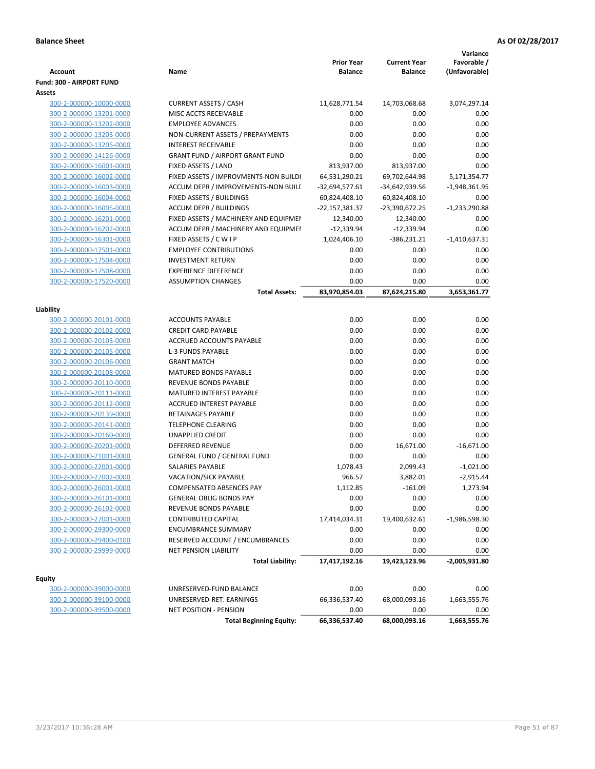**Balance Sheet** **As Of 02/28/2017**

| Account | Name | Prior Year Balance | Current Year Balance | Variance Favorable / (Unfavorable) |
|---|---|---|---|---|
| **Fund: 300 - AIRPORT FUND** | | | | |
| **Assets** | | | | |
| 300-2-000000-10000-0000 | CURRENT ASSETS / CASH | 11,628,771.54 | 14,703,068.68 | 3,074,297.14 |
| 300-2-000000-13201-0000 | MISC ACCTS RECEIVABLE | 0.00 | 0.00 | 0.00 |
| 300-2-000000-13202-0000 | EMPLOYEE ADVANCES | 0.00 | 0.00 | 0.00 |
| 300-2-000000-13203-0000 | NON-CURRENT ASSETS / PREPAYMENTS | 0.00 | 0.00 | 0.00 |
| 300-2-000000-13205-0000 | INTEREST RECEIVABLE | 0.00 | 0.00 | 0.00 |
| 300-2-000000-14126-0000 | GRANT FUND / AIRPORT GRANT FUND | 0.00 | 0.00 | 0.00 |
| 300-2-000000-16001-0000 | FIXED ASSETS / LAND | 813,937.00 | 813,937.00 | 0.00 |
| 300-2-000000-16002-0000 | FIXED ASSETS / IMPROVMENTS-NON BUILDI | 64,531,290.21 | 69,702,644.98 | 5,171,354.77 |
| 300-2-000000-16003-0000 | ACCUM DEPR / IMPROVEMENTS-NON BUILI | -32,694,577.61 | -34,642,939.56 | -1,948,361.95 |
| 300-2-000000-16004-0000 | FIXED ASSETS / BUILDINGS | 60,824,408.10 | 60,824,408.10 | 0.00 |
| 300-2-000000-16005-0000 | ACCUM DEPR / BUILDINGS | -22,157,381.37 | -23,390,672.25 | -1,233,290.88 |
| 300-2-000000-16201-0000 | FIXED ASSETS / MACHINERY AND EQUIPMEI | 12,340.00 | 12,340.00 | 0.00 |
| 300-2-000000-16202-0000 | ACCUM DEPR / MACHINERY AND EQUIPMEI | -12,339.94 | -12,339.94 | 0.00 |
| 300-2-000000-16301-0000 | FIXED ASSETS / C W I P | 1,024,406.10 | -386,231.21 | -1,410,637.31 |
| 300-2-000000-17501-0000 | EMPLOYEE CONTRIBUTIONS | 0.00 | 0.00 | 0.00 |
| 300-2-000000-17504-0000 | INVESTMENT RETURN | 0.00 | 0.00 | 0.00 |
| 300-2-000000-17508-0000 | EXPERIENCE DIFFERENCE | 0.00 | 0.00 | 0.00 |
| 300-2-000000-17520-0000 | ASSUMPTION CHANGES | 0.00 | 0.00 | 0.00 |
| | **Total Assets:** | **83,970,854.03** | **87,624,215.80** | **3,653,361.77** |
| **Liability** | | | | |
| 300-2-000000-20101-0000 | ACCOUNTS PAYABLE | 0.00 | 0.00 | 0.00 |
| 300-2-000000-20102-0000 | CREDIT CARD PAYABLE | 0.00 | 0.00 | 0.00 |
| 300-2-000000-20103-0000 | ACCRUED ACCOUNTS PAYABLE | 0.00 | 0.00 | 0.00 |
| 300-2-000000-20105-0000 | L-3 FUNDS PAYABLE | 0.00 | 0.00 | 0.00 |
| 300-2-000000-20106-0000 | GRANT MATCH | 0.00 | 0.00 | 0.00 |
| 300-2-000000-20108-0000 | MATURED BONDS PAYABLE | 0.00 | 0.00 | 0.00 |
| 300-2-000000-20110-0000 | REVENUE BONDS PAYABLE | 0.00 | 0.00 | 0.00 |
| 300-2-000000-20111-0000 | MATURED INTEREST PAYABLE | 0.00 | 0.00 | 0.00 |
| 300-2-000000-20112-0000 | ACCRUED INTEREST PAYABLE | 0.00 | 0.00 | 0.00 |
| 300-2-000000-20139-0000 | RETAINAGES PAYABLE | 0.00 | 0.00 | 0.00 |
| 300-2-000000-20141-0000 | TELEPHONE CLEARING | 0.00 | 0.00 | 0.00 |
| 300-2-000000-20160-0000 | UNAPPLIED CREDIT | 0.00 | 0.00 | 0.00 |
| 300-2-000000-20201-0000 | DEFERRED REVENUE | 0.00 | 16,671.00 | -16,671.00 |
| 300-2-000000-21001-0000 | GENERAL FUND / GENERAL FUND | 0.00 | 0.00 | 0.00 |
| 300-2-000000-22001-0000 | SALARIES PAYABLE | 1,078.43 | 2,099.43 | -1,021.00 |
| 300-2-000000-22002-0000 | VACATION/SICK PAYABLE | 966.57 | 3,882.01 | -2,915.44 |
| 300-2-000000-26001-0000 | COMPENSATED ABSENCES PAY | 1,112.85 | -161.09 | 1,273.94 |
| 300-2-000000-26101-0000 | GENERAL OBLIG BONDS PAY | 0.00 | 0.00 | 0.00 |
| 300-2-000000-26102-0000 | REVENUE BONDS PAYABLE | 0.00 | 0.00 | 0.00 |
| 300-2-000000-27001-0000 | CONTRIBUTED CAPITAL | 17,414,034.31 | 19,400,632.61 | -1,986,598.30 |
| 300-2-000000-29300-0000 | ENCUMBRANCE SUMMARY | 0.00 | 0.00 | 0.00 |
| 300-2-000000-29400-0100 | RESERVED ACCOUNT / ENCUMBRANCES | 0.00 | 0.00 | 0.00 |
| 300-2-000000-29999-0000 | NET PENSION LIABILITY | 0.00 | 0.00 | 0.00 |
| | **Total Liability:** | **17,417,192.16** | **19,423,123.96** | **-2,005,931.80** |
| **Equity** | | | | |
| 300-2-000000-39000-0000 | UNRESERVED-FUND BALANCE | 0.00 | 0.00 | 0.00 |
| 300-2-000000-39100-0000 | UNRESERVED-RET. EARNINGS | 66,336,537.40 | 68,000,093.16 | 1,663,555.76 |
| 300-2-000000-39500-0000 | NET POSITION - PENSION | 0.00 | 0.00 | 0.00 |
| | **Total Beginning Equity:** | **66,336,537.40** | **68,000,093.16** | **1,663,555.76** |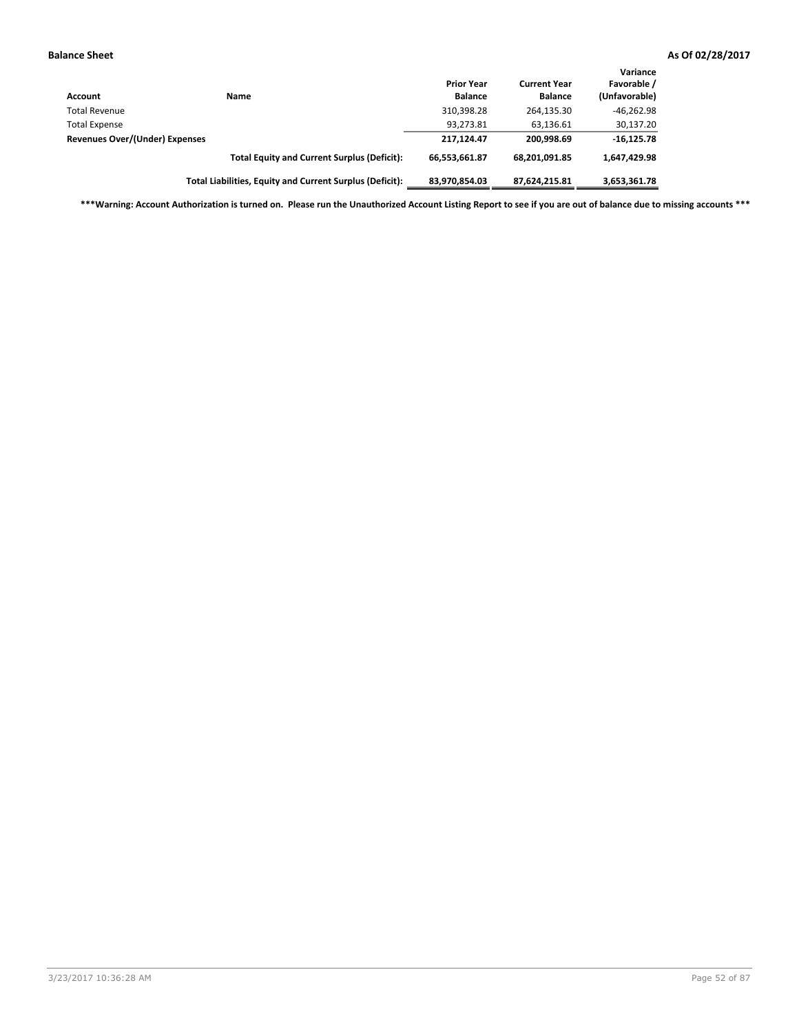| Account | Name | Prior Year Balance | Current Year Balance | Variance Favorable / (Unfavorable) |
|---|---|---|---|---|
| Total Revenue | | 310,398.28 | 264,135.30 | -46,262.98 |
| Total Expense | | 93,273.81 | 63,136.61 | 30,137.20 |
| **Revenues Over/(Under) Expenses** | | **217,124.47** | **200,998.69** | **-16,125.78** |
| | **Total Equity and Current Surplus (Deficit):** | **66,553,661.87** | **68,201,091.85** | **1,647,429.98** |
| | **Total Liabilities, Equity and Current Surplus (Deficit):** | **83,970,854.03** | **87,624,215.81** | **3,653,361.78** |

**\*\*\*Warning: Account Authorization is turned on. Please run the Unauthorized Account Listing Report to see if you are out of balance due to missing accounts \*\*\***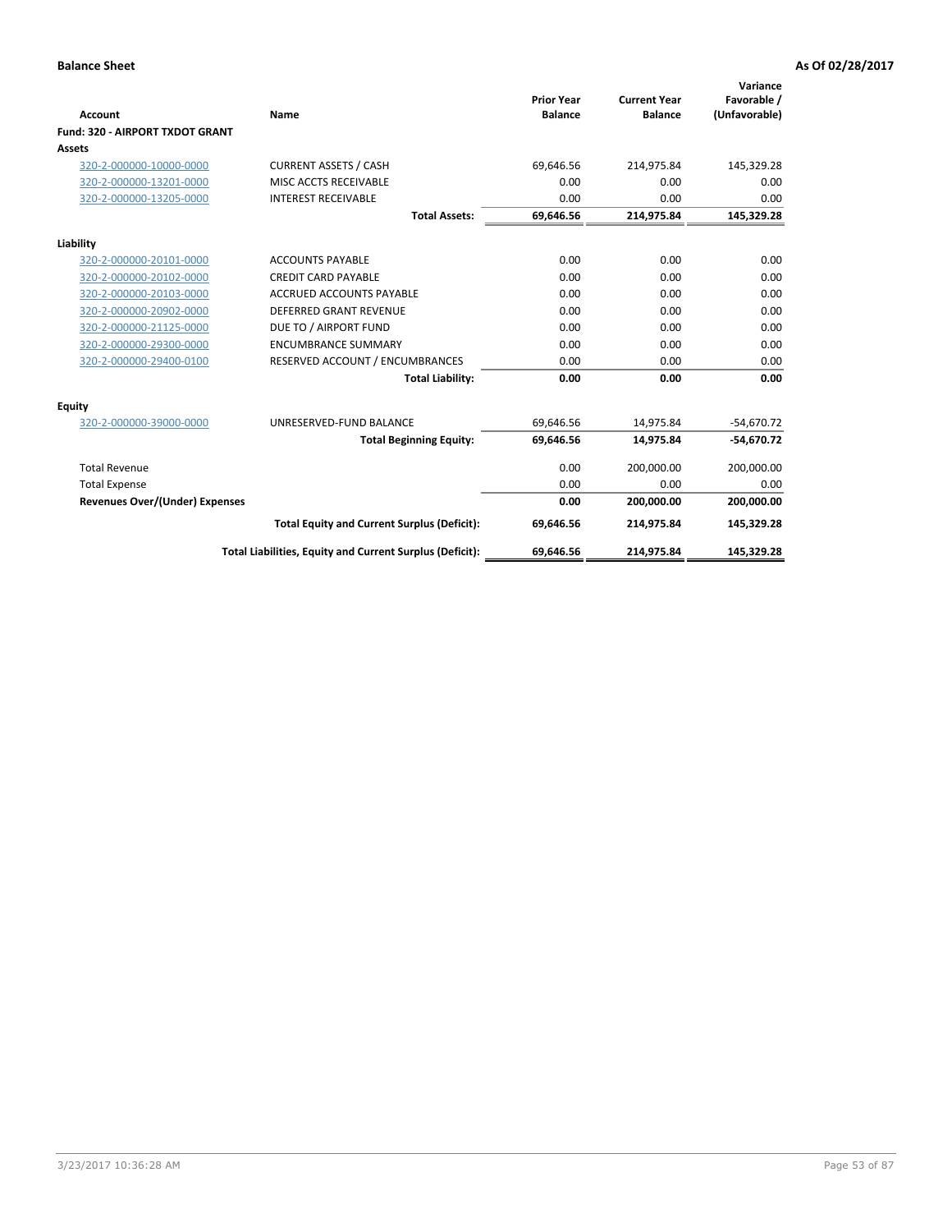**Balance Sheet** **As Of 02/28/2017**

| Account | Name | Prior Year Balance | Current Year Balance | Variance Favorable / (Unfavorable) |
|---|---|---|---|---|
| **Fund: 320 - AIRPORT TXDOT GRANT** | | | | |
| **Assets** | | | | |
| 320-2-000000-10000-0000 | CURRENT ASSETS / CASH | 69,646.56 | 214,975.84 | 145,329.28 |
| 320-2-000000-13201-0000 | MISC ACCTS RECEIVABLE | 0.00 | 0.00 | 0.00 |
| 320-2-000000-13205-0000 | INTEREST RECEIVABLE | 0.00 | 0.00 | 0.00 |
| | **Total Assets:** | **69,646.56** | **214,975.84** | **145,329.28** |
| **Liability** | | | | |
| 320-2-000000-20101-0000 | ACCOUNTS PAYABLE | 0.00 | 0.00 | 0.00 |
| 320-2-000000-20102-0000 | CREDIT CARD PAYABLE | 0.00 | 0.00 | 0.00 |
| 320-2-000000-20103-0000 | ACCRUED ACCOUNTS PAYABLE | 0.00 | 0.00 | 0.00 |
| 320-2-000000-20902-0000 | DEFERRED GRANT REVENUE | 0.00 | 0.00 | 0.00 |
| 320-2-000000-21125-0000 | DUE TO / AIRPORT FUND | 0.00 | 0.00 | 0.00 |
| 320-2-000000-29300-0000 | ENCUMBRANCE SUMMARY | 0.00 | 0.00 | 0.00 |
| 320-2-000000-29400-0100 | RESERVED ACCOUNT / ENCUMBRANCES | 0.00 | 0.00 | 0.00 |
| | **Total Liability:** | **0.00** | **0.00** | **0.00** |
| **Equity** | | | | |
| 320-2-000000-39000-0000 | UNRESERVED-FUND BALANCE | 69,646.56 | 14,975.84 | -54,670.72 |
| | **Total Beginning Equity:** | **69,646.56** | **14,975.84** | **-54,670.72** |
| Total Revenue | | 0.00 | 200,000.00 | 200,000.00 |
| Total Expense | | 0.00 | 0.00 | 0.00 |
| **Revenues Over/(Under) Expenses** | | **0.00** | **200,000.00** | **200,000.00** |
| | **Total Equity and Current Surplus (Deficit):** | **69,646.56** | **214,975.84** | **145,329.28** |
| | **Total Liabilities, Equity and Current Surplus (Deficit):** | **69,646.56** | **214,975.84** | **145,329.28** |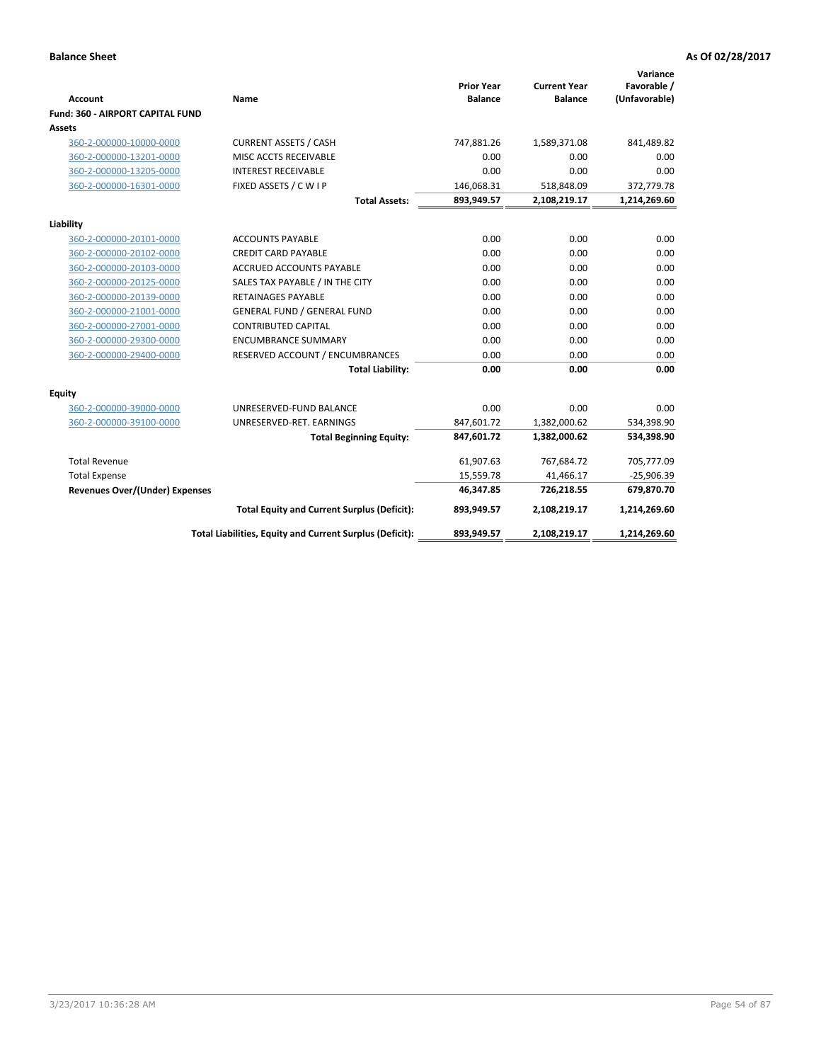**Balance Sheet** — As Of 02/28/2017

| Account | Name | Prior Year Balance | Current Year Balance | Variance Favorable / (Unfavorable) |
|---|---|---|---|---|
| **Fund: 360 - AIRPORT CAPITAL FUND** | | | | |
| **Assets** | | | | |
| 360-2-000000-10000-0000 | CURRENT ASSETS / CASH | 747,881.26 | 1,589,371.08 | 841,489.82 |
| 360-2-000000-13201-0000 | MISC ACCTS RECEIVABLE | 0.00 | 0.00 | 0.00 |
| 360-2-000000-13205-0000 | INTEREST RECEIVABLE | 0.00 | 0.00 | 0.00 |
| 360-2-000000-16301-0000 | FIXED ASSETS / C W I P | 146,068.31 | 518,848.09 | 372,779.78 |
| | **Total Assets:** | **893,949.57** | **2,108,219.17** | **1,214,269.60** |
| **Liability** | | | | |
| 360-2-000000-20101-0000 | ACCOUNTS PAYABLE | 0.00 | 0.00 | 0.00 |
| 360-2-000000-20102-0000 | CREDIT CARD PAYABLE | 0.00 | 0.00 | 0.00 |
| 360-2-000000-20103-0000 | ACCRUED ACCOUNTS PAYABLE | 0.00 | 0.00 | 0.00 |
| 360-2-000000-20125-0000 | SALES TAX PAYABLE / IN THE CITY | 0.00 | 0.00 | 0.00 |
| 360-2-000000-20139-0000 | RETAINAGES PAYABLE | 0.00 | 0.00 | 0.00 |
| 360-2-000000-21001-0000 | GENERAL FUND / GENERAL FUND | 0.00 | 0.00 | 0.00 |
| 360-2-000000-27001-0000 | CONTRIBUTED CAPITAL | 0.00 | 0.00 | 0.00 |
| 360-2-000000-29300-0000 | ENCUMBRANCE SUMMARY | 0.00 | 0.00 | 0.00 |
| 360-2-000000-29400-0000 | RESERVED ACCOUNT / ENCUMBRANCES | 0.00 | 0.00 | 0.00 |
| | **Total Liability:** | **0.00** | **0.00** | **0.00** |
| **Equity** | | | | |
| 360-2-000000-39000-0000 | UNRESERVED-FUND BALANCE | 0.00 | 0.00 | 0.00 |
| 360-2-000000-39100-0000 | UNRESERVED-RET. EARNINGS | 847,601.72 | 1,382,000.62 | 534,398.90 |
| | **Total Beginning Equity:** | **847,601.72** | **1,382,000.62** | **534,398.90** |
| Total Revenue | | 61,907.63 | 767,684.72 | 705,777.09 |
| Total Expense | | 15,559.78 | 41,466.17 | -25,906.39 |
| **Revenues Over/(Under) Expenses** | | **46,347.85** | **726,218.55** | **679,870.70** |
| | **Total Equity and Current Surplus (Deficit):** | **893,949.57** | **2,108,219.17** | **1,214,269.60** |
| | **Total Liabilities, Equity and Current Surplus (Deficit):** | **893,949.57** | **2,108,219.17** | **1,214,269.60** |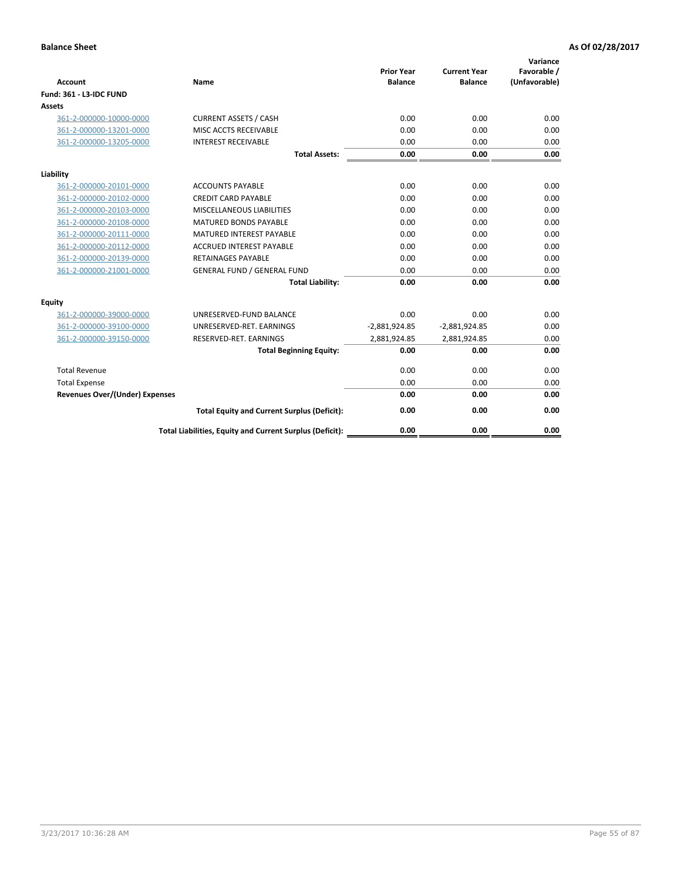**Balance Sheet** | **As Of 02/28/2017**

| Account | Name | Prior Year Balance | Current Year Balance | Variance Favorable / (Unfavorable) |
|---|---|---|---|---|
| **Fund: 361 - L3-IDC FUND** | | | | |
| **Assets** | | | | |
| 361-2-000000-10000-0000 | CURRENT ASSETS / CASH | 0.00 | 0.00 | 0.00 |
| 361-2-000000-13201-0000 | MISC ACCTS RECEIVABLE | 0.00 | 0.00 | 0.00 |
| 361-2-000000-13205-0000 | INTEREST RECEIVABLE | 0.00 | 0.00 | 0.00 |
| | **Total Assets:** | **0.00** | **0.00** | **0.00** |
| **Liability** | | | | |
| 361-2-000000-20101-0000 | ACCOUNTS PAYABLE | 0.00 | 0.00 | 0.00 |
| 361-2-000000-20102-0000 | CREDIT CARD PAYABLE | 0.00 | 0.00 | 0.00 |
| 361-2-000000-20103-0000 | MISCELLANEOUS LIABILITIES | 0.00 | 0.00 | 0.00 |
| 361-2-000000-20108-0000 | MATURED BONDS PAYABLE | 0.00 | 0.00 | 0.00 |
| 361-2-000000-20111-0000 | MATURED INTEREST PAYABLE | 0.00 | 0.00 | 0.00 |
| 361-2-000000-20112-0000 | ACCRUED INTEREST PAYABLE | 0.00 | 0.00 | 0.00 |
| 361-2-000000-20139-0000 | RETAINAGES PAYABLE | 0.00 | 0.00 | 0.00 |
| 361-2-000000-21001-0000 | GENERAL FUND / GENERAL FUND | 0.00 | 0.00 | 0.00 |
| | **Total Liability:** | **0.00** | **0.00** | **0.00** |
| **Equity** | | | | |
| 361-2-000000-39000-0000 | UNRESERVED-FUND BALANCE | 0.00 | 0.00 | 0.00 |
| 361-2-000000-39100-0000 | UNRESERVED-RET. EARNINGS | -2,881,924.85 | -2,881,924.85 | 0.00 |
| 361-2-000000-39150-0000 | RESERVED-RET. EARNINGS | 2,881,924.85 | 2,881,924.85 | 0.00 |
| | **Total Beginning Equity:** | **0.00** | **0.00** | **0.00** |
| Total Revenue | | 0.00 | 0.00 | 0.00 |
| Total Expense | | 0.00 | 0.00 | 0.00 |
| **Revenues Over/(Under) Expenses** | | **0.00** | **0.00** | **0.00** |
| | **Total Equity and Current Surplus (Deficit):** | **0.00** | **0.00** | **0.00** |
| | **Total Liabilities, Equity and Current Surplus (Deficit):** | **0.00** | **0.00** | **0.00** |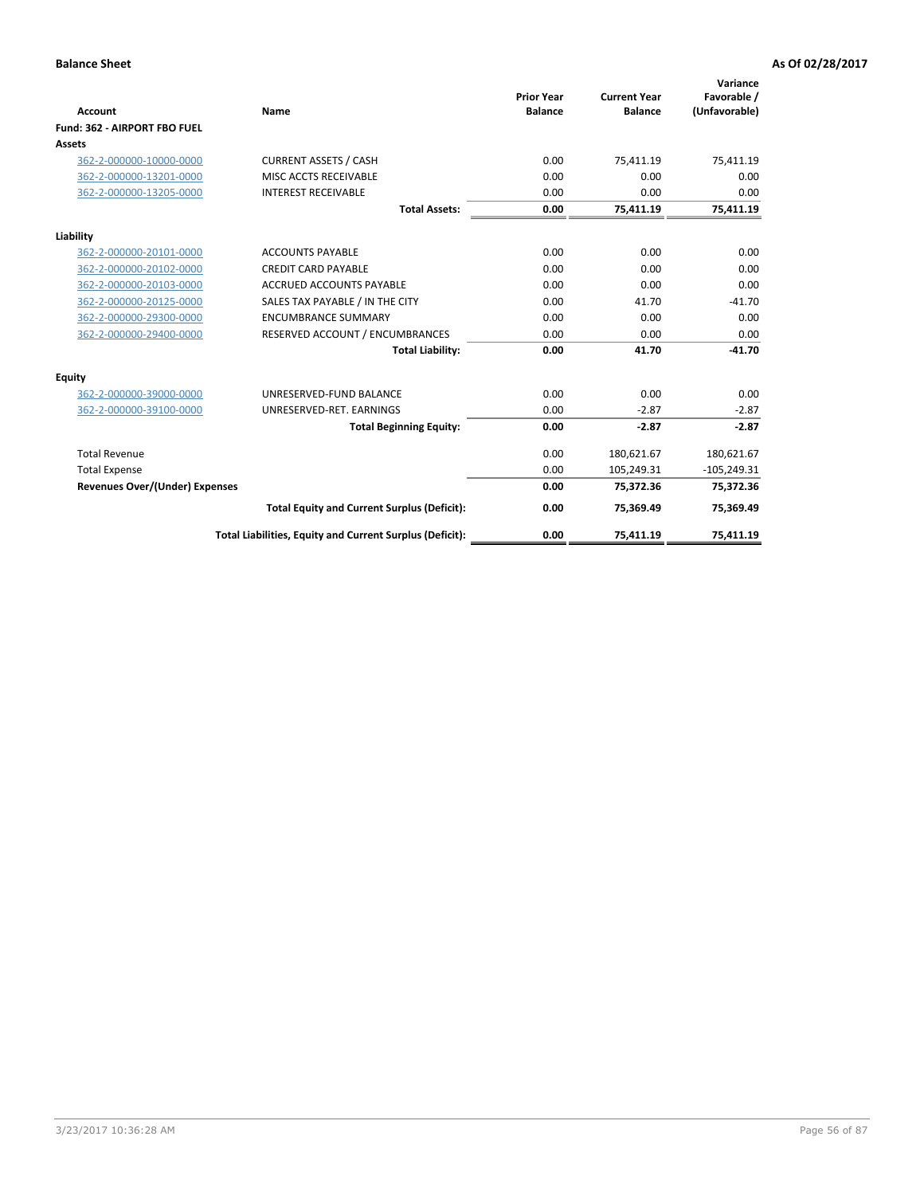**Balance Sheet** **As Of 02/28/2017**

| Account | Name | Prior Year Balance | Current Year Balance | Variance Favorable / (Unfavorable) |
|---|---|---|---|---|
| **Fund: 362 - AIRPORT FBO FUEL** | | | | |
| **Assets** | | | | |
| 362-2-000000-10000-0000 | CURRENT ASSETS / CASH | 0.00 | 75,411.19 | 75,411.19 |
| 362-2-000000-13201-0000 | MISC ACCTS RECEIVABLE | 0.00 | 0.00 | 0.00 |
| 362-2-000000-13205-0000 | INTEREST RECEIVABLE | 0.00 | 0.00 | 0.00 |
| | **Total Assets:** | **0.00** | **75,411.19** | **75,411.19** |
| **Liability** | | | | |
| 362-2-000000-20101-0000 | ACCOUNTS PAYABLE | 0.00 | 0.00 | 0.00 |
| 362-2-000000-20102-0000 | CREDIT CARD PAYABLE | 0.00 | 0.00 | 0.00 |
| 362-2-000000-20103-0000 | ACCRUED ACCOUNTS PAYABLE | 0.00 | 0.00 | 0.00 |
| 362-2-000000-20125-0000 | SALES TAX PAYABLE / IN THE CITY | 0.00 | 41.70 | -41.70 |
| 362-2-000000-29300-0000 | ENCUMBRANCE SUMMARY | 0.00 | 0.00 | 0.00 |
| 362-2-000000-29400-0000 | RESERVED ACCOUNT / ENCUMBRANCES | 0.00 | 0.00 | 0.00 |
| | **Total Liability:** | **0.00** | **41.70** | **-41.70** |
| **Equity** | | | | |
| 362-2-000000-39000-0000 | UNRESERVED-FUND BALANCE | 0.00 | 0.00 | 0.00 |
| 362-2-000000-39100-0000 | UNRESERVED-RET. EARNINGS | 0.00 | -2.87 | -2.87 |
| | **Total Beginning Equity:** | **0.00** | **-2.87** | **-2.87** |
| Total Revenue | | 0.00 | 180,621.67 | 180,621.67 |
| Total Expense | | 0.00 | 105,249.31 | -105,249.31 |
| **Revenues Over/(Under) Expenses** | | **0.00** | **75,372.36** | **75,372.36** |
| | **Total Equity and Current Surplus (Deficit):** | **0.00** | **75,369.49** | **75,369.49** |
| | **Total Liabilities, Equity and Current Surplus (Deficit):** | **0.00** | **75,411.19** | **75,411.19** |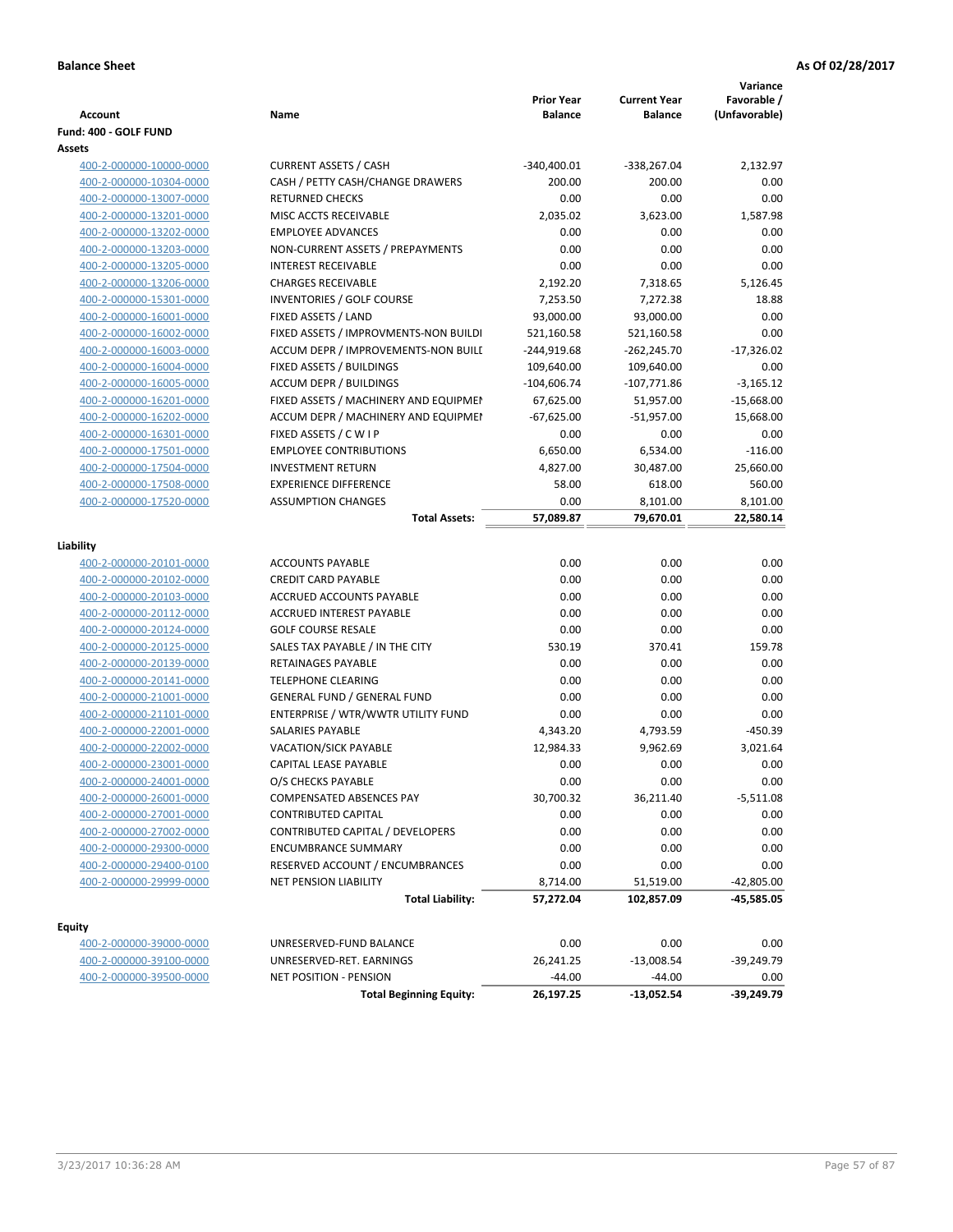**Balance Sheet** **As Of 02/28/2017**

| Account | Name | Prior Year Balance | Current Year Balance | Variance Favorable / (Unfavorable) |
|---|---|---|---|---|
| **Fund: 400 - GOLF FUND** | | | | |
| **Assets** | | | | |
| 400-2-000000-10000-0000 | CURRENT ASSETS / CASH | -340,400.01 | -338,267.04 | 2,132.97 |
| 400-2-000000-10304-0000 | CASH / PETTY CASH/CHANGE DRAWERS | 200.00 | 200.00 | 0.00 |
| 400-2-000000-13007-0000 | RETURNED CHECKS | 0.00 | 0.00 | 0.00 |
| 400-2-000000-13201-0000 | MISC ACCTS RECEIVABLE | 2,035.02 | 3,623.00 | 1,587.98 |
| 400-2-000000-13202-0000 | EMPLOYEE ADVANCES | 0.00 | 0.00 | 0.00 |
| 400-2-000000-13203-0000 | NON-CURRENT ASSETS / PREPAYMENTS | 0.00 | 0.00 | 0.00 |
| 400-2-000000-13205-0000 | INTEREST RECEIVABLE | 0.00 | 0.00 | 0.00 |
| 400-2-000000-13206-0000 | CHARGES RECEIVABLE | 2,192.20 | 7,318.65 | 5,126.45 |
| 400-2-000000-15301-0000 | INVENTORIES / GOLF COURSE | 7,253.50 | 7,272.38 | 18.88 |
| 400-2-000000-16001-0000 | FIXED ASSETS / LAND | 93,000.00 | 93,000.00 | 0.00 |
| 400-2-000000-16002-0000 | FIXED ASSETS / IMPROVMENTS-NON BUILDI | 521,160.58 | 521,160.58 | 0.00 |
| 400-2-000000-16003-0000 | ACCUM DEPR / IMPROVEMENTS-NON BUILI | -244,919.68 | -262,245.70 | -17,326.02 |
| 400-2-000000-16004-0000 | FIXED ASSETS / BUILDINGS | 109,640.00 | 109,640.00 | 0.00 |
| 400-2-000000-16005-0000 | ACCUM DEPR / BUILDINGS | -104,606.74 | -107,771.86 | -3,165.12 |
| 400-2-000000-16201-0000 | FIXED ASSETS / MACHINERY AND EQUIPMEI | 67,625.00 | 51,957.00 | -15,668.00 |
| 400-2-000000-16202-0000 | ACCUM DEPR / MACHINERY AND EQUIPMEI | -67,625.00 | -51,957.00 | 15,668.00 |
| 400-2-000000-16301-0000 | FIXED ASSETS / C W I P | 0.00 | 0.00 | 0.00 |
| 400-2-000000-17501-0000 | EMPLOYEE CONTRIBUTIONS | 6,650.00 | 6,534.00 | -116.00 |
| 400-2-000000-17504-0000 | INVESTMENT RETURN | 4,827.00 | 30,487.00 | 25,660.00 |
| 400-2-000000-17508-0000 | EXPERIENCE DIFFERENCE | 58.00 | 618.00 | 560.00 |
| 400-2-000000-17520-0000 | ASSUMPTION CHANGES | 0.00 | 8,101.00 | 8,101.00 |
| | **Total Assets:** | **57,089.87** | **79,670.01** | **22,580.14** |
| **Liability** | | | | |
| 400-2-000000-20101-0000 | ACCOUNTS PAYABLE | 0.00 | 0.00 | 0.00 |
| 400-2-000000-20102-0000 | CREDIT CARD PAYABLE | 0.00 | 0.00 | 0.00 |
| 400-2-000000-20103-0000 | ACCRUED ACCOUNTS PAYABLE | 0.00 | 0.00 | 0.00 |
| 400-2-000000-20112-0000 | ACCRUED INTEREST PAYABLE | 0.00 | 0.00 | 0.00 |
| 400-2-000000-20124-0000 | GOLF COURSE RESALE | 0.00 | 0.00 | 0.00 |
| 400-2-000000-20125-0000 | SALES TAX PAYABLE / IN THE CITY | 530.19 | 370.41 | 159.78 |
| 400-2-000000-20139-0000 | RETAINAGES PAYABLE | 0.00 | 0.00 | 0.00 |
| 400-2-000000-20141-0000 | TELEPHONE CLEARING | 0.00 | 0.00 | 0.00 |
| 400-2-000000-21001-0000 | GENERAL FUND / GENERAL FUND | 0.00 | 0.00 | 0.00 |
| 400-2-000000-21101-0000 | ENTERPRISE / WTR/WWTR UTILITY FUND | 0.00 | 0.00 | 0.00 |
| 400-2-000000-22001-0000 | SALARIES PAYABLE | 4,343.20 | 4,793.59 | -450.39 |
| 400-2-000000-22002-0000 | VACATION/SICK PAYABLE | 12,984.33 | 9,962.69 | 3,021.64 |
| 400-2-000000-23001-0000 | CAPITAL LEASE PAYABLE | 0.00 | 0.00 | 0.00 |
| 400-2-000000-24001-0000 | O/S CHECKS PAYABLE | 0.00 | 0.00 | 0.00 |
| 400-2-000000-26001-0000 | COMPENSATED ABSENCES PAY | 30,700.32 | 36,211.40 | -5,511.08 |
| 400-2-000000-27001-0000 | CONTRIBUTED CAPITAL | 0.00 | 0.00 | 0.00 |
| 400-2-000000-27002-0000 | CONTRIBUTED CAPITAL / DEVELOPERS | 0.00 | 0.00 | 0.00 |
| 400-2-000000-29300-0000 | ENCUMBRANCE SUMMARY | 0.00 | 0.00 | 0.00 |
| 400-2-000000-29400-0100 | RESERVED ACCOUNT / ENCUMBRANCES | 0.00 | 0.00 | 0.00 |
| 400-2-000000-29999-0000 | NET PENSION LIABILITY | 8,714.00 | 51,519.00 | -42,805.00 |
| | **Total Liability:** | **57,272.04** | **102,857.09** | **-45,585.05** |
| **Equity** | | | | |
| 400-2-000000-39000-0000 | UNRESERVED-FUND BALANCE | 0.00 | 0.00 | 0.00 |
| 400-2-000000-39100-0000 | UNRESERVED-RET. EARNINGS | 26,241.25 | -13,008.54 | -39,249.79 |
| 400-2-000000-39500-0000 | NET POSITION - PENSION | -44.00 | -44.00 | 0.00 |
| | **Total Beginning Equity:** | **26,197.25** | **-13,052.54** | **-39,249.79** |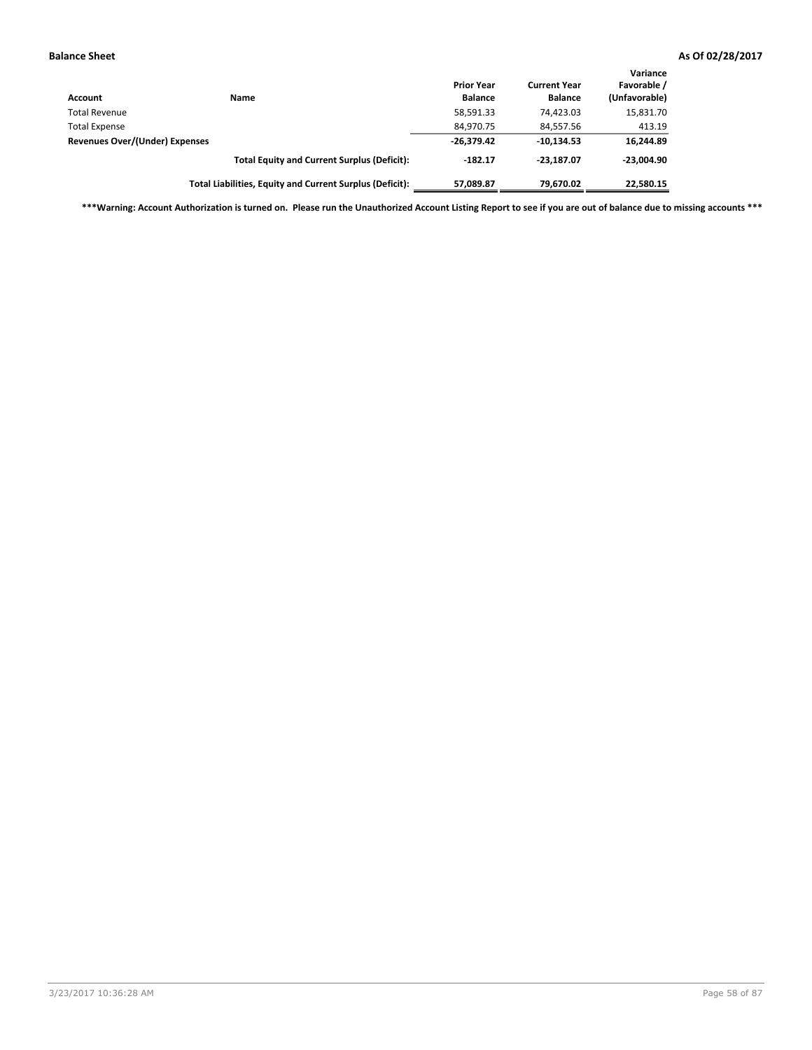**Balance Sheet** **As Of 02/28/2017**

| Account | Name | Prior Year Balance | Current Year Balance | Variance Favorable / (Unfavorable) |
|---|---|---|---|---|
| Total Revenue | | 58,591.33 | 74,423.03 | 15,831.70 |
| Total Expense | | 84,970.75 | 84,557.56 | 413.19 |
| **Revenues Over/(Under) Expenses** | | **-26,379.42** | **-10,134.53** | **16,244.89** |
| | **Total Equity and Current Surplus (Deficit):** | **-182.17** | **-23,187.07** | **-23,004.90** |
| | **Total Liabilities, Equity and Current Surplus (Deficit):** | **57,089.87** | **79,670.02** | **22,580.15** |

**\*\*\*Warning: Account Authorization is turned on. Please run the Unauthorized Account Listing Report to see if you are out of balance due to missing accounts \*\*\***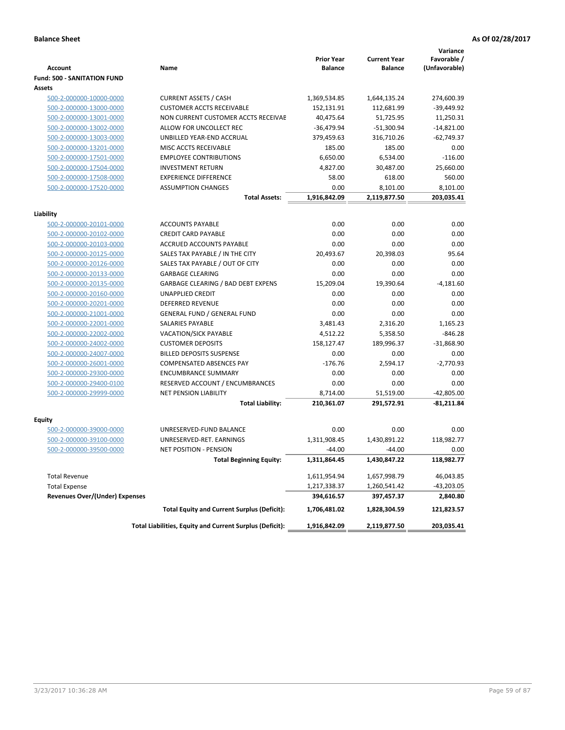**Balance Sheet** **As Of 02/28/2017**

| Account | Name | Prior Year Balance | Current Year Balance | Variance Favorable / (Unfavorable) |
|---|---|---|---|---|
| **Fund: 500 - SANITATION FUND** | | | | |
| **Assets** | | | | |
| 500-2-000000-10000-0000 | CURRENT ASSETS / CASH | 1,369,534.85 | 1,644,135.24 | 274,600.39 |
| 500-2-000000-13000-0000 | CUSTOMER ACCTS RECEIVABLE | 152,131.91 | 112,681.99 | -39,449.92 |
| 500-2-000000-13001-0000 | NON CURRENT CUSTOMER ACCTS RECEIVAE | 40,475.64 | 51,725.95 | 11,250.31 |
| 500-2-000000-13002-0000 | ALLOW FOR UNCOLLECT REC | -36,479.94 | -51,300.94 | -14,821.00 |
| 500-2-000000-13003-0000 | UNBILLED YEAR-END ACCRUAL | 379,459.63 | 316,710.26 | -62,749.37 |
| 500-2-000000-13201-0000 | MISC ACCTS RECEIVABLE | 185.00 | 185.00 | 0.00 |
| 500-2-000000-17501-0000 | EMPLOYEE CONTRIBUTIONS | 6,650.00 | 6,534.00 | -116.00 |
| 500-2-000000-17504-0000 | INVESTMENT RETURN | 4,827.00 | 30,487.00 | 25,660.00 |
| 500-2-000000-17508-0000 | EXPERIENCE DIFFERENCE | 58.00 | 618.00 | 560.00 |
| 500-2-000000-17520-0000 | ASSUMPTION CHANGES | 0.00 | 8,101.00 | 8,101.00 |
| | **Total Assets:** | **1,916,842.09** | **2,119,877.50** | **203,035.41** |
| **Liability** | | | | |
| 500-2-000000-20101-0000 | ACCOUNTS PAYABLE | 0.00 | 0.00 | 0.00 |
| 500-2-000000-20102-0000 | CREDIT CARD PAYABLE | 0.00 | 0.00 | 0.00 |
| 500-2-000000-20103-0000 | ACCRUED ACCOUNTS PAYABLE | 0.00 | 0.00 | 0.00 |
| 500-2-000000-20125-0000 | SALES TAX PAYABLE / IN THE CITY | 20,493.67 | 20,398.03 | 95.64 |
| 500-2-000000-20126-0000 | SALES TAX PAYABLE / OUT OF CITY | 0.00 | 0.00 | 0.00 |
| 500-2-000000-20133-0000 | GARBAGE CLEARING | 0.00 | 0.00 | 0.00 |
| 500-2-000000-20135-0000 | GARBAGE CLEARING / BAD DEBT EXPENS | 15,209.04 | 19,390.64 | -4,181.60 |
| 500-2-000000-20160-0000 | UNAPPLIED CREDIT | 0.00 | 0.00 | 0.00 |
| 500-2-000000-20201-0000 | DEFERRED REVENUE | 0.00 | 0.00 | 0.00 |
| 500-2-000000-21001-0000 | GENERAL FUND / GENERAL FUND | 0.00 | 0.00 | 0.00 |
| 500-2-000000-22001-0000 | SALARIES PAYABLE | 3,481.43 | 2,316.20 | 1,165.23 |
| 500-2-000000-22002-0000 | VACATION/SICK PAYABLE | 4,512.22 | 5,358.50 | -846.28 |
| 500-2-000000-24002-0000 | CUSTOMER DEPOSITS | 158,127.47 | 189,996.37 | -31,868.90 |
| 500-2-000000-24007-0000 | BILLED DEPOSITS SUSPENSE | 0.00 | 0.00 | 0.00 |
| 500-2-000000-26001-0000 | COMPENSATED ABSENCES PAY | -176.76 | 2,594.17 | -2,770.93 |
| 500-2-000000-29300-0000 | ENCUMBRANCE SUMMARY | 0.00 | 0.00 | 0.00 |
| 500-2-000000-29400-0100 | RESERVED ACCOUNT / ENCUMBRANCES | 0.00 | 0.00 | 0.00 |
| 500-2-000000-29999-0000 | NET PENSION LIABILITY | 8,714.00 | 51,519.00 | -42,805.00 |
| | **Total Liability:** | **210,361.07** | **291,572.91** | **-81,211.84** |
| **Equity** | | | | |
| 500-2-000000-39000-0000 | UNRESERVED-FUND BALANCE | 0.00 | 0.00 | 0.00 |
| 500-2-000000-39100-0000 | UNRESERVED-RET. EARNINGS | 1,311,908.45 | 1,430,891.22 | 118,982.77 |
| 500-2-000000-39500-0000 | NET POSITION - PENSION | -44.00 | -44.00 | 0.00 |
| | **Total Beginning Equity:** | **1,311,864.45** | **1,430,847.22** | **118,982.77** |
| Total Revenue | | 1,611,954.94 | 1,657,998.79 | 46,043.85 |
| Total Expense | | 1,217,338.37 | 1,260,541.42 | -43,203.05 |
| **Revenues Over/(Under) Expenses** | | **394,616.57** | **397,457.37** | **2,840.80** |
| | **Total Equity and Current Surplus (Deficit):** | **1,706,481.02** | **1,828,304.59** | **121,823.57** |
| | **Total Liabilities, Equity and Current Surplus (Deficit):** | **1,916,842.09** | **2,119,877.50** | **203,035.41** |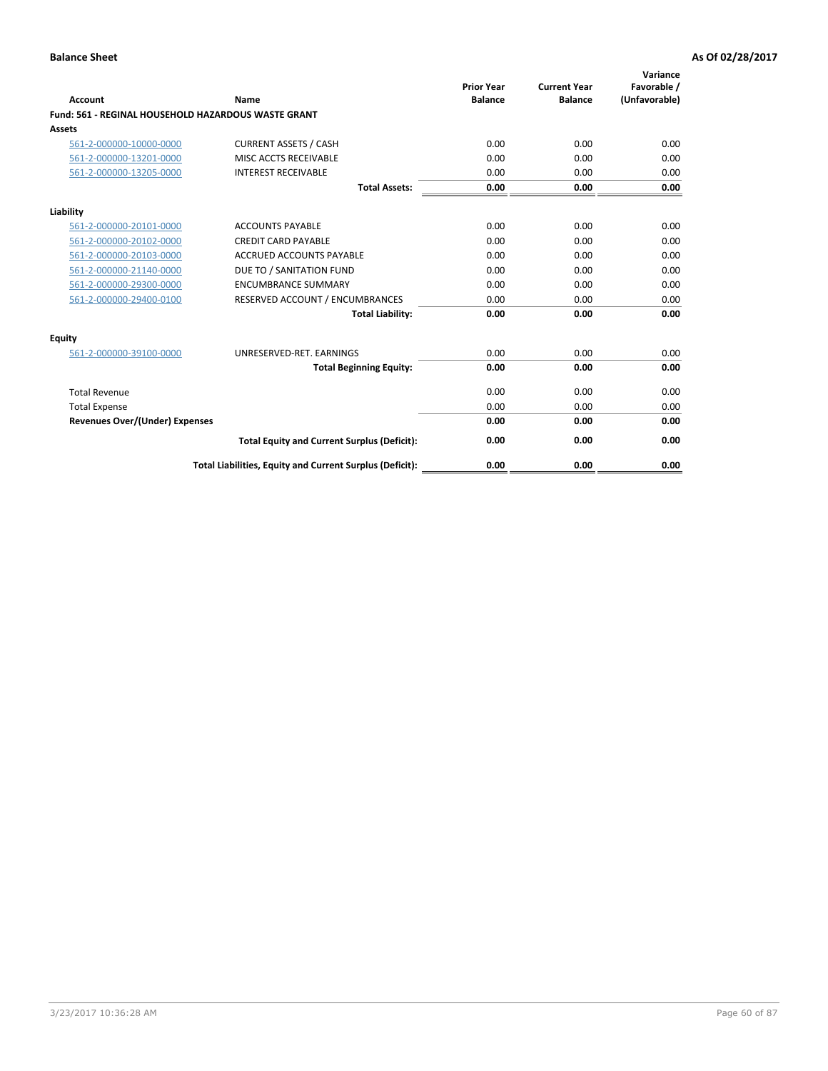**Balance Sheet** **As Of 02/28/2017**

| Account | Name | Prior Year Balance | Current Year Balance | Variance Favorable / (Unfavorable) |
|---|---|---|---|---|
| **Fund: 561 - REGINAL HOUSEHOLD HAZARDOUS WASTE GRANT** | | | | |
| **Assets** | | | | |
| 561-2-000000-10000-0000 | CURRENT ASSETS / CASH | 0.00 | 0.00 | 0.00 |
| 561-2-000000-13201-0000 | MISC ACCTS RECEIVABLE | 0.00 | 0.00 | 0.00 |
| 561-2-000000-13205-0000 | INTEREST RECEIVABLE | 0.00 | 0.00 | 0.00 |
| | **Total Assets:** | **0.00** | **0.00** | **0.00** |
| **Liability** | | | | |
| 561-2-000000-20101-0000 | ACCOUNTS PAYABLE | 0.00 | 0.00 | 0.00 |
| 561-2-000000-20102-0000 | CREDIT CARD PAYABLE | 0.00 | 0.00 | 0.00 |
| 561-2-000000-20103-0000 | ACCRUED ACCOUNTS PAYABLE | 0.00 | 0.00 | 0.00 |
| 561-2-000000-21140-0000 | DUE TO / SANITATION FUND | 0.00 | 0.00 | 0.00 |
| 561-2-000000-29300-0000 | ENCUMBRANCE SUMMARY | 0.00 | 0.00 | 0.00 |
| 561-2-000000-29400-0100 | RESERVED ACCOUNT / ENCUMBRANCES | 0.00 | 0.00 | 0.00 |
| | **Total Liability:** | **0.00** | **0.00** | **0.00** |
| **Equity** | | | | |
| 561-2-000000-39100-0000 | UNRESERVED-RET. EARNINGS | 0.00 | 0.00 | 0.00 |
| | **Total Beginning Equity:** | **0.00** | **0.00** | **0.00** |
| Total Revenue | | 0.00 | 0.00 | 0.00 |
| Total Expense | | 0.00 | 0.00 | 0.00 |
| **Revenues Over/(Under) Expenses** | | **0.00** | **0.00** | **0.00** |
| | **Total Equity and Current Surplus (Deficit):** | **0.00** | **0.00** | **0.00** |
| | **Total Liabilities, Equity and Current Surplus (Deficit):** | **0.00** | **0.00** | **0.00** |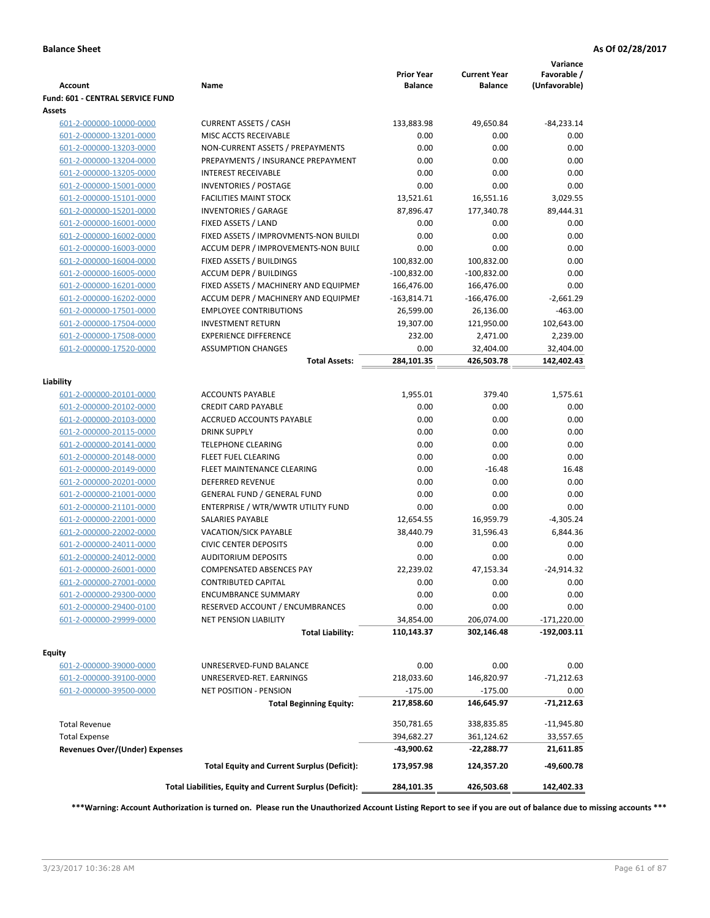**Balance Sheet** **As Of 02/28/2017**

| Account | Name | Prior Year Balance | Current Year Balance | Variance Favorable / (Unfavorable) |
|---|---|---|---|---|
| **Fund: 601 - CENTRAL SERVICE FUND** | | | | |
| **Assets** | | | | |
| 601-2-000000-10000-0000 | CURRENT ASSETS / CASH | 133,883.98 | 49,650.84 | -84,233.14 |
| 601-2-000000-13201-0000 | MISC ACCTS RECEIVABLE | 0.00 | 0.00 | 0.00 |
| 601-2-000000-13203-0000 | NON-CURRENT ASSETS / PREPAYMENTS | 0.00 | 0.00 | 0.00 |
| 601-2-000000-13204-0000 | PREPAYMENTS / INSURANCE PREPAYMENT | 0.00 | 0.00 | 0.00 |
| 601-2-000000-13205-0000 | INTEREST RECEIVABLE | 0.00 | 0.00 | 0.00 |
| 601-2-000000-15001-0000 | INVENTORIES / POSTAGE | 0.00 | 0.00 | 0.00 |
| 601-2-000000-15101-0000 | FACILITIES MAINT STOCK | 13,521.61 | 16,551.16 | 3,029.55 |
| 601-2-000000-15201-0000 | INVENTORIES / GARAGE | 87,896.47 | 177,340.78 | 89,444.31 |
| 601-2-000000-16001-0000 | FIXED ASSETS / LAND | 0.00 | 0.00 | 0.00 |
| 601-2-000000-16002-0000 | FIXED ASSETS / IMPROVMENTS-NON BUILDI | 0.00 | 0.00 | 0.00 |
| 601-2-000000-16003-0000 | ACCUM DEPR / IMPROVEMENTS-NON BUILI | 0.00 | 0.00 | 0.00 |
| 601-2-000000-16004-0000 | FIXED ASSETS / BUILDINGS | 100,832.00 | 100,832.00 | 0.00 |
| 601-2-000000-16005-0000 | ACCUM DEPR / BUILDINGS | -100,832.00 | -100,832.00 | 0.00 |
| 601-2-000000-16201-0000 | FIXED ASSETS / MACHINERY AND EQUIPMEI | 166,476.00 | 166,476.00 | 0.00 |
| 601-2-000000-16202-0000 | ACCUM DEPR / MACHINERY AND EQUIPMEI | -163,814.71 | -166,476.00 | -2,661.29 |
| 601-2-000000-17501-0000 | EMPLOYEE CONTRIBUTIONS | 26,599.00 | 26,136.00 | -463.00 |
| 601-2-000000-17504-0000 | INVESTMENT RETURN | 19,307.00 | 121,950.00 | 102,643.00 |
| 601-2-000000-17508-0000 | EXPERIENCE DIFFERENCE | 232.00 | 2,471.00 | 2,239.00 |
| 601-2-000000-17520-0000 | ASSUMPTION CHANGES | 0.00 | 32,404.00 | 32,404.00 |
| | **Total Assets:** | **284,101.35** | **426,503.78** | **142,402.43** |
| **Liability** | | | | |
| 601-2-000000-20101-0000 | ACCOUNTS PAYABLE | 1,955.01 | 379.40 | 1,575.61 |
| 601-2-000000-20102-0000 | CREDIT CARD PAYABLE | 0.00 | 0.00 | 0.00 |
| 601-2-000000-20103-0000 | ACCRUED ACCOUNTS PAYABLE | 0.00 | 0.00 | 0.00 |
| 601-2-000000-20115-0000 | DRINK SUPPLY | 0.00 | 0.00 | 0.00 |
| 601-2-000000-20141-0000 | TELEPHONE CLEARING | 0.00 | 0.00 | 0.00 |
| 601-2-000000-20148-0000 | FLEET FUEL CLEARING | 0.00 | 0.00 | 0.00 |
| 601-2-000000-20149-0000 | FLEET MAINTENANCE CLEARING | 0.00 | -16.48 | 16.48 |
| 601-2-000000-20201-0000 | DEFERRED REVENUE | 0.00 | 0.00 | 0.00 |
| 601-2-000000-21001-0000 | GENERAL FUND / GENERAL FUND | 0.00 | 0.00 | 0.00 |
| 601-2-000000-21101-0000 | ENTERPRISE / WTR/WWTR UTILITY FUND | 0.00 | 0.00 | 0.00 |
| 601-2-000000-22001-0000 | SALARIES PAYABLE | 12,654.55 | 16,959.79 | -4,305.24 |
| 601-2-000000-22002-0000 | VACATION/SICK PAYABLE | 38,440.79 | 31,596.43 | 6,844.36 |
| 601-2-000000-24011-0000 | CIVIC CENTER DEPOSITS | 0.00 | 0.00 | 0.00 |
| 601-2-000000-24012-0000 | AUDITORIUM DEPOSITS | 0.00 | 0.00 | 0.00 |
| 601-2-000000-26001-0000 | COMPENSATED ABSENCES PAY | 22,239.02 | 47,153.34 | -24,914.32 |
| 601-2-000000-27001-0000 | CONTRIBUTED CAPITAL | 0.00 | 0.00 | 0.00 |
| 601-2-000000-29300-0000 | ENCUMBRANCE SUMMARY | 0.00 | 0.00 | 0.00 |
| 601-2-000000-29400-0100 | RESERVED ACCOUNT / ENCUMBRANCES | 0.00 | 0.00 | 0.00 |
| 601-2-000000-29999-0000 | NET PENSION LIABILITY | 34,854.00 | 206,074.00 | -171,220.00 |
| | **Total Liability:** | **110,143.37** | **302,146.48** | **-192,003.11** |
| **Equity** | | | | |
| 601-2-000000-39000-0000 | UNRESERVED-FUND BALANCE | 0.00 | 0.00 | 0.00 |
| 601-2-000000-39100-0000 | UNRESERVED-RET. EARNINGS | 218,033.60 | 146,820.97 | -71,212.63 |
| 601-2-000000-39500-0000 | NET POSITION - PENSION | -175.00 | -175.00 | 0.00 |
| | **Total Beginning Equity:** | **217,858.60** | **146,645.97** | **-71,212.63** |
| Total Revenue | | 350,781.65 | 338,835.85 | -11,945.80 |
| Total Expense | | 394,682.27 | 361,124.62 | 33,557.65 |
| **Revenues Over/(Under) Expenses** | | **-43,900.62** | **-22,288.77** | **21,611.85** |
| | **Total Equity and Current Surplus (Deficit):** | **173,957.98** | **124,357.20** | **-49,600.78** |
| | **Total Liabilities, Equity and Current Surplus (Deficit):** | **284,101.35** | **426,503.68** | **142,402.33** |

**\*\*\*Warning: Account Authorization is turned on. Please run the Unauthorized Account Listing Report to see if you are out of balance due to missing accounts \*\*\***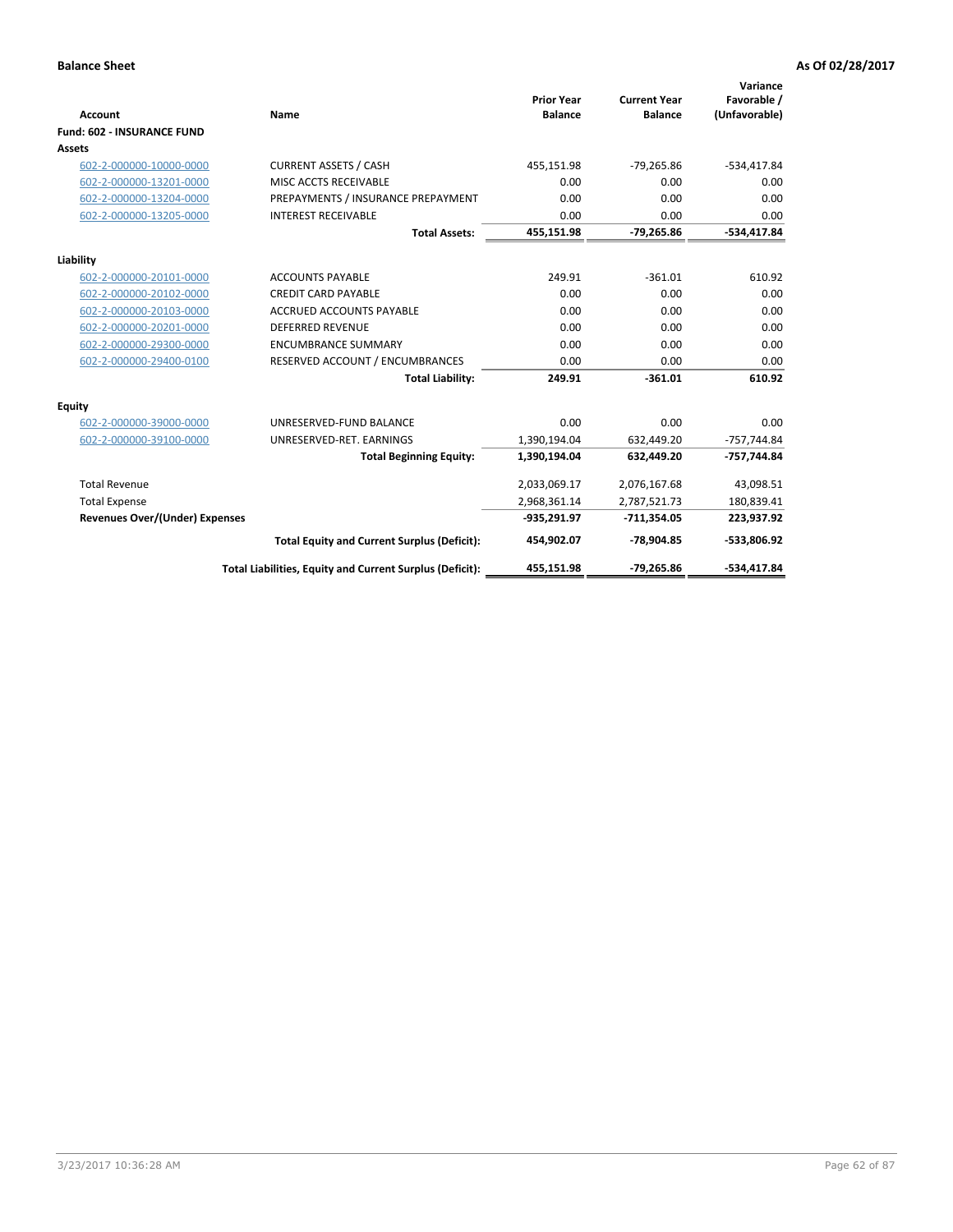**Balance Sheet** — **As Of 02/28/2017**

| Account | Name | Prior Year Balance | Current Year Balance | Variance Favorable / (Unfavorable) |
|---|---|---|---|---|
| **Fund: 602 - INSURANCE FUND** | | | | |
| **Assets** | | | | |
| 602-2-000000-10000-0000 | CURRENT ASSETS / CASH | 455,151.98 | -79,265.86 | -534,417.84 |
| 602-2-000000-13201-0000 | MISC ACCTS RECEIVABLE | 0.00 | 0.00 | 0.00 |
| 602-2-000000-13204-0000 | PREPAYMENTS / INSURANCE PREPAYMENT | 0.00 | 0.00 | 0.00 |
| 602-2-000000-13205-0000 | INTEREST RECEIVABLE | 0.00 | 0.00 | 0.00 |
| | **Total Assets:** | **455,151.98** | **-79,265.86** | **-534,417.84** |
| **Liability** | | | | |
| 602-2-000000-20101-0000 | ACCOUNTS PAYABLE | 249.91 | -361.01 | 610.92 |
| 602-2-000000-20102-0000 | CREDIT CARD PAYABLE | 0.00 | 0.00 | 0.00 |
| 602-2-000000-20103-0000 | ACCRUED ACCOUNTS PAYABLE | 0.00 | 0.00 | 0.00 |
| 602-2-000000-20201-0000 | DEFERRED REVENUE | 0.00 | 0.00 | 0.00 |
| 602-2-000000-29300-0000 | ENCUMBRANCE SUMMARY | 0.00 | 0.00 | 0.00 |
| 602-2-000000-29400-0100 | RESERVED ACCOUNT / ENCUMBRANCES | 0.00 | 0.00 | 0.00 |
| | **Total Liability:** | **249.91** | **-361.01** | **610.92** |
| **Equity** | | | | |
| 602-2-000000-39000-0000 | UNRESERVED-FUND BALANCE | 0.00 | 0.00 | 0.00 |
| 602-2-000000-39100-0000 | UNRESERVED-RET. EARNINGS | 1,390,194.04 | 632,449.20 | -757,744.84 |
| | **Total Beginning Equity:** | **1,390,194.04** | **632,449.20** | **-757,744.84** |
| Total Revenue | | 2,033,069.17 | 2,076,167.68 | 43,098.51 |
| Total Expense | | 2,968,361.14 | 2,787,521.73 | 180,839.41 |
| **Revenues Over/(Under) Expenses** | | **-935,291.97** | **-711,354.05** | **223,937.92** |
| | **Total Equity and Current Surplus (Deficit):** | **454,902.07** | **-78,904.85** | **-533,806.92** |
| | **Total Liabilities, Equity and Current Surplus (Deficit):** | **455,151.98** | **-79,265.86** | **-534,417.84** |

3/23/2017 10:36:28 AM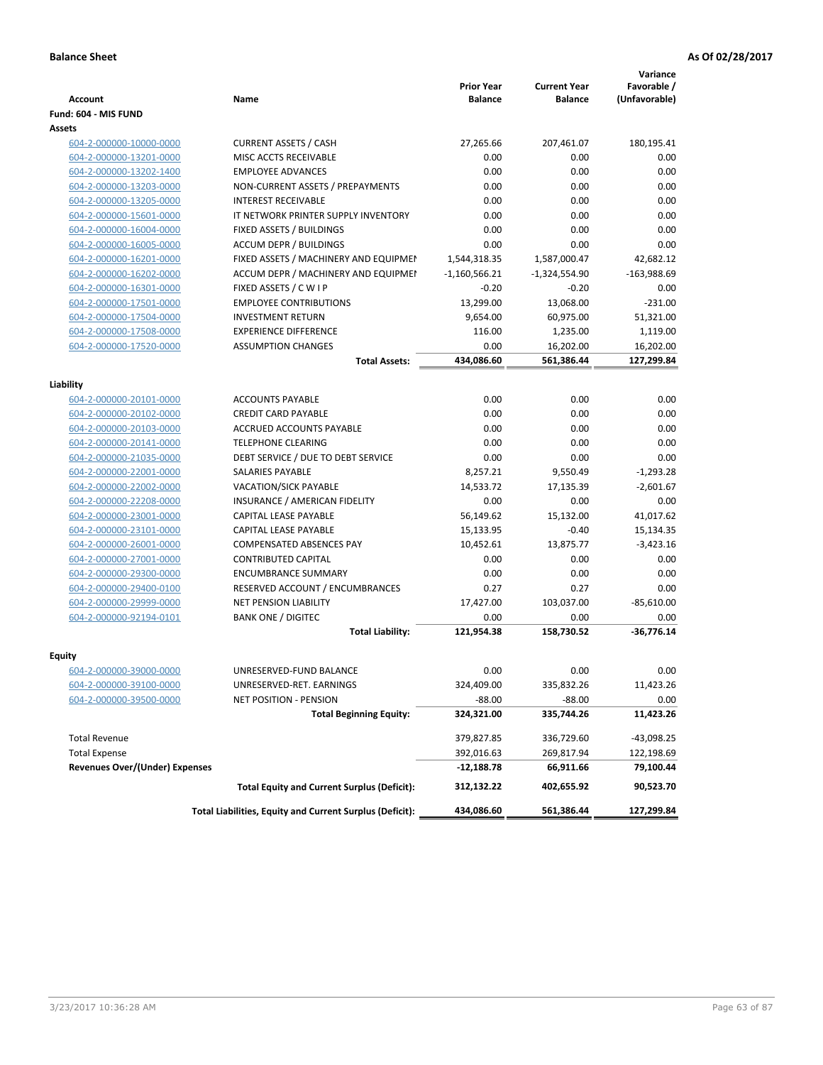**Balance Sheet** **As Of 02/28/2017**

| Account | Name | Prior Year Balance | Current Year Balance | Variance Favorable / (Unfavorable) |
|---|---|---|---|---|
| **Fund: 604 - MIS FUND** | | | | |
| **Assets** | | | | |
| 604-2-000000-10000-0000 | CURRENT ASSETS / CASH | 27,265.66 | 207,461.07 | 180,195.41 |
| 604-2-000000-13201-0000 | MISC ACCTS RECEIVABLE | 0.00 | 0.00 | 0.00 |
| 604-2-000000-13202-1400 | EMPLOYEE ADVANCES | 0.00 | 0.00 | 0.00 |
| 604-2-000000-13203-0000 | NON-CURRENT ASSETS / PREPAYMENTS | 0.00 | 0.00 | 0.00 |
| 604-2-000000-13205-0000 | INTEREST RECEIVABLE | 0.00 | 0.00 | 0.00 |
| 604-2-000000-15601-0000 | IT NETWORK PRINTER SUPPLY INVENTORY | 0.00 | 0.00 | 0.00 |
| 604-2-000000-16004-0000 | FIXED ASSETS / BUILDINGS | 0.00 | 0.00 | 0.00 |
| 604-2-000000-16005-0000 | ACCUM DEPR / BUILDINGS | 0.00 | 0.00 | 0.00 |
| 604-2-000000-16201-0000 | FIXED ASSETS / MACHINERY AND EQUIPMEN | 1,544,318.35 | 1,587,000.47 | 42,682.12 |
| 604-2-000000-16202-0000 | ACCUM DEPR / MACHINERY AND EQUIPMEI | -1,160,566.21 | -1,324,554.90 | -163,988.69 |
| 604-2-000000-16301-0000 | FIXED ASSETS / C W I P | -0.20 | -0.20 | 0.00 |
| 604-2-000000-17501-0000 | EMPLOYEE CONTRIBUTIONS | 13,299.00 | 13,068.00 | -231.00 |
| 604-2-000000-17504-0000 | INVESTMENT RETURN | 9,654.00 | 60,975.00 | 51,321.00 |
| 604-2-000000-17508-0000 | EXPERIENCE DIFFERENCE | 116.00 | 1,235.00 | 1,119.00 |
| 604-2-000000-17520-0000 | ASSUMPTION CHANGES | 0.00 | 16,202.00 | 16,202.00 |
| | **Total Assets:** | **434,086.60** | **561,386.44** | **127,299.84** |
| **Liability** | | | | |
| 604-2-000000-20101-0000 | ACCOUNTS PAYABLE | 0.00 | 0.00 | 0.00 |
| 604-2-000000-20102-0000 | CREDIT CARD PAYABLE | 0.00 | 0.00 | 0.00 |
| 604-2-000000-20103-0000 | ACCRUED ACCOUNTS PAYABLE | 0.00 | 0.00 | 0.00 |
| 604-2-000000-20141-0000 | TELEPHONE CLEARING | 0.00 | 0.00 | 0.00 |
| 604-2-000000-21035-0000 | DEBT SERVICE / DUE TO DEBT SERVICE | 0.00 | 0.00 | 0.00 |
| 604-2-000000-22001-0000 | SALARIES PAYABLE | 8,257.21 | 9,550.49 | -1,293.28 |
| 604-2-000000-22002-0000 | VACATION/SICK PAYABLE | 14,533.72 | 17,135.39 | -2,601.67 |
| 604-2-000000-22208-0000 | INSURANCE / AMERICAN FIDELITY | 0.00 | 0.00 | 0.00 |
| 604-2-000000-23001-0000 | CAPITAL LEASE PAYABLE | 56,149.62 | 15,132.00 | 41,017.62 |
| 604-2-000000-23101-0000 | CAPITAL LEASE PAYABLE | 15,133.95 | -0.40 | 15,134.35 |
| 604-2-000000-26001-0000 | COMPENSATED ABSENCES PAY | 10,452.61 | 13,875.77 | -3,423.16 |
| 604-2-000000-27001-0000 | CONTRIBUTED CAPITAL | 0.00 | 0.00 | 0.00 |
| 604-2-000000-29300-0000 | ENCUMBRANCE SUMMARY | 0.00 | 0.00 | 0.00 |
| 604-2-000000-29400-0100 | RESERVED ACCOUNT / ENCUMBRANCES | 0.27 | 0.27 | 0.00 |
| 604-2-000000-29999-0000 | NET PENSION LIABILITY | 17,427.00 | 103,037.00 | -85,610.00 |
| 604-2-000000-92194-0101 | BANK ONE / DIGITEC | 0.00 | 0.00 | 0.00 |
| | **Total Liability:** | **121,954.38** | **158,730.52** | **-36,776.14** |
| **Equity** | | | | |
| 604-2-000000-39000-0000 | UNRESERVED-FUND BALANCE | 0.00 | 0.00 | 0.00 |
| 604-2-000000-39100-0000 | UNRESERVED-RET. EARNINGS | 324,409.00 | 335,832.26 | 11,423.26 |
| 604-2-000000-39500-0000 | NET POSITION - PENSION | -88.00 | -88.00 | 0.00 |
| | **Total Beginning Equity:** | **324,321.00** | **335,744.26** | **11,423.26** |
| Total Revenue | | 379,827.85 | 336,729.60 | -43,098.25 |
| Total Expense | | 392,016.63 | 269,817.94 | 122,198.69 |
| **Revenues Over/(Under) Expenses** | | **-12,188.78** | **66,911.66** | **79,100.44** |
| | **Total Equity and Current Surplus (Deficit):** | **312,132.22** | **402,655.92** | **90,523.70** |
| | **Total Liabilities, Equity and Current Surplus (Deficit):** | **434,086.60** | **561,386.44** | **127,299.84** |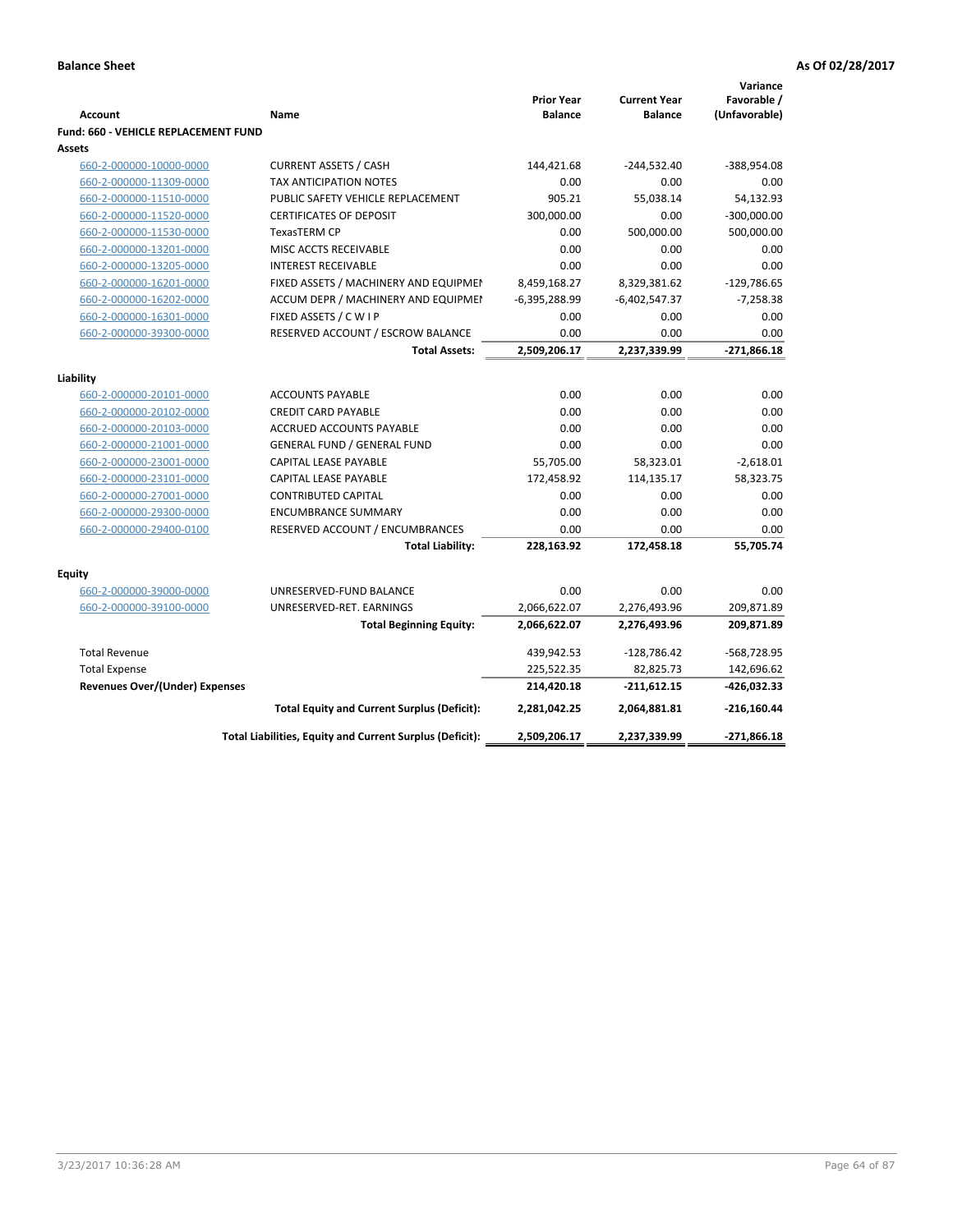**Balance Sheet** **As Of 02/28/2017**

| Account | Name | Prior Year Balance | Current Year Balance | Variance Favorable / (Unfavorable) |
|---|---|---|---|---|
| **Fund: 660 - VEHICLE REPLACEMENT FUND** | | | | |
| **Assets** | | | | |
| 660-2-000000-10000-0000 | CURRENT ASSETS / CASH | 144,421.68 | -244,532.40 | -388,954.08 |
| 660-2-000000-11309-0000 | TAX ANTICIPATION NOTES | 0.00 | 0.00 | 0.00 |
| 660-2-000000-11510-0000 | PUBLIC SAFETY VEHICLE REPLACEMENT | 905.21 | 55,038.14 | 54,132.93 |
| 660-2-000000-11520-0000 | CERTIFICATES OF DEPOSIT | 300,000.00 | 0.00 | -300,000.00 |
| 660-2-000000-11530-0000 | TexasTERM CP | 0.00 | 500,000.00 | 500,000.00 |
| 660-2-000000-13201-0000 | MISC ACCTS RECEIVABLE | 0.00 | 0.00 | 0.00 |
| 660-2-000000-13205-0000 | INTEREST RECEIVABLE | 0.00 | 0.00 | 0.00 |
| 660-2-000000-16201-0000 | FIXED ASSETS / MACHINERY AND EQUIPMEI | 8,459,168.27 | 8,329,381.62 | -129,786.65 |
| 660-2-000000-16202-0000 | ACCUM DEPR / MACHINERY AND EQUIPMEI | -6,395,288.99 | -6,402,547.37 | -7,258.38 |
| 660-2-000000-16301-0000 | FIXED ASSETS / C W I P | 0.00 | 0.00 | 0.00 |
| 660-2-000000-39300-0000 | RESERVED ACCOUNT / ESCROW BALANCE | 0.00 | 0.00 | 0.00 |
| | **Total Assets:** | **2,509,206.17** | **2,237,339.99** | **-271,866.18** |
| **Liability** | | | | |
| 660-2-000000-20101-0000 | ACCOUNTS PAYABLE | 0.00 | 0.00 | 0.00 |
| 660-2-000000-20102-0000 | CREDIT CARD PAYABLE | 0.00 | 0.00 | 0.00 |
| 660-2-000000-20103-0000 | ACCRUED ACCOUNTS PAYABLE | 0.00 | 0.00 | 0.00 |
| 660-2-000000-21001-0000 | GENERAL FUND / GENERAL FUND | 0.00 | 0.00 | 0.00 |
| 660-2-000000-23001-0000 | CAPITAL LEASE PAYABLE | 55,705.00 | 58,323.01 | -2,618.01 |
| 660-2-000000-23101-0000 | CAPITAL LEASE PAYABLE | 172,458.92 | 114,135.17 | 58,323.75 |
| 660-2-000000-27001-0000 | CONTRIBUTED CAPITAL | 0.00 | 0.00 | 0.00 |
| 660-2-000000-29300-0000 | ENCUMBRANCE SUMMARY | 0.00 | 0.00 | 0.00 |
| 660-2-000000-29400-0100 | RESERVED ACCOUNT / ENCUMBRANCES | 0.00 | 0.00 | 0.00 |
| | **Total Liability:** | **228,163.92** | **172,458.18** | **55,705.74** |
| **Equity** | | | | |
| 660-2-000000-39000-0000 | UNRESERVED-FUND BALANCE | 0.00 | 0.00 | 0.00 |
| 660-2-000000-39100-0000 | UNRESERVED-RET. EARNINGS | 2,066,622.07 | 2,276,493.96 | 209,871.89 |
| | **Total Beginning Equity:** | **2,066,622.07** | **2,276,493.96** | **209,871.89** |
| Total Revenue | | 439,942.53 | -128,786.42 | -568,728.95 |
| Total Expense | | 225,522.35 | 82,825.73 | 142,696.62 |
| **Revenues Over/(Under) Expenses** | | **214,420.18** | **-211,612.15** | **-426,032.33** |
| | **Total Equity and Current Surplus (Deficit):** | **2,281,042.25** | **2,064,881.81** | **-216,160.44** |
| | **Total Liabilities, Equity and Current Surplus (Deficit):** | **2,509,206.17** | **2,237,339.99** | **-271,866.18** |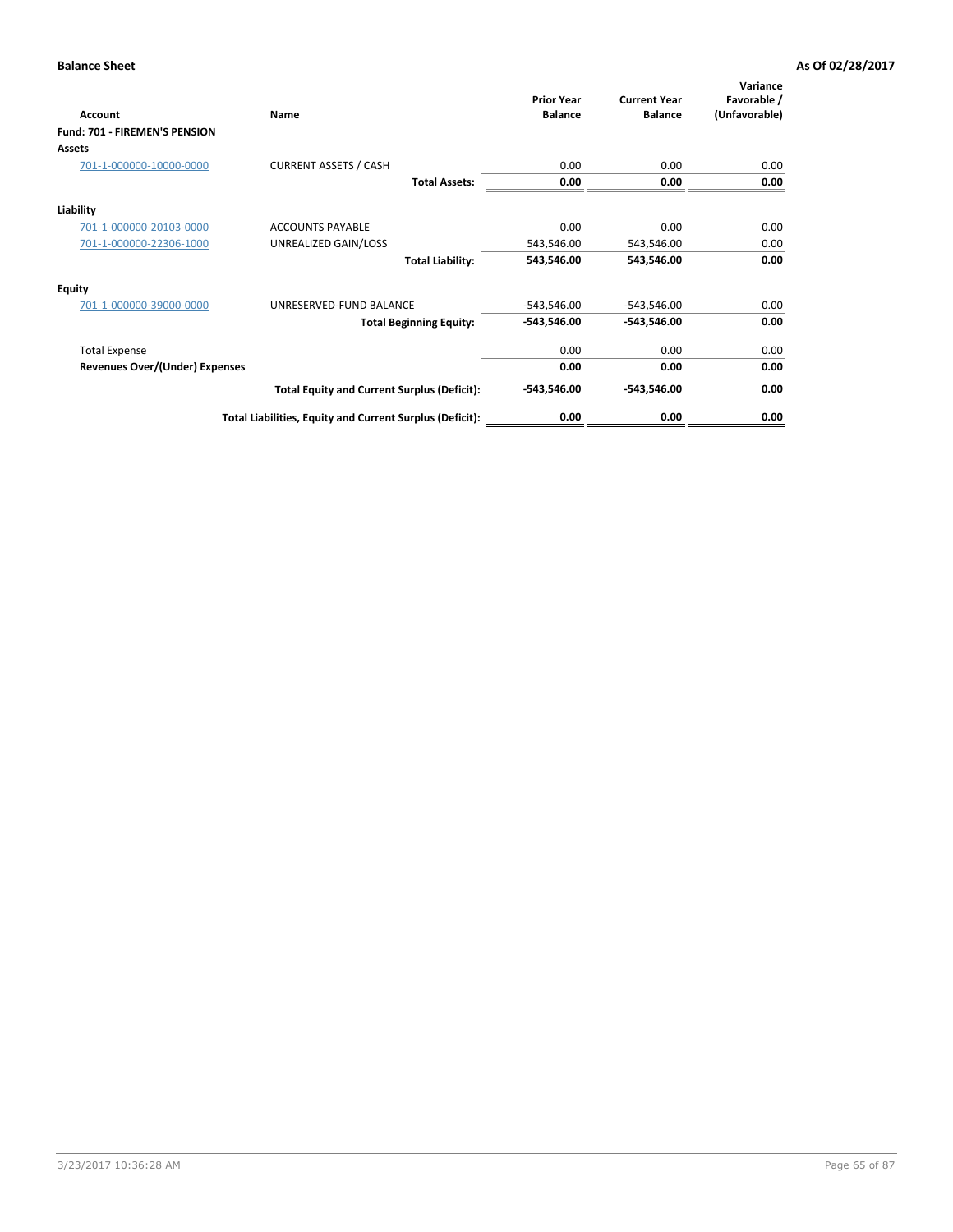**Balance Sheet** **As Of 02/28/2017**

| Account | Name | Prior Year Balance | Current Year Balance | Variance Favorable / (Unfavorable) |
|---|---|---|---|---|
| **Fund: 701 - FIREMEN'S PENSION** | | | | |
| **Assets** | | | | |
| 701-1-000000-10000-0000 | CURRENT ASSETS / CASH | 0.00 | 0.00 | 0.00 |
| | **Total Assets:** | **0.00** | **0.00** | **0.00** |
| **Liability** | | | | |
| 701-1-000000-20103-0000 | ACCOUNTS PAYABLE | 0.00 | 0.00 | 0.00 |
| 701-1-000000-22306-1000 | UNREALIZED GAIN/LOSS | 543,546.00 | 543,546.00 | 0.00 |
| | **Total Liability:** | **543,546.00** | **543,546.00** | **0.00** |
| **Equity** | | | | |
| 701-1-000000-39000-0000 | UNRESERVED-FUND BALANCE | -543,546.00 | -543,546.00 | 0.00 |
| | **Total Beginning Equity:** | **-543,546.00** | **-543,546.00** | **0.00** |
| Total Expense | | 0.00 | 0.00 | 0.00 |
| **Revenues Over/(Under) Expenses** | | **0.00** | **0.00** | **0.00** |
| | **Total Equity and Current Surplus (Deficit):** | **-543,546.00** | **-543,546.00** | **0.00** |
| | **Total Liabilities, Equity and Current Surplus (Deficit):** | **0.00** | **0.00** | **0.00** |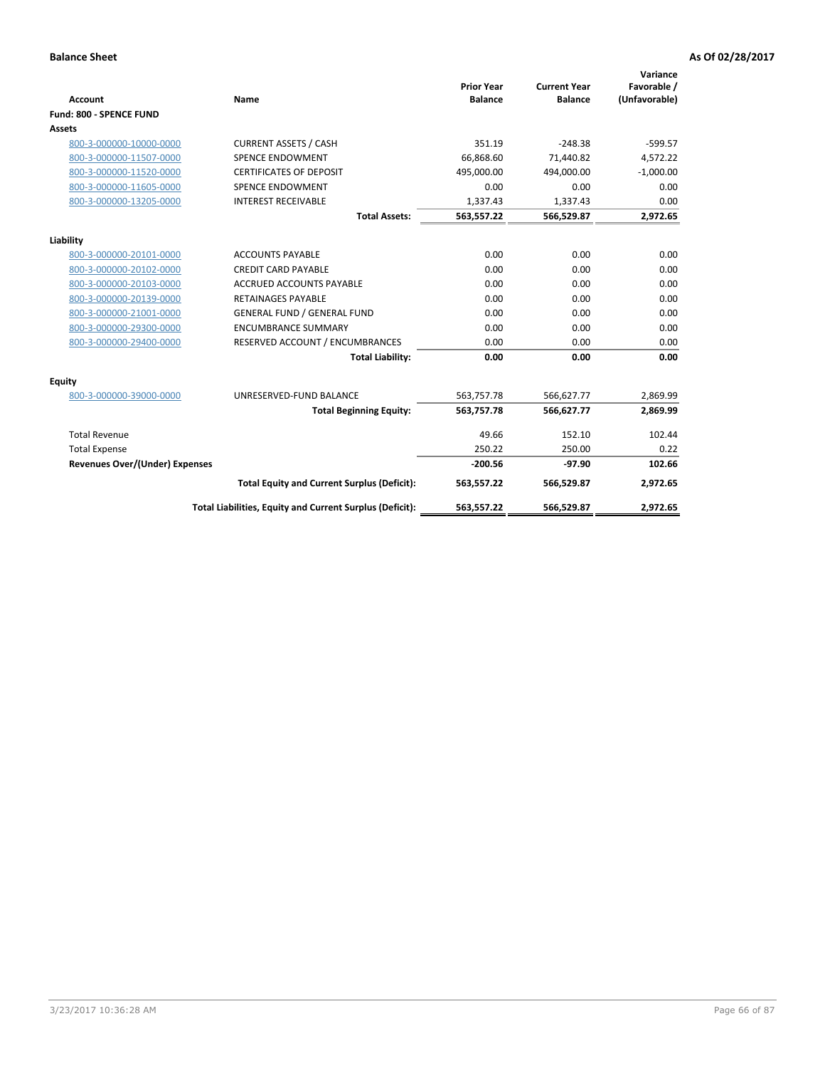**Balance Sheet** — As Of 02/28/2017

| Account | Name | Prior Year Balance | Current Year Balance | Variance Favorable / (Unfavorable) |
|---|---|---|---|---|
| **Fund: 800 - SPENCE FUND** | | | | |
| **Assets** | | | | |
| 800-3-000000-10000-0000 | CURRENT ASSETS / CASH | 351.19 | -248.38 | -599.57 |
| 800-3-000000-11507-0000 | SPENCE ENDOWMENT | 66,868.60 | 71,440.82 | 4,572.22 |
| 800-3-000000-11520-0000 | CERTIFICATES OF DEPOSIT | 495,000.00 | 494,000.00 | -1,000.00 |
| 800-3-000000-11605-0000 | SPENCE ENDOWMENT | 0.00 | 0.00 | 0.00 |
| 800-3-000000-13205-0000 | INTEREST RECEIVABLE | 1,337.43 | 1,337.43 | 0.00 |
| | **Total Assets:** | **563,557.22** | **566,529.87** | **2,972.65** |
| **Liability** | | | | |
| 800-3-000000-20101-0000 | ACCOUNTS PAYABLE | 0.00 | 0.00 | 0.00 |
| 800-3-000000-20102-0000 | CREDIT CARD PAYABLE | 0.00 | 0.00 | 0.00 |
| 800-3-000000-20103-0000 | ACCRUED ACCOUNTS PAYABLE | 0.00 | 0.00 | 0.00 |
| 800-3-000000-20139-0000 | RETAINAGES PAYABLE | 0.00 | 0.00 | 0.00 |
| 800-3-000000-21001-0000 | GENERAL FUND / GENERAL FUND | 0.00 | 0.00 | 0.00 |
| 800-3-000000-29300-0000 | ENCUMBRANCE SUMMARY | 0.00 | 0.00 | 0.00 |
| 800-3-000000-29400-0000 | RESERVED ACCOUNT / ENCUMBRANCES | 0.00 | 0.00 | 0.00 |
| | **Total Liability:** | **0.00** | **0.00** | **0.00** |
| **Equity** | | | | |
| 800-3-000000-39000-0000 | UNRESERVED-FUND BALANCE | 563,757.78 | 566,627.77 | 2,869.99 |
| | **Total Beginning Equity:** | **563,757.78** | **566,627.77** | **2,869.99** |
| Total Revenue | | 49.66 | 152.10 | 102.44 |
| Total Expense | | 250.22 | 250.00 | 0.22 |
| **Revenues Over/(Under) Expenses** | | **-200.56** | **-97.90** | **102.66** |
| | **Total Equity and Current Surplus (Deficit):** | **563,557.22** | **566,529.87** | **2,972.65** |
| | **Total Liabilities, Equity and Current Surplus (Deficit):** | **563,557.22** | **566,529.87** | **2,972.65** |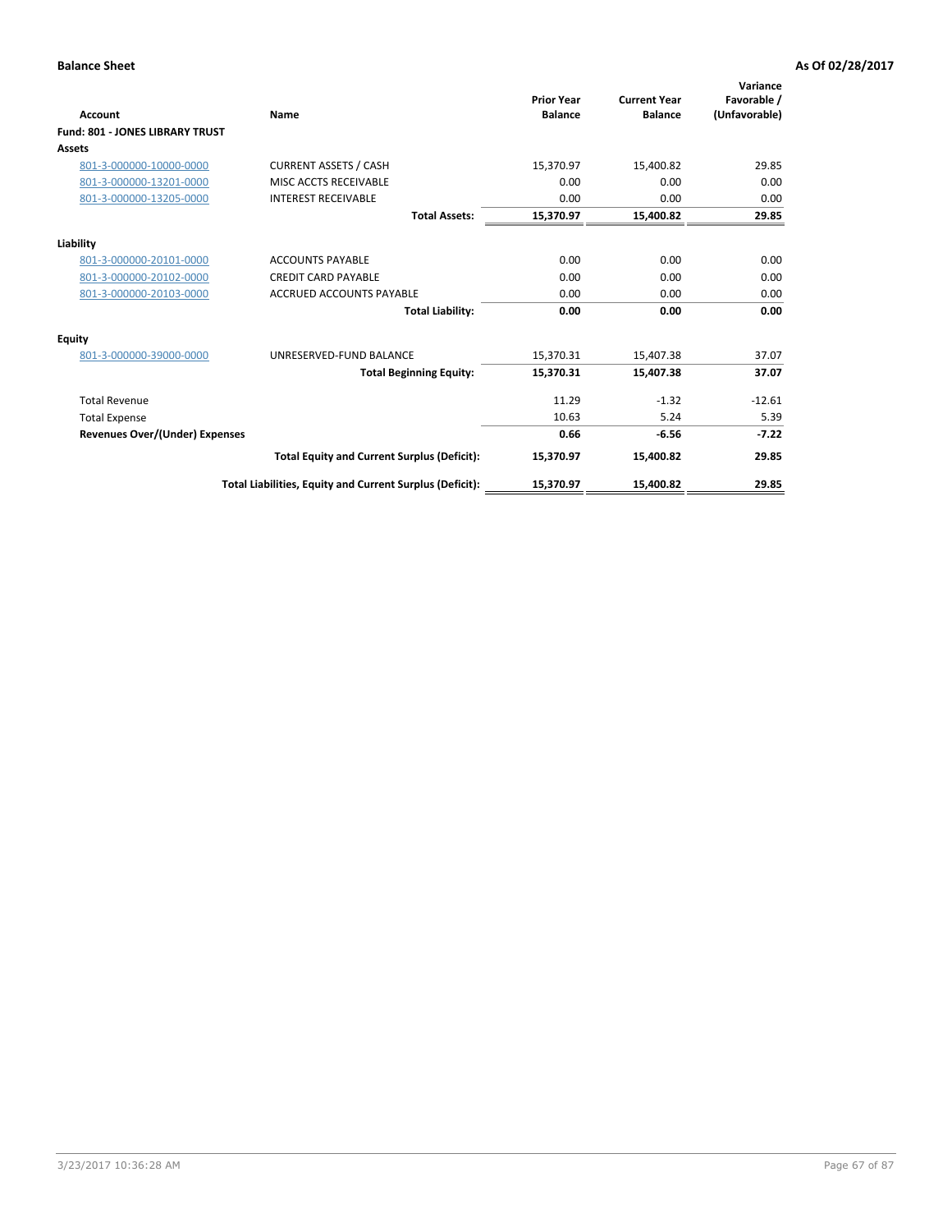**Balance Sheet** **As Of 02/28/2017**

| Account | Name | Prior Year Balance | Current Year Balance | Variance Favorable / (Unfavorable) |
|---|---|---|---|---|
| **Fund: 801 - JONES LIBRARY TRUST** | | | | |
| **Assets** | | | | |
| 801-3-000000-10000-0000 | CURRENT ASSETS / CASH | 15,370.97 | 15,400.82 | 29.85 |
| 801-3-000000-13201-0000 | MISC ACCTS RECEIVABLE | 0.00 | 0.00 | 0.00 |
| 801-3-000000-13205-0000 | INTEREST RECEIVABLE | 0.00 | 0.00 | 0.00 |
| | **Total Assets:** | **15,370.97** | **15,400.82** | **29.85** |
| **Liability** | | | | |
| 801-3-000000-20101-0000 | ACCOUNTS PAYABLE | 0.00 | 0.00 | 0.00 |
| 801-3-000000-20102-0000 | CREDIT CARD PAYABLE | 0.00 | 0.00 | 0.00 |
| 801-3-000000-20103-0000 | ACCRUED ACCOUNTS PAYABLE | 0.00 | 0.00 | 0.00 |
| | **Total Liability:** | **0.00** | **0.00** | **0.00** |
| **Equity** | | | | |
| 801-3-000000-39000-0000 | UNRESERVED-FUND BALANCE | 15,370.31 | 15,407.38 | 37.07 |
| | **Total Beginning Equity:** | **15,370.31** | **15,407.38** | **37.07** |
| Total Revenue | | 11.29 | -1.32 | -12.61 |
| Total Expense | | 10.63 | 5.24 | 5.39 |
| **Revenues Over/(Under) Expenses** | | **0.66** | **-6.56** | **-7.22** |
| | **Total Equity and Current Surplus (Deficit):** | **15,370.97** | **15,400.82** | **29.85** |
| | **Total Liabilities, Equity and Current Surplus (Deficit):** | **15,370.97** | **15,400.82** | **29.85** |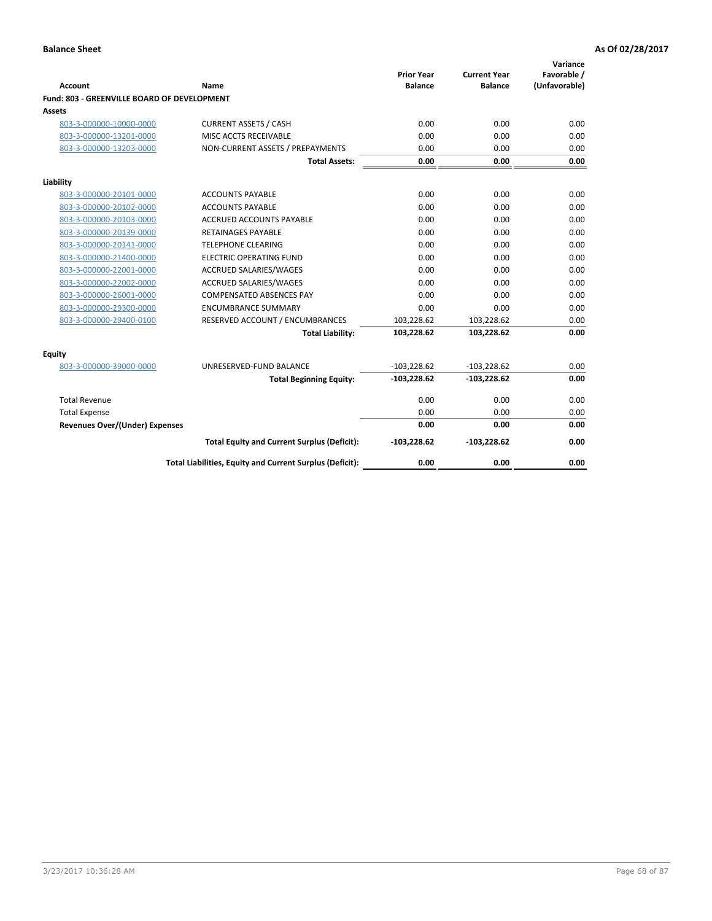**Balance Sheet** **As Of 02/28/2017**

| Account | Name | Prior Year Balance | Current Year Balance | Variance Favorable / (Unfavorable) |
|---|---|---|---|---|
| **Fund: 803 - GREENVILLE BOARD OF DEVELOPMENT** | | | | |
| **Assets** | | | | |
| 803-3-000000-10000-0000 | CURRENT ASSETS / CASH | 0.00 | 0.00 | 0.00 |
| 803-3-000000-13201-0000 | MISC ACCTS RECEIVABLE | 0.00 | 0.00 | 0.00 |
| 803-3-000000-13203-0000 | NON-CURRENT ASSETS / PREPAYMENTS | 0.00 | 0.00 | 0.00 |
| | **Total Assets:** | **0.00** | **0.00** | **0.00** |
| **Liability** | | | | |
| 803-3-000000-20101-0000 | ACCOUNTS PAYABLE | 0.00 | 0.00 | 0.00 |
| 803-3-000000-20102-0000 | ACCOUNTS PAYABLE | 0.00 | 0.00 | 0.00 |
| 803-3-000000-20103-0000 | ACCRUED ACCOUNTS PAYABLE | 0.00 | 0.00 | 0.00 |
| 803-3-000000-20139-0000 | RETAINAGES PAYABLE | 0.00 | 0.00 | 0.00 |
| 803-3-000000-20141-0000 | TELEPHONE CLEARING | 0.00 | 0.00 | 0.00 |
| 803-3-000000-21400-0000 | ELECTRIC OPERATING FUND | 0.00 | 0.00 | 0.00 |
| 803-3-000000-22001-0000 | ACCRUED SALARIES/WAGES | 0.00 | 0.00 | 0.00 |
| 803-3-000000-22002-0000 | ACCRUED SALARIES/WAGES | 0.00 | 0.00 | 0.00 |
| 803-3-000000-26001-0000 | COMPENSATED ABSENCES PAY | 0.00 | 0.00 | 0.00 |
| 803-3-000000-29300-0000 | ENCUMBRANCE SUMMARY | 0.00 | 0.00 | 0.00 |
| 803-3-000000-29400-0100 | RESERVED ACCOUNT / ENCUMBRANCES | 103,228.62 | 103,228.62 | 0.00 |
| | **Total Liability:** | **103,228.62** | **103,228.62** | **0.00** |
| **Equity** | | | | |
| 803-3-000000-39000-0000 | UNRESERVED-FUND BALANCE | -103,228.62 | -103,228.62 | 0.00 |
| | **Total Beginning Equity:** | **-103,228.62** | **-103,228.62** | **0.00** |
| Total Revenue | | 0.00 | 0.00 | 0.00 |
| Total Expense | | 0.00 | 0.00 | 0.00 |
| **Revenues Over/(Under) Expenses** | | **0.00** | **0.00** | **0.00** |
| | **Total Equity and Current Surplus (Deficit):** | **-103,228.62** | **-103,228.62** | **0.00** |
| | **Total Liabilities, Equity and Current Surplus (Deficit):** | **0.00** | **0.00** | **0.00** |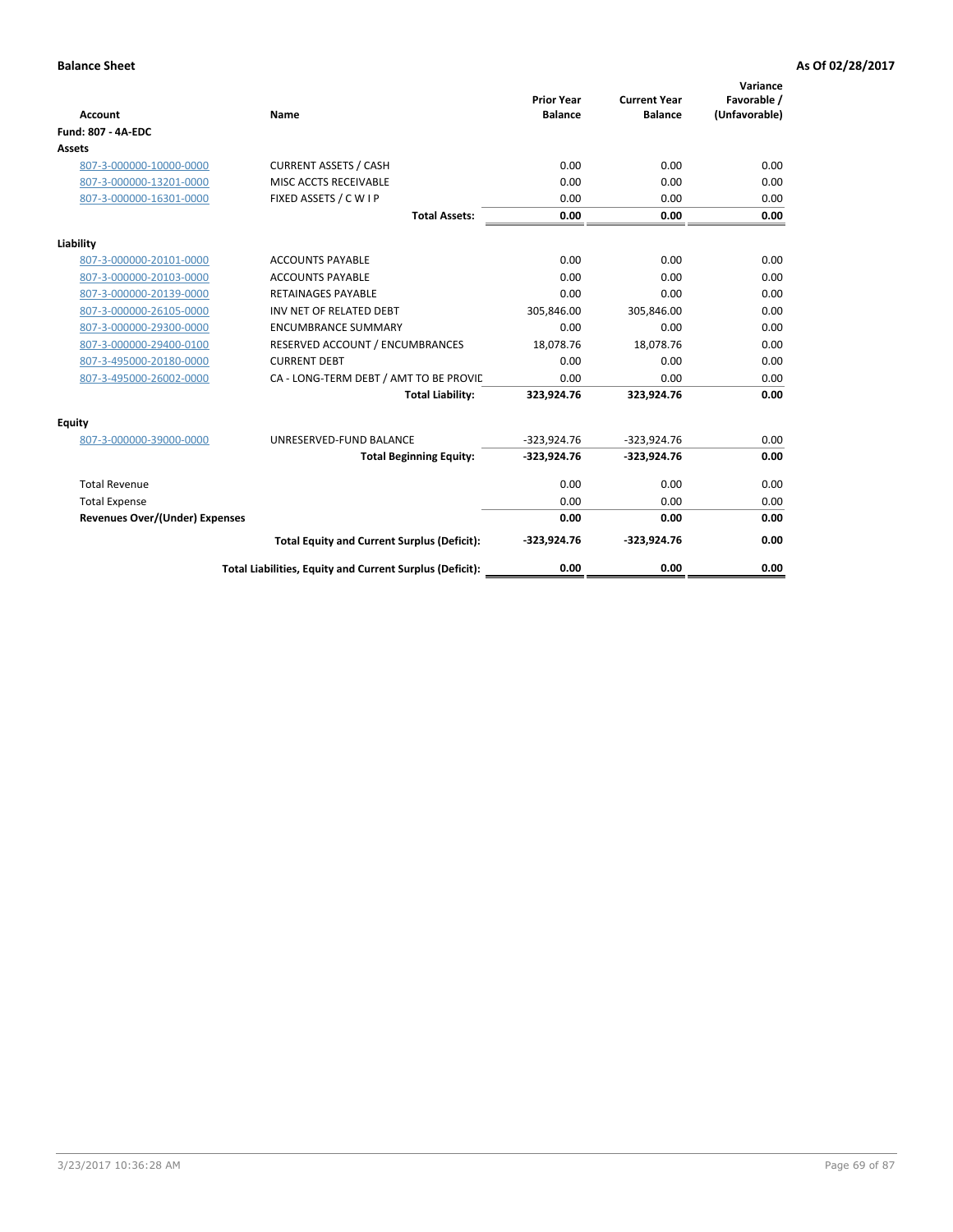**Balance Sheet** **As Of 02/28/2017**

| Account | Name | Prior Year Balance | Current Year Balance | Variance Favorable / (Unfavorable) |
|---|---|---|---|---|
| **Fund: 807 - 4A-EDC** | | | | |
| **Assets** | | | | |
| 807-3-000000-10000-0000 | CURRENT ASSETS / CASH | 0.00 | 0.00 | 0.00 |
| 807-3-000000-13201-0000 | MISC ACCTS RECEIVABLE | 0.00 | 0.00 | 0.00 |
| 807-3-000000-16301-0000 | FIXED ASSETS / C W I P | 0.00 | 0.00 | 0.00 |
| | **Total Assets:** | **0.00** | **0.00** | **0.00** |
| **Liability** | | | | |
| 807-3-000000-20101-0000 | ACCOUNTS PAYABLE | 0.00 | 0.00 | 0.00 |
| 807-3-000000-20103-0000 | ACCOUNTS PAYABLE | 0.00 | 0.00 | 0.00 |
| 807-3-000000-20139-0000 | RETAINAGES PAYABLE | 0.00 | 0.00 | 0.00 |
| 807-3-000000-26105-0000 | INV NET OF RELATED DEBT | 305,846.00 | 305,846.00 | 0.00 |
| 807-3-000000-29300-0000 | ENCUMBRANCE SUMMARY | 0.00 | 0.00 | 0.00 |
| 807-3-000000-29400-0100 | RESERVED ACCOUNT / ENCUMBRANCES | 18,078.76 | 18,078.76 | 0.00 |
| 807-3-495000-20180-0000 | CURRENT DEBT | 0.00 | 0.00 | 0.00 |
| 807-3-495000-26002-0000 | CA - LONG-TERM DEBT / AMT TO BE PROVIC | 0.00 | 0.00 | 0.00 |
| | **Total Liability:** | **323,924.76** | **323,924.76** | **0.00** |
| **Equity** | | | | |
| 807-3-000000-39000-0000 | UNRESERVED-FUND BALANCE | -323,924.76 | -323,924.76 | 0.00 |
| | **Total Beginning Equity:** | **-323,924.76** | **-323,924.76** | **0.00** |
| Total Revenue | | 0.00 | 0.00 | 0.00 |
| Total Expense | | 0.00 | 0.00 | 0.00 |
| **Revenues Over/(Under) Expenses** | | **0.00** | **0.00** | **0.00** |
| | **Total Equity and Current Surplus (Deficit):** | **-323,924.76** | **-323,924.76** | **0.00** |
| | **Total Liabilities, Equity and Current Surplus (Deficit):** | **0.00** | **0.00** | **0.00** |

3/23/2017 10:36:28 AM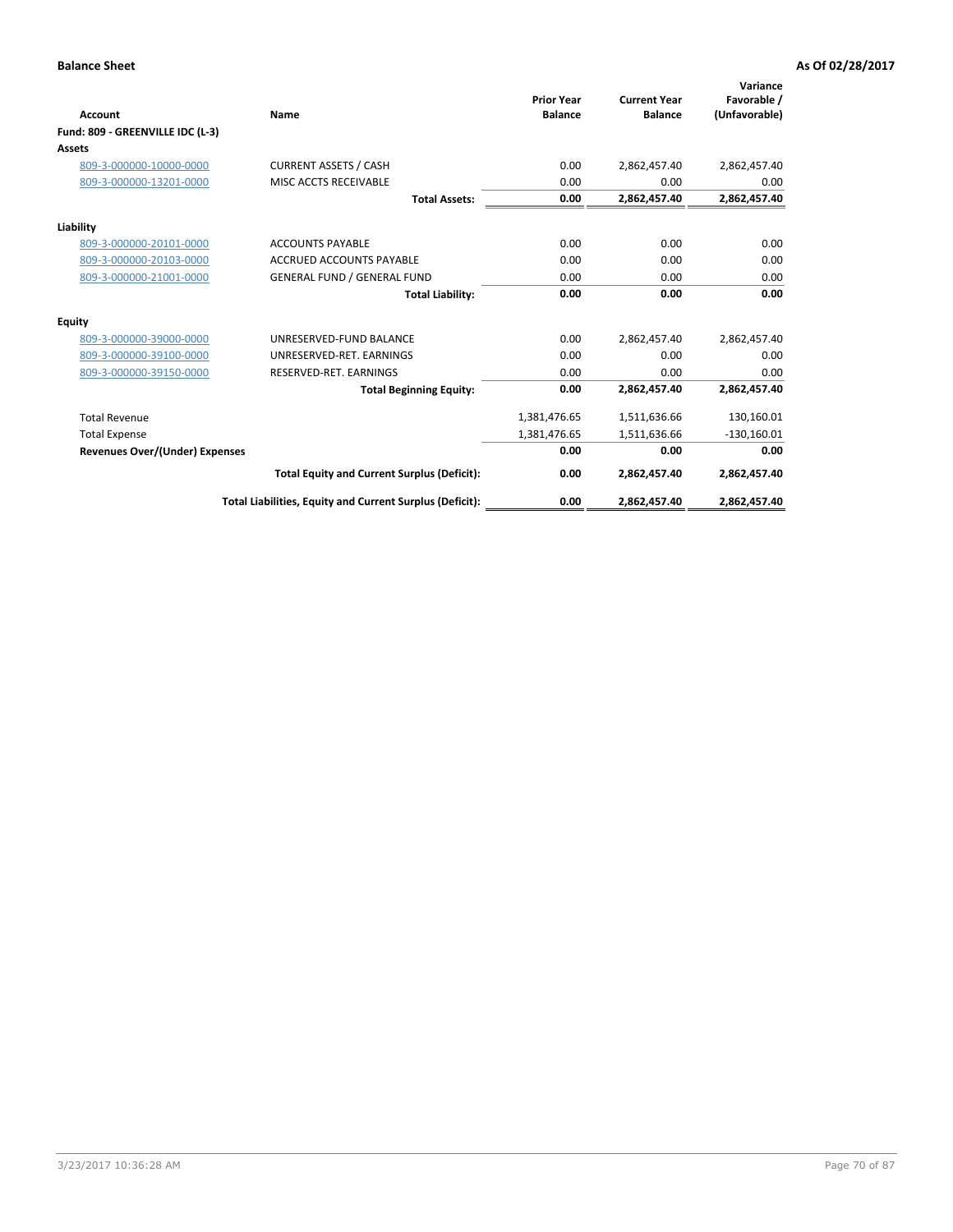**Balance Sheet** **As Of 02/28/2017**

| Account | Name | Prior Year Balance | Current Year Balance | Variance Favorable / (Unfavorable) |
|---|---|---|---|---|
| **Fund: 809 - GREENVILLE IDC (L-3)** | | | | |
| **Assets** | | | | |
| 809-3-000000-10000-0000 | CURRENT ASSETS / CASH | 0.00 | 2,862,457.40 | 2,862,457.40 |
| 809-3-000000-13201-0000 | MISC ACCTS RECEIVABLE | 0.00 | 0.00 | 0.00 |
| | **Total Assets:** | **0.00** | **2,862,457.40** | **2,862,457.40** |
| **Liability** | | | | |
| 809-3-000000-20101-0000 | ACCOUNTS PAYABLE | 0.00 | 0.00 | 0.00 |
| 809-3-000000-20103-0000 | ACCRUED ACCOUNTS PAYABLE | 0.00 | 0.00 | 0.00 |
| 809-3-000000-21001-0000 | GENERAL FUND / GENERAL FUND | 0.00 | 0.00 | 0.00 |
| | **Total Liability:** | **0.00** | **0.00** | **0.00** |
| **Equity** | | | | |
| 809-3-000000-39000-0000 | UNRESERVED-FUND BALANCE | 0.00 | 2,862,457.40 | 2,862,457.40 |
| 809-3-000000-39100-0000 | UNRESERVED-RET. EARNINGS | 0.00 | 0.00 | 0.00 |
| 809-3-000000-39150-0000 | RESERVED-RET. EARNINGS | 0.00 | 0.00 | 0.00 |
| | **Total Beginning Equity:** | **0.00** | **2,862,457.40** | **2,862,457.40** |
| Total Revenue | | 1,381,476.65 | 1,511,636.66 | 130,160.01 |
| Total Expense | | 1,381,476.65 | 1,511,636.66 | -130,160.01 |
| **Revenues Over/(Under) Expenses** | | **0.00** | **0.00** | **0.00** |
| | **Total Equity and Current Surplus (Deficit):** | **0.00** | **2,862,457.40** | **2,862,457.40** |
| | **Total Liabilities, Equity and Current Surplus (Deficit):** | **0.00** | **2,862,457.40** | **2,862,457.40** |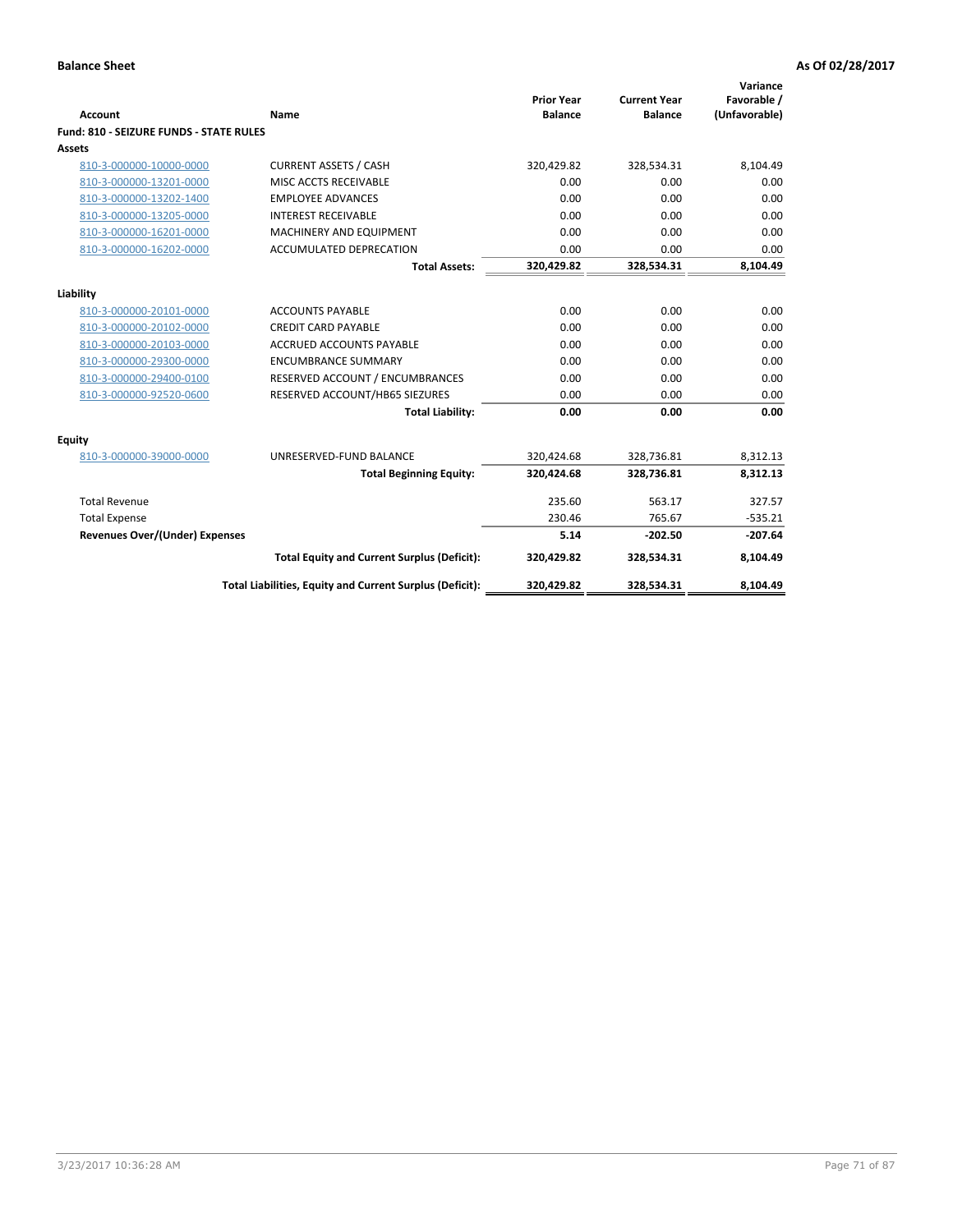**Balance Sheet** **As Of 02/28/2017**

| Account | Name | Prior Year Balance | Current Year Balance | Variance Favorable / (Unfavorable) |
|---|---|---|---|---|
| **Fund: 810 - SEIZURE FUNDS - STATE RULES** | | | | |
| **Assets** | | | | |
| 810-3-000000-10000-0000 | CURRENT ASSETS / CASH | 320,429.82 | 328,534.31 | 8,104.49 |
| 810-3-000000-13201-0000 | MISC ACCTS RECEIVABLE | 0.00 | 0.00 | 0.00 |
| 810-3-000000-13202-1400 | EMPLOYEE ADVANCES | 0.00 | 0.00 | 0.00 |
| 810-3-000000-13205-0000 | INTEREST RECEIVABLE | 0.00 | 0.00 | 0.00 |
| 810-3-000000-16201-0000 | MACHINERY AND EQUIPMENT | 0.00 | 0.00 | 0.00 |
| 810-3-000000-16202-0000 | ACCUMULATED DEPRECATION | 0.00 | 0.00 | 0.00 |
| | **Total Assets:** | **320,429.82** | **328,534.31** | **8,104.49** |
| **Liability** | | | | |
| 810-3-000000-20101-0000 | ACCOUNTS PAYABLE | 0.00 | 0.00 | 0.00 |
| 810-3-000000-20102-0000 | CREDIT CARD PAYABLE | 0.00 | 0.00 | 0.00 |
| 810-3-000000-20103-0000 | ACCRUED ACCOUNTS PAYABLE | 0.00 | 0.00 | 0.00 |
| 810-3-000000-29300-0000 | ENCUMBRANCE SUMMARY | 0.00 | 0.00 | 0.00 |
| 810-3-000000-29400-0100 | RESERVED ACCOUNT / ENCUMBRANCES | 0.00 | 0.00 | 0.00 |
| 810-3-000000-92520-0600 | RESERVED ACCOUNT/HB65 SIEZURES | 0.00 | 0.00 | 0.00 |
| | **Total Liability:** | **0.00** | **0.00** | **0.00** |
| **Equity** | | | | |
| 810-3-000000-39000-0000 | UNRESERVED-FUND BALANCE | 320,424.68 | 328,736.81 | 8,312.13 |
| | **Total Beginning Equity:** | **320,424.68** | **328,736.81** | **8,312.13** |
| Total Revenue | | 235.60 | 563.17 | 327.57 |
| Total Expense | | 230.46 | 765.67 | -535.21 |
| **Revenues Over/(Under) Expenses** | | **5.14** | **-202.50** | **-207.64** |
| | **Total Equity and Current Surplus (Deficit):** | **320,429.82** | **328,534.31** | **8,104.49** |
| | **Total Liabilities, Equity and Current Surplus (Deficit):** | **320,429.82** | **328,534.31** | **8,104.49** |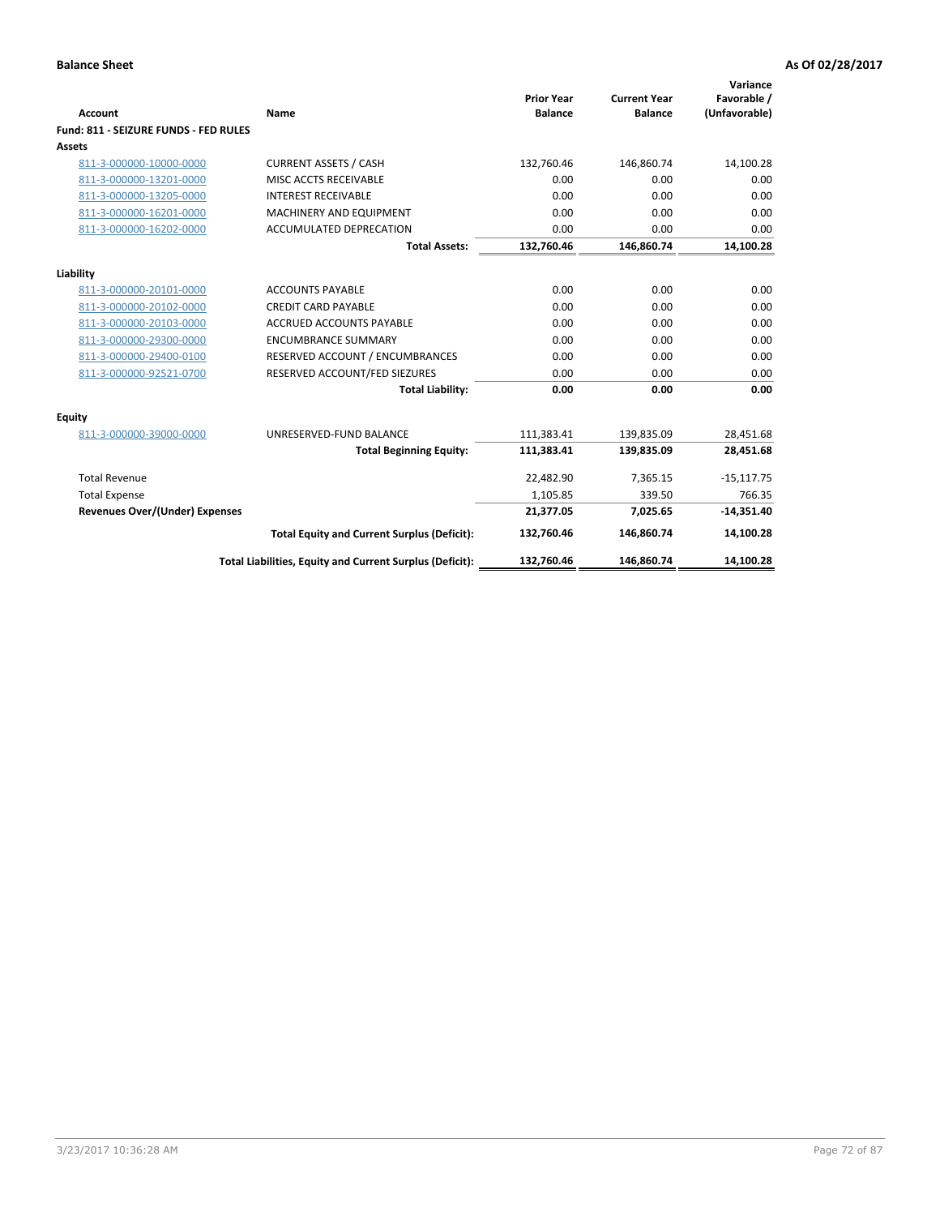**Balance Sheet** **As Of 02/28/2017**

| Account | Name | Prior Year Balance | Current Year Balance | Variance Favorable / (Unfavorable) |
|---|---|---|---|---|
| **Fund: 811 - SEIZURE FUNDS - FED RULES** | | | | |
| **Assets** | | | | |
| 811-3-000000-10000-0000 | CURRENT ASSETS / CASH | 132,760.46 | 146,860.74 | 14,100.28 |
| 811-3-000000-13201-0000 | MISC ACCTS RECEIVABLE | 0.00 | 0.00 | 0.00 |
| 811-3-000000-13205-0000 | INTEREST RECEIVABLE | 0.00 | 0.00 | 0.00 |
| 811-3-000000-16201-0000 | MACHINERY AND EQUIPMENT | 0.00 | 0.00 | 0.00 |
| 811-3-000000-16202-0000 | ACCUMULATED DEPRECATION | 0.00 | 0.00 | 0.00 |
| | **Total Assets:** | **132,760.46** | **146,860.74** | **14,100.28** |
| **Liability** | | | | |
| 811-3-000000-20101-0000 | ACCOUNTS PAYABLE | 0.00 | 0.00 | 0.00 |
| 811-3-000000-20102-0000 | CREDIT CARD PAYABLE | 0.00 | 0.00 | 0.00 |
| 811-3-000000-20103-0000 | ACCRUED ACCOUNTS PAYABLE | 0.00 | 0.00 | 0.00 |
| 811-3-000000-29300-0000 | ENCUMBRANCE SUMMARY | 0.00 | 0.00 | 0.00 |
| 811-3-000000-29400-0100 | RESERVED ACCOUNT / ENCUMBRANCES | 0.00 | 0.00 | 0.00 |
| 811-3-000000-92521-0700 | RESERVED ACCOUNT/FED SIEZURES | 0.00 | 0.00 | 0.00 |
| | **Total Liability:** | **0.00** | **0.00** | **0.00** |
| **Equity** | | | | |
| 811-3-000000-39000-0000 | UNRESERVED-FUND BALANCE | 111,383.41 | 139,835.09 | 28,451.68 |
| | **Total Beginning Equity:** | **111,383.41** | **139,835.09** | **28,451.68** |
| Total Revenue | | 22,482.90 | 7,365.15 | -15,117.75 |
| Total Expense | | 1,105.85 | 339.50 | 766.35 |
| **Revenues Over/(Under) Expenses** | | **21,377.05** | **7,025.65** | **-14,351.40** |
| | **Total Equity and Current Surplus (Deficit):** | **132,760.46** | **146,860.74** | **14,100.28** |
| | **Total Liabilities, Equity and Current Surplus (Deficit):** | **132,760.46** | **146,860.74** | **14,100.28** |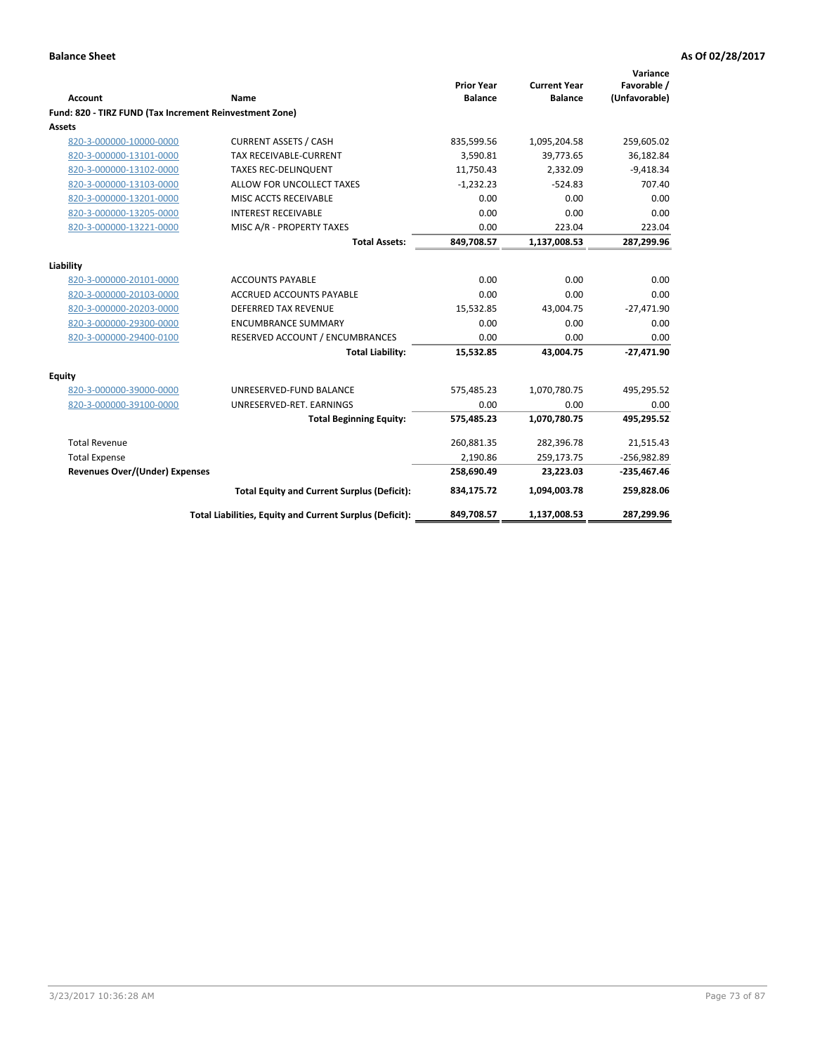**Balance Sheet** — **As Of 02/28/2017**

| Account | Name | Prior Year Balance | Current Year Balance | Variance Favorable / (Unfavorable) |
|---|---|---|---|---|
| **Fund: 820 - TIRZ FUND (Tax Increment Reinvestment Zone)** | | | | |
| **Assets** | | | | |
| 820-3-000000-10000-0000 | CURRENT ASSETS / CASH | 835,599.56 | 1,095,204.58 | 259,605.02 |
| 820-3-000000-13101-0000 | TAX RECEIVABLE-CURRENT | 3,590.81 | 39,773.65 | 36,182.84 |
| 820-3-000000-13102-0000 | TAXES REC-DELINQUENT | 11,750.43 | 2,332.09 | -9,418.34 |
| 820-3-000000-13103-0000 | ALLOW FOR UNCOLLECT TAXES | -1,232.23 | -524.83 | 707.40 |
| 820-3-000000-13201-0000 | MISC ACCTS RECEIVABLE | 0.00 | 0.00 | 0.00 |
| 820-3-000000-13205-0000 | INTEREST RECEIVABLE | 0.00 | 0.00 | 0.00 |
| 820-3-000000-13221-0000 | MISC A/R - PROPERTY TAXES | 0.00 | 223.04 | 223.04 |
| | **Total Assets:** | **849,708.57** | **1,137,008.53** | **287,299.96** |
| **Liability** | | | | |
| 820-3-000000-20101-0000 | ACCOUNTS PAYABLE | 0.00 | 0.00 | 0.00 |
| 820-3-000000-20103-0000 | ACCRUED ACCOUNTS PAYABLE | 0.00 | 0.00 | 0.00 |
| 820-3-000000-20203-0000 | DEFERRED TAX REVENUE | 15,532.85 | 43,004.75 | -27,471.90 |
| 820-3-000000-29300-0000 | ENCUMBRANCE SUMMARY | 0.00 | 0.00 | 0.00 |
| 820-3-000000-29400-0100 | RESERVED ACCOUNT / ENCUMBRANCES | 0.00 | 0.00 | 0.00 |
| | **Total Liability:** | **15,532.85** | **43,004.75** | **-27,471.90** |
| **Equity** | | | | |
| 820-3-000000-39000-0000 | UNRESERVED-FUND BALANCE | 575,485.23 | 1,070,780.75 | 495,295.52 |
| 820-3-000000-39100-0000 | UNRESERVED-RET. EARNINGS | 0.00 | 0.00 | 0.00 |
| | **Total Beginning Equity:** | **575,485.23** | **1,070,780.75** | **495,295.52** |
| Total Revenue | | 260,881.35 | 282,396.78 | 21,515.43 |
| Total Expense | | 2,190.86 | 259,173.75 | -256,982.89 |
| **Revenues Over/(Under) Expenses** | | **258,690.49** | **23,223.03** | **-235,467.46** |
| | **Total Equity and Current Surplus (Deficit):** | **834,175.72** | **1,094,003.78** | **259,828.06** |
| | **Total Liabilities, Equity and Current Surplus (Deficit):** | **849,708.57** | **1,137,008.53** | **287,299.96** |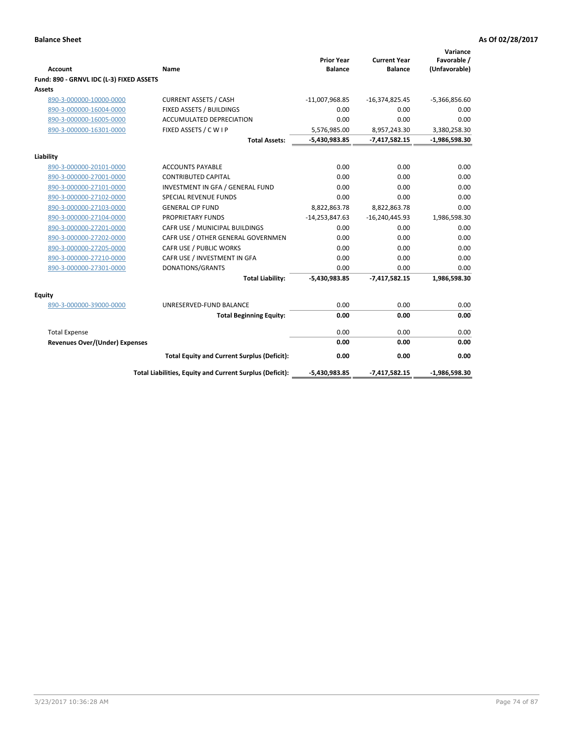**Balance Sheet** **As Of 02/28/2017**

| Account | Name | Prior Year Balance | Current Year Balance | Variance Favorable / (Unfavorable) |
|---|---|---|---|---|
| **Fund: 890 - GRNVL IDC (L-3) FIXED ASSETS** | | | | |
| **Assets** | | | | |
| 890-3-000000-10000-0000 | CURRENT ASSETS / CASH | -11,007,968.85 | -16,374,825.45 | -5,366,856.60 |
| 890-3-000000-16004-0000 | FIXED ASSETS / BUILDINGS | 0.00 | 0.00 | 0.00 |
| 890-3-000000-16005-0000 | ACCUMULATED DEPRECIATION | 0.00 | 0.00 | 0.00 |
| 890-3-000000-16301-0000 | FIXED ASSETS / C W I P | 5,576,985.00 | 8,957,243.30 | 3,380,258.30 |
| | **Total Assets:** | **-5,430,983.85** | **-7,417,582.15** | **-1,986,598.30** |
| **Liability** | | | | |
| 890-3-000000-20101-0000 | ACCOUNTS PAYABLE | 0.00 | 0.00 | 0.00 |
| 890-3-000000-27001-0000 | CONTRIBUTED CAPITAL | 0.00 | 0.00 | 0.00 |
| 890-3-000000-27101-0000 | INVESTMENT IN GFA / GENERAL FUND | 0.00 | 0.00 | 0.00 |
| 890-3-000000-27102-0000 | SPECIAL REVENUE FUNDS | 0.00 | 0.00 | 0.00 |
| 890-3-000000-27103-0000 | GENERAL CIP FUND | 8,822,863.78 | 8,822,863.78 | 0.00 |
| 890-3-000000-27104-0000 | PROPRIETARY FUNDS | -14,253,847.63 | -16,240,445.93 | 1,986,598.30 |
| 890-3-000000-27201-0000 | CAFR USE / MUNICIPAL BUILDINGS | 0.00 | 0.00 | 0.00 |
| 890-3-000000-27202-0000 | CAFR USE / OTHER GENERAL GOVERNMEN | 0.00 | 0.00 | 0.00 |
| 890-3-000000-27205-0000 | CAFR USE / PUBLIC WORKS | 0.00 | 0.00 | 0.00 |
| 890-3-000000-27210-0000 | CAFR USE / INVESTMENT IN GFA | 0.00 | 0.00 | 0.00 |
| 890-3-000000-27301-0000 | DONATIONS/GRANTS | 0.00 | 0.00 | 0.00 |
| | **Total Liability:** | **-5,430,983.85** | **-7,417,582.15** | **1,986,598.30** |
| **Equity** | | | | |
| 890-3-000000-39000-0000 | UNRESERVED-FUND BALANCE | 0.00 | 0.00 | 0.00 |
| | **Total Beginning Equity:** | **0.00** | **0.00** | **0.00** |
| Total Expense | | 0.00 | 0.00 | 0.00 |
| **Revenues Over/(Under) Expenses** | | **0.00** | **0.00** | **0.00** |
| | **Total Equity and Current Surplus (Deficit):** | **0.00** | **0.00** | **0.00** |
| | **Total Liabilities, Equity and Current Surplus (Deficit):** | **-5,430,983.85** | **-7,417,582.15** | **-1,986,598.30** |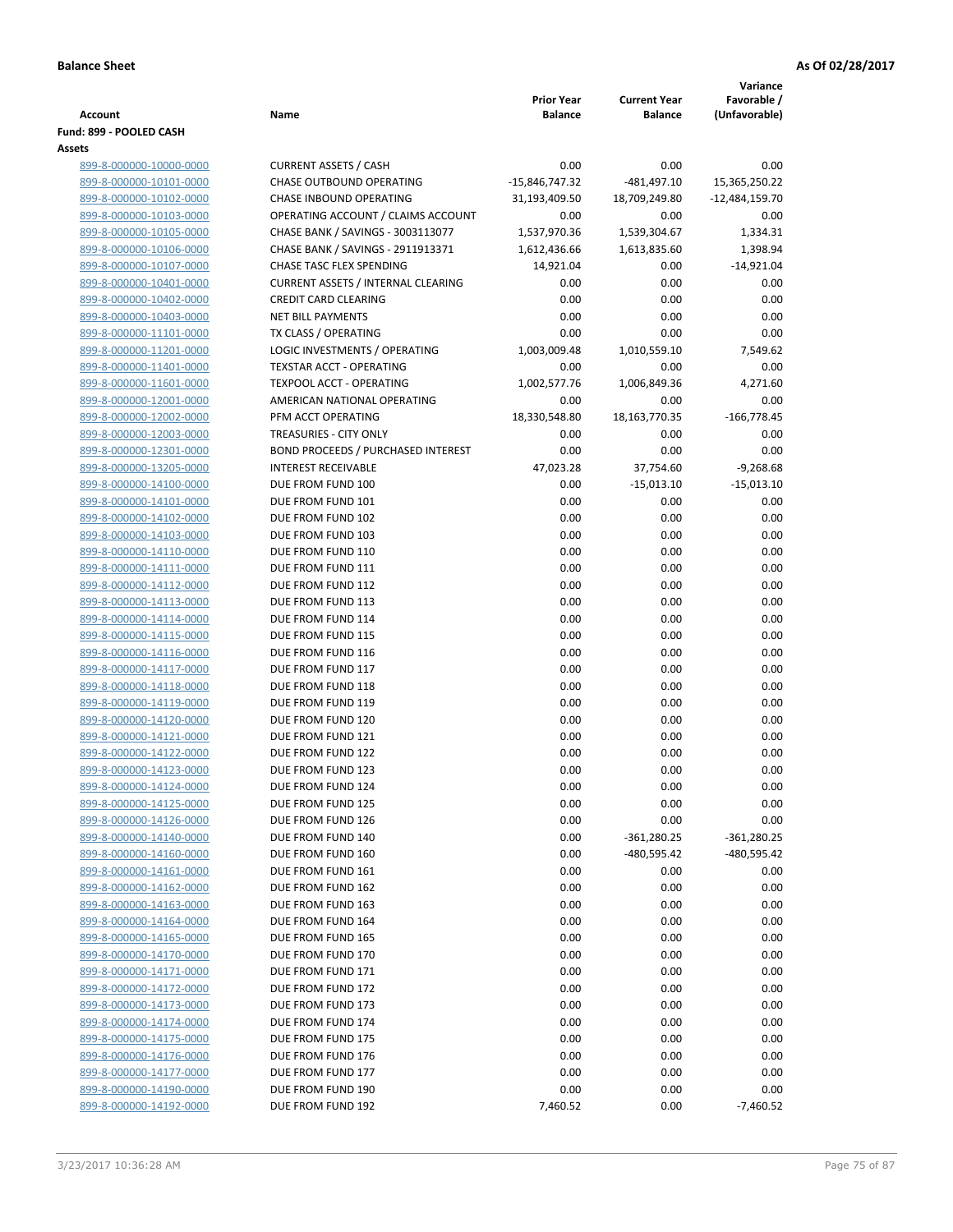**Balance Sheet** **As Of 02/28/2017**

| Account | Name | Prior Year Balance | Current Year Balance | Variance Favorable / (Unfavorable) |
|---|---|---|---|---|
| **Fund: 899 - POOLED CASH** | | | | |
| **Assets** | | | | |
| 899-8-000000-10000-0000 | CURRENT ASSETS / CASH | 0.00 | 0.00 | 0.00 |
| 899-8-000000-10101-0000 | CHASE OUTBOUND OPERATING | -15,846,747.32 | -481,497.10 | 15,365,250.22 |
| 899-8-000000-10102-0000 | CHASE INBOUND OPERATING | 31,193,409.50 | 18,709,249.80 | -12,484,159.70 |
| 899-8-000000-10103-0000 | OPERATING ACCOUNT / CLAIMS ACCOUNT | 0.00 | 0.00 | 0.00 |
| 899-8-000000-10105-0000 | CHASE BANK / SAVINGS - 3003113077 | 1,537,970.36 | 1,539,304.67 | 1,334.31 |
| 899-8-000000-10106-0000 | CHASE BANK / SAVINGS - 2911913371 | 1,612,436.66 | 1,613,835.60 | 1,398.94 |
| 899-8-000000-10107-0000 | CHASE TASC FLEX SPENDING | 14,921.04 | 0.00 | -14,921.04 |
| 899-8-000000-10401-0000 | CURRENT ASSETS / INTERNAL CLEARING | 0.00 | 0.00 | 0.00 |
| 899-8-000000-10402-0000 | CREDIT CARD CLEARING | 0.00 | 0.00 | 0.00 |
| 899-8-000000-10403-0000 | NET BILL PAYMENTS | 0.00 | 0.00 | 0.00 |
| 899-8-000000-11101-0000 | TX CLASS / OPERATING | 0.00 | 0.00 | 0.00 |
| 899-8-000000-11201-0000 | LOGIC INVESTMENTS / OPERATING | 1,003,009.48 | 1,010,559.10 | 7,549.62 |
| 899-8-000000-11401-0000 | TEXSTAR ACCT - OPERATING | 0.00 | 0.00 | 0.00 |
| 899-8-000000-11601-0000 | TEXPOOL ACCT - OPERATING | 1,002,577.76 | 1,006,849.36 | 4,271.60 |
| 899-8-000000-12001-0000 | AMERICAN NATIONAL OPERATING | 0.00 | 0.00 | 0.00 |
| 899-8-000000-12002-0000 | PFM ACCT OPERATING | 18,330,548.80 | 18,163,770.35 | -166,778.45 |
| 899-8-000000-12003-0000 | TREASURIES - CITY ONLY | 0.00 | 0.00 | 0.00 |
| 899-8-000000-12301-0000 | BOND PROCEEDS / PURCHASED INTEREST | 0.00 | 0.00 | 0.00 |
| 899-8-000000-13205-0000 | INTEREST RECEIVABLE | 47,023.28 | 37,754.60 | -9,268.68 |
| 899-8-000000-14100-0000 | DUE FROM FUND 100 | 0.00 | -15,013.10 | -15,013.10 |
| 899-8-000000-14101-0000 | DUE FROM FUND 101 | 0.00 | 0.00 | 0.00 |
| 899-8-000000-14102-0000 | DUE FROM FUND 102 | 0.00 | 0.00 | 0.00 |
| 899-8-000000-14103-0000 | DUE FROM FUND 103 | 0.00 | 0.00 | 0.00 |
| 899-8-000000-14110-0000 | DUE FROM FUND 110 | 0.00 | 0.00 | 0.00 |
| 899-8-000000-14111-0000 | DUE FROM FUND 111 | 0.00 | 0.00 | 0.00 |
| 899-8-000000-14112-0000 | DUE FROM FUND 112 | 0.00 | 0.00 | 0.00 |
| 899-8-000000-14113-0000 | DUE FROM FUND 113 | 0.00 | 0.00 | 0.00 |
| 899-8-000000-14114-0000 | DUE FROM FUND 114 | 0.00 | 0.00 | 0.00 |
| 899-8-000000-14115-0000 | DUE FROM FUND 115 | 0.00 | 0.00 | 0.00 |
| 899-8-000000-14116-0000 | DUE FROM FUND 116 | 0.00 | 0.00 | 0.00 |
| 899-8-000000-14117-0000 | DUE FROM FUND 117 | 0.00 | 0.00 | 0.00 |
| 899-8-000000-14118-0000 | DUE FROM FUND 118 | 0.00 | 0.00 | 0.00 |
| 899-8-000000-14119-0000 | DUE FROM FUND 119 | 0.00 | 0.00 | 0.00 |
| 899-8-000000-14120-0000 | DUE FROM FUND 120 | 0.00 | 0.00 | 0.00 |
| 899-8-000000-14121-0000 | DUE FROM FUND 121 | 0.00 | 0.00 | 0.00 |
| 899-8-000000-14122-0000 | DUE FROM FUND 122 | 0.00 | 0.00 | 0.00 |
| 899-8-000000-14123-0000 | DUE FROM FUND 123 | 0.00 | 0.00 | 0.00 |
| 899-8-000000-14124-0000 | DUE FROM FUND 124 | 0.00 | 0.00 | 0.00 |
| 899-8-000000-14125-0000 | DUE FROM FUND 125 | 0.00 | 0.00 | 0.00 |
| 899-8-000000-14126-0000 | DUE FROM FUND 126 | 0.00 | 0.00 | 0.00 |
| 899-8-000000-14140-0000 | DUE FROM FUND 140 | 0.00 | -361,280.25 | -361,280.25 |
| 899-8-000000-14160-0000 | DUE FROM FUND 160 | 0.00 | -480,595.42 | -480,595.42 |
| 899-8-000000-14161-0000 | DUE FROM FUND 161 | 0.00 | 0.00 | 0.00 |
| 899-8-000000-14162-0000 | DUE FROM FUND 162 | 0.00 | 0.00 | 0.00 |
| 899-8-000000-14163-0000 | DUE FROM FUND 163 | 0.00 | 0.00 | 0.00 |
| 899-8-000000-14164-0000 | DUE FROM FUND 164 | 0.00 | 0.00 | 0.00 |
| 899-8-000000-14165-0000 | DUE FROM FUND 165 | 0.00 | 0.00 | 0.00 |
| 899-8-000000-14170-0000 | DUE FROM FUND 170 | 0.00 | 0.00 | 0.00 |
| 899-8-000000-14171-0000 | DUE FROM FUND 171 | 0.00 | 0.00 | 0.00 |
| 899-8-000000-14172-0000 | DUE FROM FUND 172 | 0.00 | 0.00 | 0.00 |
| 899-8-000000-14173-0000 | DUE FROM FUND 173 | 0.00 | 0.00 | 0.00 |
| 899-8-000000-14174-0000 | DUE FROM FUND 174 | 0.00 | 0.00 | 0.00 |
| 899-8-000000-14175-0000 | DUE FROM FUND 175 | 0.00 | 0.00 | 0.00 |
| 899-8-000000-14176-0000 | DUE FROM FUND 176 | 0.00 | 0.00 | 0.00 |
| 899-8-000000-14177-0000 | DUE FROM FUND 177 | 0.00 | 0.00 | 0.00 |
| 899-8-000000-14190-0000 | DUE FROM FUND 190 | 0.00 | 0.00 | 0.00 |
| 899-8-000000-14192-0000 | DUE FROM FUND 192 | 7,460.52 | 0.00 | -7,460.52 |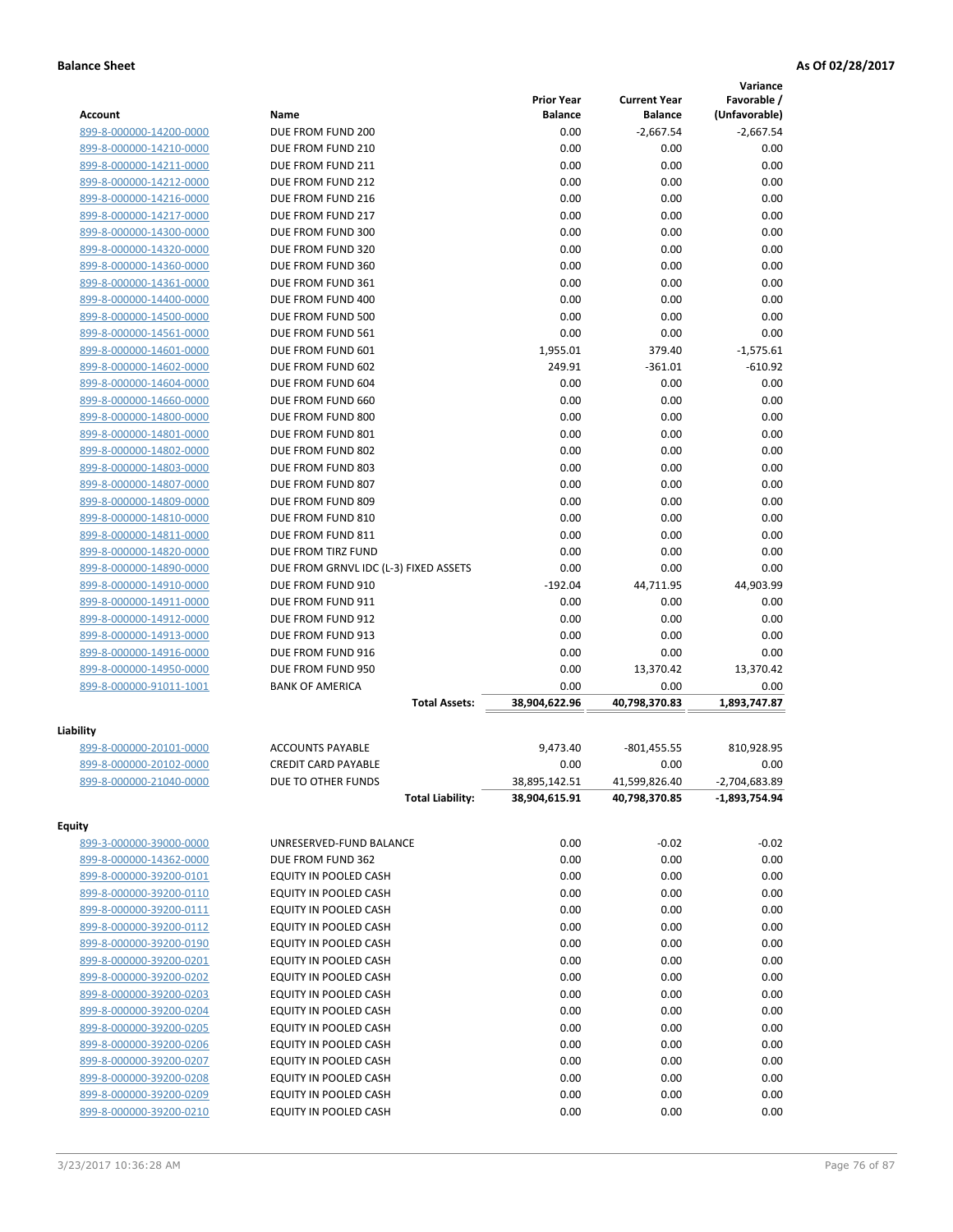**Balance Sheet** **As Of 02/28/2017**

| Account | Name | Prior Year Balance | Current Year Balance | Variance Favorable / (Unfavorable) |
|---|---|---|---|---|
| 899-8-000000-14200-0000 | DUE FROM FUND 200 | 0.00 | -2,667.54 | -2,667.54 |
| 899-8-000000-14210-0000 | DUE FROM FUND 210 | 0.00 | 0.00 | 0.00 |
| 899-8-000000-14211-0000 | DUE FROM FUND 211 | 0.00 | 0.00 | 0.00 |
| 899-8-000000-14212-0000 | DUE FROM FUND 212 | 0.00 | 0.00 | 0.00 |
| 899-8-000000-14216-0000 | DUE FROM FUND 216 | 0.00 | 0.00 | 0.00 |
| 899-8-000000-14217-0000 | DUE FROM FUND 217 | 0.00 | 0.00 | 0.00 |
| 899-8-000000-14300-0000 | DUE FROM FUND 300 | 0.00 | 0.00 | 0.00 |
| 899-8-000000-14320-0000 | DUE FROM FUND 320 | 0.00 | 0.00 | 0.00 |
| 899-8-000000-14360-0000 | DUE FROM FUND 360 | 0.00 | 0.00 | 0.00 |
| 899-8-000000-14361-0000 | DUE FROM FUND 361 | 0.00 | 0.00 | 0.00 |
| 899-8-000000-14400-0000 | DUE FROM FUND 400 | 0.00 | 0.00 | 0.00 |
| 899-8-000000-14500-0000 | DUE FROM FUND 500 | 0.00 | 0.00 | 0.00 |
| 899-8-000000-14561-0000 | DUE FROM FUND 561 | 0.00 | 0.00 | 0.00 |
| 899-8-000000-14601-0000 | DUE FROM FUND 601 | 1,955.01 | 379.40 | -1,575.61 |
| 899-8-000000-14602-0000 | DUE FROM FUND 602 | 249.91 | -361.01 | -610.92 |
| 899-8-000000-14604-0000 | DUE FROM FUND 604 | 0.00 | 0.00 | 0.00 |
| 899-8-000000-14660-0000 | DUE FROM FUND 660 | 0.00 | 0.00 | 0.00 |
| 899-8-000000-14800-0000 | DUE FROM FUND 800 | 0.00 | 0.00 | 0.00 |
| 899-8-000000-14801-0000 | DUE FROM FUND 801 | 0.00 | 0.00 | 0.00 |
| 899-8-000000-14802-0000 | DUE FROM FUND 802 | 0.00 | 0.00 | 0.00 |
| 899-8-000000-14803-0000 | DUE FROM FUND 803 | 0.00 | 0.00 | 0.00 |
| 899-8-000000-14807-0000 | DUE FROM FUND 807 | 0.00 | 0.00 | 0.00 |
| 899-8-000000-14809-0000 | DUE FROM FUND 809 | 0.00 | 0.00 | 0.00 |
| 899-8-000000-14810-0000 | DUE FROM FUND 810 | 0.00 | 0.00 | 0.00 |
| 899-8-000000-14811-0000 | DUE FROM FUND 811 | 0.00 | 0.00 | 0.00 |
| 899-8-000000-14820-0000 | DUE FROM TIRZ FUND | 0.00 | 0.00 | 0.00 |
| 899-8-000000-14890-0000 | DUE FROM GRNVL IDC (L-3) FIXED ASSETS | 0.00 | 0.00 | 0.00 |
| 899-8-000000-14910-0000 | DUE FROM FUND 910 | -192.04 | 44,711.95 | 44,903.99 |
| 899-8-000000-14911-0000 | DUE FROM FUND 911 | 0.00 | 0.00 | 0.00 |
| 899-8-000000-14912-0000 | DUE FROM FUND 912 | 0.00 | 0.00 | 0.00 |
| 899-8-000000-14913-0000 | DUE FROM FUND 913 | 0.00 | 0.00 | 0.00 |
| 899-8-000000-14916-0000 | DUE FROM FUND 916 | 0.00 | 0.00 | 0.00 |
| 899-8-000000-14950-0000 | DUE FROM FUND 950 | 0.00 | 13,370.42 | 13,370.42 |
| 899-8-000000-91011-1001 | BANK OF AMERICA | 0.00 | 0.00 | 0.00 |
| | **Total Assets:** | **38,904,622.96** | **40,798,370.83** | **1,893,747.87** |
| **Liability** | | | | |
| 899-8-000000-20101-0000 | ACCOUNTS PAYABLE | 9,473.40 | -801,455.55 | 810,928.95 |
| 899-8-000000-20102-0000 | CREDIT CARD PAYABLE | 0.00 | 0.00 | 0.00 |
| 899-8-000000-21040-0000 | DUE TO OTHER FUNDS | 38,895,142.51 | 41,599,826.40 | -2,704,683.89 |
| | **Total Liability:** | **38,904,615.91** | **40,798,370.85** | **-1,893,754.94** |
| **Equity** | | | | |
| 899-3-000000-39000-0000 | UNRESERVED-FUND BALANCE | 0.00 | -0.02 | -0.02 |
| 899-8-000000-14362-0000 | DUE FROM FUND 362 | 0.00 | 0.00 | 0.00 |
| 899-8-000000-39200-0101 | EQUITY IN POOLED CASH | 0.00 | 0.00 | 0.00 |
| 899-8-000000-39200-0110 | EQUITY IN POOLED CASH | 0.00 | 0.00 | 0.00 |
| 899-8-000000-39200-0111 | EQUITY IN POOLED CASH | 0.00 | 0.00 | 0.00 |
| 899-8-000000-39200-0112 | EQUITY IN POOLED CASH | 0.00 | 0.00 | 0.00 |
| 899-8-000000-39200-0190 | EQUITY IN POOLED CASH | 0.00 | 0.00 | 0.00 |
| 899-8-000000-39200-0201 | EQUITY IN POOLED CASH | 0.00 | 0.00 | 0.00 |
| 899-8-000000-39200-0202 | EQUITY IN POOLED CASH | 0.00 | 0.00 | 0.00 |
| 899-8-000000-39200-0203 | EQUITY IN POOLED CASH | 0.00 | 0.00 | 0.00 |
| 899-8-000000-39200-0204 | EQUITY IN POOLED CASH | 0.00 | 0.00 | 0.00 |
| 899-8-000000-39200-0205 | EQUITY IN POOLED CASH | 0.00 | 0.00 | 0.00 |
| 899-8-000000-39200-0206 | EQUITY IN POOLED CASH | 0.00 | 0.00 | 0.00 |
| 899-8-000000-39200-0207 | EQUITY IN POOLED CASH | 0.00 | 0.00 | 0.00 |
| 899-8-000000-39200-0208 | EQUITY IN POOLED CASH | 0.00 | 0.00 | 0.00 |
| 899-8-000000-39200-0209 | EQUITY IN POOLED CASH | 0.00 | 0.00 | 0.00 |
| 899-8-000000-39200-0210 | EQUITY IN POOLED CASH | 0.00 | 0.00 | 0.00 |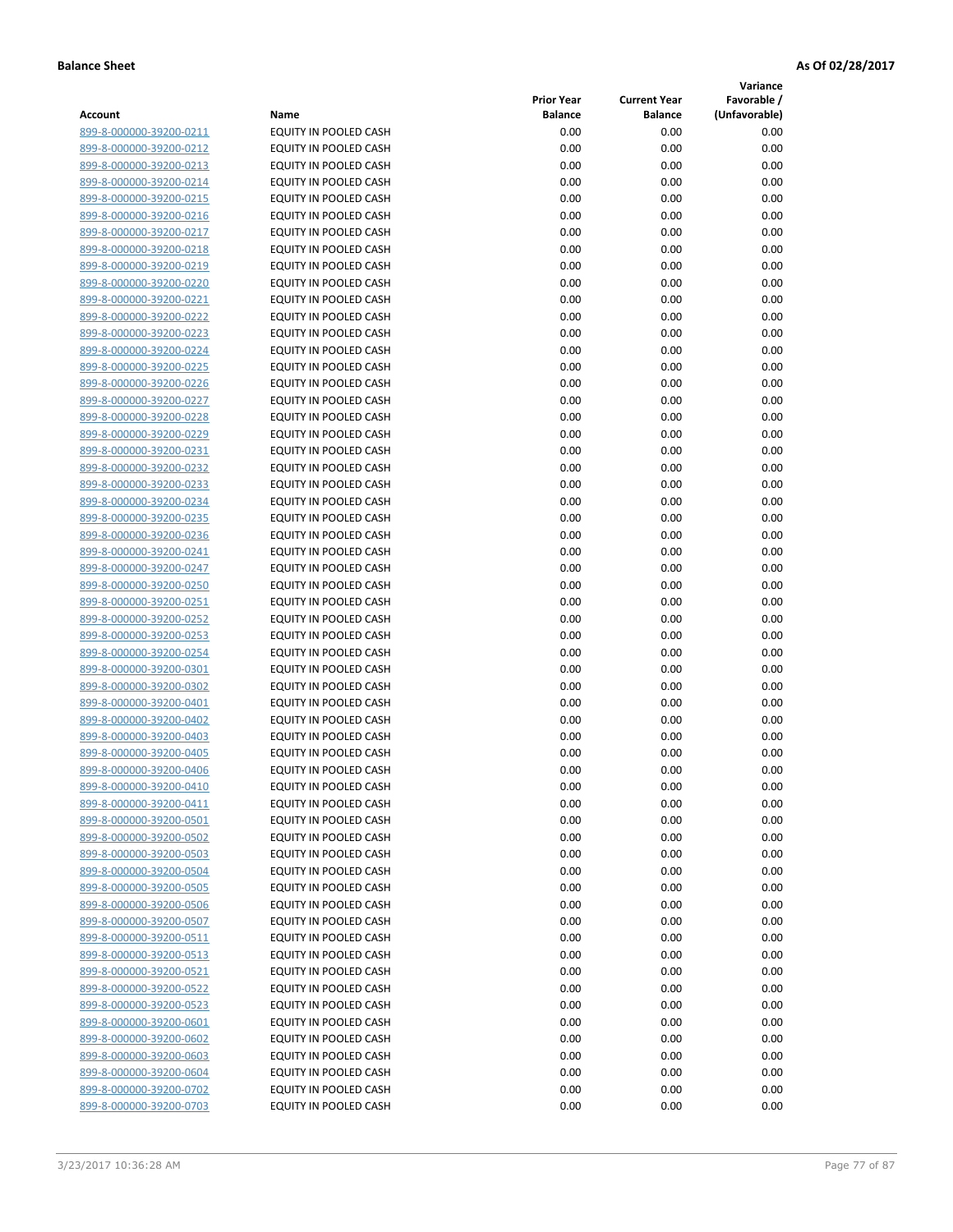**Balance Sheet** **As Of 02/28/2017**

| Account | Name | Prior Year Balance | Current Year Balance | Variance Favorable / (Unfavorable) |
|---|---|---|---|---|
| 899-8-000000-39200-0211 | EQUITY IN POOLED CASH | 0.00 | 0.00 | 0.00 |
| 899-8-000000-39200-0212 | EQUITY IN POOLED CASH | 0.00 | 0.00 | 0.00 |
| 899-8-000000-39200-0213 | EQUITY IN POOLED CASH | 0.00 | 0.00 | 0.00 |
| 899-8-000000-39200-0214 | EQUITY IN POOLED CASH | 0.00 | 0.00 | 0.00 |
| 899-8-000000-39200-0215 | EQUITY IN POOLED CASH | 0.00 | 0.00 | 0.00 |
| 899-8-000000-39200-0216 | EQUITY IN POOLED CASH | 0.00 | 0.00 | 0.00 |
| 899-8-000000-39200-0217 | EQUITY IN POOLED CASH | 0.00 | 0.00 | 0.00 |
| 899-8-000000-39200-0218 | EQUITY IN POOLED CASH | 0.00 | 0.00 | 0.00 |
| 899-8-000000-39200-0219 | EQUITY IN POOLED CASH | 0.00 | 0.00 | 0.00 |
| 899-8-000000-39200-0220 | EQUITY IN POOLED CASH | 0.00 | 0.00 | 0.00 |
| 899-8-000000-39200-0221 | EQUITY IN POOLED CASH | 0.00 | 0.00 | 0.00 |
| 899-8-000000-39200-0222 | EQUITY IN POOLED CASH | 0.00 | 0.00 | 0.00 |
| 899-8-000000-39200-0223 | EQUITY IN POOLED CASH | 0.00 | 0.00 | 0.00 |
| 899-8-000000-39200-0224 | EQUITY IN POOLED CASH | 0.00 | 0.00 | 0.00 |
| 899-8-000000-39200-0225 | EQUITY IN POOLED CASH | 0.00 | 0.00 | 0.00 |
| 899-8-000000-39200-0226 | EQUITY IN POOLED CASH | 0.00 | 0.00 | 0.00 |
| 899-8-000000-39200-0227 | EQUITY IN POOLED CASH | 0.00 | 0.00 | 0.00 |
| 899-8-000000-39200-0228 | EQUITY IN POOLED CASH | 0.00 | 0.00 | 0.00 |
| 899-8-000000-39200-0229 | EQUITY IN POOLED CASH | 0.00 | 0.00 | 0.00 |
| 899-8-000000-39200-0231 | EQUITY IN POOLED CASH | 0.00 | 0.00 | 0.00 |
| 899-8-000000-39200-0232 | EQUITY IN POOLED CASH | 0.00 | 0.00 | 0.00 |
| 899-8-000000-39200-0233 | EQUITY IN POOLED CASH | 0.00 | 0.00 | 0.00 |
| 899-8-000000-39200-0234 | EQUITY IN POOLED CASH | 0.00 | 0.00 | 0.00 |
| 899-8-000000-39200-0235 | EQUITY IN POOLED CASH | 0.00 | 0.00 | 0.00 |
| 899-8-000000-39200-0236 | EQUITY IN POOLED CASH | 0.00 | 0.00 | 0.00 |
| 899-8-000000-39200-0241 | EQUITY IN POOLED CASH | 0.00 | 0.00 | 0.00 |
| 899-8-000000-39200-0247 | EQUITY IN POOLED CASH | 0.00 | 0.00 | 0.00 |
| 899-8-000000-39200-0250 | EQUITY IN POOLED CASH | 0.00 | 0.00 | 0.00 |
| 899-8-000000-39200-0251 | EQUITY IN POOLED CASH | 0.00 | 0.00 | 0.00 |
| 899-8-000000-39200-0252 | EQUITY IN POOLED CASH | 0.00 | 0.00 | 0.00 |
| 899-8-000000-39200-0253 | EQUITY IN POOLED CASH | 0.00 | 0.00 | 0.00 |
| 899-8-000000-39200-0254 | EQUITY IN POOLED CASH | 0.00 | 0.00 | 0.00 |
| 899-8-000000-39200-0301 | EQUITY IN POOLED CASH | 0.00 | 0.00 | 0.00 |
| 899-8-000000-39200-0302 | EQUITY IN POOLED CASH | 0.00 | 0.00 | 0.00 |
| 899-8-000000-39200-0401 | EQUITY IN POOLED CASH | 0.00 | 0.00 | 0.00 |
| 899-8-000000-39200-0402 | EQUITY IN POOLED CASH | 0.00 | 0.00 | 0.00 |
| 899-8-000000-39200-0403 | EQUITY IN POOLED CASH | 0.00 | 0.00 | 0.00 |
| 899-8-000000-39200-0405 | EQUITY IN POOLED CASH | 0.00 | 0.00 | 0.00 |
| 899-8-000000-39200-0406 | EQUITY IN POOLED CASH | 0.00 | 0.00 | 0.00 |
| 899-8-000000-39200-0410 | EQUITY IN POOLED CASH | 0.00 | 0.00 | 0.00 |
| 899-8-000000-39200-0411 | EQUITY IN POOLED CASH | 0.00 | 0.00 | 0.00 |
| 899-8-000000-39200-0501 | EQUITY IN POOLED CASH | 0.00 | 0.00 | 0.00 |
| 899-8-000000-39200-0502 | EQUITY IN POOLED CASH | 0.00 | 0.00 | 0.00 |
| 899-8-000000-39200-0503 | EQUITY IN POOLED CASH | 0.00 | 0.00 | 0.00 |
| 899-8-000000-39200-0504 | EQUITY IN POOLED CASH | 0.00 | 0.00 | 0.00 |
| 899-8-000000-39200-0505 | EQUITY IN POOLED CASH | 0.00 | 0.00 | 0.00 |
| 899-8-000000-39200-0506 | EQUITY IN POOLED CASH | 0.00 | 0.00 | 0.00 |
| 899-8-000000-39200-0507 | EQUITY IN POOLED CASH | 0.00 | 0.00 | 0.00 |
| 899-8-000000-39200-0511 | EQUITY IN POOLED CASH | 0.00 | 0.00 | 0.00 |
| 899-8-000000-39200-0513 | EQUITY IN POOLED CASH | 0.00 | 0.00 | 0.00 |
| 899-8-000000-39200-0521 | EQUITY IN POOLED CASH | 0.00 | 0.00 | 0.00 |
| 899-8-000000-39200-0522 | EQUITY IN POOLED CASH | 0.00 | 0.00 | 0.00 |
| 899-8-000000-39200-0523 | EQUITY IN POOLED CASH | 0.00 | 0.00 | 0.00 |
| 899-8-000000-39200-0601 | EQUITY IN POOLED CASH | 0.00 | 0.00 | 0.00 |
| 899-8-000000-39200-0602 | EQUITY IN POOLED CASH | 0.00 | 0.00 | 0.00 |
| 899-8-000000-39200-0603 | EQUITY IN POOLED CASH | 0.00 | 0.00 | 0.00 |
| 899-8-000000-39200-0604 | EQUITY IN POOLED CASH | 0.00 | 0.00 | 0.00 |
| 899-8-000000-39200-0702 | EQUITY IN POOLED CASH | 0.00 | 0.00 | 0.00 |
| 899-8-000000-39200-0703 | EQUITY IN POOLED CASH | 0.00 | 0.00 | 0.00 |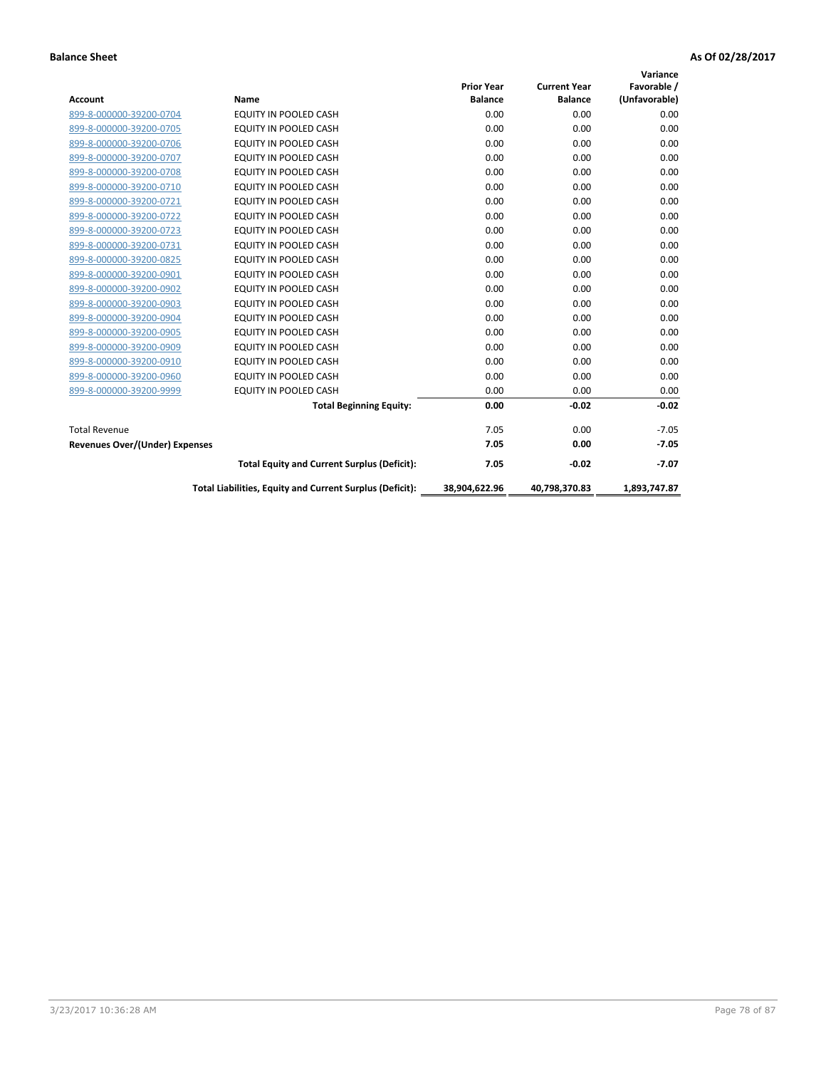**Balance Sheet** **As Of 02/28/2017**

| Account | Name | Prior Year Balance | Current Year Balance | Variance Favorable / (Unfavorable) |
|---|---|---|---|---|
| 899-8-000000-39200-0704 | EQUITY IN POOLED CASH | 0.00 | 0.00 | 0.00 |
| 899-8-000000-39200-0705 | EQUITY IN POOLED CASH | 0.00 | 0.00 | 0.00 |
| 899-8-000000-39200-0706 | EQUITY IN POOLED CASH | 0.00 | 0.00 | 0.00 |
| 899-8-000000-39200-0707 | EQUITY IN POOLED CASH | 0.00 | 0.00 | 0.00 |
| 899-8-000000-39200-0708 | EQUITY IN POOLED CASH | 0.00 | 0.00 | 0.00 |
| 899-8-000000-39200-0710 | EQUITY IN POOLED CASH | 0.00 | 0.00 | 0.00 |
| 899-8-000000-39200-0721 | EQUITY IN POOLED CASH | 0.00 | 0.00 | 0.00 |
| 899-8-000000-39200-0722 | EQUITY IN POOLED CASH | 0.00 | 0.00 | 0.00 |
| 899-8-000000-39200-0723 | EQUITY IN POOLED CASH | 0.00 | 0.00 | 0.00 |
| 899-8-000000-39200-0731 | EQUITY IN POOLED CASH | 0.00 | 0.00 | 0.00 |
| 899-8-000000-39200-0825 | EQUITY IN POOLED CASH | 0.00 | 0.00 | 0.00 |
| 899-8-000000-39200-0901 | EQUITY IN POOLED CASH | 0.00 | 0.00 | 0.00 |
| 899-8-000000-39200-0902 | EQUITY IN POOLED CASH | 0.00 | 0.00 | 0.00 |
| 899-8-000000-39200-0903 | EQUITY IN POOLED CASH | 0.00 | 0.00 | 0.00 |
| 899-8-000000-39200-0904 | EQUITY IN POOLED CASH | 0.00 | 0.00 | 0.00 |
| 899-8-000000-39200-0905 | EQUITY IN POOLED CASH | 0.00 | 0.00 | 0.00 |
| 899-8-000000-39200-0909 | EQUITY IN POOLED CASH | 0.00 | 0.00 | 0.00 |
| 899-8-000000-39200-0910 | EQUITY IN POOLED CASH | 0.00 | 0.00 | 0.00 |
| 899-8-000000-39200-0960 | EQUITY IN POOLED CASH | 0.00 | 0.00 | 0.00 |
| 899-8-000000-39200-9999 | EQUITY IN POOLED CASH | 0.00 | 0.00 | 0.00 |
| | **Total Beginning Equity:** | **0.00** | **-0.02** | **-0.02** |
| Total Revenue | | 7.05 | 0.00 | -7.05 |
| **Revenues Over/(Under) Expenses** | | **7.05** | **0.00** | **-7.05** |
| | **Total Equity and Current Surplus (Deficit):** | **7.05** | **-0.02** | **-7.07** |
| | **Total Liabilities, Equity and Current Surplus (Deficit):** | **38,904,622.96** | **40,798,370.83** | **1,893,747.87** |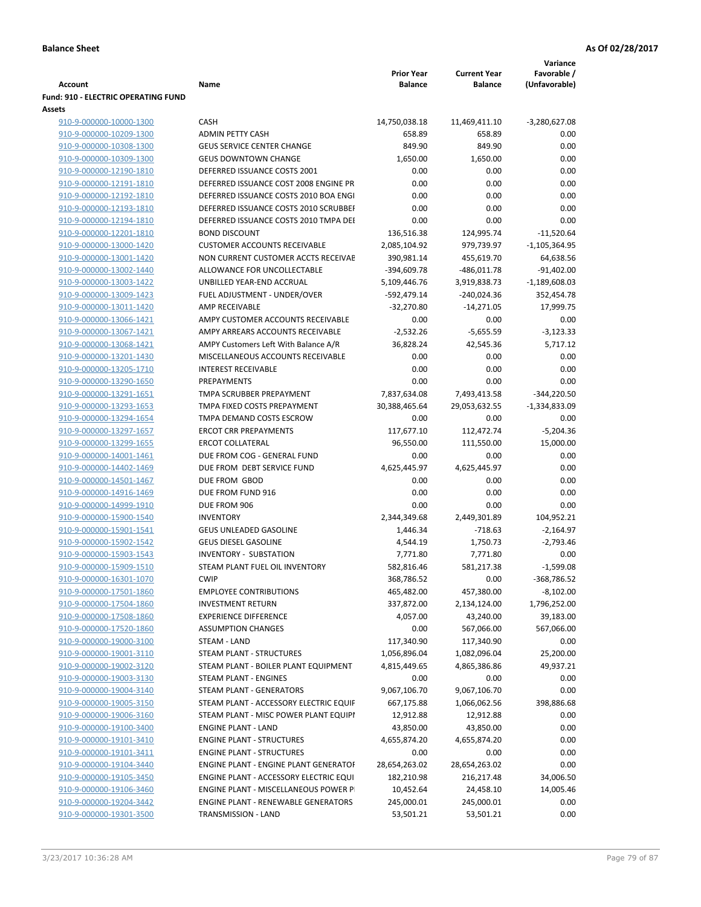**Balance Sheet** **As Of 02/28/2017**

| Account | Name | Prior Year Balance | Current Year Balance | Variance Favorable / (Unfavorable) |
|---|---|---|---|---|
| **Fund: 910 - ELECTRIC OPERATING FUND** | | | | |
| **Assets** | | | | |
| 910-9-000000-10000-1300 | CASH | 14,750,038.18 | 11,469,411.10 | -3,280,627.08 |
| 910-9-000000-10209-1300 | ADMIN PETTY CASH | 658.89 | 658.89 | 0.00 |
| 910-9-000000-10308-1300 | GEUS SERVICE CENTER CHANGE | 849.90 | 849.90 | 0.00 |
| 910-9-000000-10309-1300 | GEUS DOWNTOWN CHANGE | 1,650.00 | 1,650.00 | 0.00 |
| 910-9-000000-12190-1810 | DEFERRED ISSUANCE COSTS 2001 | 0.00 | 0.00 | 0.00 |
| 910-9-000000-12191-1810 | DEFERRED ISSUANCE COST 2008 ENGINE PR | 0.00 | 0.00 | 0.00 |
| 910-9-000000-12192-1810 | DEFERRED ISSUANCE COSTS 2010 BOA ENGI | 0.00 | 0.00 | 0.00 |
| 910-9-000000-12193-1810 | DEFERRED ISSUANCE COSTS 2010 SCRUBBEI | 0.00 | 0.00 | 0.00 |
| 910-9-000000-12194-1810 | DEFERRED ISSUANCE COSTS 2010 TMPA DEI | 0.00 | 0.00 | 0.00 |
| 910-9-000000-12201-1810 | BOND DISCOUNT | 136,516.38 | 124,995.74 | -11,520.64 |
| 910-9-000000-13000-1420 | CUSTOMER ACCOUNTS RECEIVABLE | 2,085,104.92 | 979,739.97 | -1,105,364.95 |
| 910-9-000000-13001-1420 | NON CURRENT CUSTOMER ACCTS RECEIVAE | 390,981.14 | 455,619.70 | 64,638.56 |
| 910-9-000000-13002-1440 | ALLOWANCE FOR UNCOLLECTABLE | -394,609.78 | -486,011.78 | -91,402.00 |
| 910-9-000000-13003-1422 | UNBILLED YEAR-END ACCRUAL | 5,109,446.76 | 3,919,838.73 | -1,189,608.03 |
| 910-9-000000-13009-1423 | FUEL ADJUSTMENT - UNDER/OVER | -592,479.14 | -240,024.36 | 352,454.78 |
| 910-9-000000-13011-1420 | AMP RECEIVABLE | -32,270.80 | -14,271.05 | 17,999.75 |
| 910-9-000000-13066-1421 | AMPY CUSTOMER ACCOUNTS RECEIVABLE | 0.00 | 0.00 | 0.00 |
| 910-9-000000-13067-1421 | AMPY ARREARS ACCOUNTS RECEIVABLE | -2,532.26 | -5,655.59 | -3,123.33 |
| 910-9-000000-13068-1421 | AMPY Customers Left With Balance A/R | 36,828.24 | 42,545.36 | 5,717.12 |
| 910-9-000000-13201-1430 | MISCELLANEOUS ACCOUNTS RECEIVABLE | 0.00 | 0.00 | 0.00 |
| 910-9-000000-13205-1710 | INTEREST RECEIVABLE | 0.00 | 0.00 | 0.00 |
| 910-9-000000-13290-1650 | PREPAYMENTS | 0.00 | 0.00 | 0.00 |
| 910-9-000000-13291-1651 | TMPA SCRUBBER PREPAYMENT | 7,837,634.08 | 7,493,413.58 | -344,220.50 |
| 910-9-000000-13293-1653 | TMPA FIXED COSTS PREPAYMENT | 30,388,465.64 | 29,053,632.55 | -1,334,833.09 |
| 910-9-000000-13294-1654 | TMPA DEMAND COSTS ESCROW | 0.00 | 0.00 | 0.00 |
| 910-9-000000-13297-1657 | ERCOT CRR PREPAYMENTS | 117,677.10 | 112,472.74 | -5,204.36 |
| 910-9-000000-13299-1655 | ERCOT COLLATERAL | 96,550.00 | 111,550.00 | 15,000.00 |
| 910-9-000000-14001-1461 | DUE FROM COG - GENERAL FUND | 0.00 | 0.00 | 0.00 |
| 910-9-000000-14402-1469 | DUE FROM DEBT SERVICE FUND | 4,625,445.97 | 4,625,445.97 | 0.00 |
| 910-9-000000-14501-1467 | DUE FROM GBOD | 0.00 | 0.00 | 0.00 |
| 910-9-000000-14916-1469 | DUE FROM FUND 916 | 0.00 | 0.00 | 0.00 |
| 910-9-000000-14999-1910 | DUE FROM 906 | 0.00 | 0.00 | 0.00 |
| 910-9-000000-15900-1540 | INVENTORY | 2,344,349.68 | 2,449,301.89 | 104,952.21 |
| 910-9-000000-15901-1541 | GEUS UNLEADED GASOLINE | 1,446.34 | -718.63 | -2,164.97 |
| 910-9-000000-15902-1542 | GEUS DIESEL GASOLINE | 4,544.19 | 1,750.73 | -2,793.46 |
| 910-9-000000-15903-1543 | INVENTORY - SUBSTATION | 7,771.80 | 7,771.80 | 0.00 |
| 910-9-000000-15909-1510 | STEAM PLANT FUEL OIL INVENTORY | 582,816.46 | 581,217.38 | -1,599.08 |
| 910-9-000000-16301-1070 | CWIP | 368,786.52 | 0.00 | -368,786.52 |
| 910-9-000000-17501-1860 | EMPLOYEE CONTRIBUTIONS | 465,482.00 | 457,380.00 | -8,102.00 |
| 910-9-000000-17504-1860 | INVESTMENT RETURN | 337,872.00 | 2,134,124.00 | 1,796,252.00 |
| 910-9-000000-17508-1860 | EXPERIENCE DIFFERENCE | 4,057.00 | 43,240.00 | 39,183.00 |
| 910-9-000000-17520-1860 | ASSUMPTION CHANGES | 0.00 | 567,066.00 | 567,066.00 |
| 910-9-000000-19000-3100 | STEAM - LAND | 117,340.90 | 117,340.90 | 0.00 |
| 910-9-000000-19001-3110 | STEAM PLANT - STRUCTURES | 1,056,896.04 | 1,082,096.04 | 25,200.00 |
| 910-9-000000-19002-3120 | STEAM PLANT - BOILER PLANT EQUIPMENT | 4,815,449.65 | 4,865,386.86 | 49,937.21 |
| 910-9-000000-19003-3130 | STEAM PLANT - ENGINES | 0.00 | 0.00 | 0.00 |
| 910-9-000000-19004-3140 | STEAM PLANT - GENERATORS | 9,067,106.70 | 9,067,106.70 | 0.00 |
| 910-9-000000-19005-3150 | STEAM PLANT - ACCESSORY ELECTRIC EQUIF | 667,175.88 | 1,066,062.56 | 398,886.68 |
| 910-9-000000-19006-3160 | STEAM PLANT - MISC POWER PLANT EQUIPI | 12,912.88 | 12,912.88 | 0.00 |
| 910-9-000000-19100-3400 | ENGINE PLANT - LAND | 43,850.00 | 43,850.00 | 0.00 |
| 910-9-000000-19101-3410 | ENGINE PLANT - STRUCTURES | 4,655,874.20 | 4,655,874.20 | 0.00 |
| 910-9-000000-19101-3411 | ENGINE PLANT - STRUCTURES | 0.00 | 0.00 | 0.00 |
| 910-9-000000-19104-3440 | ENGINE PLANT - ENGINE PLANT GENERATOF | 28,654,263.02 | 28,654,263.02 | 0.00 |
| 910-9-000000-19105-3450 | ENGINE PLANT - ACCESSORY ELECTRIC EQUI | 182,210.98 | 216,217.48 | 34,006.50 |
| 910-9-000000-19106-3460 | ENGINE PLANT - MISCELLANEOUS POWER P | 10,452.64 | 24,458.10 | 14,005.46 |
| 910-9-000000-19204-3442 | ENGINE PLANT - RENEWABLE GENERATORS | 245,000.01 | 245,000.01 | 0.00 |
| 910-9-000000-19301-3500 | TRANSMISSION - LAND | 53,501.21 | 53,501.21 | 0.00 |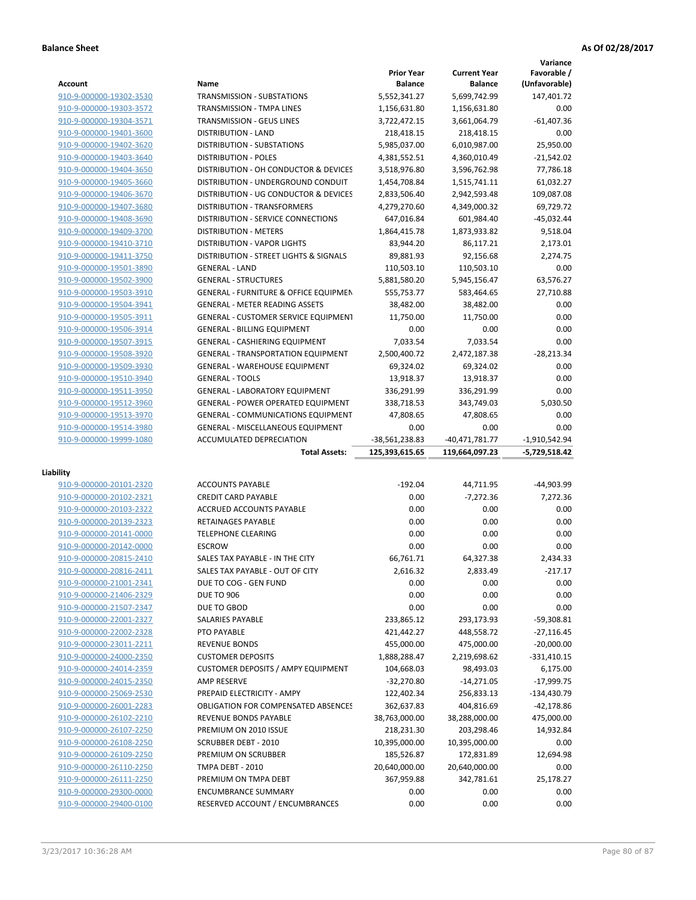**Balance Sheet** **As Of 02/28/2017**

| Account | Name | Prior Year Balance | Current Year Balance | Variance Favorable / (Unfavorable) |
|---|---|---|---|---|
| 910-9-000000-19302-3530 | TRANSMISSION - SUBSTATIONS | 5,552,341.27 | 5,699,742.99 | 147,401.72 |
| 910-9-000000-19303-3572 | TRANSMISSION - TMPA LINES | 1,156,631.80 | 1,156,631.80 | 0.00 |
| 910-9-000000-19304-3571 | TRANSMISSION - GEUS LINES | 3,722,472.15 | 3,661,064.79 | -61,407.36 |
| 910-9-000000-19401-3600 | DISTRIBUTION - LAND | 218,418.15 | 218,418.15 | 0.00 |
| 910-9-000000-19402-3620 | DISTRIBUTION - SUBSTATIONS | 5,985,037.00 | 6,010,987.00 | 25,950.00 |
| 910-9-000000-19403-3640 | DISTRIBUTION - POLES | 4,381,552.51 | 4,360,010.49 | -21,542.02 |
| 910-9-000000-19404-3650 | DISTRIBUTION - OH CONDUCTOR & DEVICES | 3,518,976.80 | 3,596,762.98 | 77,786.18 |
| 910-9-000000-19405-3660 | DISTRIBUTION - UNDERGROUND CONDUIT | 1,454,708.84 | 1,515,741.11 | 61,032.27 |
| 910-9-000000-19406-3670 | DISTRIBUTION - UG CONDUCTOR & DEVICES | 2,833,506.40 | 2,942,593.48 | 109,087.08 |
| 910-9-000000-19407-3680 | DISTRIBUTION - TRANSFORMERS | 4,279,270.60 | 4,349,000.32 | 69,729.72 |
| 910-9-000000-19408-3690 | DISTRIBUTION - SERVICE CONNECTIONS | 647,016.84 | 601,984.40 | -45,032.44 |
| 910-9-000000-19409-3700 | DISTRIBUTION - METERS | 1,864,415.78 | 1,873,933.82 | 9,518.04 |
| 910-9-000000-19410-3710 | DISTRIBUTION - VAPOR LIGHTS | 83,944.20 | 86,117.21 | 2,173.01 |
| 910-9-000000-19411-3750 | DISTRIBUTION - STREET LIGHTS & SIGNALS | 89,881.93 | 92,156.68 | 2,274.75 |
| 910-9-000000-19501-3890 | GENERAL - LAND | 110,503.10 | 110,503.10 | 0.00 |
| 910-9-000000-19502-3900 | GENERAL - STRUCTURES | 5,881,580.20 | 5,945,156.47 | 63,576.27 |
| 910-9-000000-19503-3910 | GENERAL - FURNITURE & OFFICE EQUIPMEN | 555,753.77 | 583,464.65 | 27,710.88 |
| 910-9-000000-19504-3941 | GENERAL - METER READING ASSETS | 38,482.00 | 38,482.00 | 0.00 |
| 910-9-000000-19505-3911 | GENERAL - CUSTOMER SERVICE EQUIPMENT | 11,750.00 | 11,750.00 | 0.00 |
| 910-9-000000-19506-3914 | GENERAL - BILLING EQUIPMENT | 0.00 | 0.00 | 0.00 |
| 910-9-000000-19507-3915 | GENERAL - CASHIERING EQUIPMENT | 7,033.54 | 7,033.54 | 0.00 |
| 910-9-000000-19508-3920 | GENERAL - TRANSPORTATION EQUIPMENT | 2,500,400.72 | 2,472,187.38 | -28,213.34 |
| 910-9-000000-19509-3930 | GENERAL - WAREHOUSE EQUIPMENT | 69,324.02 | 69,324.02 | 0.00 |
| 910-9-000000-19510-3940 | GENERAL - TOOLS | 13,918.37 | 13,918.37 | 0.00 |
| 910-9-000000-19511-3950 | GENERAL - LABORATORY EQUIPMENT | 336,291.99 | 336,291.99 | 0.00 |
| 910-9-000000-19512-3960 | GENERAL - POWER OPERATED EQUIPMENT | 338,718.53 | 343,749.03 | 5,030.50 |
| 910-9-000000-19513-3970 | GENERAL - COMMUNICATIONS EQUIPMENT | 47,808.65 | 47,808.65 | 0.00 |
| 910-9-000000-19514-3980 | GENERAL - MISCELLANEOUS EQUIPMENT | 0.00 | 0.00 | 0.00 |
| 910-9-000000-19999-1080 | ACCUMULATED DEPRECIATION | -38,561,238.83 | -40,471,781.77 | -1,910,542.94 |
| | **Total Assets:** | **125,393,615.65** | **119,664,097.23** | **-5,729,518.42** |

**Liability**

| Account | Name | Prior Year Balance | Current Year Balance | Variance Favorable / (Unfavorable) |
|---|---|---|---|---|
| 910-9-000000-20101-2320 | ACCOUNTS PAYABLE | -192.04 | 44,711.95 | -44,903.99 |
| 910-9-000000-20102-2321 | CREDIT CARD PAYABLE | 0.00 | -7,272.36 | 7,272.36 |
| 910-9-000000-20103-2322 | ACCRUED ACCOUNTS PAYABLE | 0.00 | 0.00 | 0.00 |
| 910-9-000000-20139-2323 | RETAINAGES PAYABLE | 0.00 | 0.00 | 0.00 |
| 910-9-000000-20141-0000 | TELEPHONE CLEARING | 0.00 | 0.00 | 0.00 |
| 910-9-000000-20142-0000 | ESCROW | 0.00 | 0.00 | 0.00 |
| 910-9-000000-20815-2410 | SALES TAX PAYABLE - IN THE CITY | 66,761.71 | 64,327.38 | 2,434.33 |
| 910-9-000000-20816-2411 | SALES TAX PAYABLE - OUT OF CITY | 2,616.32 | 2,833.49 | -217.17 |
| 910-9-000000-21001-2341 | DUE TO COG - GEN FUND | 0.00 | 0.00 | 0.00 |
| 910-9-000000-21406-2329 | DUE TO 906 | 0.00 | 0.00 | 0.00 |
| 910-9-000000-21507-2347 | DUE TO GBOD | 0.00 | 0.00 | 0.00 |
| 910-9-000000-22001-2327 | SALARIES PAYABLE | 233,865.12 | 293,173.93 | -59,308.81 |
| 910-9-000000-22002-2328 | PTO PAYABLE | 421,442.27 | 448,558.72 | -27,116.45 |
| 910-9-000000-23011-2211 | REVENUE BONDS | 455,000.00 | 475,000.00 | -20,000.00 |
| 910-9-000000-24000-2350 | CUSTOMER DEPOSITS | 1,888,288.47 | 2,219,698.62 | -331,410.15 |
| 910-9-000000-24014-2359 | CUSTOMER DEPOSITS / AMPY EQUIPMENT | 104,668.03 | 98,493.03 | 6,175.00 |
| 910-9-000000-24015-2350 | AMP RESERVE | -32,270.80 | -14,271.05 | -17,999.75 |
| 910-9-000000-25069-2530 | PREPAID ELECTRICITY - AMPY | 122,402.34 | 256,833.13 | -134,430.79 |
| 910-9-000000-26001-2283 | OBLIGATION FOR COMPENSATED ABSENCES | 362,637.83 | 404,816.69 | -42,178.86 |
| 910-9-000000-26102-2210 | REVENUE BONDS PAYABLE | 38,763,000.00 | 38,288,000.00 | 475,000.00 |
| 910-9-000000-26107-2250 | PREMIUM ON 2010 ISSUE | 218,231.30 | 203,298.46 | 14,932.84 |
| 910-9-000000-26108-2250 | SCRUBBER DEBT - 2010 | 10,395,000.00 | 10,395,000.00 | 0.00 |
| 910-9-000000-26109-2250 | PREMIUM ON SCRUBBER | 185,526.87 | 172,831.89 | 12,694.98 |
| 910-9-000000-26110-2250 | TMPA DEBT - 2010 | 20,640,000.00 | 20,640,000.00 | 0.00 |
| 910-9-000000-26111-2250 | PREMIUM ON TMPA DEBT | 367,959.88 | 342,781.61 | 25,178.27 |
| 910-9-000000-29300-0000 | ENCUMBRANCE SUMMARY | 0.00 | 0.00 | 0.00 |
| 910-9-000000-29400-0100 | RESERVED ACCOUNT / ENCUMBRANCES | 0.00 | 0.00 | 0.00 |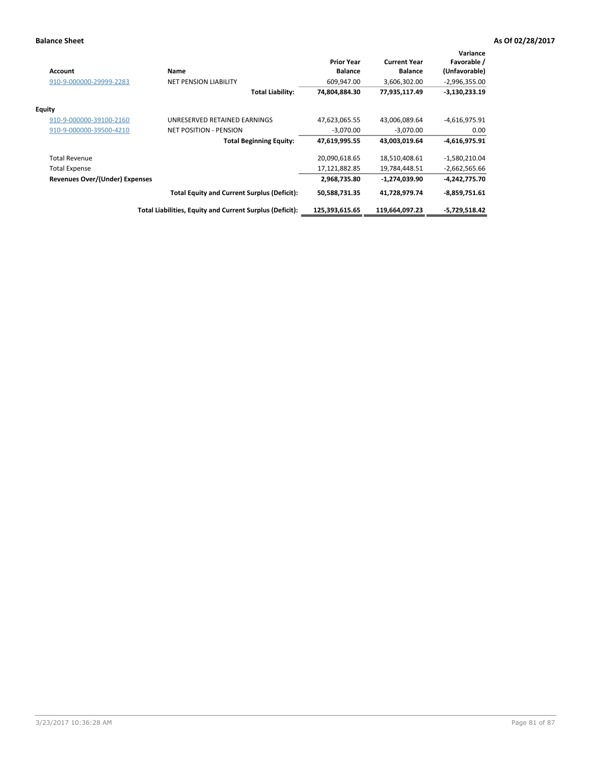**Balance Sheet** **As Of 02/28/2017**

| Account | Name | Prior Year Balance | Current Year Balance | Variance Favorable / (Unfavorable) |
|---|---|---|---|---|
| 910-9-000000-29999-2283 | NET PENSION LIABILITY | 609,947.00 | 3,606,302.00 | -2,996,355.00 |
| | **Total Liability:** | **74,804,884.30** | **77,935,117.49** | **-3,130,233.19** |
| **Equity** | | | | |
| 910-9-000000-39100-2160 | UNRESERVED RETAINED EARNINGS | 47,623,065.55 | 43,006,089.64 | -4,616,975.91 |
| 910-9-000000-39500-4210 | NET POSITION - PENSION | -3,070.00 | -3,070.00 | 0.00 |
| | **Total Beginning Equity:** | **47,619,995.55** | **43,003,019.64** | **-4,616,975.91** |
| Total Revenue | | 20,090,618.65 | 18,510,408.61 | -1,580,210.04 |
| Total Expense | | 17,121,882.85 | 19,784,448.51 | -2,662,565.66 |
| **Revenues Over/(Under) Expenses** | | **2,968,735.80** | **-1,274,039.90** | **-4,242,775.70** |
| | **Total Equity and Current Surplus (Deficit):** | **50,588,731.35** | **41,728,979.74** | **-8,859,751.61** |
| | **Total Liabilities, Equity and Current Surplus (Deficit):** | **125,393,615.65** | **119,664,097.23** | **-5,729,518.42** |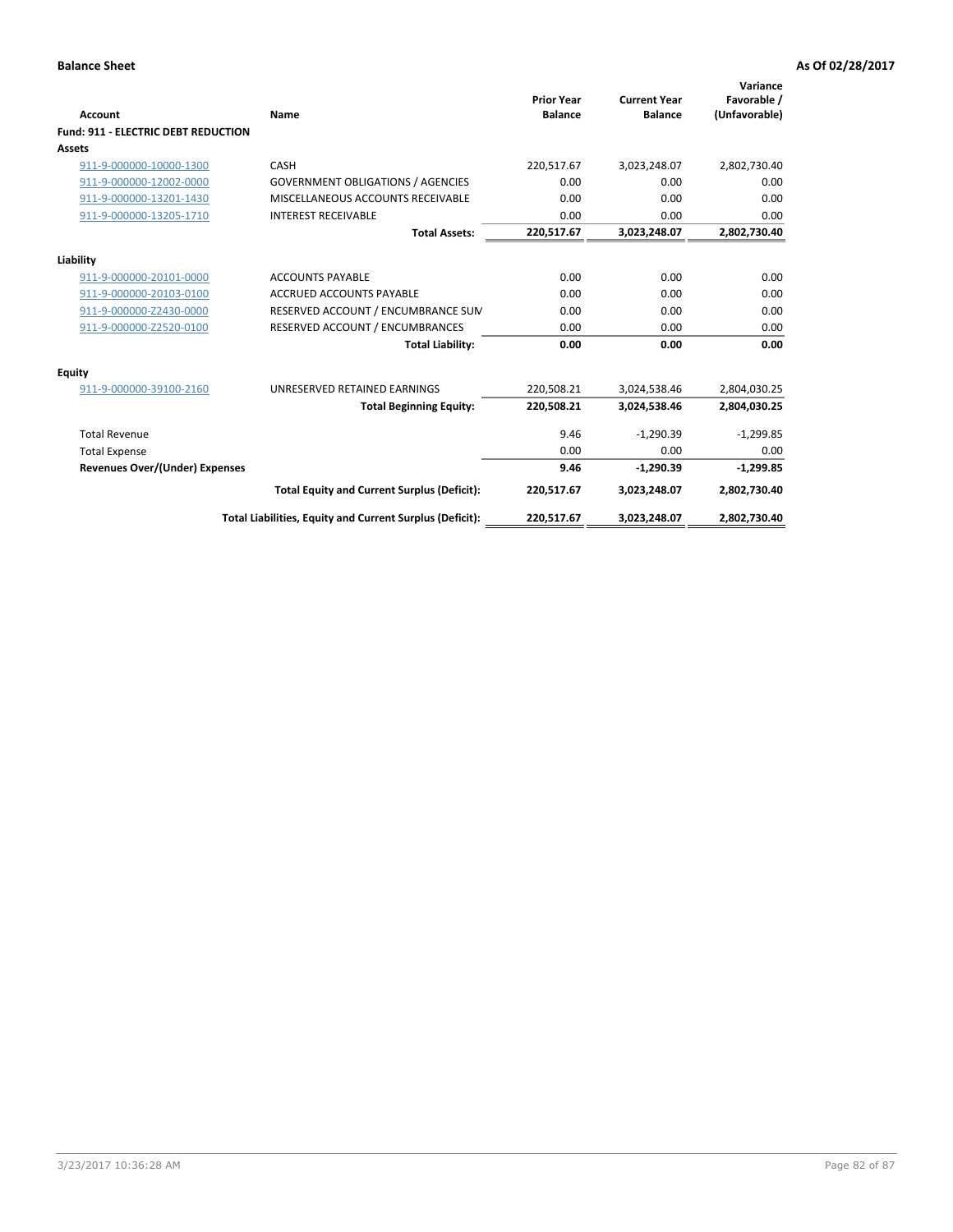**Balance Sheet** | **As Of 02/28/2017**

| Account | Name | Prior Year Balance | Current Year Balance | Variance Favorable / (Unfavorable) |
|---|---|---|---|---|
| **Fund: 911 - ELECTRIC DEBT REDUCTION** | | | | |
| **Assets** | | | | |
| 911-9-000000-10000-1300 | CASH | 220,517.67 | 3,023,248.07 | 2,802,730.40 |
| 911-9-000000-12002-0000 | GOVERNMENT OBLIGATIONS / AGENCIES | 0.00 | 0.00 | 0.00 |
| 911-9-000000-13201-1430 | MISCELLANEOUS ACCOUNTS RECEIVABLE | 0.00 | 0.00 | 0.00 |
| 911-9-000000-13205-1710 | INTEREST RECEIVABLE | 0.00 | 0.00 | 0.00 |
| | **Total Assets:** | **220,517.67** | **3,023,248.07** | **2,802,730.40** |
| **Liability** | | | | |
| 911-9-000000-20101-0000 | ACCOUNTS PAYABLE | 0.00 | 0.00 | 0.00 |
| 911-9-000000-20103-0100 | ACCRUED ACCOUNTS PAYABLE | 0.00 | 0.00 | 0.00 |
| 911-9-000000-Z2430-0000 | RESERVED ACCOUNT / ENCUMBRANCE SUM | 0.00 | 0.00 | 0.00 |
| 911-9-000000-Z2520-0100 | RESERVED ACCOUNT / ENCUMBRANCES | 0.00 | 0.00 | 0.00 |
| | **Total Liability:** | **0.00** | **0.00** | **0.00** |
| **Equity** | | | | |
| 911-9-000000-39100-2160 | UNRESERVED RETAINED EARNINGS | 220,508.21 | 3,024,538.46 | 2,804,030.25 |
| | **Total Beginning Equity:** | **220,508.21** | **3,024,538.46** | **2,804,030.25** |
| Total Revenue | | 9.46 | -1,290.39 | -1,299.85 |
| Total Expense | | 0.00 | 0.00 | 0.00 |
| **Revenues Over/(Under) Expenses** | | **9.46** | **-1,290.39** | **-1,299.85** |
| | **Total Equity and Current Surplus (Deficit):** | **220,517.67** | **3,023,248.07** | **2,802,730.40** |
| | **Total Liabilities, Equity and Current Surplus (Deficit):** | **220,517.67** | **3,023,248.07** | **2,802,730.40** |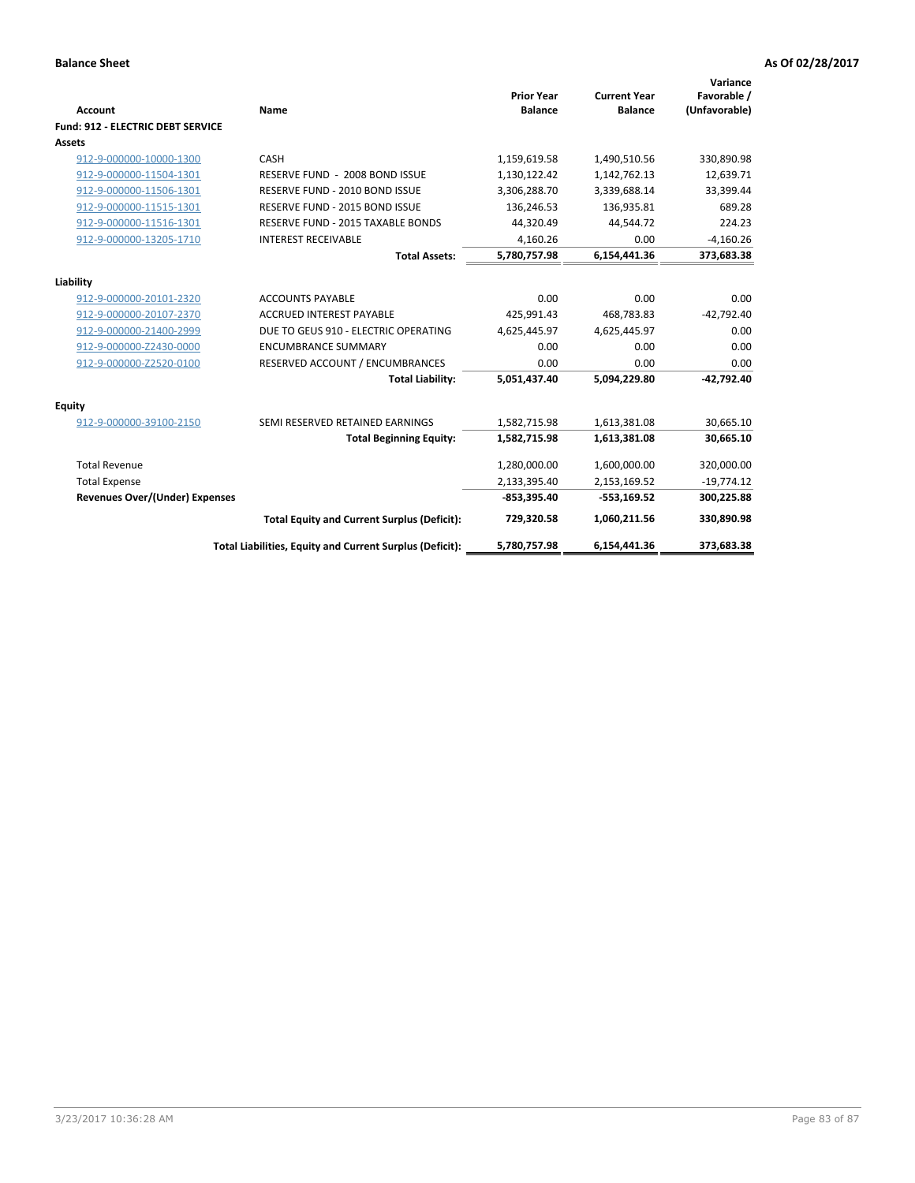**Balance Sheet** **As Of 02/28/2017**

| Account | Name | Prior Year Balance | Current Year Balance | Variance Favorable / (Unfavorable) |
|---|---|---|---|---|
| **Fund: 912 - ELECTRIC DEBT SERVICE** | | | | |
| **Assets** | | | | |
| 912-9-000000-10000-1300 | CASH | 1,159,619.58 | 1,490,510.56 | 330,890.98 |
| 912-9-000000-11504-1301 | RESERVE FUND - 2008 BOND ISSUE | 1,130,122.42 | 1,142,762.13 | 12,639.71 |
| 912-9-000000-11506-1301 | RESERVE FUND - 2010 BOND ISSUE | 3,306,288.70 | 3,339,688.14 | 33,399.44 |
| 912-9-000000-11515-1301 | RESERVE FUND - 2015 BOND ISSUE | 136,246.53 | 136,935.81 | 689.28 |
| 912-9-000000-11516-1301 | RESERVE FUND - 2015 TAXABLE BONDS | 44,320.49 | 44,544.72 | 224.23 |
| 912-9-000000-13205-1710 | INTEREST RECEIVABLE | 4,160.26 | 0.00 | -4,160.26 |
| | **Total Assets:** | **5,780,757.98** | **6,154,441.36** | **373,683.38** |
| **Liability** | | | | |
| 912-9-000000-20101-2320 | ACCOUNTS PAYABLE | 0.00 | 0.00 | 0.00 |
| 912-9-000000-20107-2370 | ACCRUED INTEREST PAYABLE | 425,991.43 | 468,783.83 | -42,792.40 |
| 912-9-000000-21400-2999 | DUE TO GEUS 910 - ELECTRIC OPERATING | 4,625,445.97 | 4,625,445.97 | 0.00 |
| 912-9-000000-Z2430-0000 | ENCUMBRANCE SUMMARY | 0.00 | 0.00 | 0.00 |
| 912-9-000000-Z2520-0100 | RESERVED ACCOUNT / ENCUMBRANCES | 0.00 | 0.00 | 0.00 |
| | **Total Liability:** | **5,051,437.40** | **5,094,229.80** | **-42,792.40** |
| **Equity** | | | | |
| 912-9-000000-39100-2150 | SEMI RESERVED RETAINED EARNINGS | 1,582,715.98 | 1,613,381.08 | 30,665.10 |
| | **Total Beginning Equity:** | **1,582,715.98** | **1,613,381.08** | **30,665.10** |
| Total Revenue | | 1,280,000.00 | 1,600,000.00 | 320,000.00 |
| Total Expense | | 2,133,395.40 | 2,153,169.52 | -19,774.12 |
| **Revenues Over/(Under) Expenses** | | **-853,395.40** | **-553,169.52** | **300,225.88** |
| | **Total Equity and Current Surplus (Deficit):** | **729,320.58** | **1,060,211.56** | **330,890.98** |
| | **Total Liabilities, Equity and Current Surplus (Deficit):** | **5,780,757.98** | **6,154,441.36** | **373,683.38** |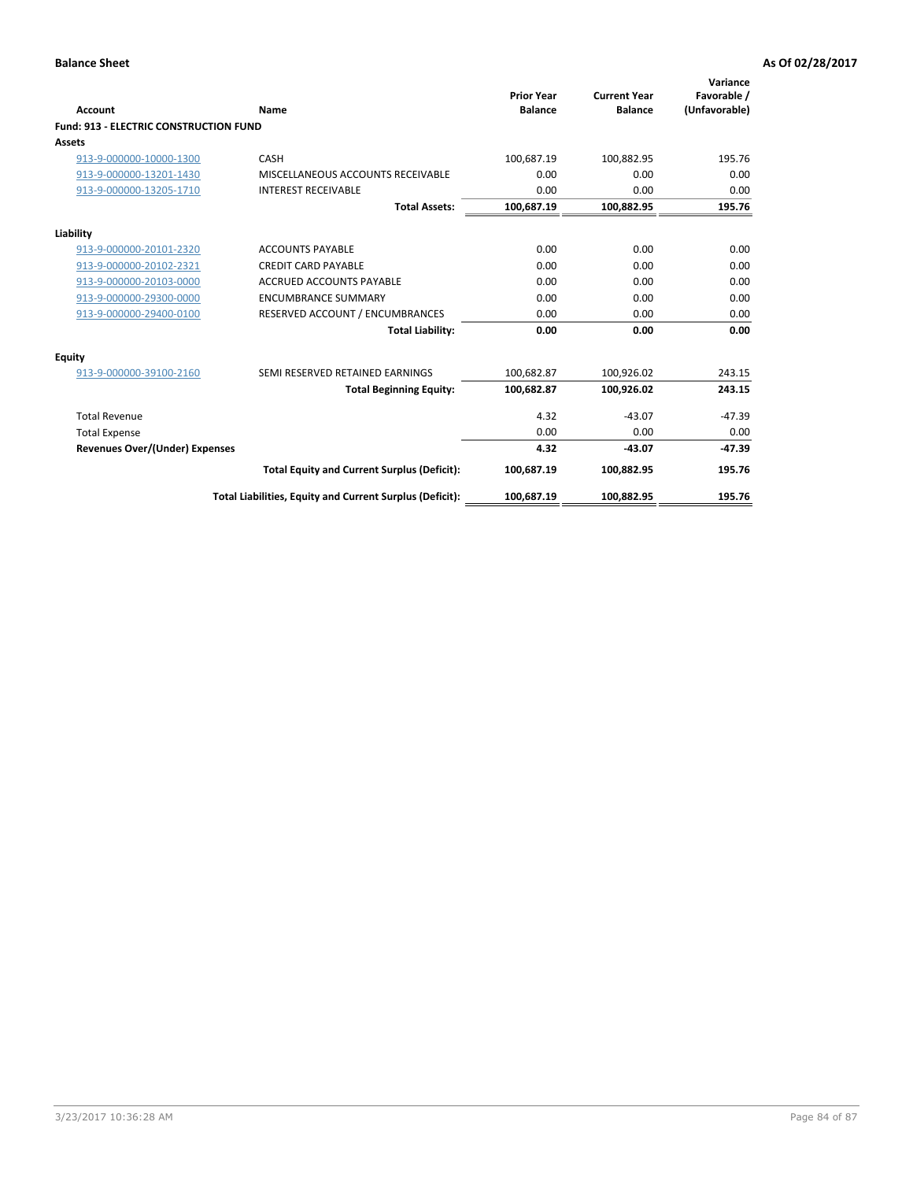**Balance Sheet** **As Of 02/28/2017**

| Account | Name | Prior Year Balance | Current Year Balance | Variance Favorable / (Unfavorable) |
|---|---|---|---|---|
| **Fund: 913 - ELECTRIC CONSTRUCTION FUND** | | | | |
| **Assets** | | | | |
| 913-9-000000-10000-1300 | CASH | 100,687.19 | 100,882.95 | 195.76 |
| 913-9-000000-13201-1430 | MISCELLANEOUS ACCOUNTS RECEIVABLE | 0.00 | 0.00 | 0.00 |
| 913-9-000000-13205-1710 | INTEREST RECEIVABLE | 0.00 | 0.00 | 0.00 |
| | **Total Assets:** | **100,687.19** | **100,882.95** | **195.76** |
| **Liability** | | | | |
| 913-9-000000-20101-2320 | ACCOUNTS PAYABLE | 0.00 | 0.00 | 0.00 |
| 913-9-000000-20102-2321 | CREDIT CARD PAYABLE | 0.00 | 0.00 | 0.00 |
| 913-9-000000-20103-0000 | ACCRUED ACCOUNTS PAYABLE | 0.00 | 0.00 | 0.00 |
| 913-9-000000-29300-0000 | ENCUMBRANCE SUMMARY | 0.00 | 0.00 | 0.00 |
| 913-9-000000-29400-0100 | RESERVED ACCOUNT / ENCUMBRANCES | 0.00 | 0.00 | 0.00 |
| | **Total Liability:** | **0.00** | **0.00** | **0.00** |
| **Equity** | | | | |
| 913-9-000000-39100-2160 | SEMI RESERVED RETAINED EARNINGS | 100,682.87 | 100,926.02 | 243.15 |
| | **Total Beginning Equity:** | **100,682.87** | **100,926.02** | **243.15** |
| Total Revenue | | 4.32 | -43.07 | -47.39 |
| Total Expense | | 0.00 | 0.00 | 0.00 |
| **Revenues Over/(Under) Expenses** | | **4.32** | **-43.07** | **-47.39** |
| | **Total Equity and Current Surplus (Deficit):** | **100,687.19** | **100,882.95** | **195.76** |
| | **Total Liabilities, Equity and Current Surplus (Deficit):** | **100,687.19** | **100,882.95** | **195.76** |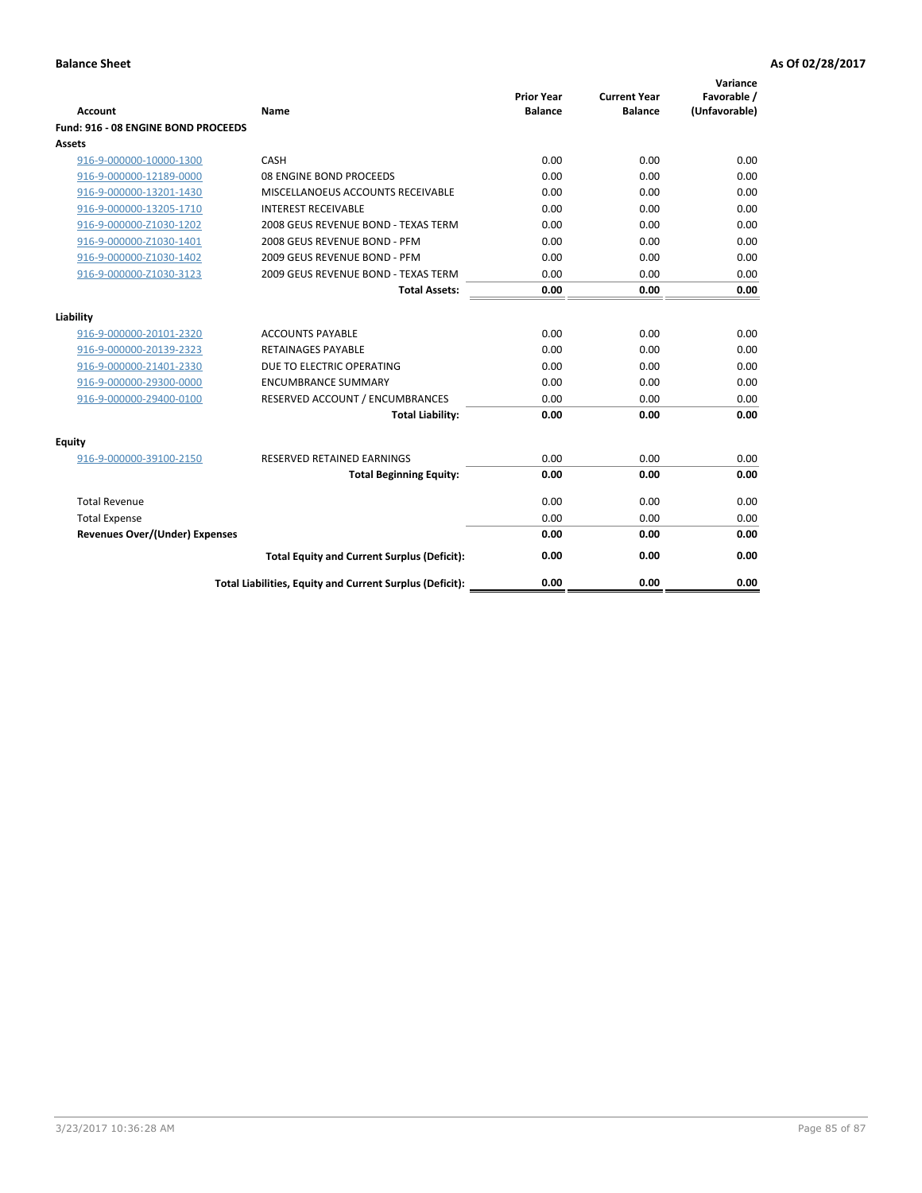**Balance Sheet** **As Of 02/28/2017**

| Account | Name | Prior Year Balance | Current Year Balance | Variance Favorable / (Unfavorable) |
|---|---|---|---|---|
| **Fund: 916 - 08 ENGINE BOND PROCEEDS** | | | | |
| **Assets** | | | | |
| 916-9-000000-10000-1300 | CASH | 0.00 | 0.00 | 0.00 |
| 916-9-000000-12189-0000 | 08 ENGINE BOND PROCEEDS | 0.00 | 0.00 | 0.00 |
| 916-9-000000-13201-1430 | MISCELLANOEUS ACCOUNTS RECEIVABLE | 0.00 | 0.00 | 0.00 |
| 916-9-000000-13205-1710 | INTEREST RECEIVABLE | 0.00 | 0.00 | 0.00 |
| 916-9-000000-Z1030-1202 | 2008 GEUS REVENUE BOND - TEXAS TERM | 0.00 | 0.00 | 0.00 |
| 916-9-000000-Z1030-1401 | 2008 GEUS REVENUE BOND - PFM | 0.00 | 0.00 | 0.00 |
| 916-9-000000-Z1030-1402 | 2009 GEUS REVENUE BOND - PFM | 0.00 | 0.00 | 0.00 |
| 916-9-000000-Z1030-3123 | 2009 GEUS REVENUE BOND - TEXAS TERM | 0.00 | 0.00 | 0.00 |
| | **Total Assets:** | **0.00** | **0.00** | **0.00** |
| **Liability** | | | | |
| 916-9-000000-20101-2320 | ACCOUNTS PAYABLE | 0.00 | 0.00 | 0.00 |
| 916-9-000000-20139-2323 | RETAINAGES PAYABLE | 0.00 | 0.00 | 0.00 |
| 916-9-000000-21401-2330 | DUE TO ELECTRIC OPERATING | 0.00 | 0.00 | 0.00 |
| 916-9-000000-29300-0000 | ENCUMBRANCE SUMMARY | 0.00 | 0.00 | 0.00 |
| 916-9-000000-29400-0100 | RESERVED ACCOUNT / ENCUMBRANCES | 0.00 | 0.00 | 0.00 |
| | **Total Liability:** | **0.00** | **0.00** | **0.00** |
| **Equity** | | | | |
| 916-9-000000-39100-2150 | RESERVED RETAINED EARNINGS | 0.00 | 0.00 | 0.00 |
| | **Total Beginning Equity:** | **0.00** | **0.00** | **0.00** |
| Total Revenue | | 0.00 | 0.00 | 0.00 |
| Total Expense | | 0.00 | 0.00 | 0.00 |
| **Revenues Over/(Under) Expenses** | | **0.00** | **0.00** | **0.00** |
| | **Total Equity and Current Surplus (Deficit):** | **0.00** | **0.00** | **0.00** |
| | **Total Liabilities, Equity and Current Surplus (Deficit):** | **0.00** | **0.00** | **0.00** |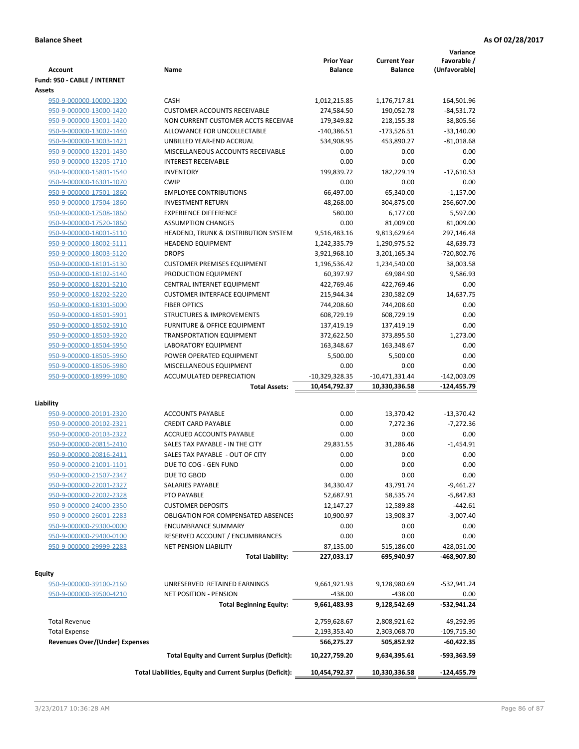**Balance Sheet** **As Of 02/28/2017**

| Account | Name | Prior Year Balance | Current Year Balance | Variance Favorable / (Unfavorable) |
|---|---|---|---|---|
| **Fund: 950 - CABLE / INTERNET** | | | | |
| **Assets** | | | | |
| 950-9-000000-10000-1300 | CASH | 1,012,215.85 | 1,176,717.81 | 164,501.96 |
| 950-9-000000-13000-1420 | CUSTOMER ACCOUNTS RECEIVABLE | 274,584.50 | 190,052.78 | -84,531.72 |
| 950-9-000000-13001-1420 | NON CURRENT CUSTOMER ACCTS RECEIVAE | 179,349.82 | 218,155.38 | 38,805.56 |
| 950-9-000000-13002-1440 | ALLOWANCE FOR UNCOLLECTABLE | -140,386.51 | -173,526.51 | -33,140.00 |
| 950-9-000000-13003-1421 | UNBILLED YEAR-END ACCRUAL | 534,908.95 | 453,890.27 | -81,018.68 |
| 950-9-000000-13201-1430 | MISCELLANEOUS ACCOUNTS RECEIVABLE | 0.00 | 0.00 | 0.00 |
| 950-9-000000-13205-1710 | INTEREST RECEIVABLE | 0.00 | 0.00 | 0.00 |
| 950-9-000000-15801-1540 | INVENTORY | 199,839.72 | 182,229.19 | -17,610.53 |
| 950-9-000000-16301-1070 | CWIP | 0.00 | 0.00 | 0.00 |
| 950-9-000000-17501-1860 | EMPLOYEE CONTRIBUTIONS | 66,497.00 | 65,340.00 | -1,157.00 |
| 950-9-000000-17504-1860 | INVESTMENT RETURN | 48,268.00 | 304,875.00 | 256,607.00 |
| 950-9-000000-17508-1860 | EXPERIENCE DIFFERENCE | 580.00 | 6,177.00 | 5,597.00 |
| 950-9-000000-17520-1860 | ASSUMPTION CHANGES | 0.00 | 81,009.00 | 81,009.00 |
| 950-9-000000-18001-5110 | HEADEND, TRUNK & DISTRIBUTION SYSTEM | 9,516,483.16 | 9,813,629.64 | 297,146.48 |
| 950-9-000000-18002-5111 | HEADEND EQUIPMENT | 1,242,335.79 | 1,290,975.52 | 48,639.73 |
| 950-9-000000-18003-5120 | DROPS | 3,921,968.10 | 3,201,165.34 | -720,802.76 |
| 950-9-000000-18101-5130 | CUSTOMER PREMISES EQUIPMENT | 1,196,536.42 | 1,234,540.00 | 38,003.58 |
| 950-9-000000-18102-5140 | PRODUCTION EQUIPMENT | 60,397.97 | 69,984.90 | 9,586.93 |
| 950-9-000000-18201-5210 | CENTRAL INTERNET EQUIPMENT | 422,769.46 | 422,769.46 | 0.00 |
| 950-9-000000-18202-5220 | CUSTOMER INTERFACE EQUIPMENT | 215,944.34 | 230,582.09 | 14,637.75 |
| 950-9-000000-18301-5000 | FIBER OPTICS | 744,208.60 | 744,208.60 | 0.00 |
| 950-9-000000-18501-5901 | STRUCTURES & IMPROVEMENTS | 608,729.19 | 608,729.19 | 0.00 |
| 950-9-000000-18502-5910 | FURNITURE & OFFICE EQUIPMENT | 137,419.19 | 137,419.19 | 0.00 |
| 950-9-000000-18503-5920 | TRANSPORTATION EQUIPMENT | 372,622.50 | 373,895.50 | 1,273.00 |
| 950-9-000000-18504-5950 | LABORATORY EQUIPMENT | 163,348.67 | 163,348.67 | 0.00 |
| 950-9-000000-18505-5960 | POWER OPERATED EQUIPMENT | 5,500.00 | 5,500.00 | 0.00 |
| 950-9-000000-18506-5980 | MISCELLANEOUS EQUIPMENT | 0.00 | 0.00 | 0.00 |
| 950-9-000000-18999-1080 | ACCUMULATED DEPRECIATION | -10,329,328.35 | -10,471,331.44 | -142,003.09 |
| | **Total Assets:** | **10,454,792.37** | **10,330,336.58** | **-124,455.79** |
| **Liability** | | | | |
| 950-9-000000-20101-2320 | ACCOUNTS PAYABLE | 0.00 | 13,370.42 | -13,370.42 |
| 950-9-000000-20102-2321 | CREDIT CARD PAYABLE | 0.00 | 7,272.36 | -7,272.36 |
| 950-9-000000-20103-2322 | ACCRUED ACCOUNTS PAYABLE | 0.00 | 0.00 | 0.00 |
| 950-9-000000-20815-2410 | SALES TAX PAYABLE - IN THE CITY | 29,831.55 | 31,286.46 | -1,454.91 |
| 950-9-000000-20816-2411 | SALES TAX PAYABLE - OUT OF CITY | 0.00 | 0.00 | 0.00 |
| 950-9-000000-21001-1101 | DUE TO COG - GEN FUND | 0.00 | 0.00 | 0.00 |
| 950-9-000000-21507-2347 | DUE TO GBOD | 0.00 | 0.00 | 0.00 |
| 950-9-000000-22001-2327 | SALARIES PAYABLE | 34,330.47 | 43,791.74 | -9,461.27 |
| 950-9-000000-22002-2328 | PTO PAYABLE | 52,687.91 | 58,535.74 | -5,847.83 |
| 950-9-000000-24000-2350 | CUSTOMER DEPOSITS | 12,147.27 | 12,589.88 | -442.61 |
| 950-9-000000-26001-2283 | OBLIGATION FOR COMPENSATED ABSENCES | 10,900.97 | 13,908.37 | -3,007.40 |
| 950-9-000000-29300-0000 | ENCUMBRANCE SUMMARY | 0.00 | 0.00 | 0.00 |
| 950-9-000000-29400-0100 | RESERVED ACCOUNT / ENCUMBRANCES | 0.00 | 0.00 | 0.00 |
| 950-9-000000-29999-2283 | NET PENSION LIABILITY | 87,135.00 | 515,186.00 | -428,051.00 |
| | **Total Liability:** | **227,033.17** | **695,940.97** | **-468,907.80** |
| **Equity** | | | | |
| 950-9-000000-39100-2160 | UNRESERVED RETAINED EARNINGS | 9,661,921.93 | 9,128,980.69 | -532,941.24 |
| 950-9-000000-39500-4210 | NET POSITION - PENSION | -438.00 | -438.00 | 0.00 |
| | **Total Beginning Equity:** | **9,661,483.93** | **9,128,542.69** | **-532,941.24** |
| Total Revenue | | 2,759,628.67 | 2,808,921.62 | 49,292.95 |
| Total Expense | | 2,193,353.40 | 2,303,068.70 | -109,715.30 |
| **Revenues Over/(Under) Expenses** | | **566,275.27** | **505,852.92** | **-60,422.35** |
| | **Total Equity and Current Surplus (Deficit):** | **10,227,759.20** | **9,634,395.61** | **-593,363.59** |
| | **Total Liabilities, Equity and Current Surplus (Deficit):** | **10,454,792.37** | **10,330,336.58** | **-124,455.79** |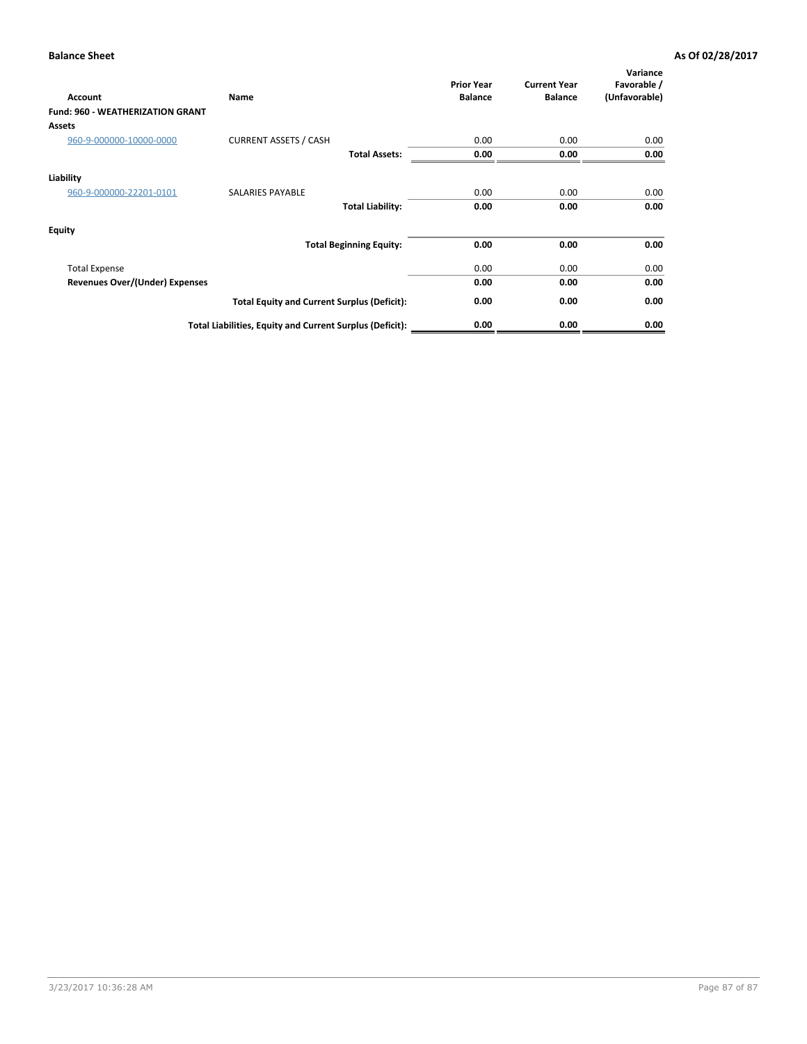**Balance Sheet** **As Of 02/28/2017**

| Account | Name | Prior Year Balance | Current Year Balance | Variance Favorable / (Unfavorable) |
|---|---|---|---|---|
| **Fund: 960 - WEATHERIZATION GRANT** | | | | |
| **Assets** | | | | |
| 960-9-000000-10000-0000 | CURRENT ASSETS / CASH | 0.00 | 0.00 | 0.00 |
| | **Total Assets:** | **0.00** | **0.00** | **0.00** |
| **Liability** | | | | |
| 960-9-000000-22201-0101 | SALARIES PAYABLE | 0.00 | 0.00 | 0.00 |
| | **Total Liability:** | **0.00** | **0.00** | **0.00** |
| **Equity** | | | | |
| | **Total Beginning Equity:** | **0.00** | **0.00** | **0.00** |
| Total Expense | | 0.00 | 0.00 | 0.00 |
| **Revenues Over/(Under) Expenses** | | **0.00** | **0.00** | **0.00** |
| | **Total Equity and Current Surplus (Deficit):** | **0.00** | **0.00** | **0.00** |
| | **Total Liabilities, Equity and Current Surplus (Deficit):** | **0.00** | **0.00** | **0.00** |

3/23/2017 10:36:28 AM